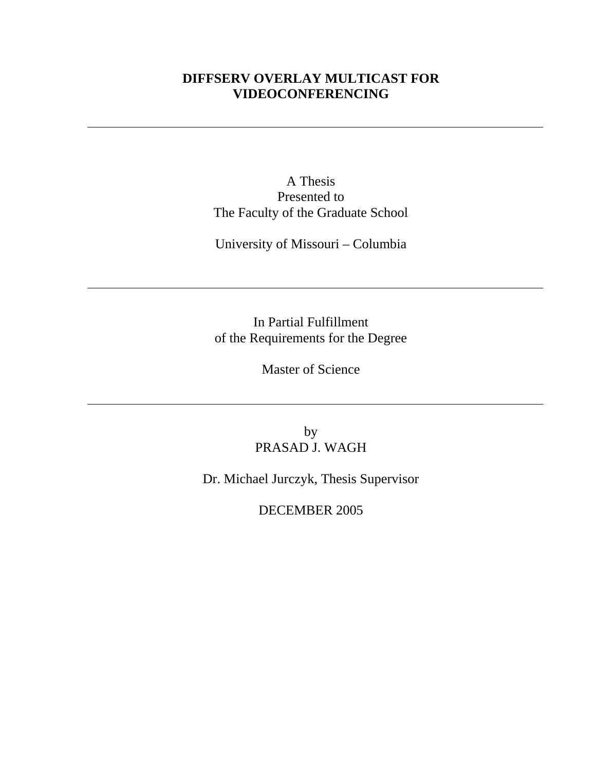# DIFFSERV OVERLAY MULTICAST FOR VIDEOCONFERENCING

---

A Thesis
Presented to
The Faculty of the Graduate School

University of Missouri – Columbia

---

In Partial Fulfillment
of the Requirements for the Degree

Master of Science

---

by
PRASAD J. WAGH

Dr. Michael Jurczyk, Thesis Supervisor

DECEMBER 2005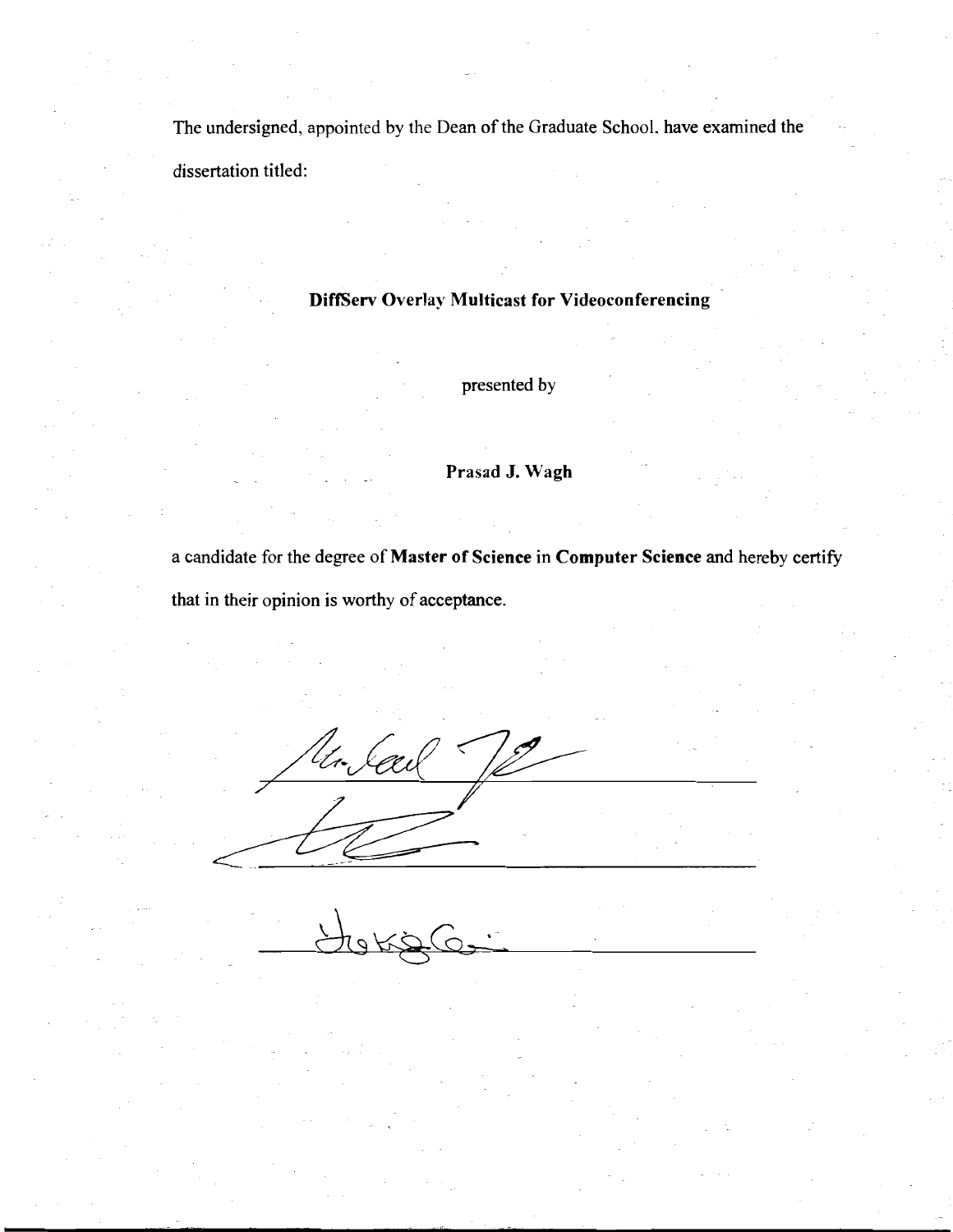The undersigned, appointed by the Dean of the Graduate School, have examined the dissertation titled:

**DiffServ Overlay Multicast for Videoconferencing**

presented by

**Prasad J. Wagh**

a candidate for the degree of **Master of Science** in **Computer Science** and hereby certify that in their opinion is worthy of acceptance.

\_\_\_\_\_\_\_\_\_\_\_\_\_\_\_\_\_\_\_\_\_\_\_\_\_\_\_\_\_\_

\_\_\_\_\_\_\_\_\_\_\_\_\_\_\_\_\_\_\_\_\_\_\_\_\_\_\_\_\_\_

\_\_\_\_\_\_\_\_\_\_\_\_\_\_\_\_\_\_\_\_\_\_\_\_\_\_\_\_\_\_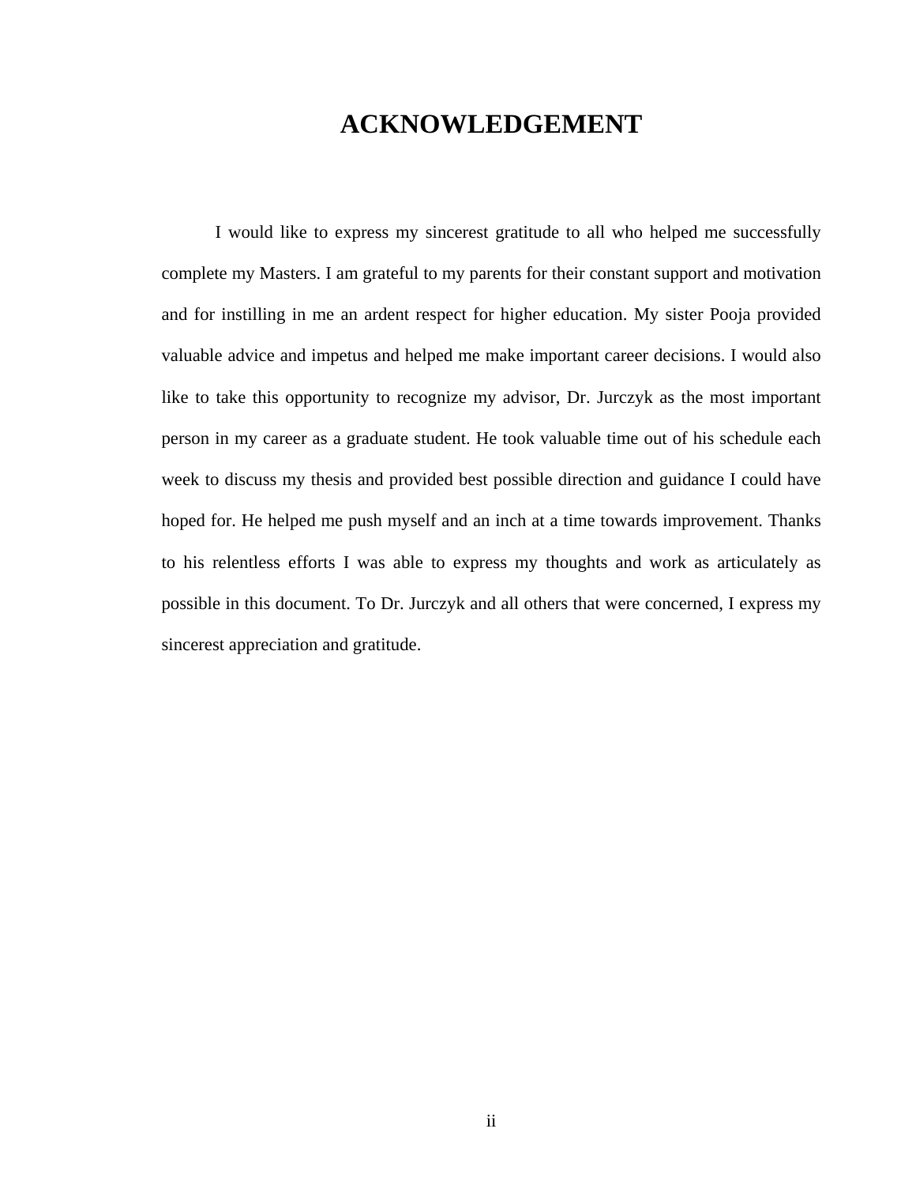# ACKNOWLEDGEMENT

I would like to express my sincerest gratitude to all who helped me successfully complete my Masters. I am grateful to my parents for their constant support and motivation and for instilling in me an ardent respect for higher education. My sister Pooja provided valuable advice and impetus and helped me make important career decisions. I would also like to take this opportunity to recognize my advisor, Dr. Jurczyk as the most important person in my career as a graduate student. He took valuable time out of his schedule each week to discuss my thesis and provided best possible direction and guidance I could have hoped for. He helped me push myself and an inch at a time towards improvement. Thanks to his relentless efforts I was able to express my thoughts and work as articulately as possible in this document. To Dr. Jurczyk and all others that were concerned, I express my sincerest appreciation and gratitude.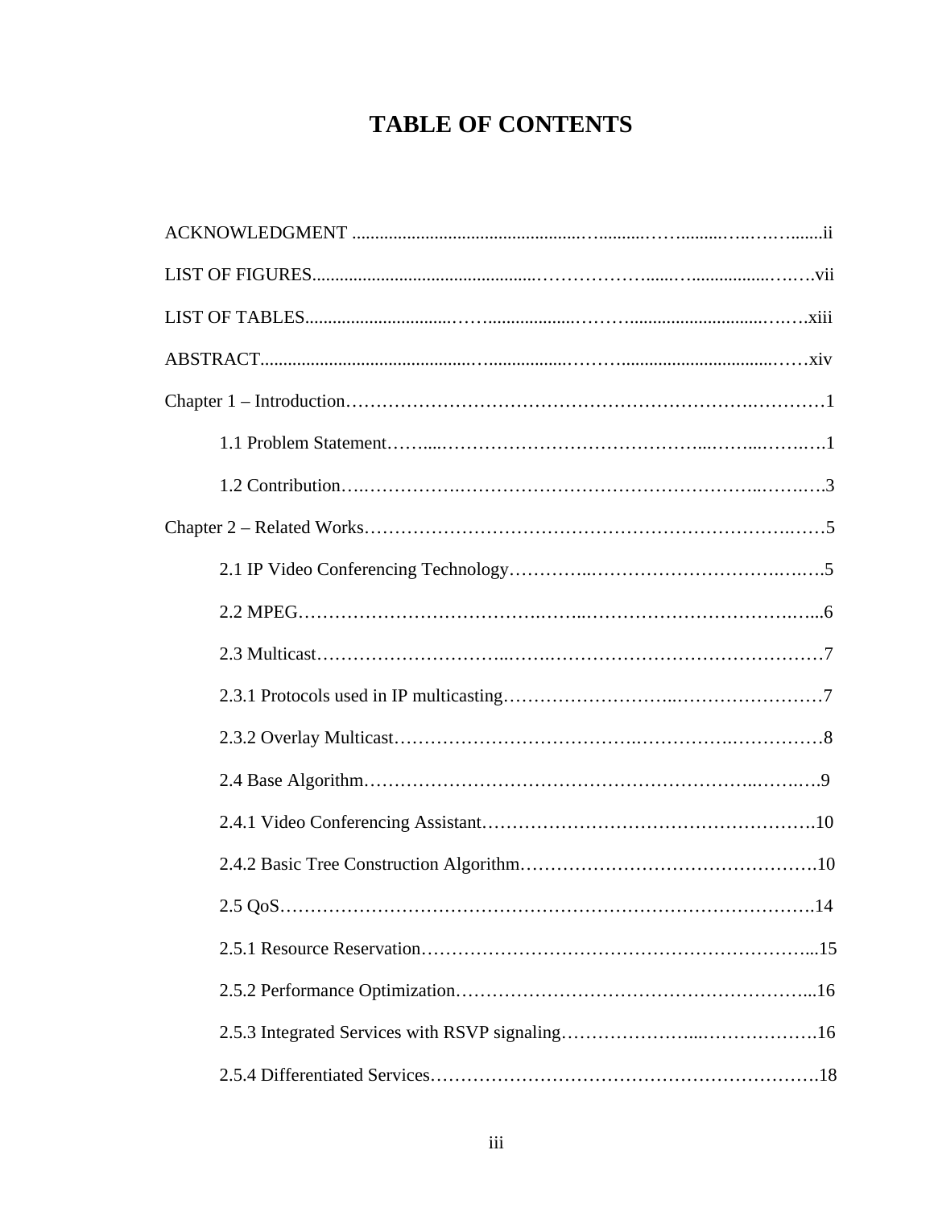# TABLE OF CONTENTS

ACKNOWLEDGMENT .......... ii

LIST OF FIGURES .......... vii

LIST OF TABLES .......... xiii

ABSTRACT .......... xiv

Chapter 1 – Introduction .......... 1

- 1.1 Problem Statement .......... 1
- 1.2 Contribution .......... 3

Chapter 2 – Related Works .......... 5

- 2.1 IP Video Conferencing Technology .......... 5
- 2.2 MPEG .......... 6
- 2.3 Multicast .......... 7
- 2.3.1 Protocols used in IP multicasting .......... 7
- 2.3.2 Overlay Multicast .......... 8
- 2.4 Base Algorithm .......... 9
- 2.4.1 Video Conferencing Assistant .......... 10
- 2.4.2 Basic Tree Construction Algorithm .......... 10
- 2.5 QoS .......... 14
- 2.5.1 Resource Reservation .......... 15
- 2.5.2 Performance Optimization .......... 16
- 2.5.3 Integrated Services with RSVP signaling .......... 16
- 2.5.4 Differentiated Services .......... 18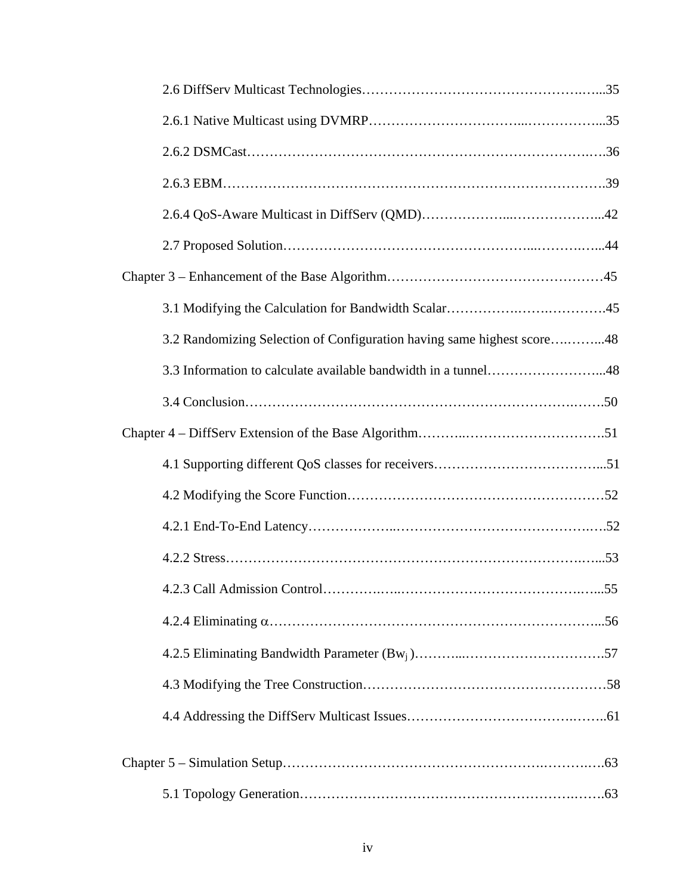2.6 DiffServ Multicast Technologies……………………………………………….…...35

2.6.1 Native Multicast using DVMRP……………………………...……………...35

2.6.2 DSMCast……………………………………………………………………….…36

2.6.3 EBM……………………………………………………………………………….39

2.6.4 QoS-Aware Multicast in DiffServ (QMD)………………...………………...42

2.7 Proposed Solution……………………………………………...……….…...44

Chapter 3 – Enhancement of the Base Algorithm…………………………………………45

3.1 Modifying the Calculation for Bandwidth Scalar…………….…….………….45

3.2 Randomizing Selection of Configuration having same highest score….……...48

3.3 Information to calculate available bandwidth in a tunnel……………………...48

3.4 Conclusion………………………………………………………………….…….50

Chapter 4 – DiffServ Extension of the Base Algorithm………..………………………….51

4.1 Supporting different QoS classes for receivers………………………………...51

4.2 Modifying the Score Function………………….…………………….……………52

4.2.1 End-To-End Latency……………..…………………………………….….52

4.2.2 Stress……………………………………………………………….…...53

4.2.3 Call Admission Control…………….…..…………………………….…...55

4.2.4 Eliminating $\alpha$……………………………………………………………...56

4.2.5 Eliminating Bandwidth Parameter ($Bw_j$)………...………………………….57

4.3 Modifying the Tree Construction………………………………………………58

4.4 Addressing the DiffServ Multicast Issues……….………………….……..61

Chapter 5 – Simulation Setup……………………….…………………….……….….63

5.1 Topology Generation……………………………………………………….…….63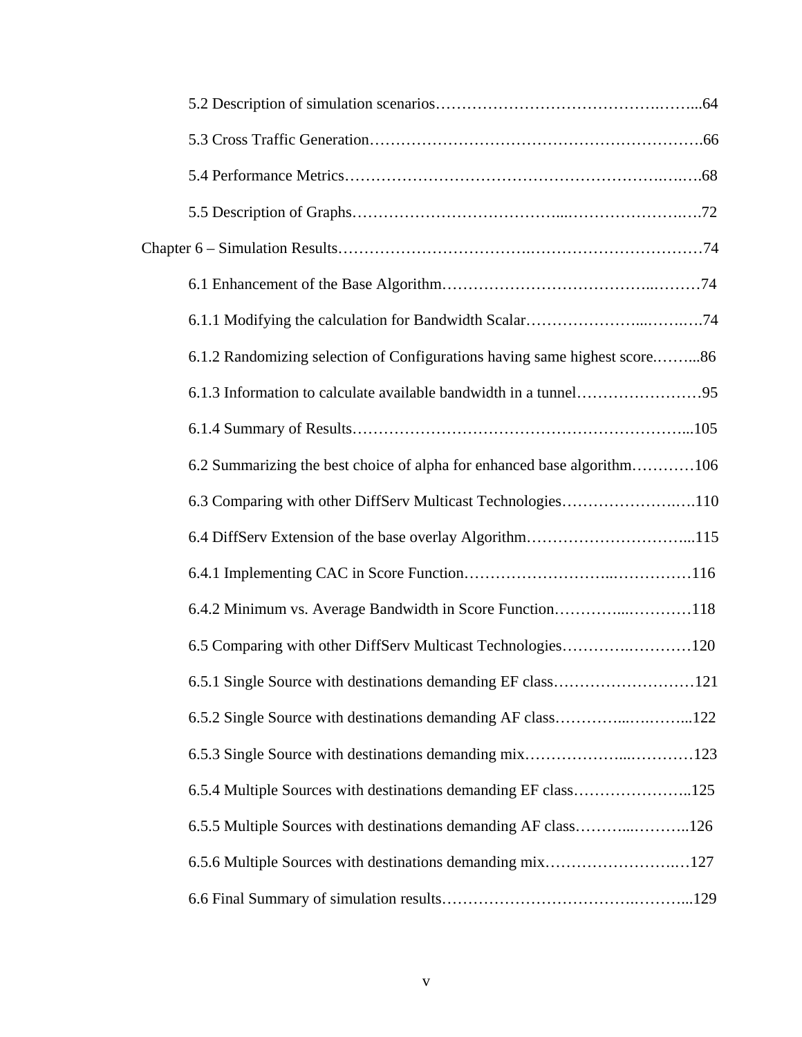5.2 Description of simulation scenarios……………………………………….……...64

5.3 Cross Traffic Generation……………………………………………………….66

5.4 Performance Metrics…………………………………………………….….….68

5.5 Description of Graphs………………………………...…………………….….72

Chapter 6 – Simulation Results……………………………….………….………………74

6.1 Enhancement of the Base Algorithm………………………………..………74

6.1.1 Modifying the calculation for Bandwidth Scalar…………………...…….….74

6.1.2 Randomizing selection of Configurations having same highest score.……...86

6.1.3 Information to calculate available bandwidth in a tunnel……………………95

6.1.4 Summary of Results………………………………………………………...105

6.2 Summarizing the best choice of alpha for enhanced base algorithm…………106

6.3 Comparing with other DiffServ Multicast Technologies…………………….…110

6.4 DiffServ Extension of the base overlay Algorithm…………………………...115

6.4.1 Implementing CAC in Score Function……………………..……….……116

6.4.2 Minimum vs. Average Bandwidth in Score Function…………...…………118

6.5 Comparing with other DiffServ Multicast Technologies……….…………120

6.5.1 Single Source with destinations demanding EF class………………………121

6.5.2 Single Source with destinations demanding AF class…………...….……...122

6.5.3 Single Source with destinations demanding mix………………...…………123

6.5.4 Multiple Sources with destinations demanding EF class………….………..125

6.5.5 Multiple Sources with destinations demanding AF class………...………..126

6.5.6 Multiple Sources with destinations demanding mix…………………….…127

6.6 Final Summary of simulation results……………………………….………...129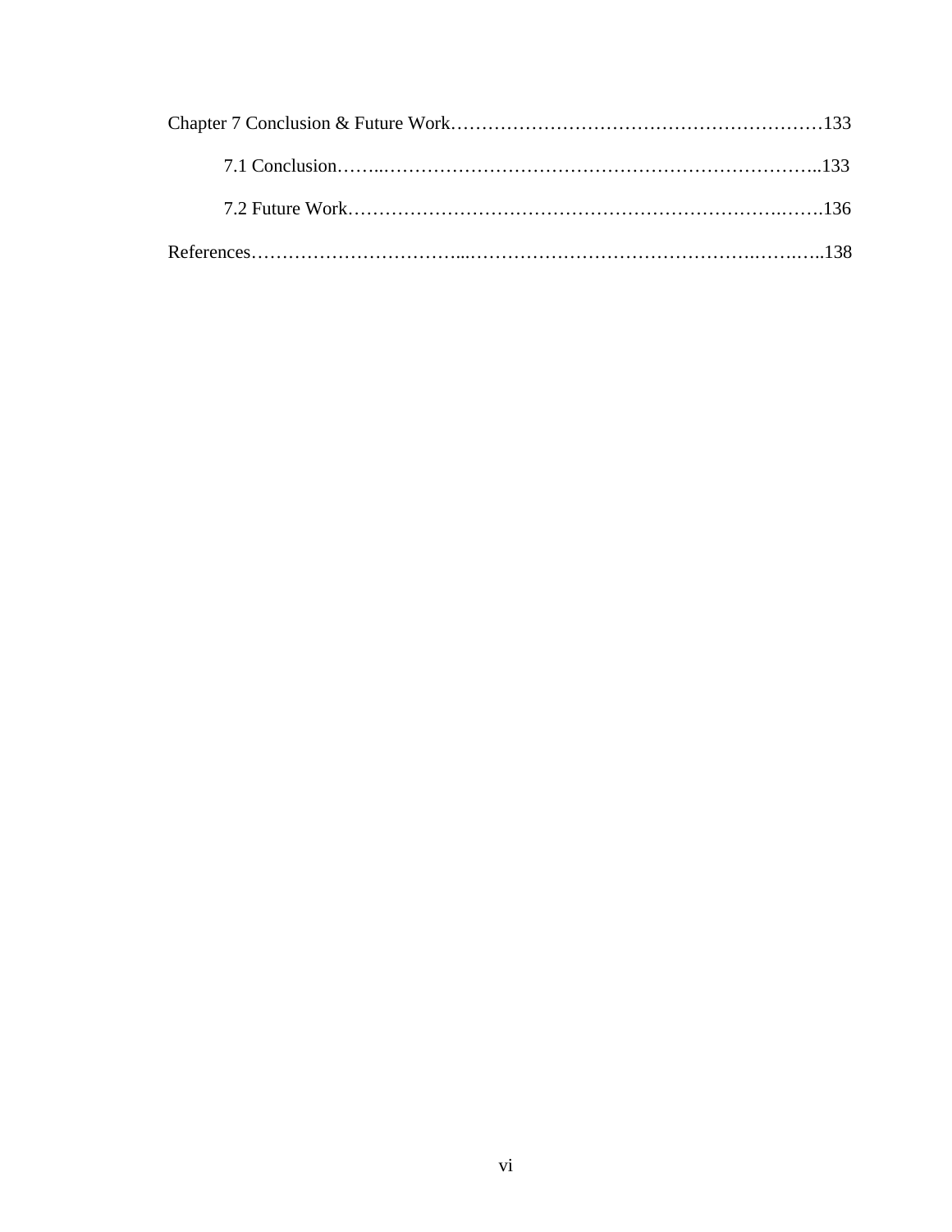Chapter 7 Conclusion & Future Work……………………………………………………133

7.1 Conclusion……..……………………………………………………………..133

7.2 Future Work……………………………………………………………….…….136

References……………………………...…………………………………….……..…..138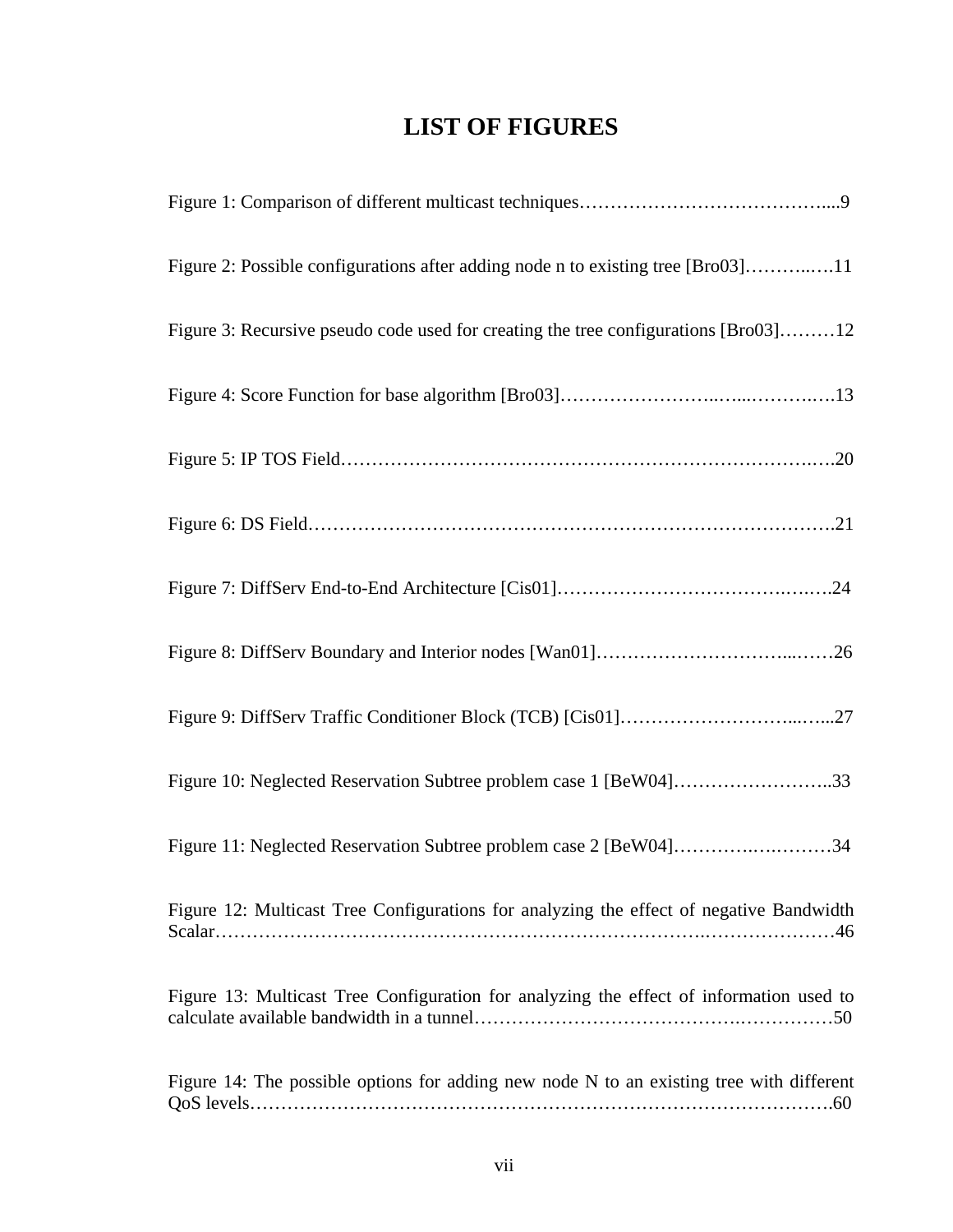# LIST OF FIGURES

Figure 1: Comparison of different multicast techniques…………………………………....9

Figure 2: Possible configurations after adding node n to existing tree [Bro03]………..….11

Figure 3: Recursive pseudo code used for creating the tree configurations [Bro03]………12

Figure 4: Score Function for base algorithm [Bro03]……………………..…...……….….13

Figure 5: IP TOS Field……………………………………………………………….….20

Figure 6: DS Field……………………………………………………………………….21

Figure 7: DiffServ End-to-End Architecture [Cis01]……………………………….….….24

Figure 8: DiffServ Boundary and Interior nodes [Wan01]…………………………...……26

Figure 9: DiffServ Traffic Conditioner Block (TCB) [Cis01]………………………...…...27

Figure 10: Neglected Reservation Subtree problem case 1 [BeW04]……………………..33

Figure 11: Neglected Reservation Subtree problem case 2 [BeW04]………….….………34

Figure 12: Multicast Tree Configurations for analyzing the effect of negative Bandwidth Scalar……………………………………………………………….………………………46

Figure 13: Multicast Tree Configuration for analyzing the effect of information used to calculate available bandwidth in a tunnel…………………………………….……………50

Figure 14: The possible options for adding new node N to an existing tree with different QoS levels……………………………………………………………………………….60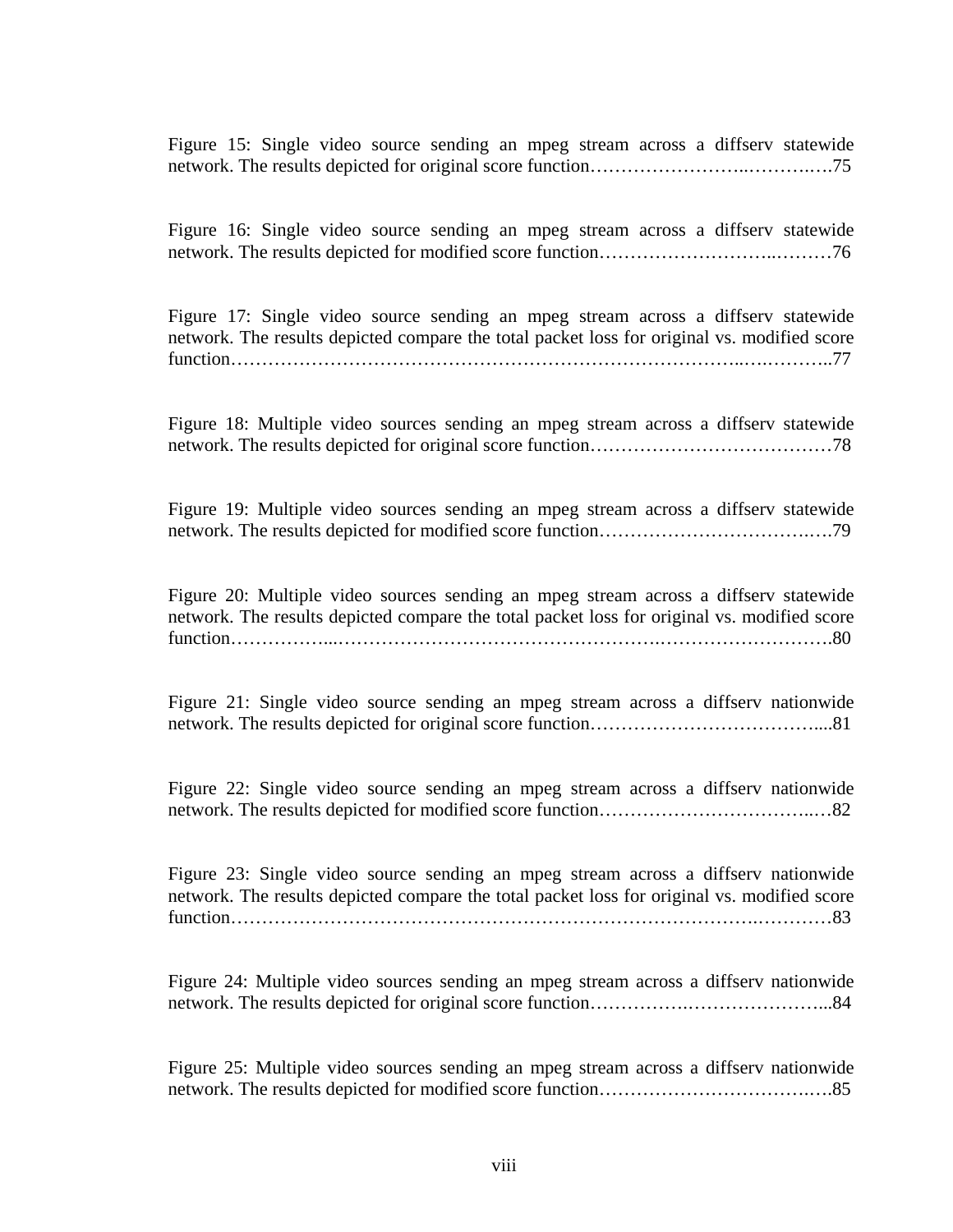Figure 15: Single video source sending an mpeg stream across a diffserv statewide network. The results depicted for original score function……………………..……….….75

Figure 16: Single video source sending an mpeg stream across a diffserv statewide network. The results depicted for modified score function……………………..………76

Figure 17: Single video source sending an mpeg stream across a diffserv statewide network. The results depicted compare the total packet loss for original vs. modified score function…………………………………………………………………..….………..77

Figure 18: Multiple video sources sending an mpeg stream across a diffserv statewide network. The results depicted for original score function…………………………………78

Figure 19: Multiple video sources sending an mpeg stream across a diffserv statewide network. The results depicted for modified score function……………………………….…79

Figure 20: Multiple video sources sending an mpeg stream across a diffserv statewide network. The results depicted compare the total packet loss for original vs. modified score function……………...…………………………………………….……………………….80

Figure 21: Single video source sending an mpeg stream across a diffserv nationwide network. The results depicted for original score function……………………………….....81

Figure 22: Single video source sending an mpeg stream across a diffserv nationwide network. The results depicted for modified score function……………………………..…82

Figure 23: Single video source sending an mpeg stream across a diffserv nationwide network. The results depicted compare the total packet loss for original vs. modified score function………………………………………………………………………….…………83

Figure 24: Multiple video sources sending an mpeg stream across a diffserv nationwide network. The results depicted for original score function…………….………………….....84

Figure 25: Multiple video sources sending an mpeg stream across a diffserv nationwide network. The results depicted for modified score function……………………………….…85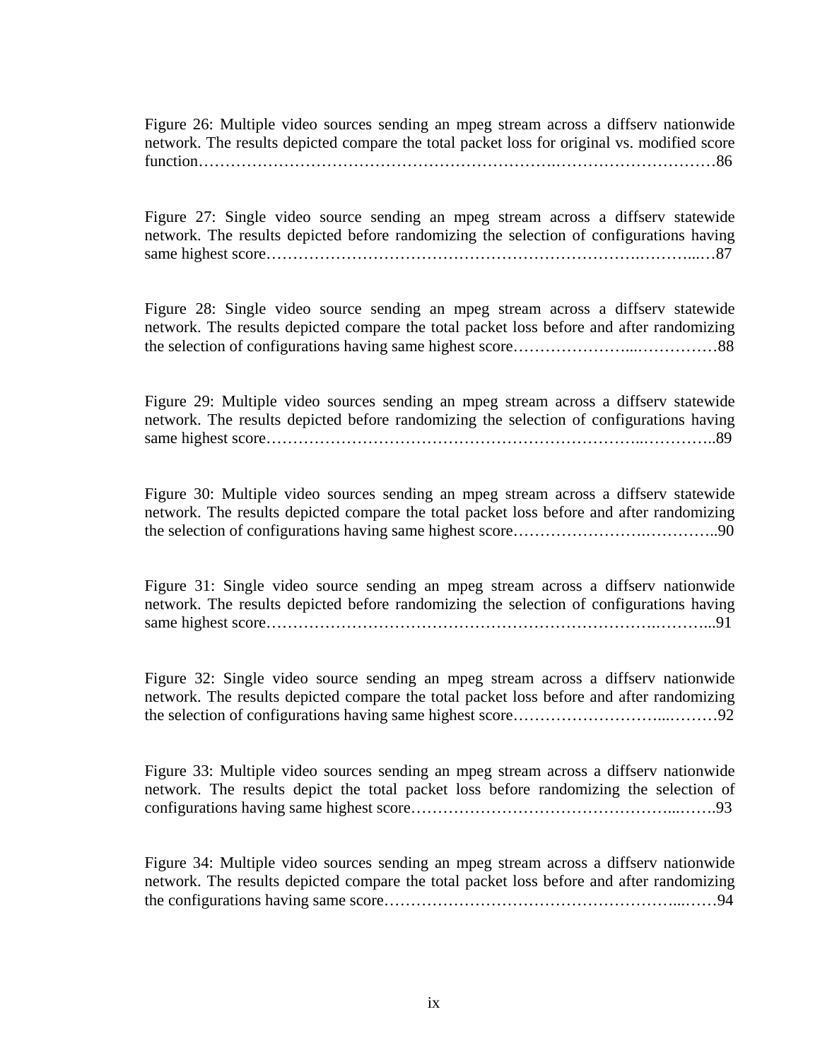Figure 26: Multiple video sources sending an mpeg stream across a diffserv nationwide network. The results depicted compare the total packet loss for original vs. modified score function……………………………………………………….…………………………86

Figure 27: Single video source sending an mpeg stream across a diffserv statewide network. The results depicted before randomizing the selection of configurations having same highest score……………………………………………………….………...…87

Figure 28: Single video source sending an mpeg stream across a diffserv statewide network. The results depicted compare the total packet loss before and after randomizing the selection of configurations having same highest score…………………...……………88

Figure 29: Multiple video sources sending an mpeg stream across a diffserv statewide network. The results depicted before randomizing the selection of configurations having same highest score…………………………………………………………..…………..89

Figure 30: Multiple video sources sending an mpeg stream across a diffserv statewide network. The results depicted compare the total packet loss before and after randomizing the selection of configurations having same highest score………………….…………..90

Figure 31: Single video source sending an mpeg stream across a diffserv nationwide network. The results depicted before randomizing the selection of configurations having same highest score…………………………………………………………….………...91

Figure 32: Single video source sending an mpeg stream across a diffserv nationwide network. The results depicted compare the total packet loss before and after randomizing the selection of configurations having same highest score……………………...………92

Figure 33: Multiple video sources sending an mpeg stream across a diffserv nationwide network. The results depict the total packet loss before randomizing the selection of configurations having same highest score………………………………………...…….93

Figure 34: Multiple video sources sending an mpeg stream across a diffserv nationwide network. The results depicted compare the total packet loss before and after randomizing the configurations having same score……………………………………………...……94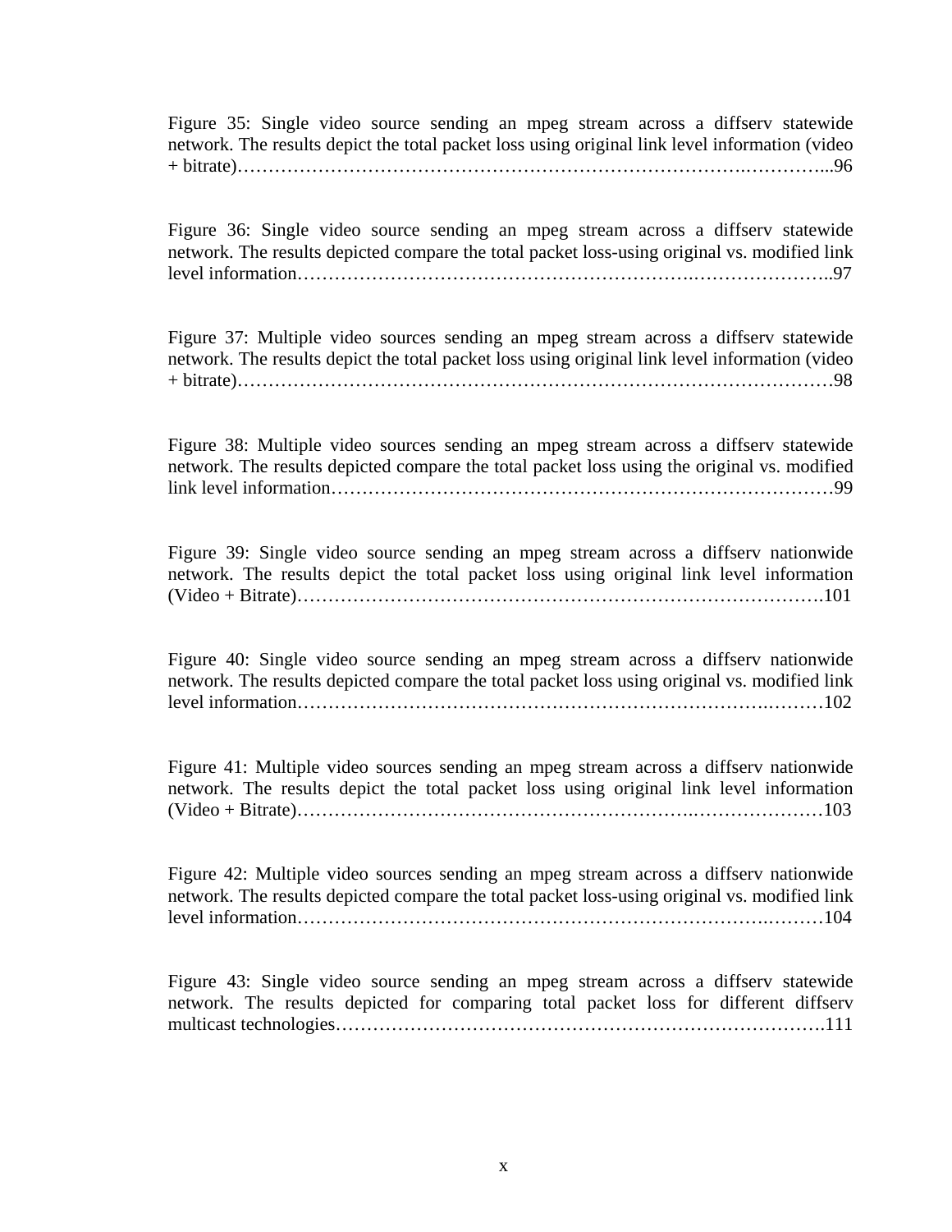Figure 35: Single video source sending an mpeg stream across a diffserv statewide network. The results depict the total packet loss using original link level information (video + bitrate)……………………………………………………………………….…………...96

Figure 36: Single video source sending an mpeg stream across a diffserv statewide network. The results depicted compare the total packet loss-using original vs. modified link level information…………………………………………………….…………………..97

Figure 37: Multiple video sources sending an mpeg stream across a diffserv statewide network. The results depict the total packet loss using original link level information (video + bitrate)………………………………………………………………………………98

Figure 38: Multiple video sources sending an mpeg stream across a diffserv statewide network. The results depicted compare the total packet loss using the original vs. modified link level information……………………………………………………………………99

Figure 39: Single video source sending an mpeg stream across a diffserv nationwide network. The results depict the total packet loss using original link level information (Video + Bitrate)……………………………………………………………………….101

Figure 40: Single video source sending an mpeg stream across a diffserv nationwide network. The results depicted compare the total packet loss using original vs. modified link level information……………………………………………………………….………102

Figure 41: Multiple video sources sending an mpeg stream across a diffserv nationwide network. The results depict the total packet loss using original link level information (Video + Bitrate)…………………………………………………….…………………103

Figure 42: Multiple video sources sending an mpeg stream across a diffserv nationwide network. The results depicted compare the total packet loss-using original vs. modified link level information……………………………………………………………….………104

Figure 43: Single video source sending an mpeg stream across a diffserv statewide network. The results depicted for comparing total packet loss for different diffserv multicast technologies………………………………………………………………….111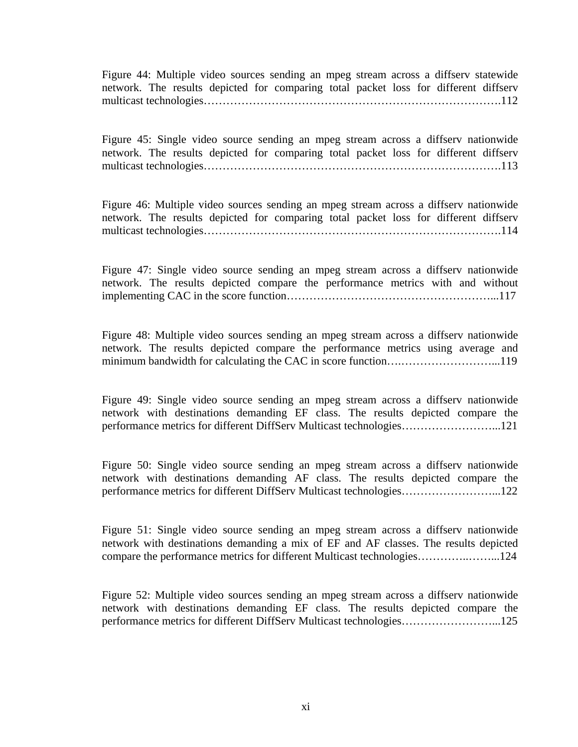Figure 44: Multiple video sources sending an mpeg stream across a diffserv statewide network. The results depicted for comparing total packet loss for different diffserv multicast technologies…………………………………………………………………….112

Figure 45: Single video source sending an mpeg stream across a diffserv nationwide network. The results depicted for comparing total packet loss for different diffserv multicast technologies…………………………………………………………………….113

Figure 46: Multiple video sources sending an mpeg stream across a diffserv nationwide network. The results depicted for comparing total packet loss for different diffserv multicast technologies…………………………………………………………………….114

Figure 47: Single video source sending an mpeg stream across a diffserv nationwide network. The results depicted compare the performance metrics with and without implementing CAC in the score function………………………………………………...117

Figure 48: Multiple video sources sending an mpeg stream across a diffserv nationwide network. The results depicted compare the performance metrics using average and minimum bandwidth for calculating the CAC in score function….……………………...119

Figure 49: Single video source sending an mpeg stream across a diffserv nationwide network with destinations demanding EF class. The results depicted compare the performance metrics for different DiffServ Multicast technologies……………………...121

Figure 50: Single video source sending an mpeg stream across a diffserv nationwide network with destinations demanding AF class. The results depicted compare the performance metrics for different DiffServ Multicast technologies……………………...122

Figure 51: Single video source sending an mpeg stream across a diffserv nationwide network with destinations demanding a mix of EF and AF classes. The results depicted compare the performance metrics for different Multicast technologies…………..……...124

Figure 52: Multiple video sources sending an mpeg stream across a diffserv nationwide network with destinations demanding EF class. The results depicted compare the performance metrics for different DiffServ Multicast technologies……………………...125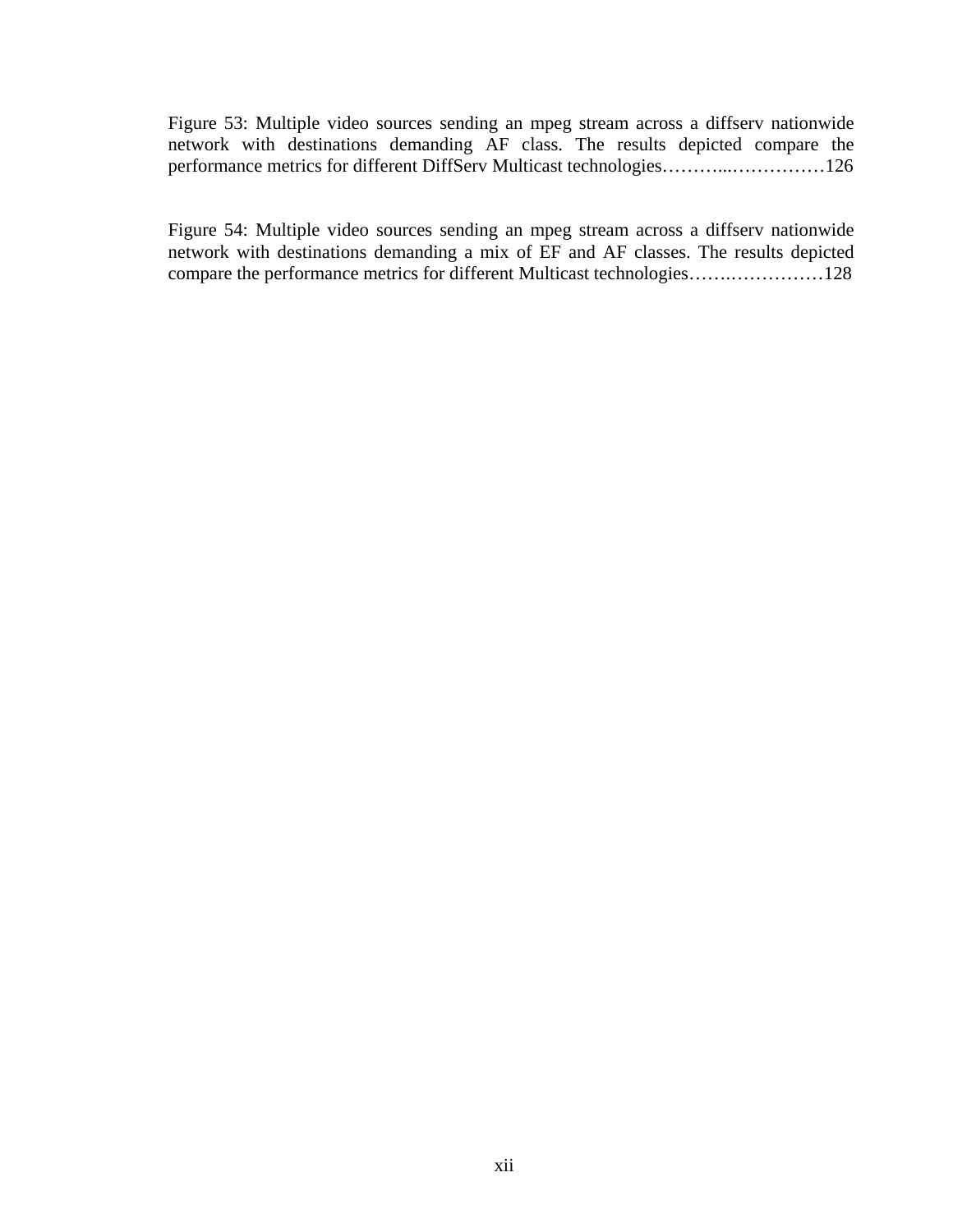Figure 53: Multiple video sources sending an mpeg stream across a diffserv nationwide network with destinations demanding AF class. The results depicted compare the performance metrics for different DiffServ Multicast technologies………..……………126

Figure 54: Multiple video sources sending an mpeg stream across a diffserv nationwide network with destinations demanding a mix of EF and AF classes. The results depicted compare the performance metrics for different Multicast technologies…….……………128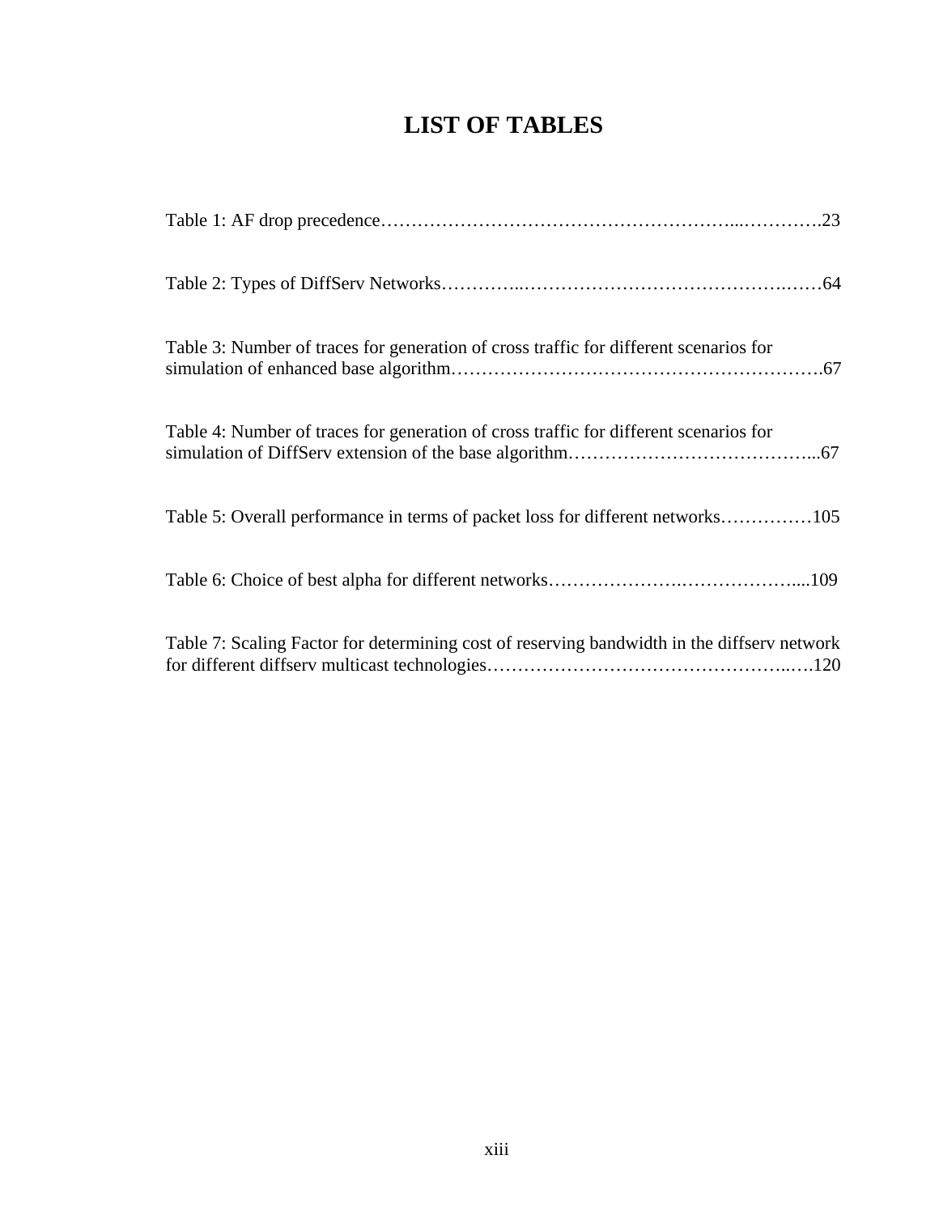# LIST OF TABLES

Table 1: AF drop precedence………………………………………………...………….23

Table 2: Types of DiffServ Networks…………..…………………………………….……64

Table 3: Number of traces for generation of cross traffic for different scenarios for simulation of enhanced base algorithm…………………………………………………….67

Table 4: Number of traces for generation of cross traffic for different scenarios for simulation of DiffServ extension of the base algorithm…………………………………...67

Table 5: Overall performance in terms of packet loss for different networks……………105

Table 6: Choice of best alpha for different networks………………….………………....109

Table 7: Scaling Factor for determining cost of reserving bandwidth in the diffserv network for different diffserv multicast technologies…………………………………………..….120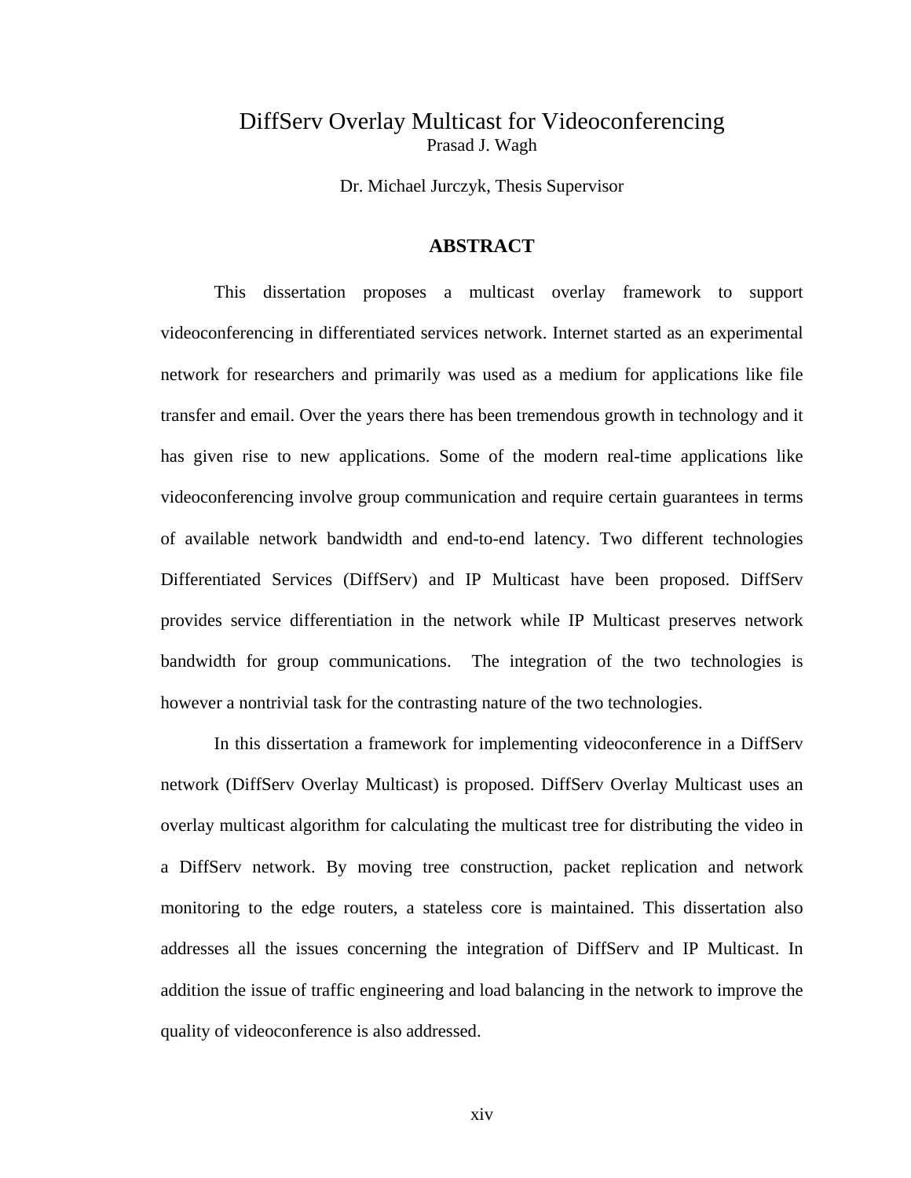# DiffServ Overlay Multicast for Videoconferencing

Prasad J. Wagh

Dr. Michael Jurczyk, Thesis Supervisor

## ABSTRACT

This dissertation proposes a multicast overlay framework to support videoconferencing in differentiated services network. Internet started as an experimental network for researchers and primarily was used as a medium for applications like file transfer and email. Over the years there has been tremendous growth in technology and it has given rise to new applications. Some of the modern real-time applications like videoconferencing involve group communication and require certain guarantees in terms of available network bandwidth and end-to-end latency. Two different technologies Differentiated Services (DiffServ) and IP Multicast have been proposed. DiffServ provides service differentiation in the network while IP Multicast preserves network bandwidth for group communications. The integration of the two technologies is however a nontrivial task for the contrasting nature of the two technologies.

In this dissertation a framework for implementing videoconference in a DiffServ network (DiffServ Overlay Multicast) is proposed. DiffServ Overlay Multicast uses an overlay multicast algorithm for calculating the multicast tree for distributing the video in a DiffServ network. By moving tree construction, packet replication and network monitoring to the edge routers, a stateless core is maintained. This dissertation also addresses all the issues concerning the integration of DiffServ and IP Multicast. In addition the issue of traffic engineering and load balancing in the network to improve the quality of videoconference is also addressed.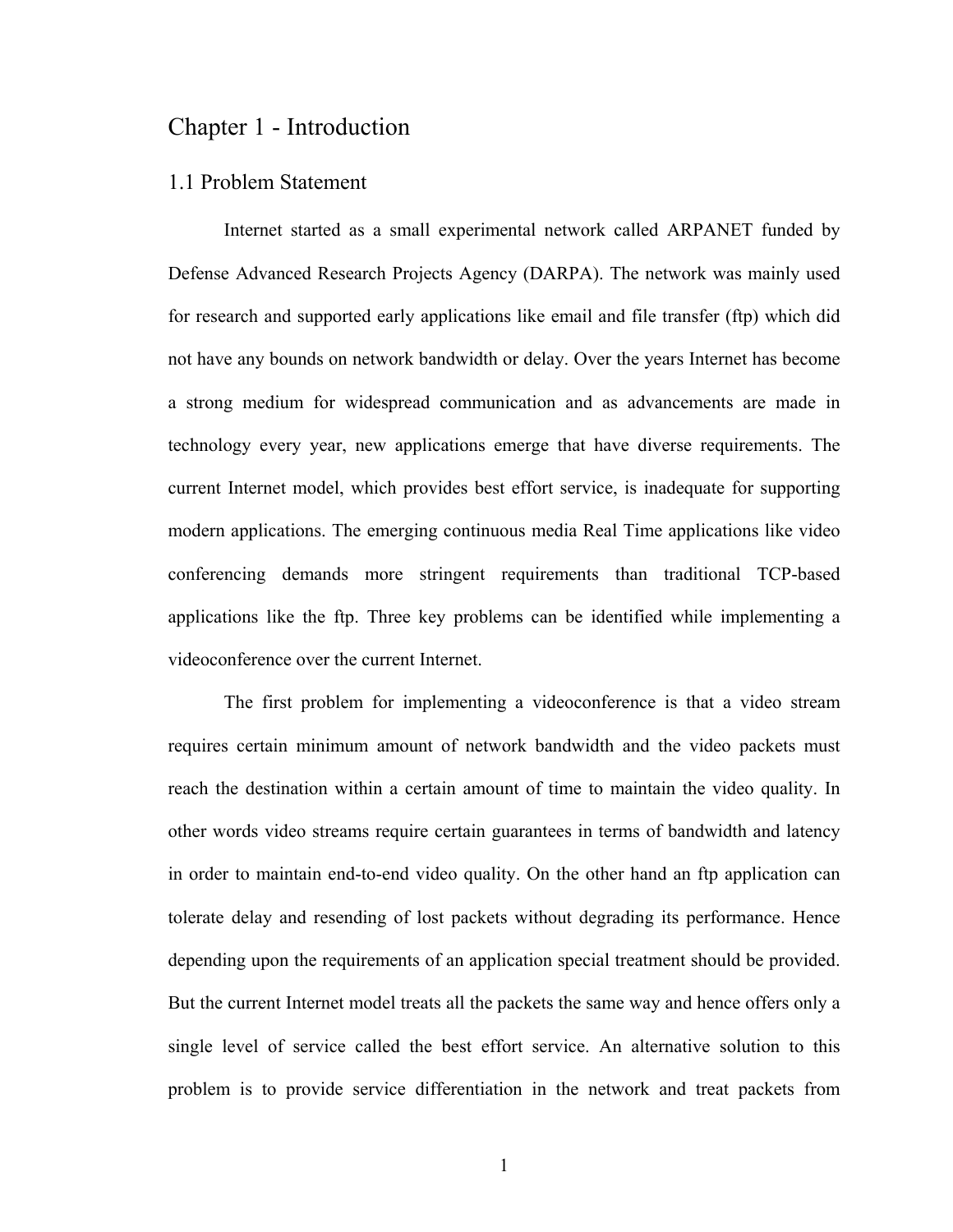# Chapter 1 - Introduction

## 1.1 Problem Statement

Internet started as a small experimental network called ARPANET funded by Defense Advanced Research Projects Agency (DARPA). The network was mainly used for research and supported early applications like email and file transfer (ftp) which did not have any bounds on network bandwidth or delay. Over the years Internet has become a strong medium for widespread communication and as advancements are made in technology every year, new applications emerge that have diverse requirements. The current Internet model, which provides best effort service, is inadequate for supporting modern applications. The emerging continuous media Real Time applications like video conferencing demands more stringent requirements than traditional TCP-based applications like the ftp. Three key problems can be identified while implementing a videoconference over the current Internet.

The first problem for implementing a videoconference is that a video stream requires certain minimum amount of network bandwidth and the video packets must reach the destination within a certain amount of time to maintain the video quality. In other words video streams require certain guarantees in terms of bandwidth and latency in order to maintain end-to-end video quality. On the other hand an ftp application can tolerate delay and resending of lost packets without degrading its performance. Hence depending upon the requirements of an application special treatment should be provided. But the current Internet model treats all the packets the same way and hence offers only a single level of service called the best effort service. An alternative solution to this problem is to provide service differentiation in the network and treat packets from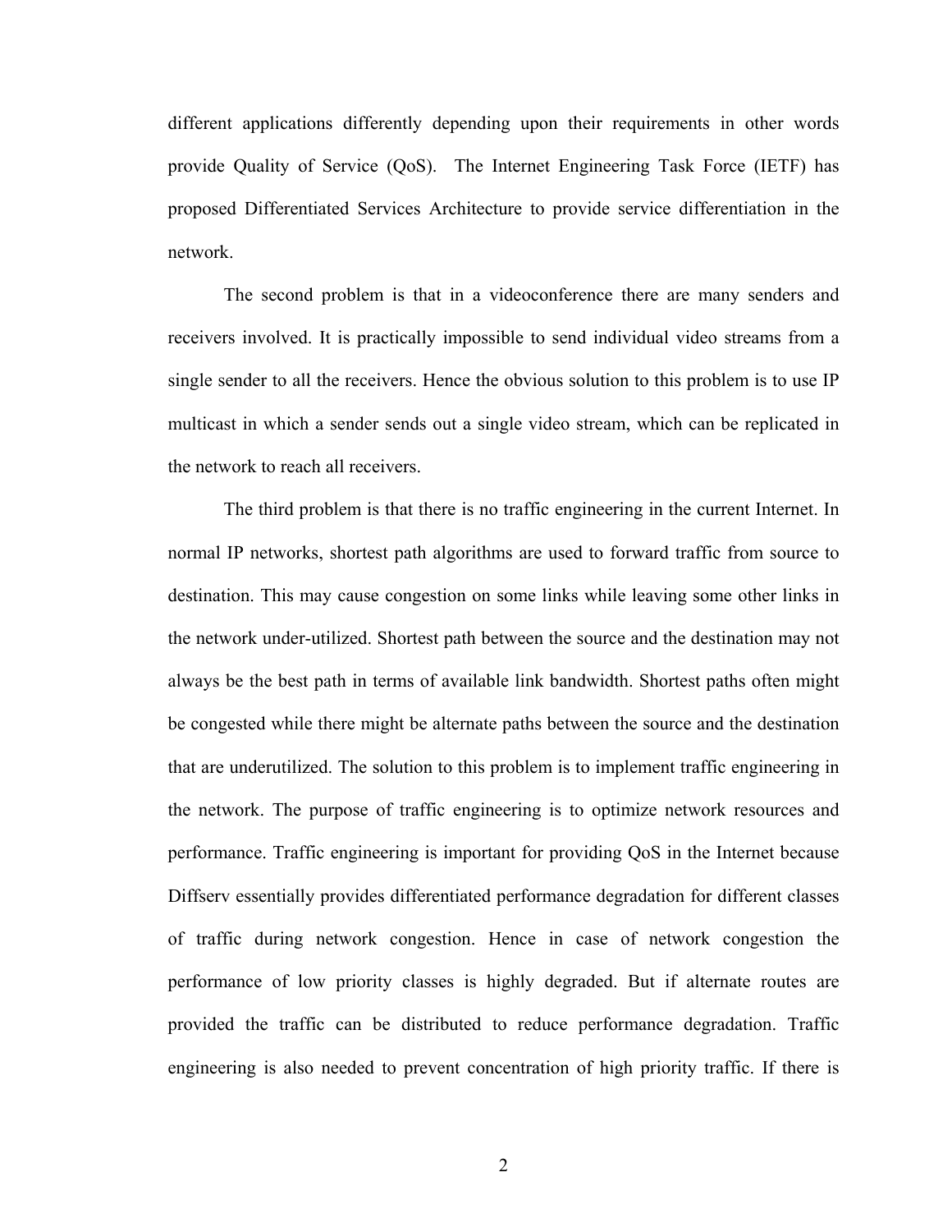different applications differently depending upon their requirements in other words provide Quality of Service (QoS). The Internet Engineering Task Force (IETF) has proposed Differentiated Services Architecture to provide service differentiation in the network.

The second problem is that in a videoconference there are many senders and receivers involved. It is practically impossible to send individual video streams from a single sender to all the receivers. Hence the obvious solution to this problem is to use IP multicast in which a sender sends out a single video stream, which can be replicated in the network to reach all receivers.

The third problem is that there is no traffic engineering in the current Internet. In normal IP networks, shortest path algorithms are used to forward traffic from source to destination. This may cause congestion on some links while leaving some other links in the network under-utilized. Shortest path between the source and the destination may not always be the best path in terms of available link bandwidth. Shortest paths often might be congested while there might be alternate paths between the source and the destination that are underutilized. The solution to this problem is to implement traffic engineering in the network. The purpose of traffic engineering is to optimize network resources and performance. Traffic engineering is important for providing QoS in the Internet because Diffserv essentially provides differentiated performance degradation for different classes of traffic during network congestion. Hence in case of network congestion the performance of low priority classes is highly degraded. But if alternate routes are provided the traffic can be distributed to reduce performance degradation. Traffic engineering is also needed to prevent concentration of high priority traffic. If there is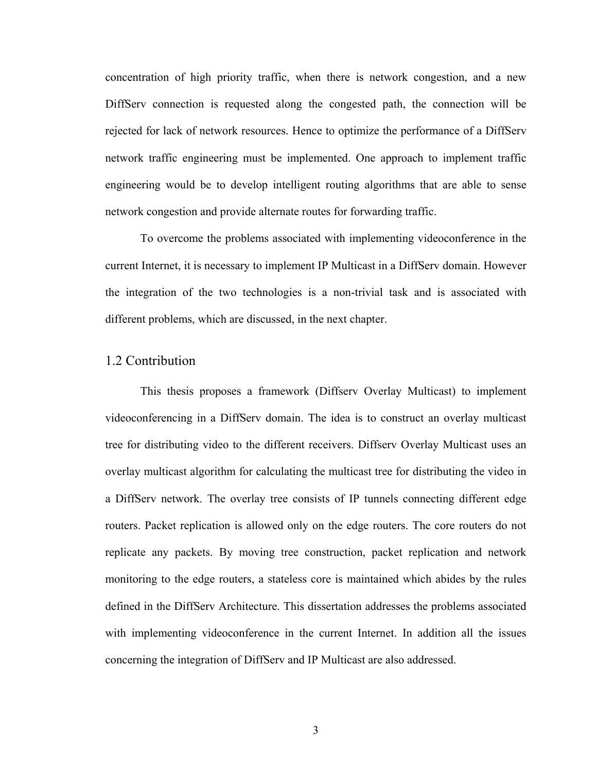concentration of high priority traffic, when there is network congestion, and a new DiffServ connection is requested along the congested path, the connection will be rejected for lack of network resources. Hence to optimize the performance of a DiffServ network traffic engineering must be implemented. One approach to implement traffic engineering would be to develop intelligent routing algorithms that are able to sense network congestion and provide alternate routes for forwarding traffic.

To overcome the problems associated with implementing videoconference in the current Internet, it is necessary to implement IP Multicast in a DiffServ domain. However the integration of the two technologies is a non-trivial task and is associated with different problems, which are discussed, in the next chapter.

## 1.2 Contribution

This thesis proposes a framework (Diffserv Overlay Multicast) to implement videoconferencing in a DiffServ domain. The idea is to construct an overlay multicast tree for distributing video to the different receivers. Diffserv Overlay Multicast uses an overlay multicast algorithm for calculating the multicast tree for distributing the video in a DiffServ network. The overlay tree consists of IP tunnels connecting different edge routers. Packet replication is allowed only on the edge routers. The core routers do not replicate any packets. By moving tree construction, packet replication and network monitoring to the edge routers, a stateless core is maintained which abides by the rules defined in the DiffServ Architecture. This dissertation addresses the problems associated with implementing videoconference in the current Internet. In addition all the issues concerning the integration of DiffServ and IP Multicast are also addressed.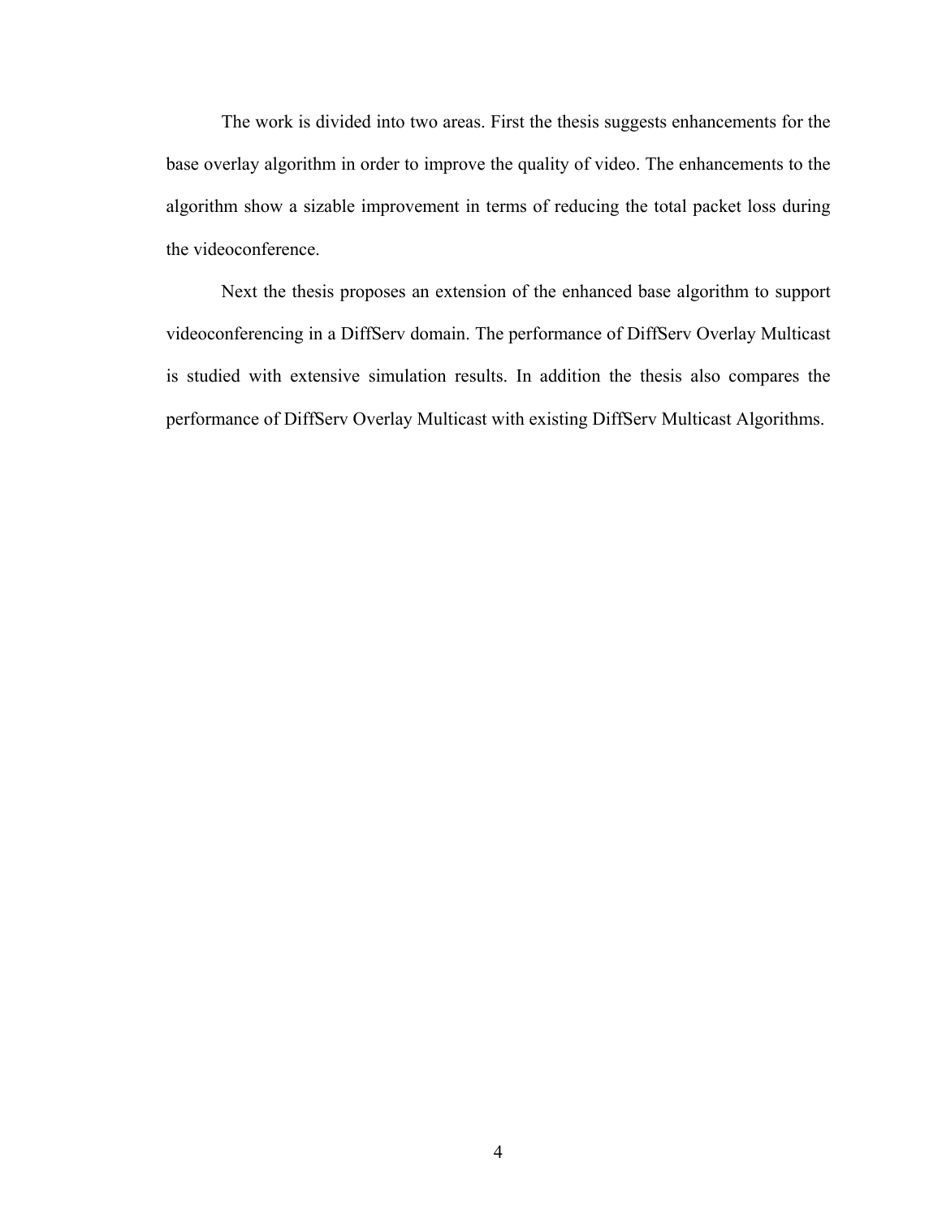The work is divided into two areas. First the thesis suggests enhancements for the base overlay algorithm in order to improve the quality of video. The enhancements to the algorithm show a sizable improvement in terms of reducing the total packet loss during the videoconference.

Next the thesis proposes an extension of the enhanced base algorithm to support videoconferencing in a DiffServ domain. The performance of DiffServ Overlay Multicast is studied with extensive simulation results. In addition the thesis also compares the performance of DiffServ Overlay Multicast with existing DiffServ Multicast Algorithms.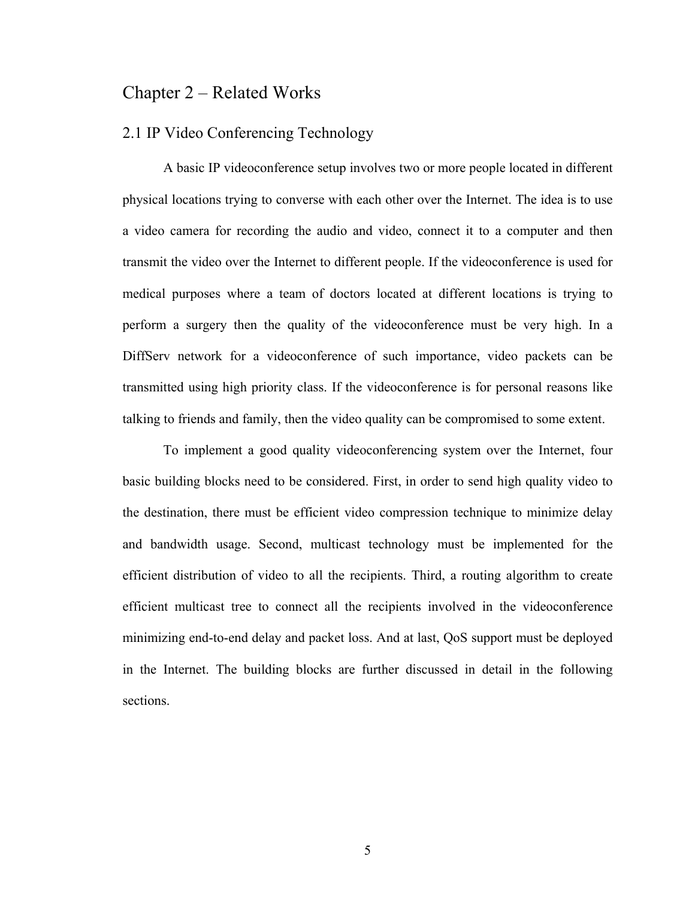# Chapter 2 – Related Works

## 2.1 IP Video Conferencing Technology

A basic IP videoconference setup involves two or more people located in different physical locations trying to converse with each other over the Internet. The idea is to use a video camera for recording the audio and video, connect it to a computer and then transmit the video over the Internet to different people. If the videoconference is used for medical purposes where a team of doctors located at different locations is trying to perform a surgery then the quality of the videoconference must be very high. In a DiffServ network for a videoconference of such importance, video packets can be transmitted using high priority class. If the videoconference is for personal reasons like talking to friends and family, then the video quality can be compromised to some extent.

To implement a good quality videoconferencing system over the Internet, four basic building blocks need to be considered. First, in order to send high quality video to the destination, there must be efficient video compression technique to minimize delay and bandwidth usage. Second, multicast technology must be implemented for the efficient distribution of video to all the recipients. Third, a routing algorithm to create efficient multicast tree to connect all the recipients involved in the videoconference minimizing end-to-end delay and packet loss. And at last, QoS support must be deployed in the Internet. The building blocks are further discussed in detail in the following sections.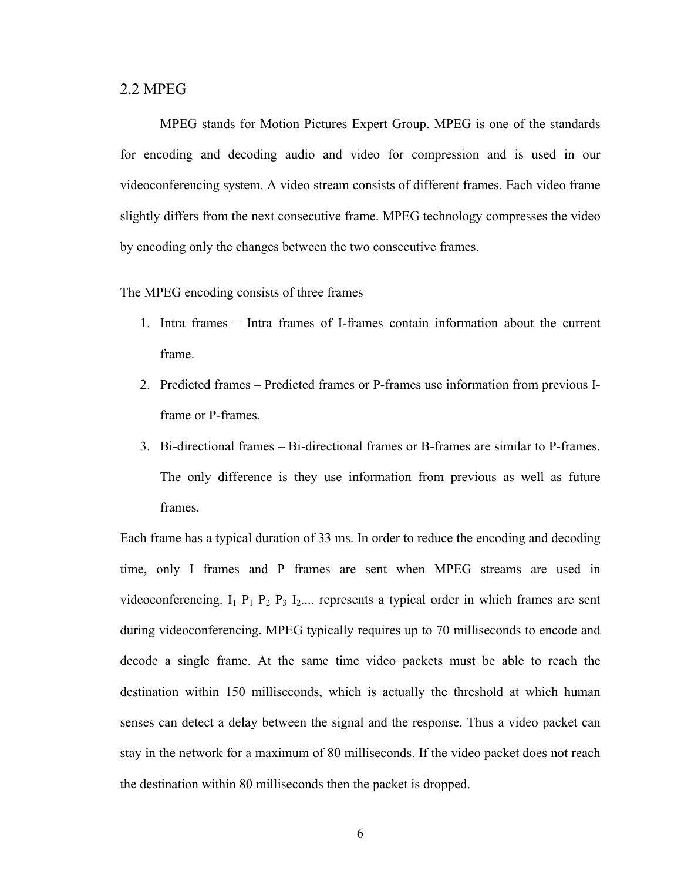## 2.2 MPEG

MPEG stands for Motion Pictures Expert Group. MPEG is one of the standards for encoding and decoding audio and video for compression and is used in our videoconferencing system. A video stream consists of different frames. Each video frame slightly differs from the next consecutive frame. MPEG technology compresses the video by encoding only the changes between the two consecutive frames.

The MPEG encoding consists of three frames

1. Intra frames – Intra frames of I-frames contain information about the current frame.
2. Predicted frames – Predicted frames or P-frames use information from previous I-frame or P-frames.
3. Bi-directional frames – Bi-directional frames or B-frames are similar to P-frames. The only difference is they use information from previous as well as future frames.

Each frame has a typical duration of 33 ms. In order to reduce the encoding and decoding time, only I frames and P frames are sent when MPEG streams are used in videoconferencing. $I_1$ $P_1$ $P_2$ $P_3$ $I_2$.... represents a typical order in which frames are sent during videoconferencing. MPEG typically requires up to 70 milliseconds to encode and decode a single frame. At the same time video packets must be able to reach the destination within 150 milliseconds, which is actually the threshold at which human senses can detect a delay between the signal and the response. Thus a video packet can stay in the network for a maximum of 80 milliseconds. If the video packet does not reach the destination within 80 milliseconds then the packet is dropped.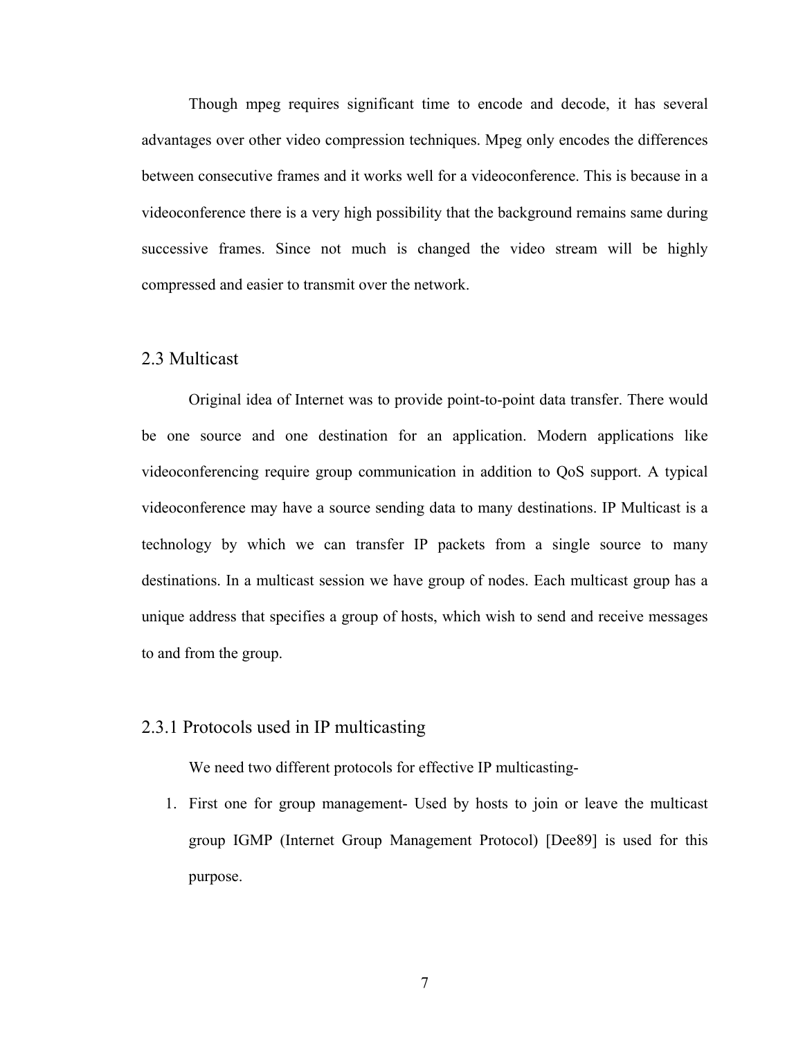Though mpeg requires significant time to encode and decode, it has several advantages over other video compression techniques. Mpeg only encodes the differences between consecutive frames and it works well for a videoconference. This is because in a videoconference there is a very high possibility that the background remains same during successive frames. Since not much is changed the video stream will be highly compressed and easier to transmit over the network.

## 2.3 Multicast

Original idea of Internet was to provide point-to-point data transfer. There would be one source and one destination for an application. Modern applications like videoconferencing require group communication in addition to QoS support. A typical videoconference may have a source sending data to many destinations. IP Multicast is a technology by which we can transfer IP packets from a single source to many destinations. In a multicast session we have group of nodes. Each multicast group has a unique address that specifies a group of hosts, which wish to send and receive messages to and from the group.

### 2.3.1 Protocols used in IP multicasting

We need two different protocols for effective IP multicasting-

1. First one for group management- Used by hosts to join or leave the multicast group IGMP (Internet Group Management Protocol) [Dee89] is used for this purpose.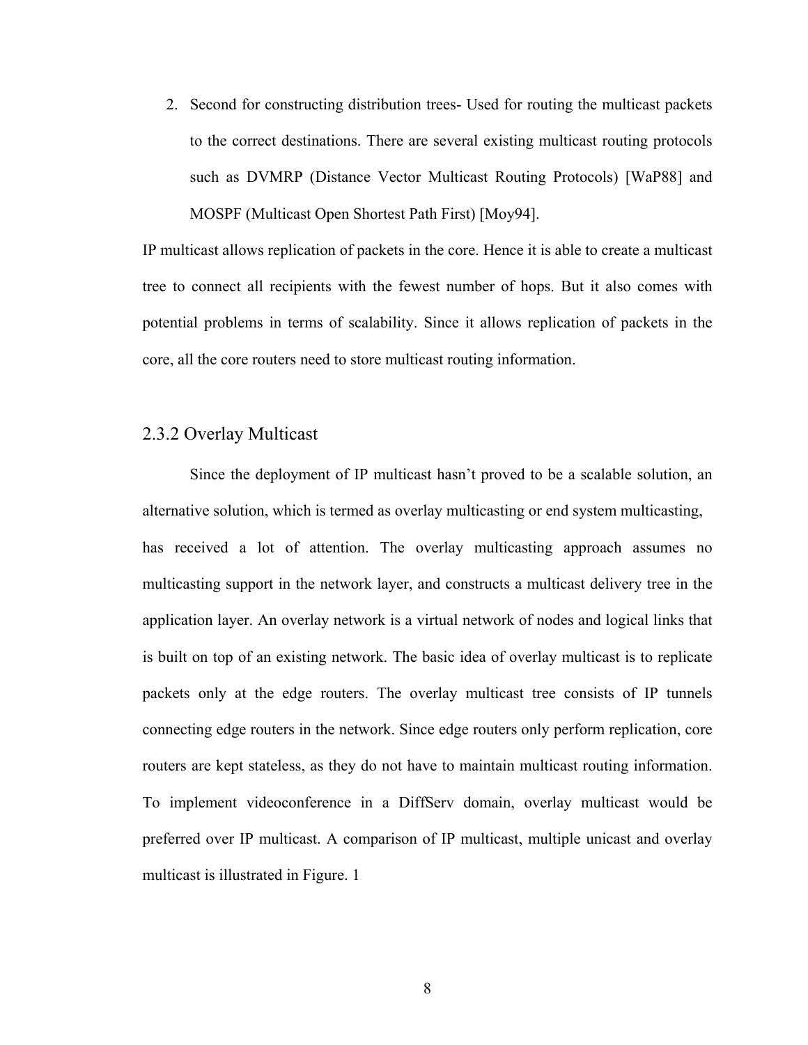2. Second for constructing distribution trees- Used for routing the multicast packets to the correct destinations. There are several existing multicast routing protocols such as DVMRP (Distance Vector Multicast Routing Protocols) [WaP88] and MOSPF (Multicast Open Shortest Path First) [Moy94].

IP multicast allows replication of packets in the core. Hence it is able to create a multicast tree to connect all recipients with the fewest number of hops. But it also comes with potential problems in terms of scalability. Since it allows replication of packets in the core, all the core routers need to store multicast routing information.

### 2.3.2 Overlay Multicast

Since the deployment of IP multicast hasn't proved to be a scalable solution, an alternative solution, which is termed as overlay multicasting or end system multicasting, has received a lot of attention. The overlay multicasting approach assumes no multicasting support in the network layer, and constructs a multicast delivery tree in the application layer. An overlay network is a virtual network of nodes and logical links that is built on top of an existing network. The basic idea of overlay multicast is to replicate packets only at the edge routers. The overlay multicast tree consists of IP tunnels connecting edge routers in the network. Since edge routers only perform replication, core routers are kept stateless, as they do not have to maintain multicast routing information. To implement videoconference in a DiffServ domain, overlay multicast would be preferred over IP multicast. A comparison of IP multicast, multiple unicast and overlay multicast is illustrated in Figure. 1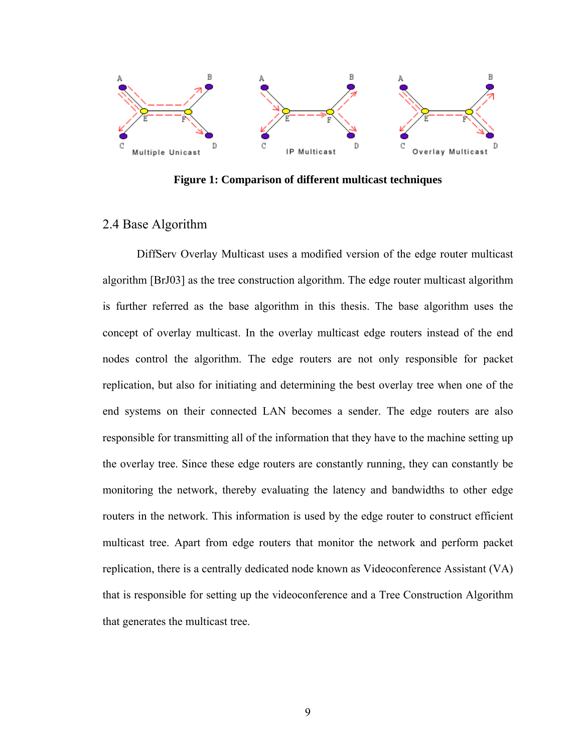**Figure 1: Comparison of different multicast techniques**

## 2.4 Base Algorithm

DiffServ Overlay Multicast uses a modified version of the edge router multicast algorithm [BrJ03] as the tree construction algorithm. The edge router multicast algorithm is further referred as the base algorithm in this thesis. The base algorithm uses the concept of overlay multicast. In the overlay multicast edge routers instead of the end nodes control the algorithm. The edge routers are not only responsible for packet replication, but also for initiating and determining the best overlay tree when one of the end systems on their connected LAN becomes a sender. The edge routers are also responsible for transmitting all of the information that they have to the machine setting up the overlay tree. Since these edge routers are constantly running, they can constantly be monitoring the network, thereby evaluating the latency and bandwidths to other edge routers in the network. This information is used by the edge router to construct efficient multicast tree. Apart from edge routers that monitor the network and perform packet replication, there is a centrally dedicated node known as Videoconference Assistant (VA) that is responsible for setting up the videoconference and a Tree Construction Algorithm that generates the multicast tree.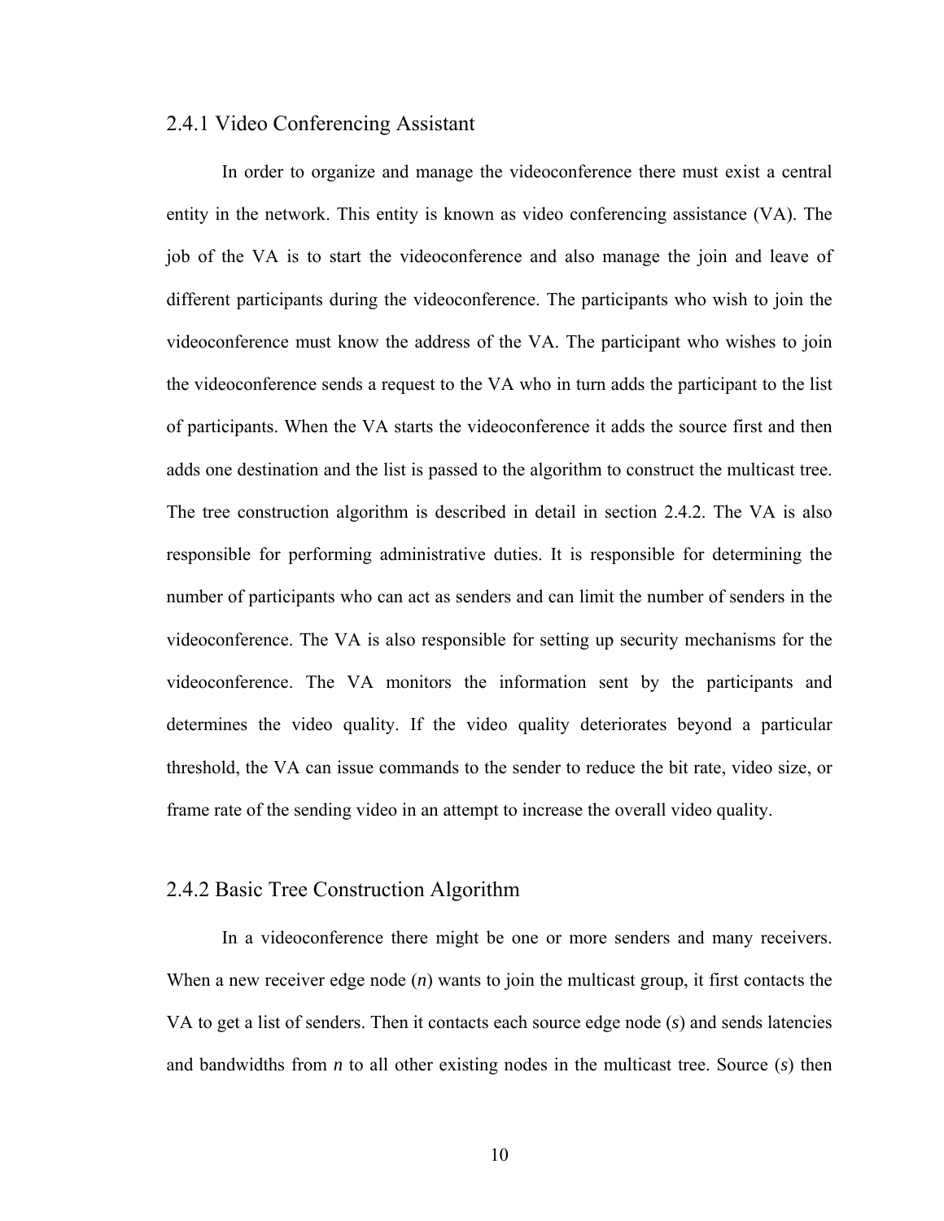### 2.4.1 Video Conferencing Assistant

In order to organize and manage the videoconference there must exist a central entity in the network. This entity is known as video conferencing assistance (VA). The job of the VA is to start the videoconference and also manage the join and leave of different participants during the videoconference. The participants who wish to join the videoconference must know the address of the VA. The participant who wishes to join the videoconference sends a request to the VA who in turn adds the participant to the list of participants. When the VA starts the videoconference it adds the source first and then adds one destination and the list is passed to the algorithm to construct the multicast tree. The tree construction algorithm is described in detail in section 2.4.2. The VA is also responsible for performing administrative duties. It is responsible for determining the number of participants who can act as senders and can limit the number of senders in the videoconference. The VA is also responsible for setting up security mechanisms for the videoconference. The VA monitors the information sent by the participants and determines the video quality. If the video quality deteriorates beyond a particular threshold, the VA can issue commands to the sender to reduce the bit rate, video size, or frame rate of the sending video in an attempt to increase the overall video quality.

### 2.4.2 Basic Tree Construction Algorithm

In a videoconference there might be one or more senders and many receivers. When a new receiver edge node ($n$) wants to join the multicast group, it first contacts the VA to get a list of senders. Then it contacts each source edge node ($s$) and sends latencies and bandwidths from $n$ to all other existing nodes in the multicast tree. Source ($s$) then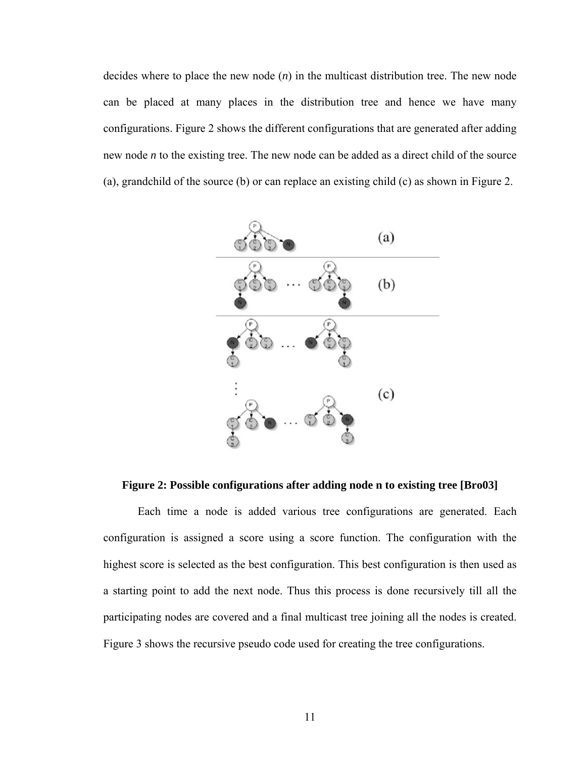decides where to place the new node (*n*) in the multicast distribution tree. The new node can be placed at many places in the distribution tree and hence we have many configurations. Figure 2 shows the different configurations that are generated after adding new node *n* to the existing tree. The new node can be added as a direct child of the source (a), grandchild of the source (b) or can replace an existing child (c) as shown in Figure 2.

**Figure 2: Possible configurations after adding node n to existing tree [Bro03]**

Each time a node is added various tree configurations are generated. Each configuration is assigned a score using a score function. The configuration with the highest score is selected as the best configuration. This best configuration is then used as a starting point to add the next node. Thus this process is done recursively till all the participating nodes are covered and a final multicast tree joining all the nodes is created. Figure 3 shows the recursive pseudo code used for creating the tree configurations.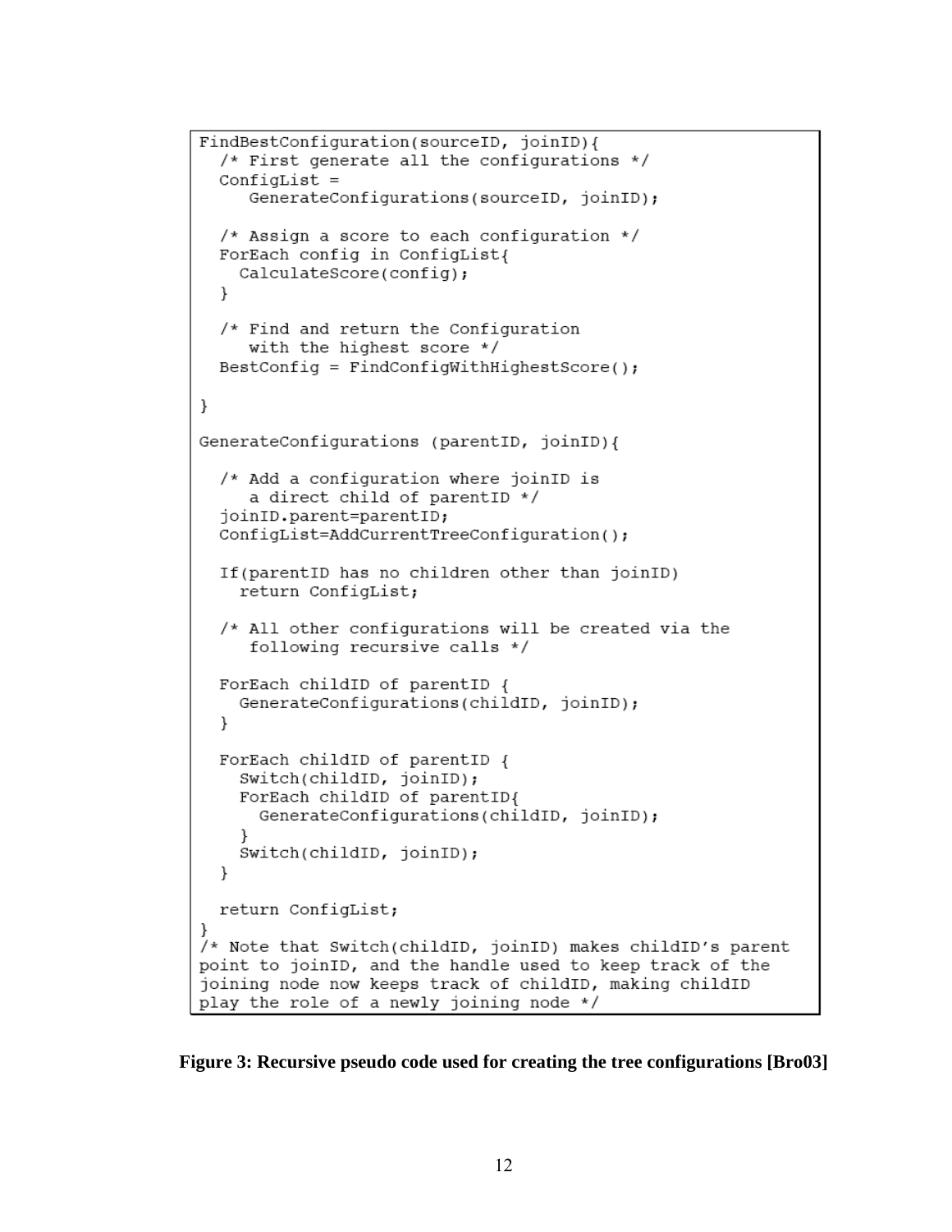```
FindBestConfiguration(sourceID, joinID){
  /* First generate all the configurations */
  ConfigList =
     GenerateConfigurations(sourceID, joinID);

  /* Assign a score to each configuration */
  ForEach config in ConfigList{
    CalculateScore(config);
  }

  /* Find and return the Configuration
     with the highest score */
  BestConfig = FindConfigWithHighestScore();

}

GenerateConfigurations (parentID, joinID){

  /* Add a configuration where joinID is
     a direct child of parentID */
  joinID.parent=parentID;
  ConfigList=AddCurrentTreeConfiguration();

  If(parentID has no children other than joinID)
    return ConfigList;

  /* All other configurations will be created via the
     following recursive calls */

  ForEach childID of parentID {
    GenerateConfigurations(childID, joinID);
  }

  ForEach childID of parentID {
    Switch(childID, joinID);
    ForEach childID of parentID{
      GenerateConfigurations(childID, joinID);
    }
    Switch(childID, joinID);
  }

  return ConfigList;
}
/* Note that Switch(childID, joinID) makes childID's parent
point to joinID, and the handle used to keep track of the
joining node now keeps track of childID, making childID
play the role of a newly joining node */
```

**Figure 3: Recursive pseudo code used for creating the tree configurations [Bro03]**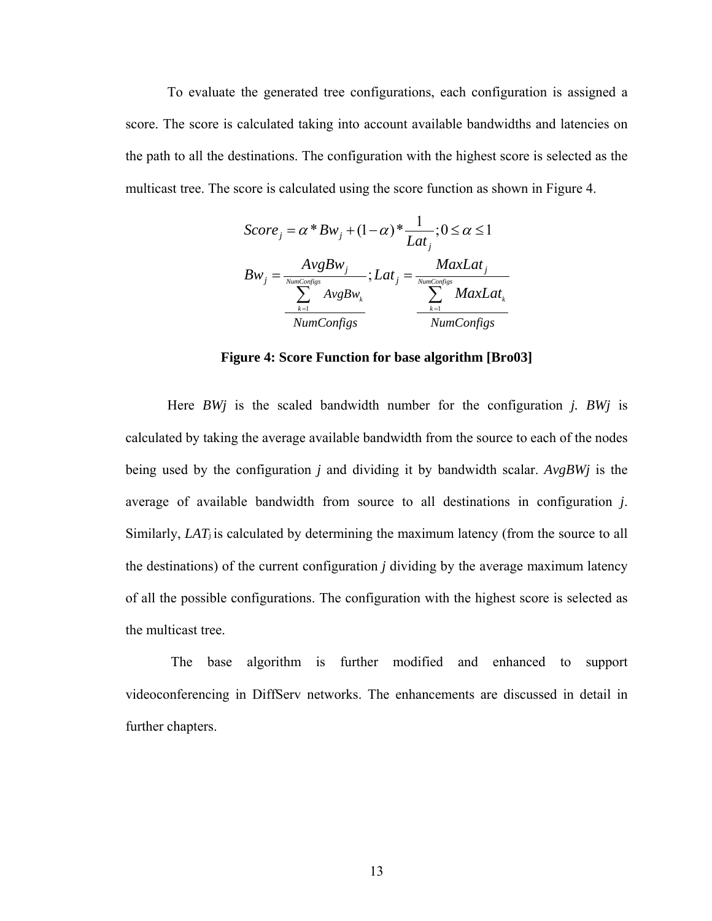To evaluate the generated tree configurations, each configuration is assigned a score. The score is calculated taking into account available bandwidths and latencies on the path to all the destinations. The configuration with the highest score is selected as the multicast tree. The score is calculated using the score function as shown in Figure 4.

$$Score_j = \alpha * Bw_j + (1-\alpha) * \frac{1}{Lat_j}; 0 \le \alpha \le 1$$

$$Bw_j = \frac{AvgBw_j}{\dfrac{\sum_{k=1}^{NumConfigs} AvgBw_k}{NumConfigs}}; Lat_j = \frac{MaxLat_j}{\dfrac{\sum_{k=1}^{NumConfigs} MaxLat_k}{NumConfigs}}$$

**Figure 4: Score Function for base algorithm [Bro03]**

Here *BWj* is the scaled bandwidth number for the configuration *j*. *BWj* is calculated by taking the average available bandwidth from the source to each of the nodes being used by the configuration *j* and dividing it by bandwidth scalar. *AvgBWj* is the average of available bandwidth from source to all destinations in configuration *j*. Similarly, $LAT_j$ is calculated by determining the maximum latency (from the source to all the destinations) of the current configuration *j* dividing by the average maximum latency of all the possible configurations. The configuration with the highest score is selected as the multicast tree.

The base algorithm is further modified and enhanced to support videoconferencing in DiffServ networks. The enhancements are discussed in detail in further chapters.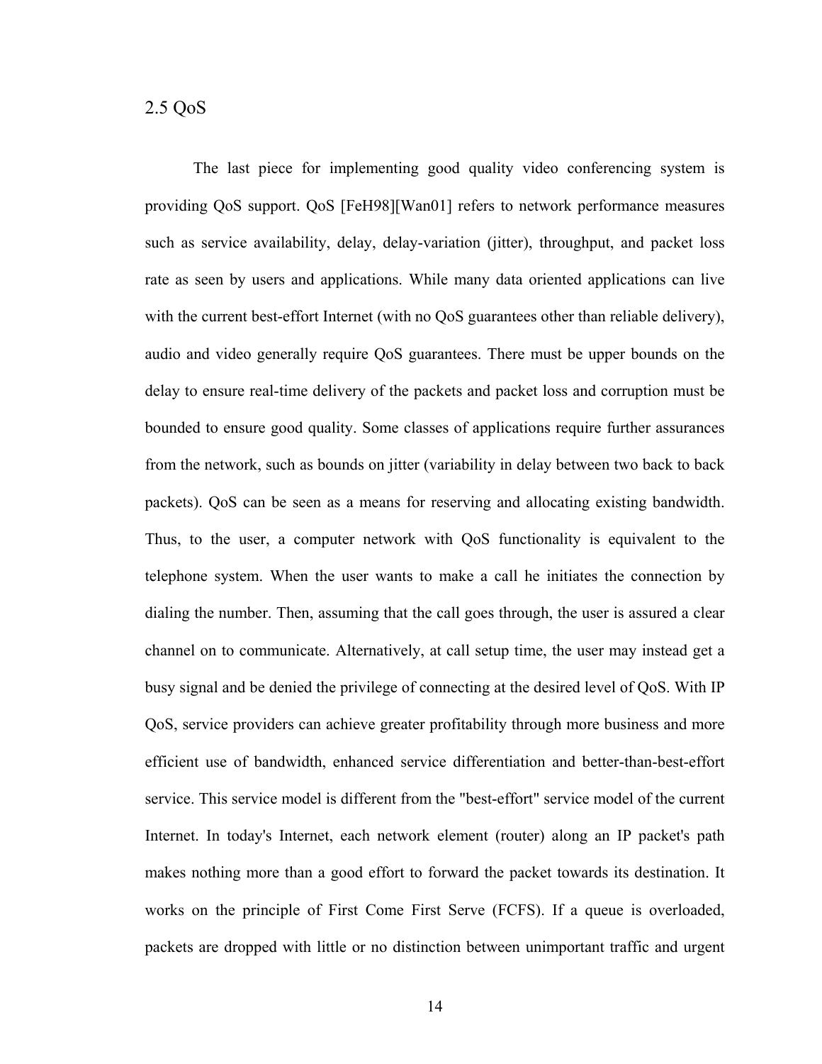## 2.5 QoS

The last piece for implementing good quality video conferencing system is providing QoS support. QoS [FeH98][Wan01] refers to network performance measures such as service availability, delay, delay-variation (jitter), throughput, and packet loss rate as seen by users and applications. While many data oriented applications can live with the current best-effort Internet (with no QoS guarantees other than reliable delivery), audio and video generally require QoS guarantees. There must be upper bounds on the delay to ensure real-time delivery of the packets and packet loss and corruption must be bounded to ensure good quality. Some classes of applications require further assurances from the network, such as bounds on jitter (variability in delay between two back to back packets). QoS can be seen as a means for reserving and allocating existing bandwidth. Thus, to the user, a computer network with QoS functionality is equivalent to the telephone system. When the user wants to make a call he initiates the connection by dialing the number. Then, assuming that the call goes through, the user is assured a clear channel on to communicate. Alternatively, at call setup time, the user may instead get a busy signal and be denied the privilege of connecting at the desired level of QoS. With IP QoS, service providers can achieve greater profitability through more business and more efficient use of bandwidth, enhanced service differentiation and better-than-best-effort service. This service model is different from the "best-effort" service model of the current Internet. In today's Internet, each network element (router) along an IP packet's path makes nothing more than a good effort to forward the packet towards its destination. It works on the principle of First Come First Serve (FCFS). If a queue is overloaded, packets are dropped with little or no distinction between unimportant traffic and urgent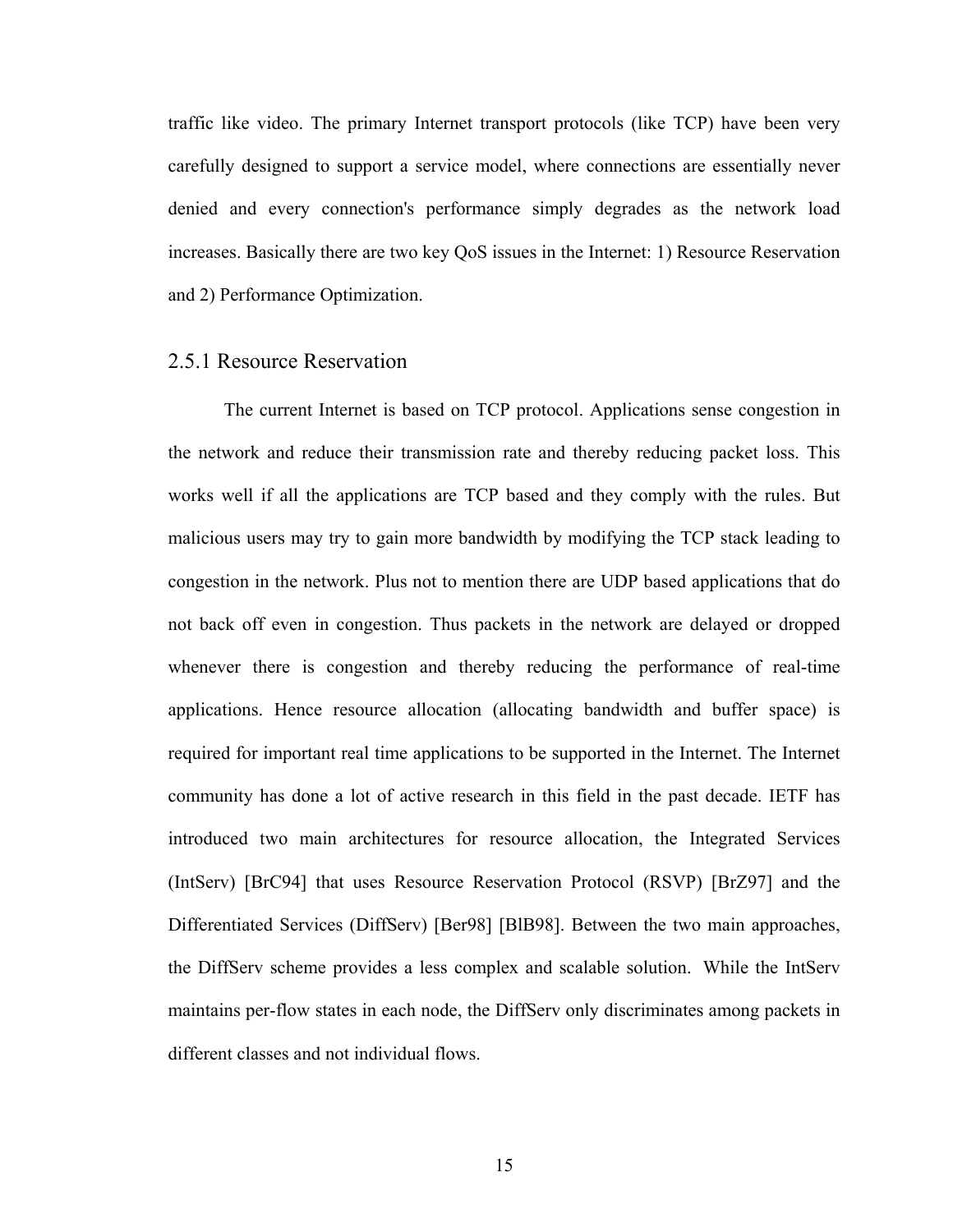traffic like video. The primary Internet transport protocols (like TCP) have been very carefully designed to support a service model, where connections are essentially never denied and every connection's performance simply degrades as the network load increases. Basically there are two key QoS issues in the Internet: 1) Resource Reservation and 2) Performance Optimization.

### 2.5.1 Resource Reservation

The current Internet is based on TCP protocol. Applications sense congestion in the network and reduce their transmission rate and thereby reducing packet loss. This works well if all the applications are TCP based and they comply with the rules. But malicious users may try to gain more bandwidth by modifying the TCP stack leading to congestion in the network. Plus not to mention there are UDP based applications that do not back off even in congestion. Thus packets in the network are delayed or dropped whenever there is congestion and thereby reducing the performance of real-time applications. Hence resource allocation (allocating bandwidth and buffer space) is required for important real time applications to be supported in the Internet. The Internet community has done a lot of active research in this field in the past decade. IETF has introduced two main architectures for resource allocation, the Integrated Services (IntServ) [BrC94] that uses Resource Reservation Protocol (RSVP) [BrZ97] and the Differentiated Services (DiffServ) [Ber98] [BlB98]. Between the two main approaches, the DiffServ scheme provides a less complex and scalable solution. While the IntServ maintains per-flow states in each node, the DiffServ only discriminates among packets in different classes and not individual flows.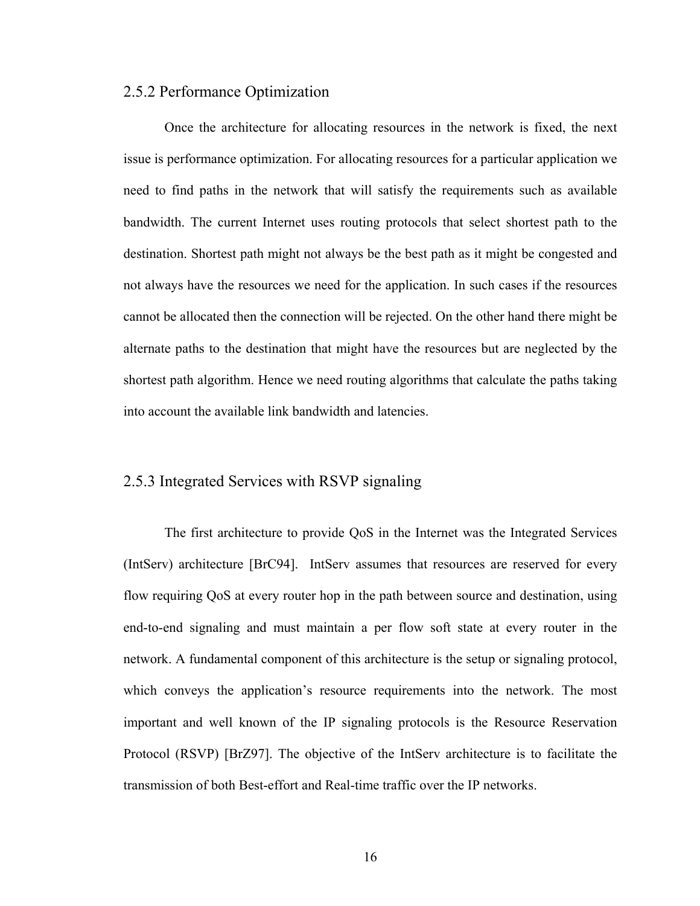### 2.5.2 Performance Optimization

Once the architecture for allocating resources in the network is fixed, the next issue is performance optimization. For allocating resources for a particular application we need to find paths in the network that will satisfy the requirements such as available bandwidth. The current Internet uses routing protocols that select shortest path to the destination. Shortest path might not always be the best path as it might be congested and not always have the resources we need for the application. In such cases if the resources cannot be allocated then the connection will be rejected. On the other hand there might be alternate paths to the destination that might have the resources but are neglected by the shortest path algorithm. Hence we need routing algorithms that calculate the paths taking into account the available link bandwidth and latencies.

### 2.5.3 Integrated Services with RSVP signaling

The first architecture to provide QoS in the Internet was the Integrated Services (IntServ) architecture [BrC94]. IntServ assumes that resources are reserved for every flow requiring QoS at every router hop in the path between source and destination, using end-to-end signaling and must maintain a per flow soft state at every router in the network. A fundamental component of this architecture is the setup or signaling protocol, which conveys the application's resource requirements into the network. The most important and well known of the IP signaling protocols is the Resource Reservation Protocol (RSVP) [BrZ97]. The objective of the IntServ architecture is to facilitate the transmission of both Best-effort and Real-time traffic over the IP networks.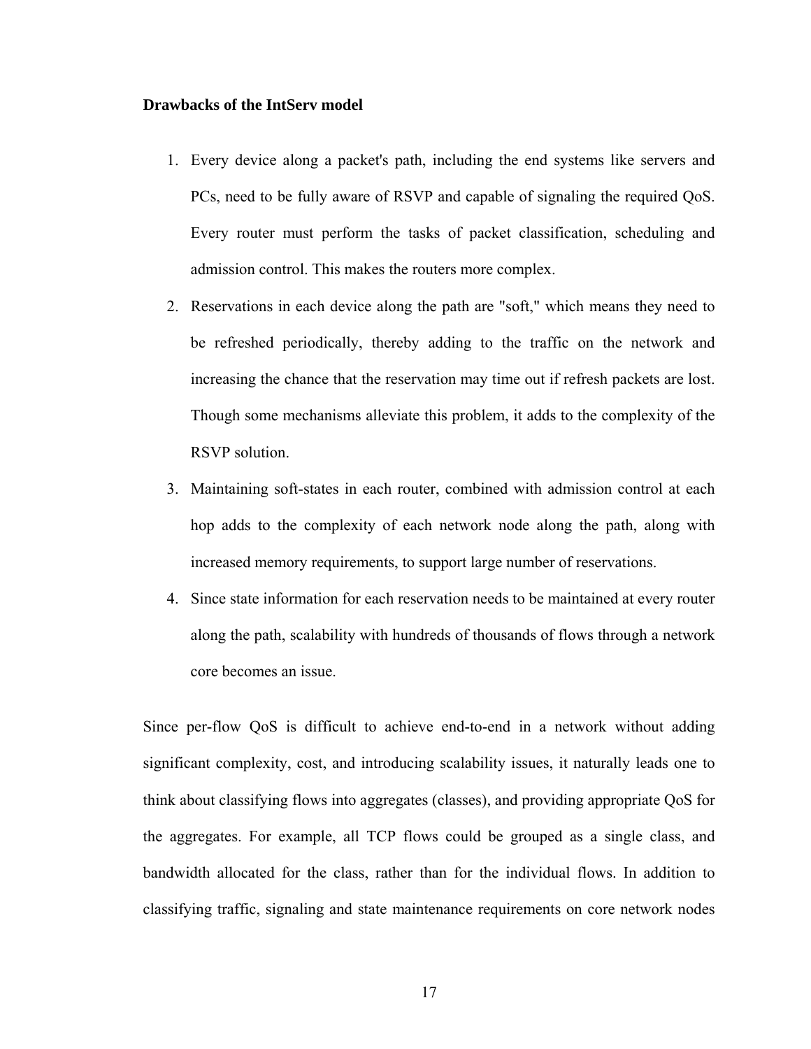**Drawbacks of the IntServ model**

1. Every device along a packet's path, including the end systems like servers and PCs, need to be fully aware of RSVP and capable of signaling the required QoS. Every router must perform the tasks of packet classification, scheduling and admission control. This makes the routers more complex.
2. Reservations in each device along the path are "soft," which means they need to be refreshed periodically, thereby adding to the traffic on the network and increasing the chance that the reservation may time out if refresh packets are lost. Though some mechanisms alleviate this problem, it adds to the complexity of the RSVP solution.
3. Maintaining soft-states in each router, combined with admission control at each hop adds to the complexity of each network node along the path, along with increased memory requirements, to support large number of reservations.
4. Since state information for each reservation needs to be maintained at every router along the path, scalability with hundreds of thousands of flows through a network core becomes an issue.

Since per-flow QoS is difficult to achieve end-to-end in a network without adding significant complexity, cost, and introducing scalability issues, it naturally leads one to think about classifying flows into aggregates (classes), and providing appropriate QoS for the aggregates. For example, all TCP flows could be grouped as a single class, and bandwidth allocated for the class, rather than for the individual flows. In addition to classifying traffic, signaling and state maintenance requirements on core network nodes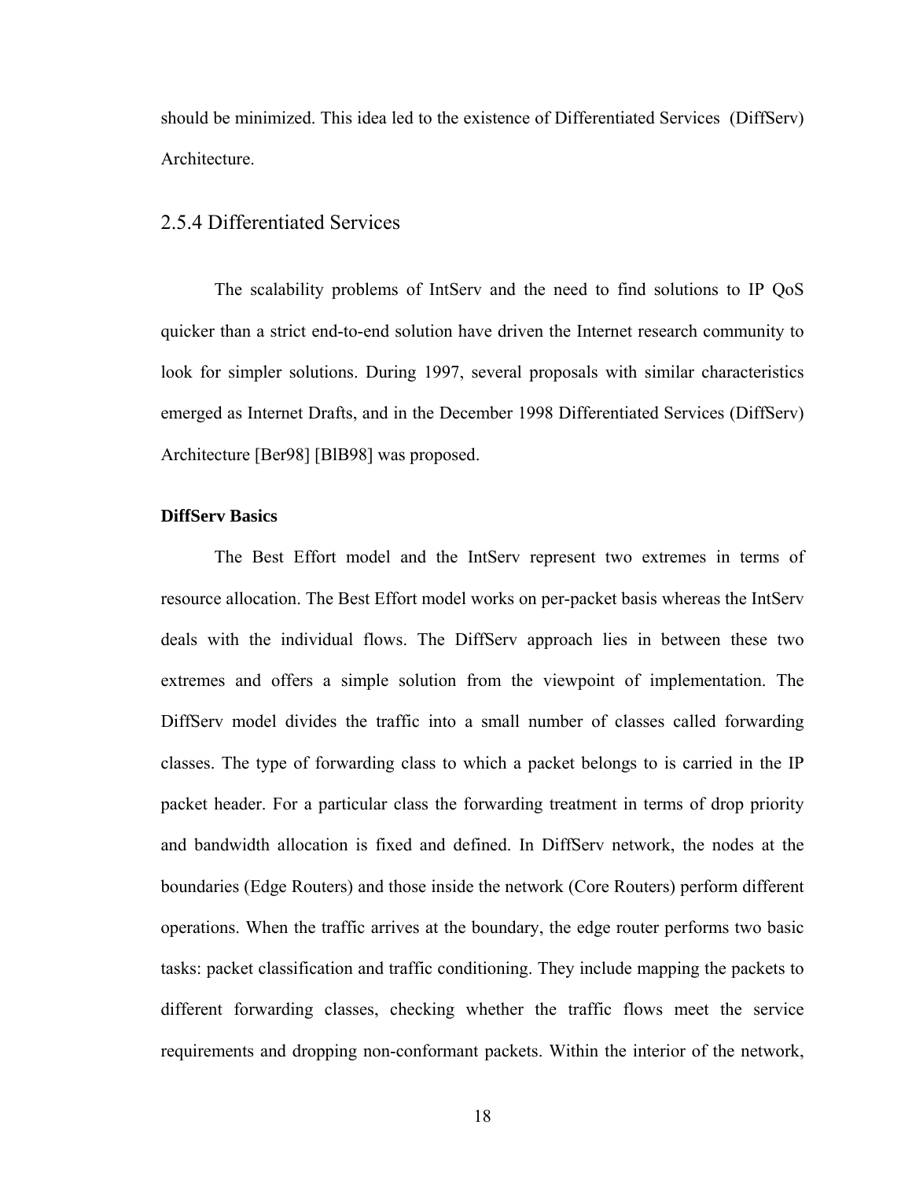should be minimized. This idea led to the existence of Differentiated Services (DiffServ) Architecture.

### 2.5.4 Differentiated Services

The scalability problems of IntServ and the need to find solutions to IP QoS quicker than a strict end-to-end solution have driven the Internet research community to look for simpler solutions. During 1997, several proposals with similar characteristics emerged as Internet Drafts, and in the December 1998 Differentiated Services (DiffServ) Architecture [Ber98] [BlB98] was proposed.

**DiffServ Basics**

The Best Effort model and the IntServ represent two extremes in terms of resource allocation. The Best Effort model works on per-packet basis whereas the IntServ deals with the individual flows. The DiffServ approach lies in between these two extremes and offers a simple solution from the viewpoint of implementation. The DiffServ model divides the traffic into a small number of classes called forwarding classes. The type of forwarding class to which a packet belongs to is carried in the IP packet header. For a particular class the forwarding treatment in terms of drop priority and bandwidth allocation is fixed and defined. In DiffServ network, the nodes at the boundaries (Edge Routers) and those inside the network (Core Routers) perform different operations. When the traffic arrives at the boundary, the edge router performs two basic tasks: packet classification and traffic conditioning. They include mapping the packets to different forwarding classes, checking whether the traffic flows meet the service requirements and dropping non-conformant packets. Within the interior of the network,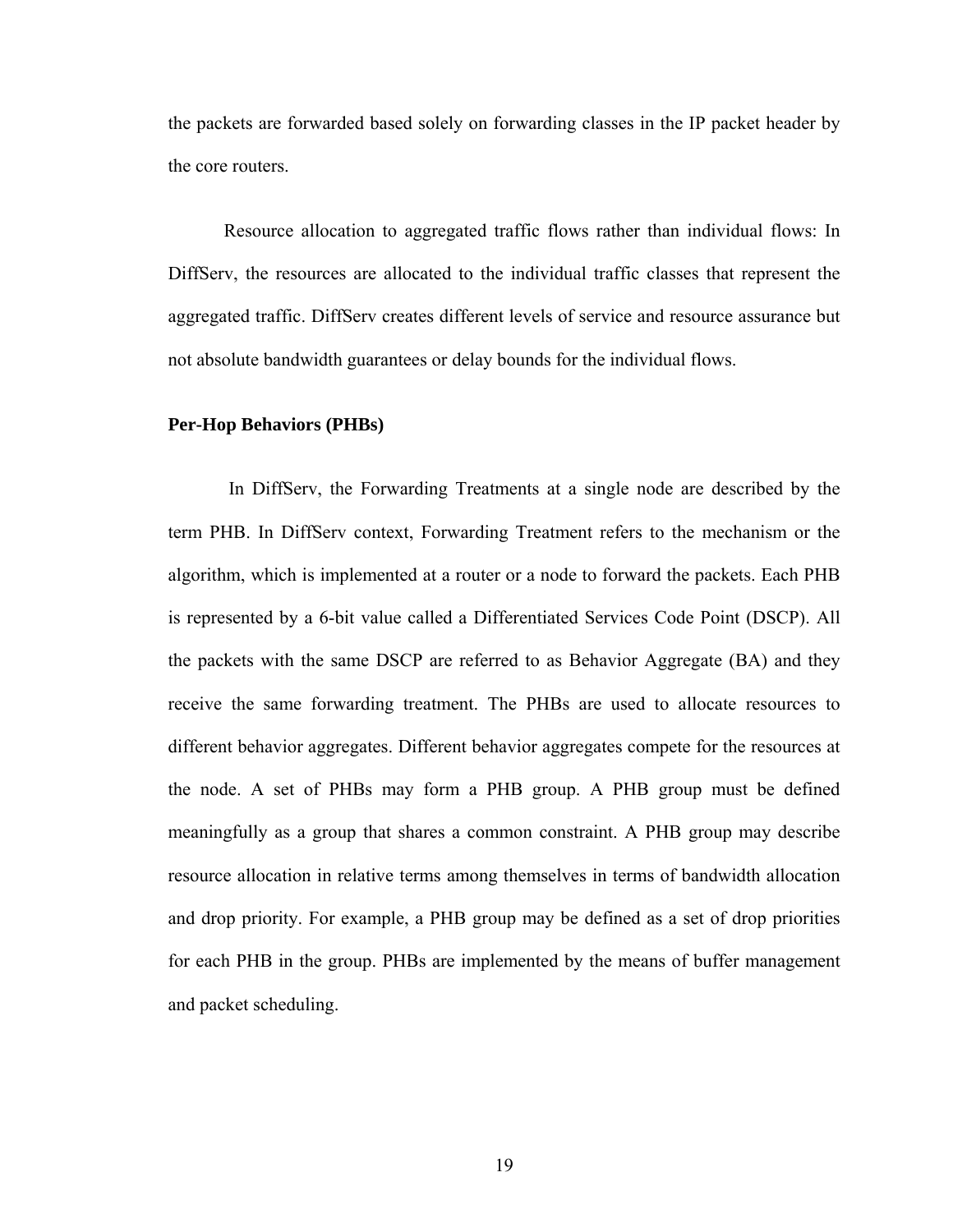the packets are forwarded based solely on forwarding classes in the IP packet header by the core routers.

Resource allocation to aggregated traffic flows rather than individual flows: In DiffServ, the resources are allocated to the individual traffic classes that represent the aggregated traffic. DiffServ creates different levels of service and resource assurance but not absolute bandwidth guarantees or delay bounds for the individual flows.

**Per-Hop Behaviors (PHBs)**

In DiffServ, the Forwarding Treatments at a single node are described by the term PHB. In DiffServ context, Forwarding Treatment refers to the mechanism or the algorithm, which is implemented at a router or a node to forward the packets. Each PHB is represented by a 6-bit value called a Differentiated Services Code Point (DSCP). All the packets with the same DSCP are referred to as Behavior Aggregate (BA) and they receive the same forwarding treatment. The PHBs are used to allocate resources to different behavior aggregates. Different behavior aggregates compete for the resources at the node. A set of PHBs may form a PHB group. A PHB group must be defined meaningfully as a group that shares a common constraint. A PHB group may describe resource allocation in relative terms among themselves in terms of bandwidth allocation and drop priority. For example, a PHB group may be defined as a set of drop priorities for each PHB in the group. PHBs are implemented by the means of buffer management and packet scheduling.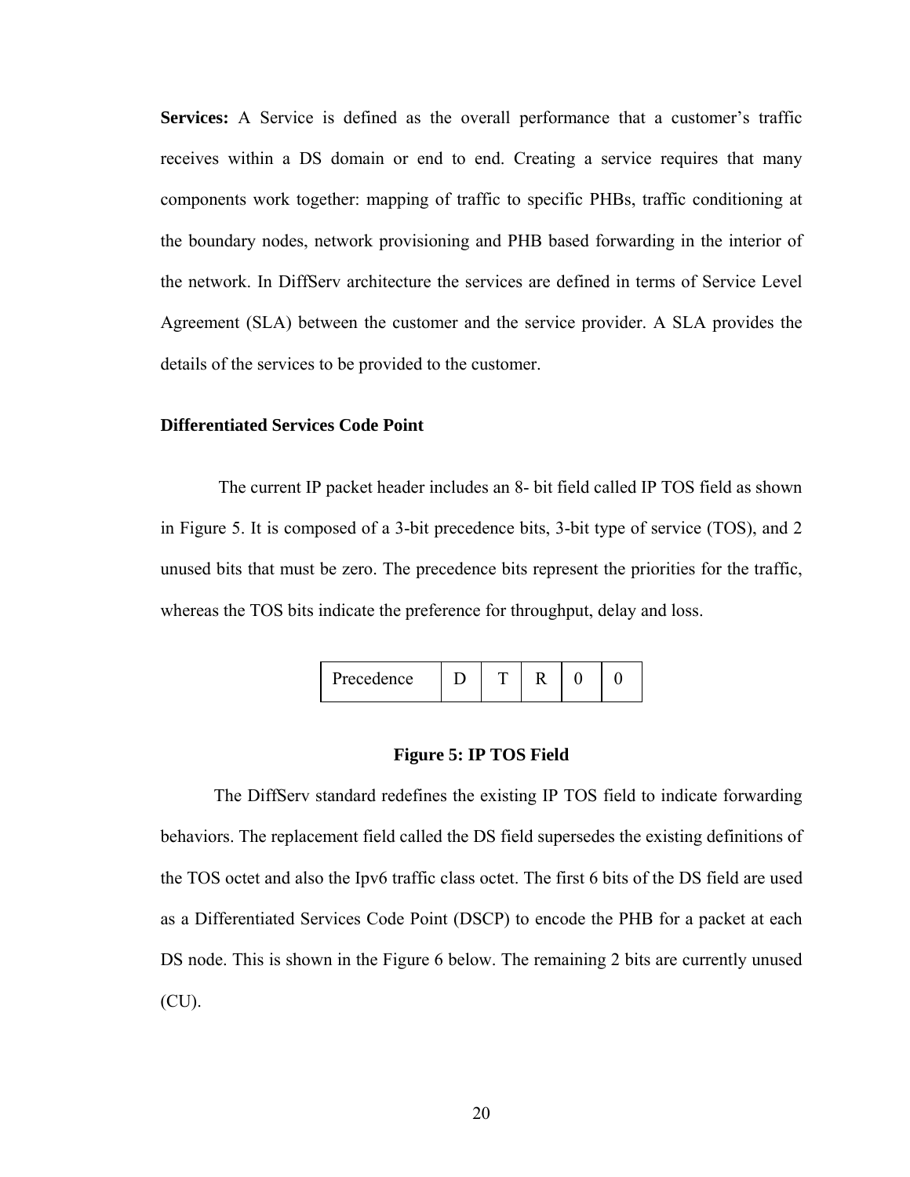**Services:** A Service is defined as the overall performance that a customer's traffic receives within a DS domain or end to end. Creating a service requires that many components work together: mapping of traffic to specific PHBs, traffic conditioning at the boundary nodes, network provisioning and PHB based forwarding in the interior of the network. In DiffServ architecture the services are defined in terms of Service Level Agreement (SLA) between the customer and the service provider. A SLA provides the details of the services to be provided to the customer.

### Differentiated Services Code Point

The current IP packet header includes an 8- bit field called IP TOS field as shown in Figure 5. It is composed of a 3-bit precedence bits, 3-bit type of service (TOS), and 2 unused bits that must be zero. The precedence bits represent the priorities for the traffic, whereas the TOS bits indicate the preference for throughput, delay and loss.

| Precedence | D | T | R | 0 | 0 |
|---|---|---|---|---|---|

**Figure 5: IP TOS Field**

The DiffServ standard redefines the existing IP TOS field to indicate forwarding behaviors. The replacement field called the DS field supersedes the existing definitions of the TOS octet and also the Ipv6 traffic class octet. The first 6 bits of the DS field are used as a Differentiated Services Code Point (DSCP) to encode the PHB for a packet at each DS node. This is shown in the Figure 6 below. The remaining 2 bits are currently unused (CU).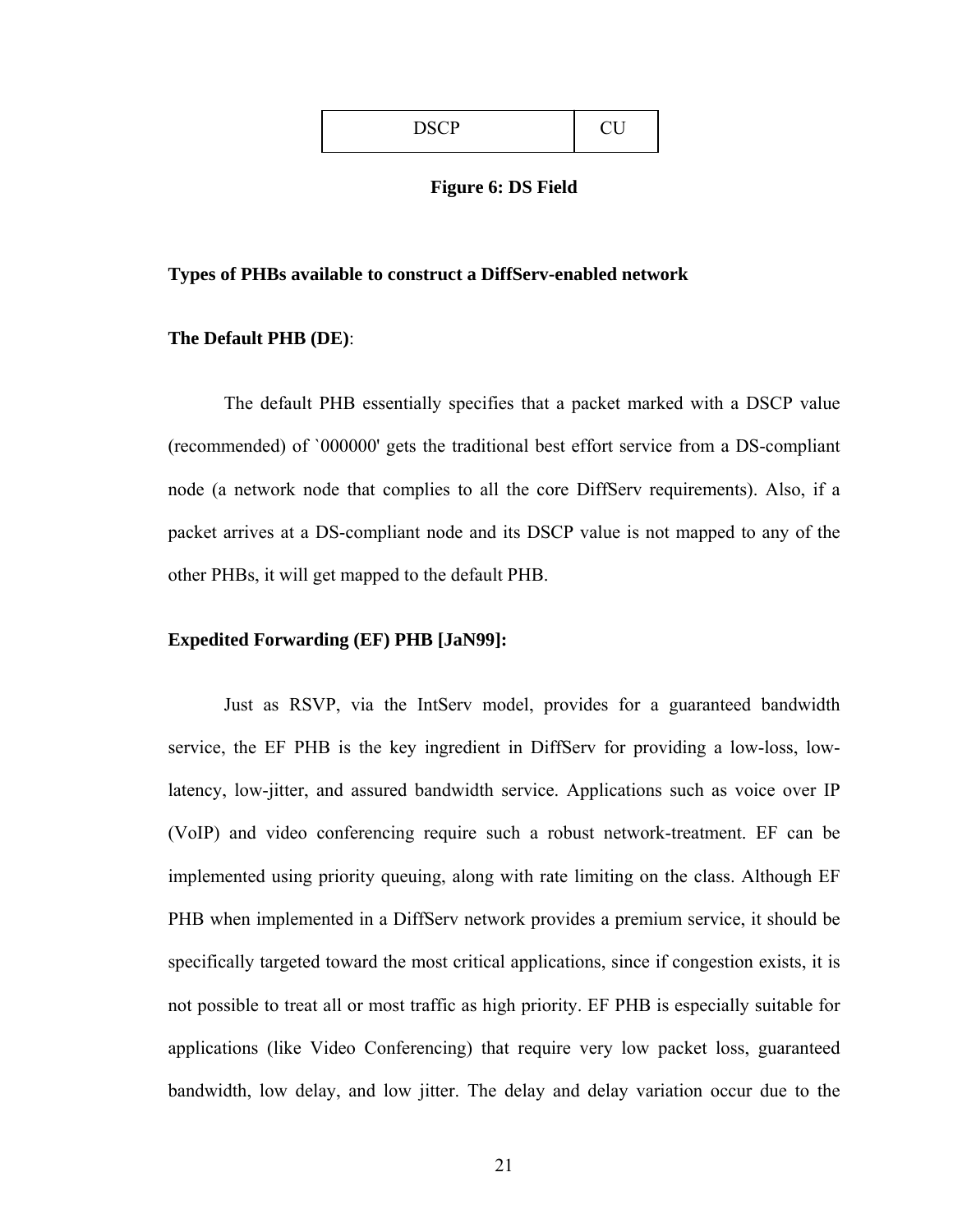| DSCP | CU |
|---|---|

**Figure 6: DS Field**

**Types of PHBs available to construct a DiffServ-enabled network**

**The Default PHB (DE)**:

The default PHB essentially specifies that a packet marked with a DSCP value (recommended) of `000000' gets the traditional best effort service from a DS-compliant node (a network node that complies to all the core DiffServ requirements). Also, if a packet arrives at a DS-compliant node and its DSCP value is not mapped to any of the other PHBs, it will get mapped to the default PHB.

**Expedited Forwarding (EF) PHB [JaN99]:**

Just as RSVP, via the IntServ model, provides for a guaranteed bandwidth service, the EF PHB is the key ingredient in DiffServ for providing a low-loss, low-latency, low-jitter, and assured bandwidth service. Applications such as voice over IP (VoIP) and video conferencing require such a robust network-treatment. EF can be implemented using priority queuing, along with rate limiting on the class. Although EF PHB when implemented in a DiffServ network provides a premium service, it should be specifically targeted toward the most critical applications, since if congestion exists, it is not possible to treat all or most traffic as high priority. EF PHB is especially suitable for applications (like Video Conferencing) that require very low packet loss, guaranteed bandwidth, low delay, and low jitter. The delay and delay variation occur due to the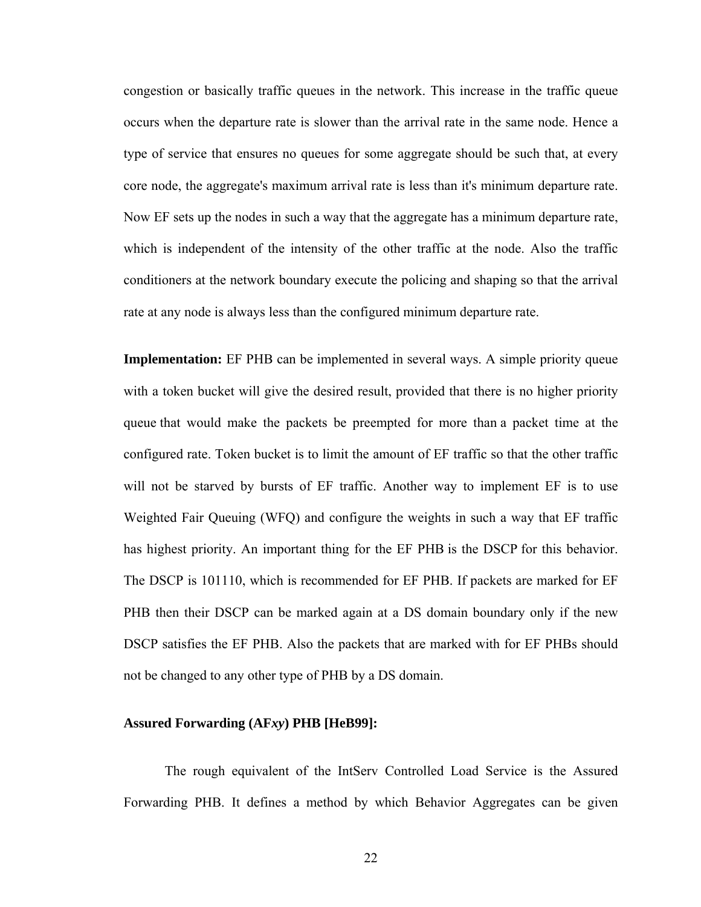congestion or basically traffic queues in the network. This increase in the traffic queue occurs when the departure rate is slower than the arrival rate in the same node. Hence a type of service that ensures no queues for some aggregate should be such that, at every core node, the aggregate's maximum arrival rate is less than it's minimum departure rate. Now EF sets up the nodes in such a way that the aggregate has a minimum departure rate, which is independent of the intensity of the other traffic at the node. Also the traffic conditioners at the network boundary execute the policing and shaping so that the arrival rate at any node is always less than the configured minimum departure rate.

**Implementation:** EF PHB can be implemented in several ways. A simple priority queue with a token bucket will give the desired result, provided that there is no higher priority queue that would make the packets be preempted for more than a packet time at the configured rate. Token bucket is to limit the amount of EF traffic so that the other traffic will not be starved by bursts of EF traffic. Another way to implement EF is to use Weighted Fair Queuing (WFQ) and configure the weights in such a way that EF traffic has highest priority. An important thing for the EF PHB is the DSCP for this behavior. The DSCP is 101110, which is recommended for EF PHB. If packets are marked for EF PHB then their DSCP can be marked again at a DS domain boundary only if the new DSCP satisfies the EF PHB. Also the packets that are marked with for EF PHBs should not be changed to any other type of PHB by a DS domain.

**Assured Forwarding (AF*xy*) PHB [HeB99]:**

The rough equivalent of the IntServ Controlled Load Service is the Assured Forwarding PHB. It defines a method by which Behavior Aggregates can be given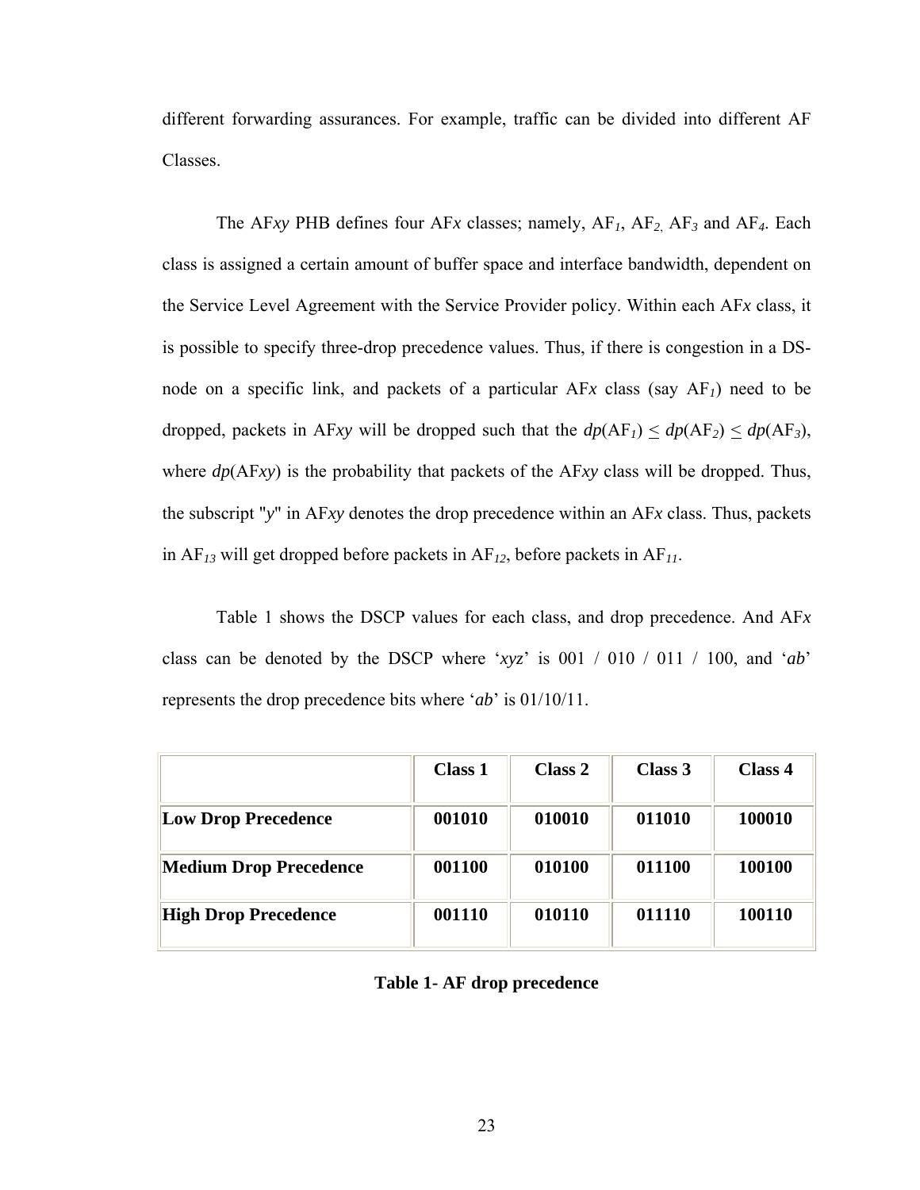different forwarding assurances. For example, traffic can be divided into different AF Classes.

The AF*xy* PHB defines four AF*x* classes; namely, $AF_1$, $AF_2$, $AF_3$ and $AF_4$. Each class is assigned a certain amount of buffer space and interface bandwidth, dependent on the Service Level Agreement with the Service Provider policy. Within each AF*x* class, it is possible to specify three-drop precedence values. Thus, if there is congestion in a DS-node on a specific link, and packets of a particular AF*x* class (say $AF_1$) need to be dropped, packets in AF*xy* will be dropped such that the $dp(AF_1) \leq dp(AF_2) \leq dp(AF_3)$, where *dp*(AF*xy*) is the probability that packets of the AF*xy* class will be dropped. Thus, the subscript "*y*" in AF*xy* denotes the drop precedence within an AF*x* class. Thus, packets in $AF_{13}$ will get dropped before packets in $AF_{12}$, before packets in $AF_{11}$.

Table 1 shows the DSCP values for each class, and drop precedence. And AF*x* class can be denoted by the DSCP where '*xyz*' is 001 / 010 / 011 / 100, and '*ab*' represents the drop precedence bits where '*ab*' is 01/10/11.

| | **Class 1** | **Class 2** | **Class 3** | **Class 4** |
|---|---|---|---|---|
| **Low Drop Precedence** | **001010** | **010010** | **011010** | **100010** |
| **Medium Drop Precedence** | **001100** | **010100** | **011100** | **100100** |
| **High Drop Precedence** | **001110** | **010110** | **011110** | **100110** |

**Table 1- AF drop precedence**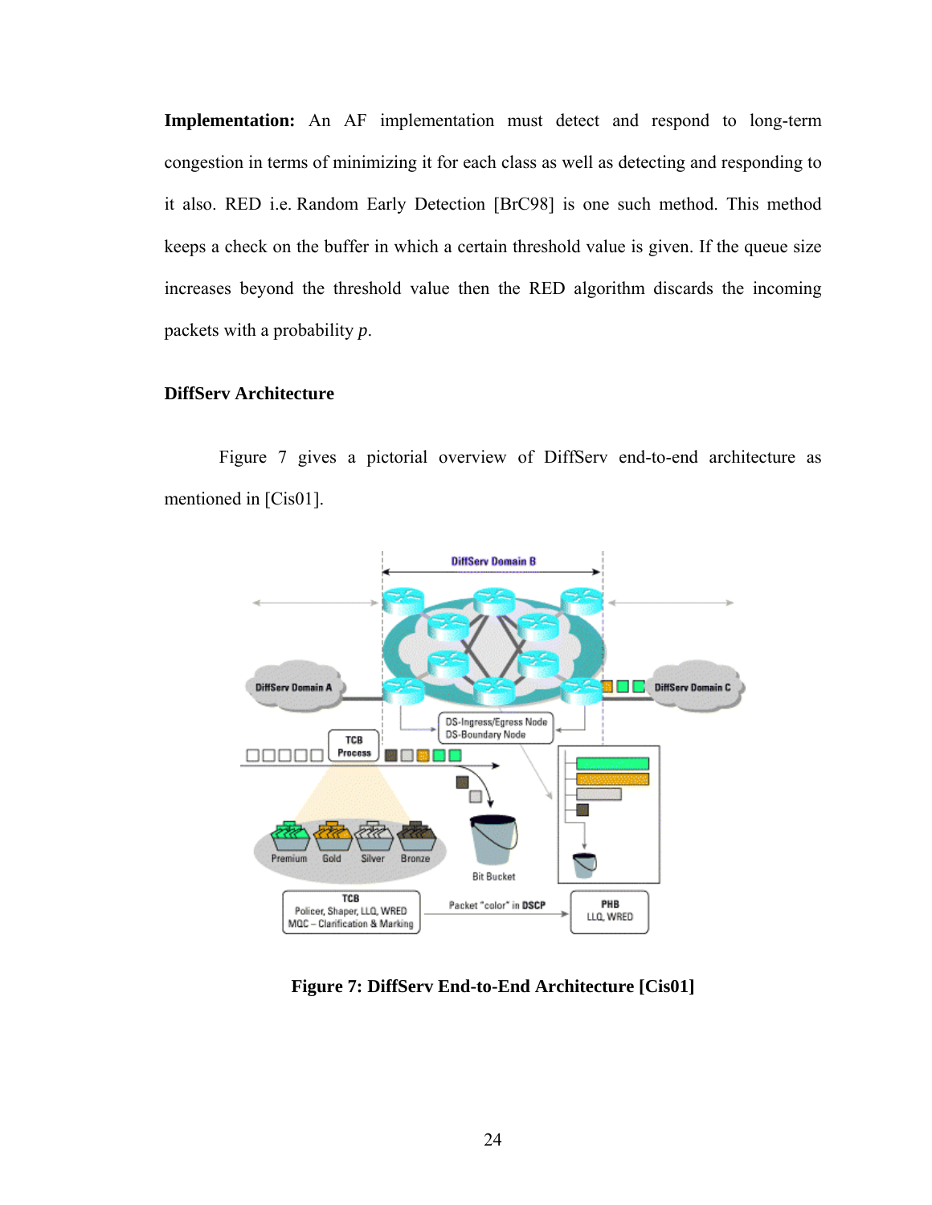**Implementation:** An AF implementation must detect and respond to long-term congestion in terms of minimizing it for each class as well as detecting and responding to it also. RED i.e. Random Early Detection [BrC98] is one such method. This method keeps a check on the buffer in which a certain threshold value is given. If the queue size increases beyond the threshold value then the RED algorithm discards the incoming packets with a probability *p*.

### DiffServ Architecture

Figure 7 gives a pictorial overview of DiffServ end-to-end architecture as mentioned in [Cis01].

**Figure 7: DiffServ End-to-End Architecture [Cis01]**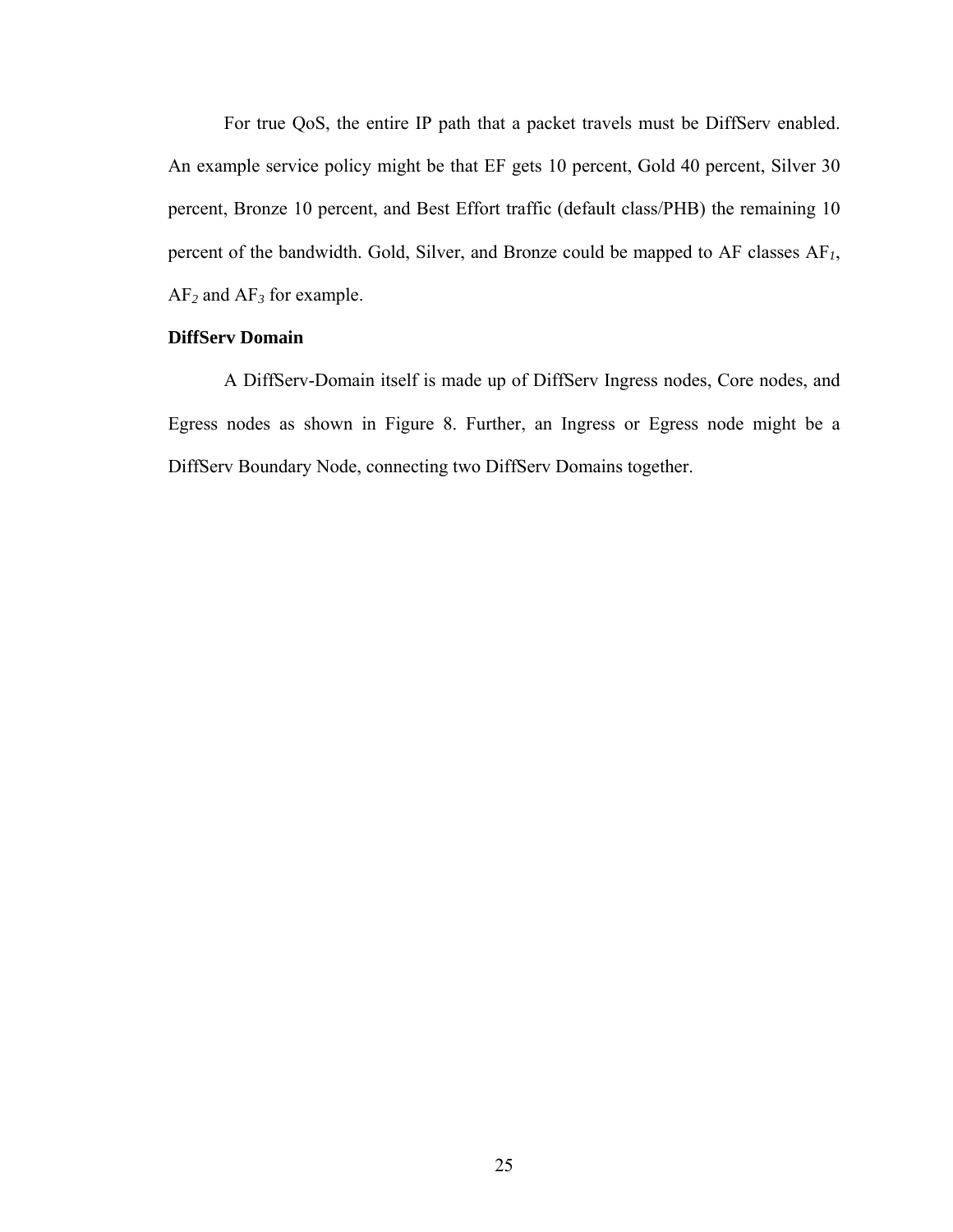For true QoS, the entire IP path that a packet travels must be DiffServ enabled. An example service policy might be that EF gets 10 percent, Gold 40 percent, Silver 30 percent, Bronze 10 percent, and Best Effort traffic (default class/PHB) the remaining 10 percent of the bandwidth. Gold, Silver, and Bronze could be mapped to AF classes $AF_1$, $AF_2$ and $AF_3$ for example.

### DiffServ Domain

A DiffServ-Domain itself is made up of DiffServ Ingress nodes, Core nodes, and Egress nodes as shown in Figure 8. Further, an Ingress or Egress node might be a DiffServ Boundary Node, connecting two DiffServ Domains together.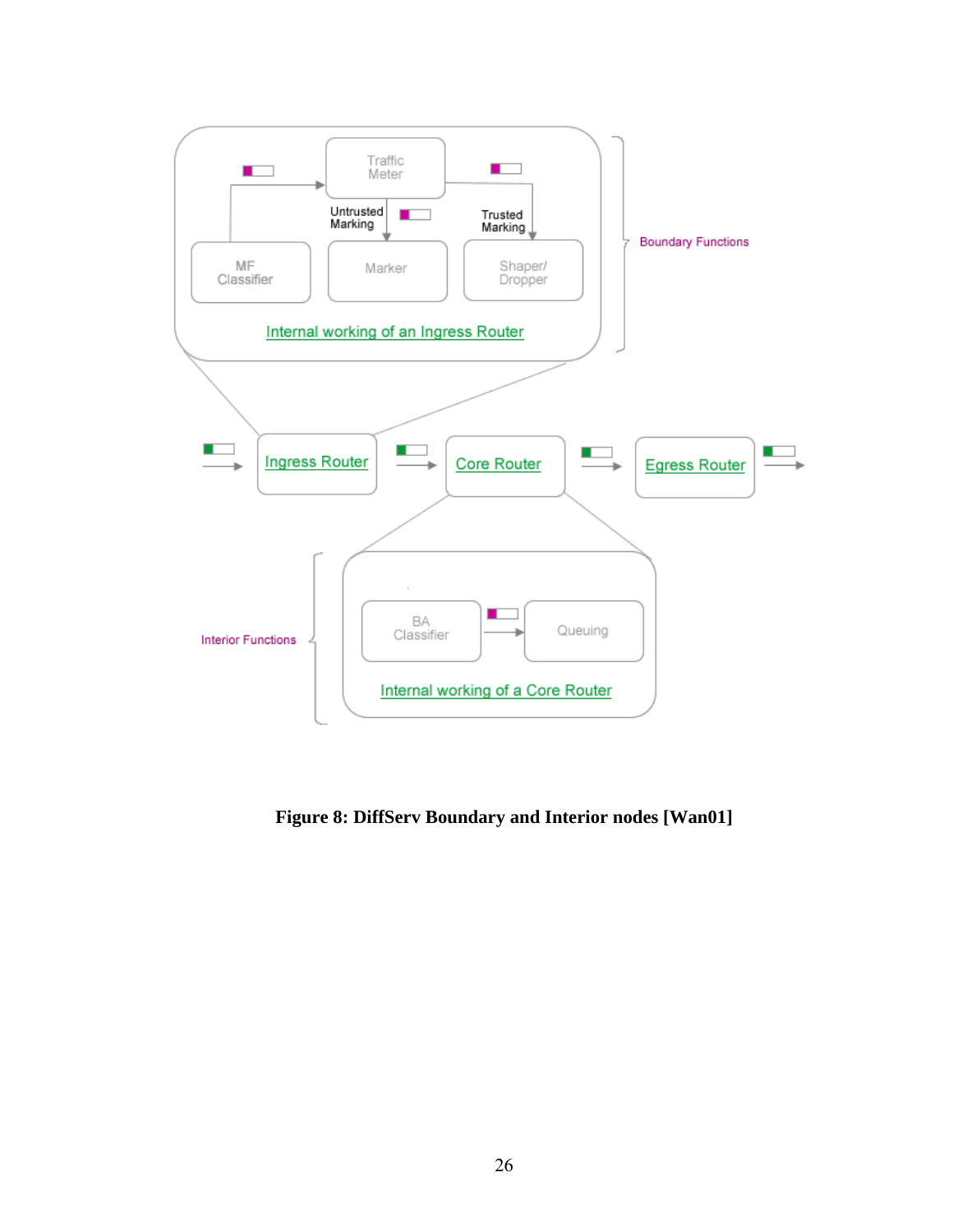Figure 8: DiffServ Boundary and Interior nodes [Wan01]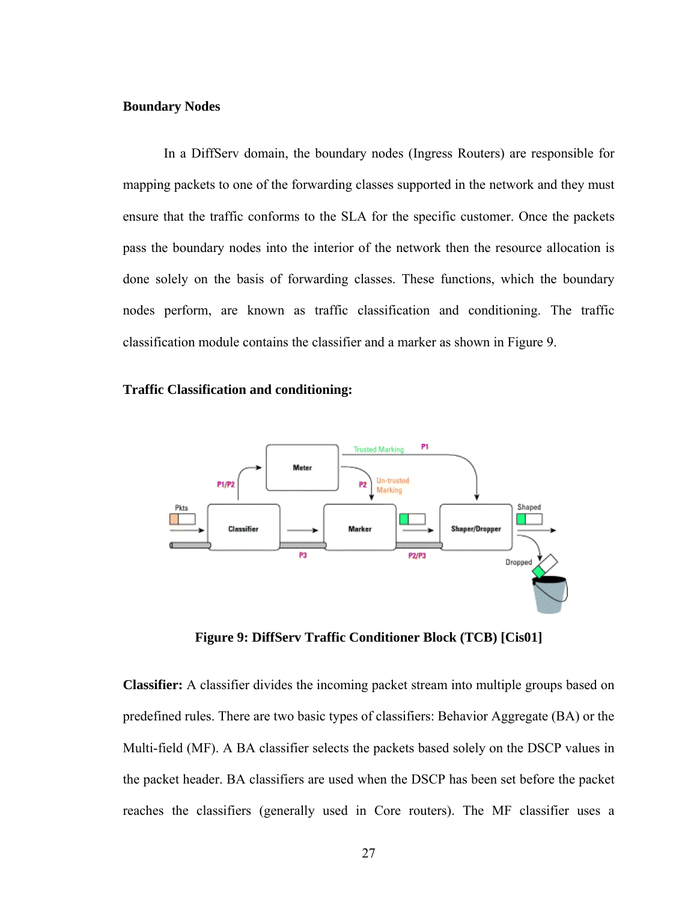**Boundary Nodes**

In a DiffServ domain, the boundary nodes (Ingress Routers) are responsible for mapping packets to one of the forwarding classes supported in the network and they must ensure that the traffic conforms to the SLA for the specific customer. Once the packets pass the boundary nodes into the interior of the network then the resource allocation is done solely on the basis of forwarding classes. These functions, which the boundary nodes perform, are known as traffic classification and conditioning. The traffic classification module contains the classifier and a marker as shown in Figure 9.

**Traffic Classification and conditioning:**

**Figure 9: DiffServ Traffic Conditioner Block (TCB) [Cis01]**

**Classifier:** A classifier divides the incoming packet stream into multiple groups based on predefined rules. There are two basic types of classifiers: Behavior Aggregate (BA) or the Multi-field (MF). A BA classifier selects the packets based solely on the DSCP values in the packet header. BA classifiers are used when the DSCP has been set before the packet reaches the classifiers (generally used in Core routers). The MF classifier uses a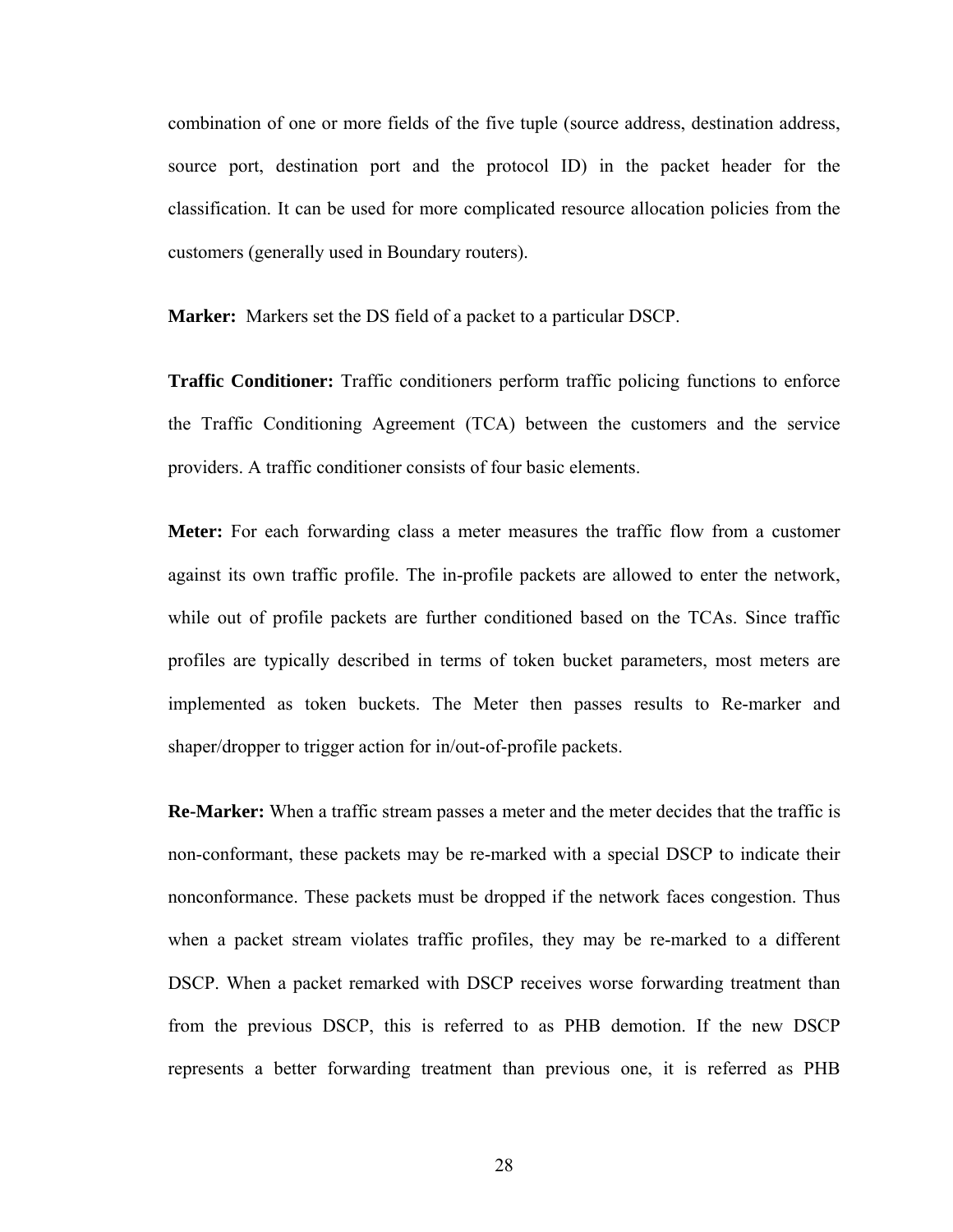combination of one or more fields of the five tuple (source address, destination address, source port, destination port and the protocol ID) in the packet header for the classification. It can be used for more complicated resource allocation policies from the customers (generally used in Boundary routers).

**Marker:** Markers set the DS field of a packet to a particular DSCP.

**Traffic Conditioner:** Traffic conditioners perform traffic policing functions to enforce the Traffic Conditioning Agreement (TCA) between the customers and the service providers. A traffic conditioner consists of four basic elements.

**Meter:** For each forwarding class a meter measures the traffic flow from a customer against its own traffic profile. The in-profile packets are allowed to enter the network, while out of profile packets are further conditioned based on the TCAs. Since traffic profiles are typically described in terms of token bucket parameters, most meters are implemented as token buckets. The Meter then passes results to Re-marker and shaper/dropper to trigger action for in/out-of-profile packets.

**Re-Marker:** When a traffic stream passes a meter and the meter decides that the traffic is non-conformant, these packets may be re-marked with a special DSCP to indicate their nonconformance. These packets must be dropped if the network faces congestion. Thus when a packet stream violates traffic profiles, they may be re-marked to a different DSCP. When a packet remarked with DSCP receives worse forwarding treatment than from the previous DSCP, this is referred to as PHB demotion. If the new DSCP represents a better forwarding treatment than previous one, it is referred as PHB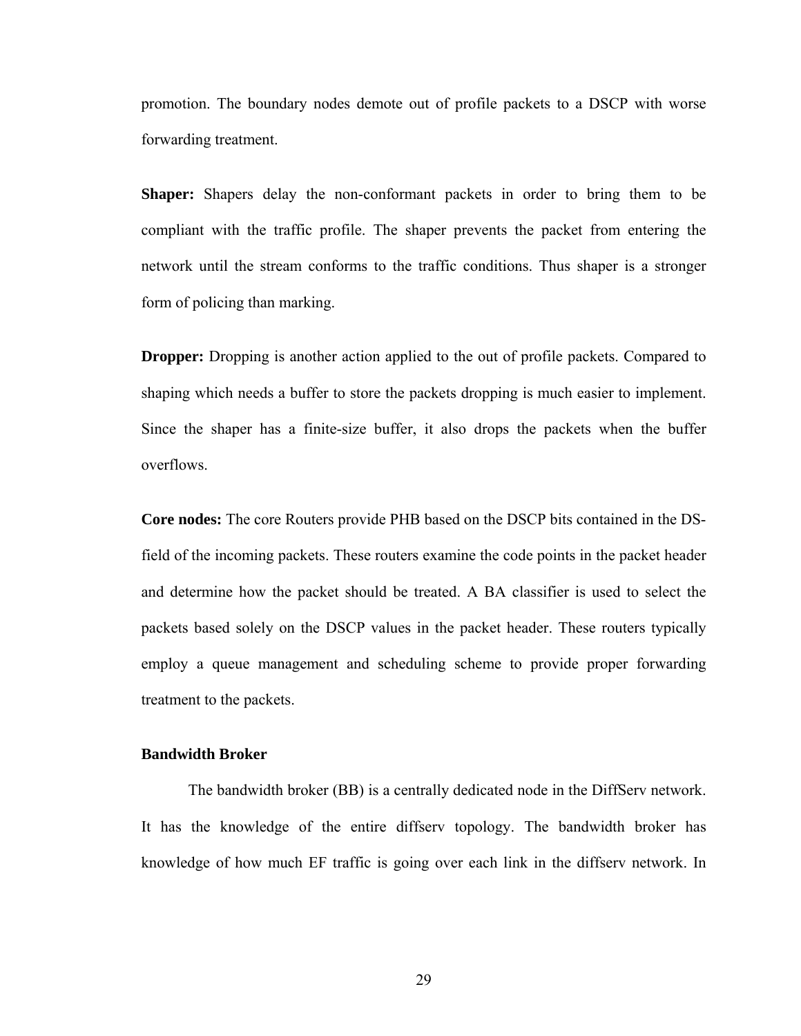promotion. The boundary nodes demote out of profile packets to a DSCP with worse forwarding treatment.

**Shaper:** Shapers delay the non-conformant packets in order to bring them to be compliant with the traffic profile. The shaper prevents the packet from entering the network until the stream conforms to the traffic conditions. Thus shaper is a stronger form of policing than marking.

**Dropper:** Dropping is another action applied to the out of profile packets. Compared to shaping which needs a buffer to store the packets dropping is much easier to implement. Since the shaper has a finite-size buffer, it also drops the packets when the buffer overflows.

**Core nodes:** The core Routers provide PHB based on the DSCP bits contained in the DS-field of the incoming packets. These routers examine the code points in the packet header and determine how the packet should be treated. A BA classifier is used to select the packets based solely on the DSCP values in the packet header. These routers typically employ a queue management and scheduling scheme to provide proper forwarding treatment to the packets.

### Bandwidth Broker

The bandwidth broker (BB) is a centrally dedicated node in the DiffServ network. It has the knowledge of the entire diffserv topology. The bandwidth broker has knowledge of how much EF traffic is going over each link in the diffserv network. In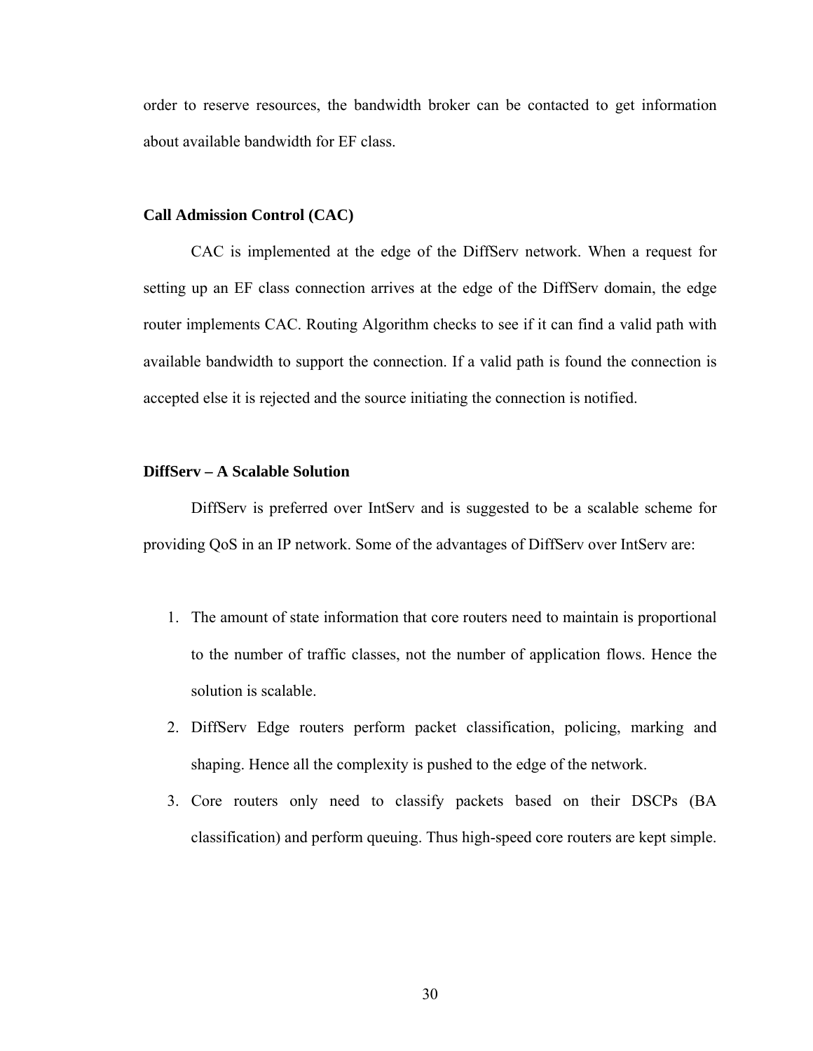order to reserve resources, the bandwidth broker can be contacted to get information about available bandwidth for EF class.

**Call Admission Control (CAC)**

CAC is implemented at the edge of the DiffServ network. When a request for setting up an EF class connection arrives at the edge of the DiffServ domain, the edge router implements CAC. Routing Algorithm checks to see if it can find a valid path with available bandwidth to support the connection. If a valid path is found the connection is accepted else it is rejected and the source initiating the connection is notified.

**DiffServ – A Scalable Solution**

DiffServ is preferred over IntServ and is suggested to be a scalable scheme for providing QoS in an IP network. Some of the advantages of DiffServ over IntServ are:

1. The amount of state information that core routers need to maintain is proportional to the number of traffic classes, not the number of application flows. Hence the solution is scalable.
2. DiffServ Edge routers perform packet classification, policing, marking and shaping. Hence all the complexity is pushed to the edge of the network.
3. Core routers only need to classify packets based on their DSCPs (BA classification) and perform queuing. Thus high-speed core routers are kept simple.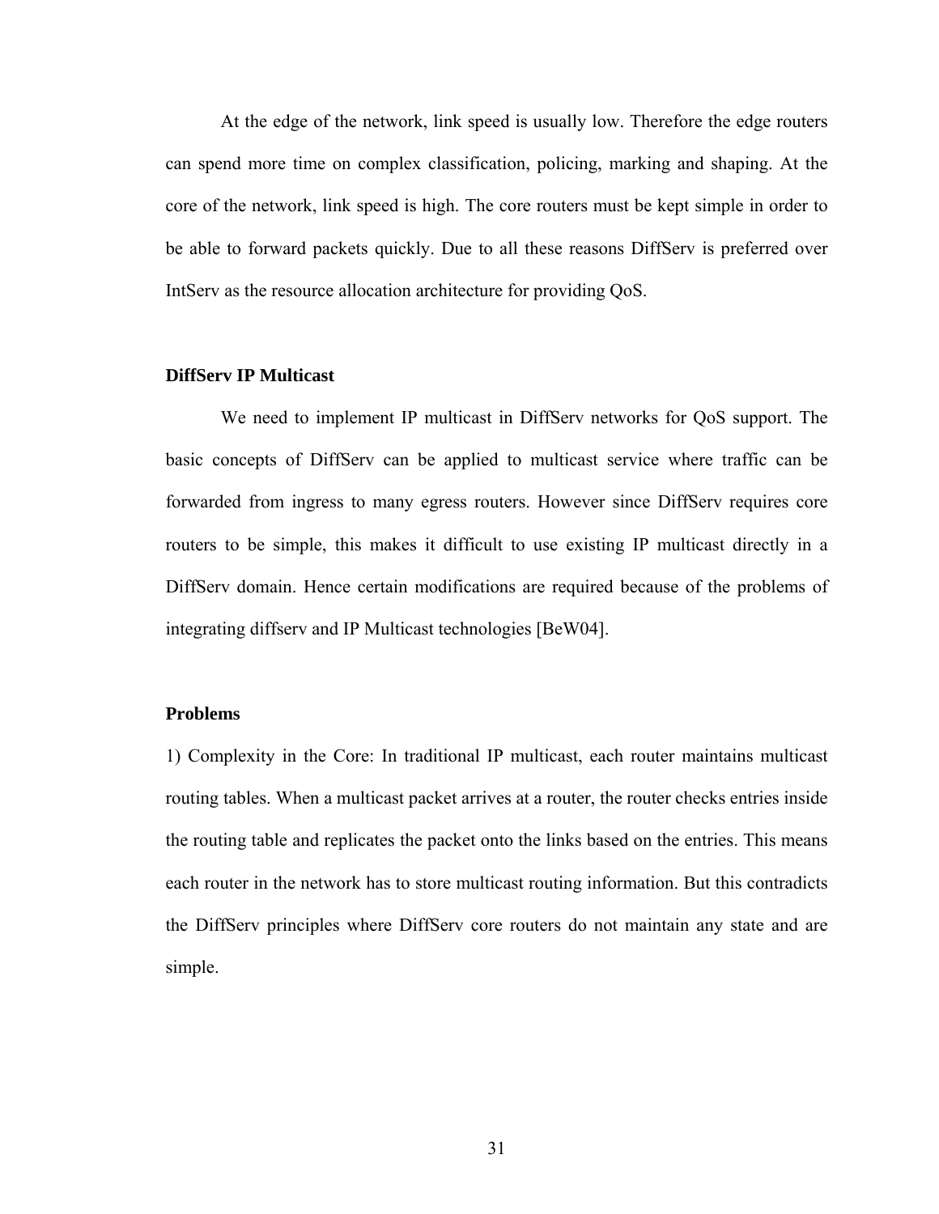At the edge of the network, link speed is usually low. Therefore the edge routers can spend more time on complex classification, policing, marking and shaping. At the core of the network, link speed is high. The core routers must be kept simple in order to be able to forward packets quickly. Due to all these reasons DiffServ is preferred over IntServ as the resource allocation architecture for providing QoS.

### DiffServ IP Multicast

We need to implement IP multicast in DiffServ networks for QoS support. The basic concepts of DiffServ can be applied to multicast service where traffic can be forwarded from ingress to many egress routers. However since DiffServ requires core routers to be simple, this makes it difficult to use existing IP multicast directly in a DiffServ domain. Hence certain modifications are required because of the problems of integrating diffserv and IP Multicast technologies [BeW04].

### Problems

1) Complexity in the Core: In traditional IP multicast, each router maintains multicast routing tables. When a multicast packet arrives at a router, the router checks entries inside the routing table and replicates the packet onto the links based on the entries. This means each router in the network has to store multicast routing information. But this contradicts the DiffServ principles where DiffServ core routers do not maintain any state and are simple.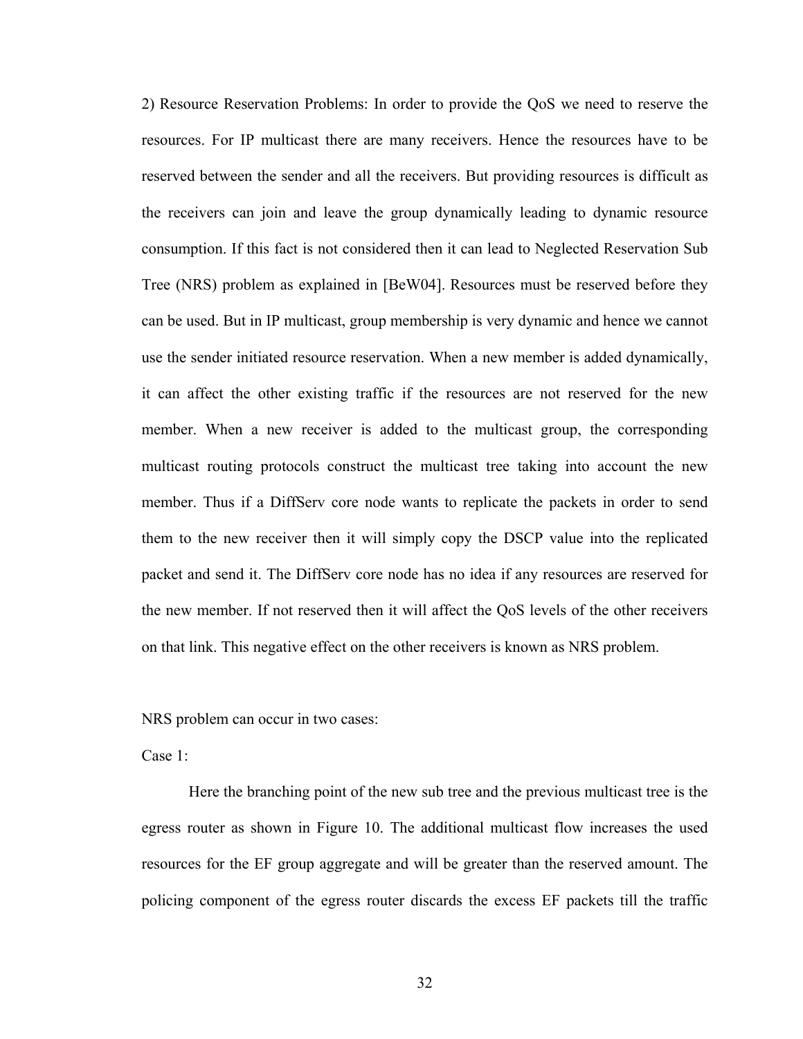2) Resource Reservation Problems: In order to provide the QoS we need to reserve the resources. For IP multicast there are many receivers. Hence the resources have to be reserved between the sender and all the receivers. But providing resources is difficult as the receivers can join and leave the group dynamically leading to dynamic resource consumption. If this fact is not considered then it can lead to Neglected Reservation Sub Tree (NRS) problem as explained in [BeW04]. Resources must be reserved before they can be used. But in IP multicast, group membership is very dynamic and hence we cannot use the sender initiated resource reservation. When a new member is added dynamically, it can affect the other existing traffic if the resources are not reserved for the new member. When a new receiver is added to the multicast group, the corresponding multicast routing protocols construct the multicast tree taking into account the new member. Thus if a DiffServ core node wants to replicate the packets in order to send them to the new receiver then it will simply copy the DSCP value into the replicated packet and send it. The DiffServ core node has no idea if any resources are reserved for the new member. If not reserved then it will affect the QoS levels of the other receivers on that link. This negative effect on the other receivers is known as NRS problem.

NRS problem can occur in two cases:

Case 1:

Here the branching point of the new sub tree and the previous multicast tree is the egress router as shown in Figure 10. The additional multicast flow increases the used resources for the EF group aggregate and will be greater than the reserved amount. The policing component of the egress router discards the excess EF packets till the traffic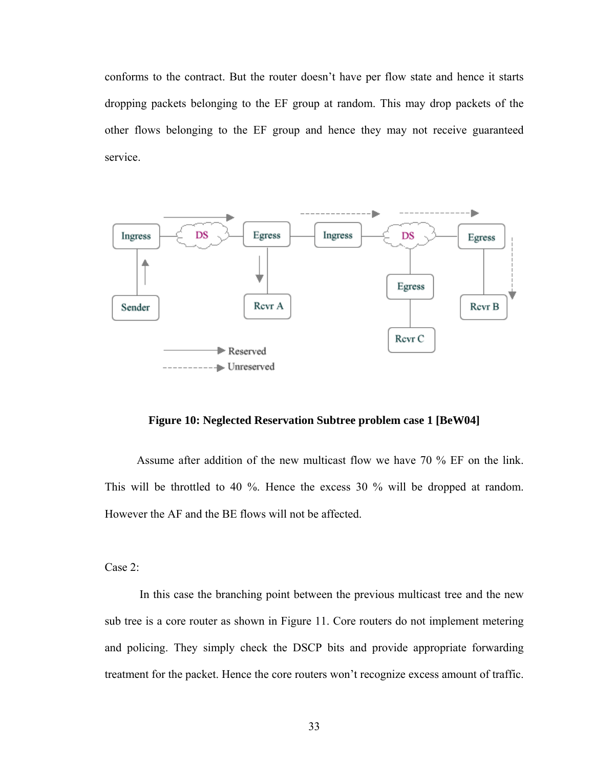conforms to the contract. But the router doesn't have per flow state and hence it starts dropping packets belonging to the EF group at random. This may drop packets of the other flows belonging to the EF group and hence they may not receive guaranteed service.

**Figure 10: Neglected Reservation Subtree problem case 1 [BeW04]**

Assume after addition of the new multicast flow we have 70 % EF on the link. This will be throttled to 40 %. Hence the excess 30 % will be dropped at random. However the AF and the BE flows will not be affected.

Case 2:

In this case the branching point between the previous multicast tree and the new sub tree is a core router as shown in Figure 11. Core routers do not implement metering and policing. They simply check the DSCP bits and provide appropriate forwarding treatment for the packet. Hence the core routers won't recognize excess amount of traffic.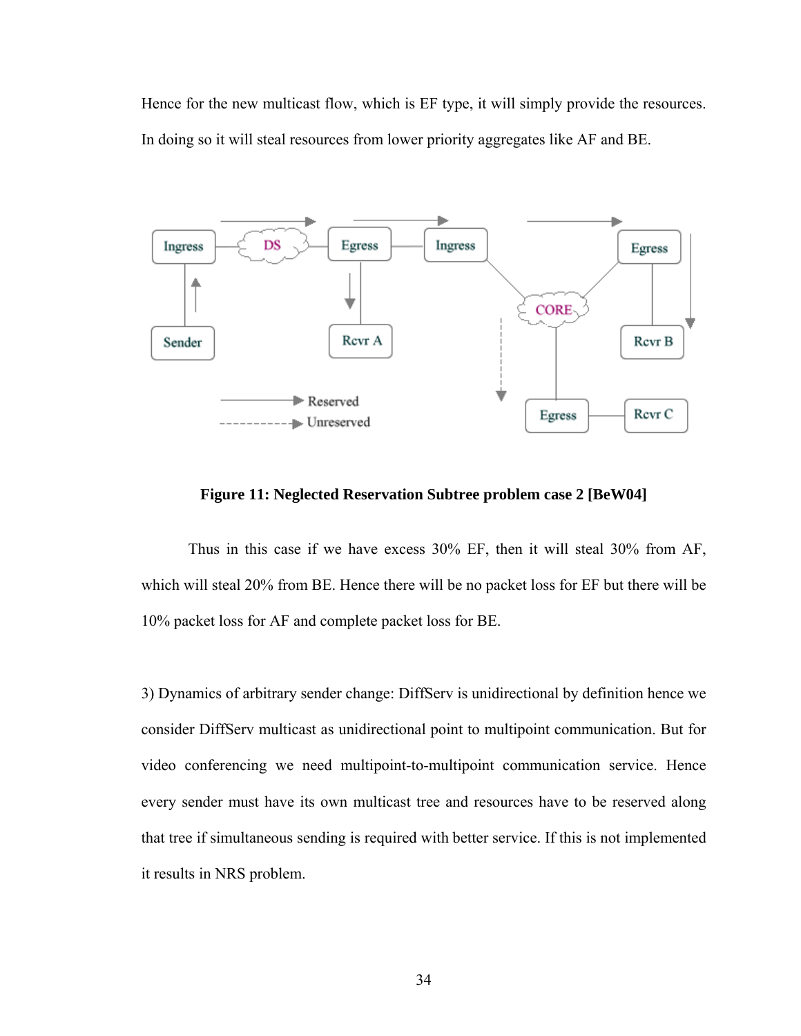Hence for the new multicast flow, which is EF type, it will simply provide the resources. In doing so it will steal resources from lower priority aggregates like AF and BE.

**Figure 11: Neglected Reservation Subtree problem case 2 [BeW04]**

Thus in this case if we have excess 30% EF, then it will steal 30% from AF, which will steal 20% from BE. Hence there will be no packet loss for EF but there will be 10% packet loss for AF and complete packet loss for BE.

3) Dynamics of arbitrary sender change: DiffServ is unidirectional by definition hence we consider DiffServ multicast as unidirectional point to multipoint communication. But for video conferencing we need multipoint-to-multipoint communication service. Hence every sender must have its own multicast tree and resources have to be reserved along that tree if simultaneous sending is required with better service. If this is not implemented it results in NRS problem.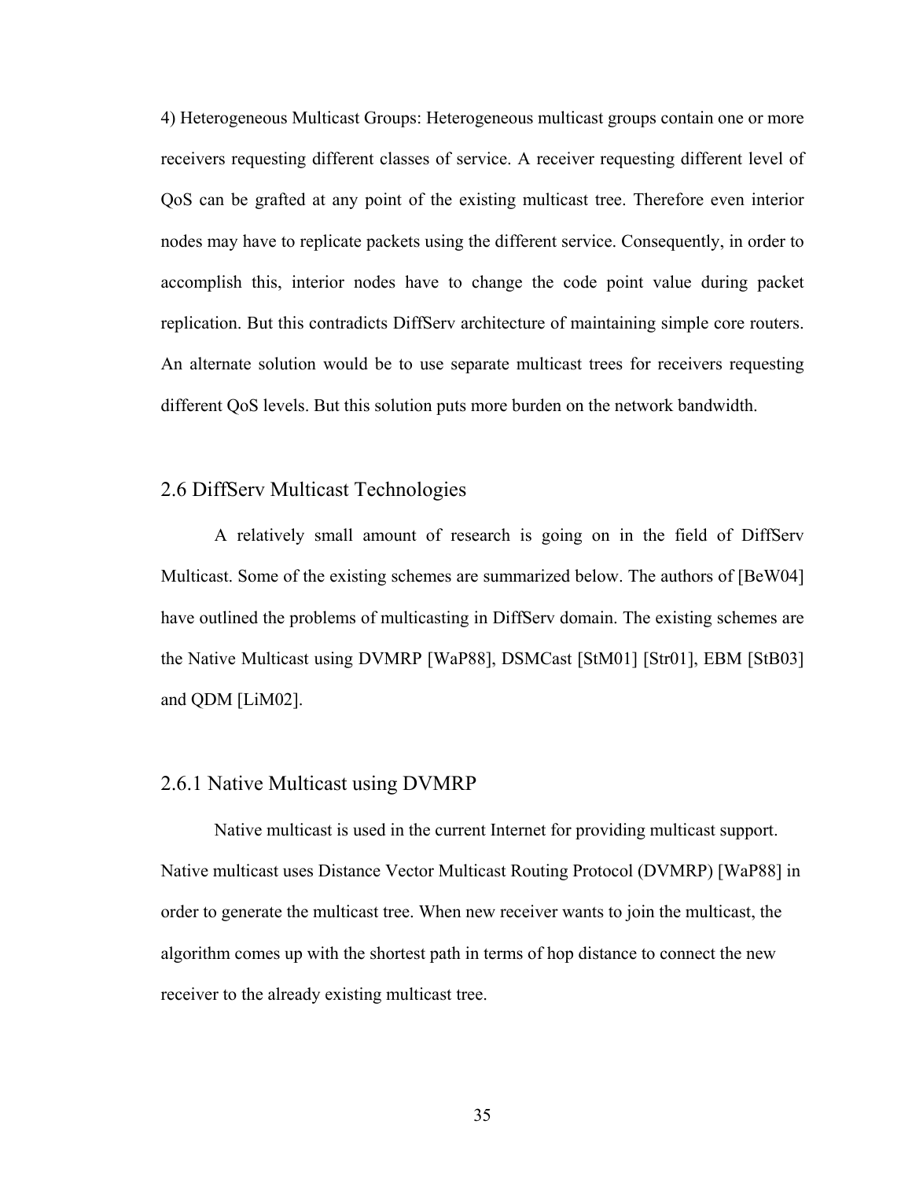4) Heterogeneous Multicast Groups: Heterogeneous multicast groups contain one or more receivers requesting different classes of service. A receiver requesting different level of QoS can be grafted at any point of the existing multicast tree. Therefore even interior nodes may have to replicate packets using the different service. Consequently, in order to accomplish this, interior nodes have to change the code point value during packet replication. But this contradicts DiffServ architecture of maintaining simple core routers. An alternate solution would be to use separate multicast trees for receivers requesting different QoS levels. But this solution puts more burden on the network bandwidth.

## 2.6 DiffServ Multicast Technologies

A relatively small amount of research is going on in the field of DiffServ Multicast. Some of the existing schemes are summarized below. The authors of [BeW04] have outlined the problems of multicasting in DiffServ domain. The existing schemes are the Native Multicast using DVMRP [WaP88], DSMCast [StM01] [Str01], EBM [StB03] and QDM [LiM02].

### 2.6.1 Native Multicast using DVMRP

Native multicast is used in the current Internet for providing multicast support. Native multicast uses Distance Vector Multicast Routing Protocol (DVMRP) [WaP88] in order to generate the multicast tree. When new receiver wants to join the multicast, the algorithm comes up with the shortest path in terms of hop distance to connect the new receiver to the already existing multicast tree.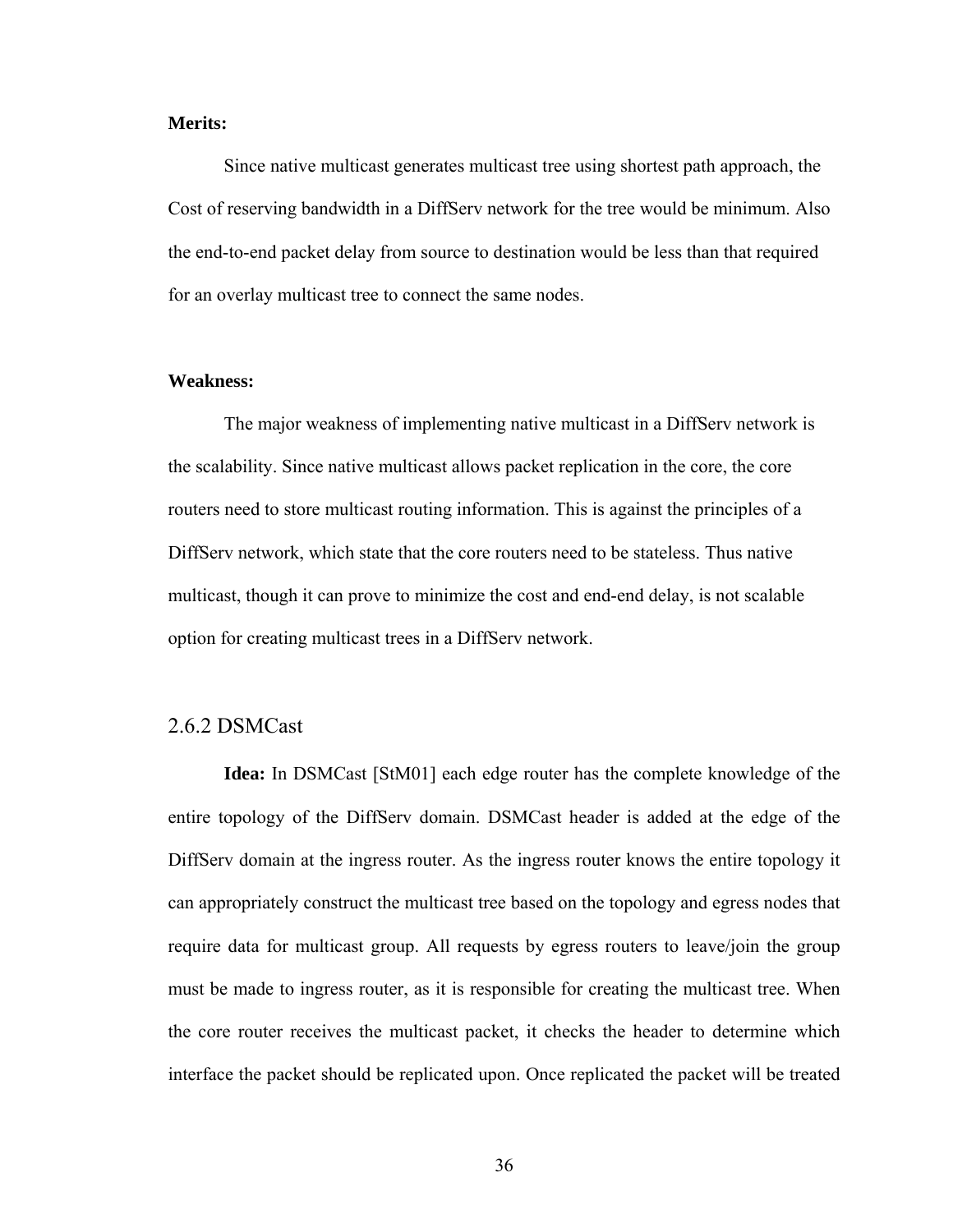**Merits:**

Since native multicast generates multicast tree using shortest path approach, the Cost of reserving bandwidth in a DiffServ network for the tree would be minimum. Also the end-to-end packet delay from source to destination would be less than that required for an overlay multicast tree to connect the same nodes.

**Weakness:**

The major weakness of implementing native multicast in a DiffServ network is the scalability. Since native multicast allows packet replication in the core, the core routers need to store multicast routing information. This is against the principles of a DiffServ network, which state that the core routers need to be stateless. Thus native multicast, though it can prove to minimize the cost and end-end delay, is not scalable option for creating multicast trees in a DiffServ network.

### 2.6.2 DSMCast

**Idea:** In DSMCast [StM01] each edge router has the complete knowledge of the entire topology of the DiffServ domain. DSMCast header is added at the edge of the DiffServ domain at the ingress router. As the ingress router knows the entire topology it can appropriately construct the multicast tree based on the topology and egress nodes that require data for multicast group. All requests by egress routers to leave/join the group must be made to ingress router, as it is responsible for creating the multicast tree. When the core router receives the multicast packet, it checks the header to determine which interface the packet should be replicated upon. Once replicated the packet will be treated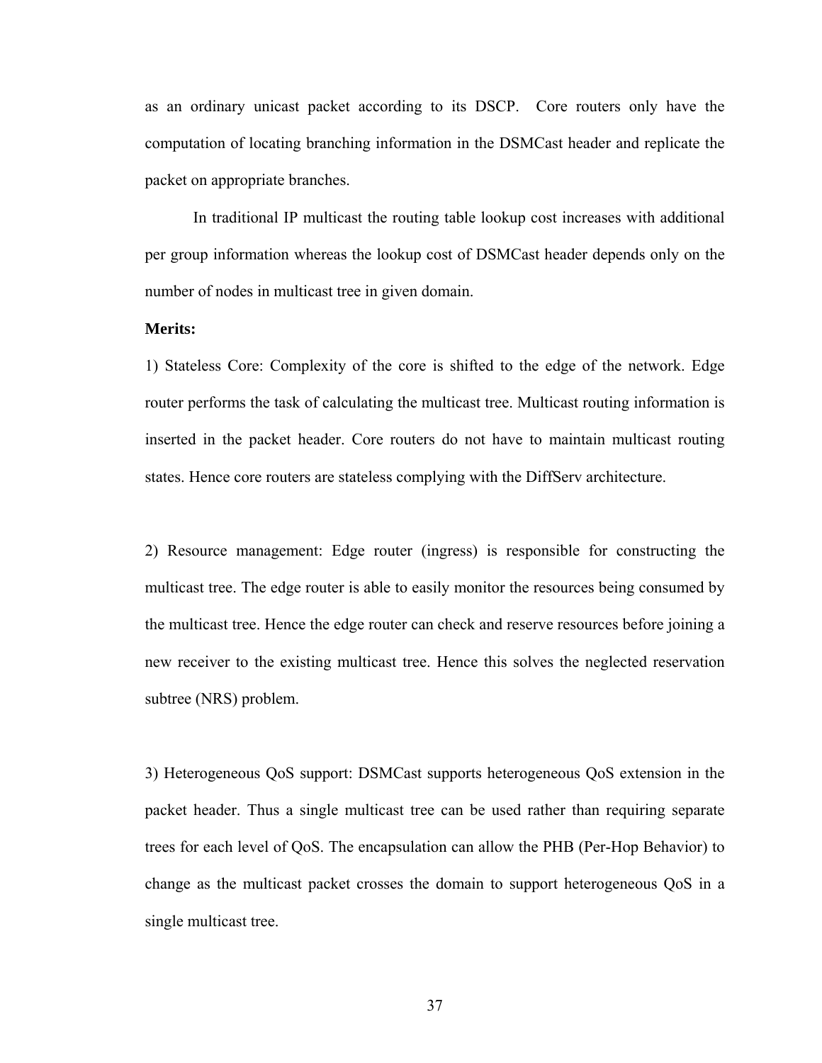as an ordinary unicast packet according to its DSCP. Core routers only have the computation of locating branching information in the DSMCast header and replicate the packet on appropriate branches.

In traditional IP multicast the routing table lookup cost increases with additional per group information whereas the lookup cost of DSMCast header depends only on the number of nodes in multicast tree in given domain.

**Merits:**

1) Stateless Core: Complexity of the core is shifted to the edge of the network. Edge router performs the task of calculating the multicast tree. Multicast routing information is inserted in the packet header. Core routers do not have to maintain multicast routing states. Hence core routers are stateless complying with the DiffServ architecture.

2) Resource management: Edge router (ingress) is responsible for constructing the multicast tree. The edge router is able to easily monitor the resources being consumed by the multicast tree. Hence the edge router can check and reserve resources before joining a new receiver to the existing multicast tree. Hence this solves the neglected reservation subtree (NRS) problem.

3) Heterogeneous QoS support: DSMCast supports heterogeneous QoS extension in the packet header. Thus a single multicast tree can be used rather than requiring separate trees for each level of QoS. The encapsulation can allow the PHB (Per-Hop Behavior) to change as the multicast packet crosses the domain to support heterogeneous QoS in a single multicast tree.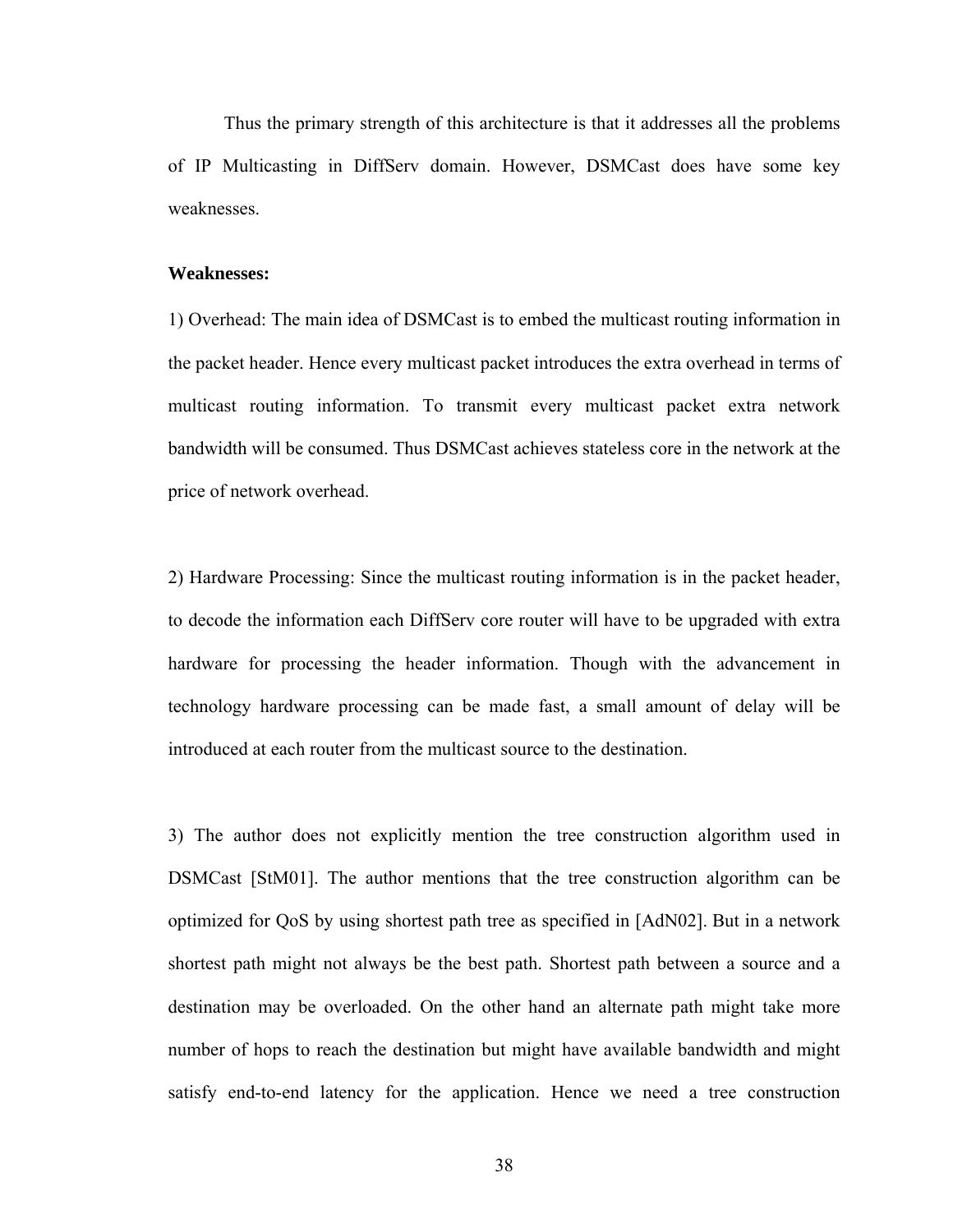Thus the primary strength of this architecture is that it addresses all the problems of IP Multicasting in DiffServ domain. However, DSMCast does have some key weaknesses.

**Weaknesses:**

1) Overhead: The main idea of DSMCast is to embed the multicast routing information in the packet header. Hence every multicast packet introduces the extra overhead in terms of multicast routing information. To transmit every multicast packet extra network bandwidth will be consumed. Thus DSMCast achieves stateless core in the network at the price of network overhead.

2) Hardware Processing: Since the multicast routing information is in the packet header, to decode the information each DiffServ core router will have to be upgraded with extra hardware for processing the header information. Though with the advancement in technology hardware processing can be made fast, a small amount of delay will be introduced at each router from the multicast source to the destination.

3) The author does not explicitly mention the tree construction algorithm used in DSMCast [StM01]. The author mentions that the tree construction algorithm can be optimized for QoS by using shortest path tree as specified in [AdN02]. But in a network shortest path might not always be the best path. Shortest path between a source and a destination may be overloaded. On the other hand an alternate path might take more number of hops to reach the destination but might have available bandwidth and might satisfy end-to-end latency for the application. Hence we need a tree construction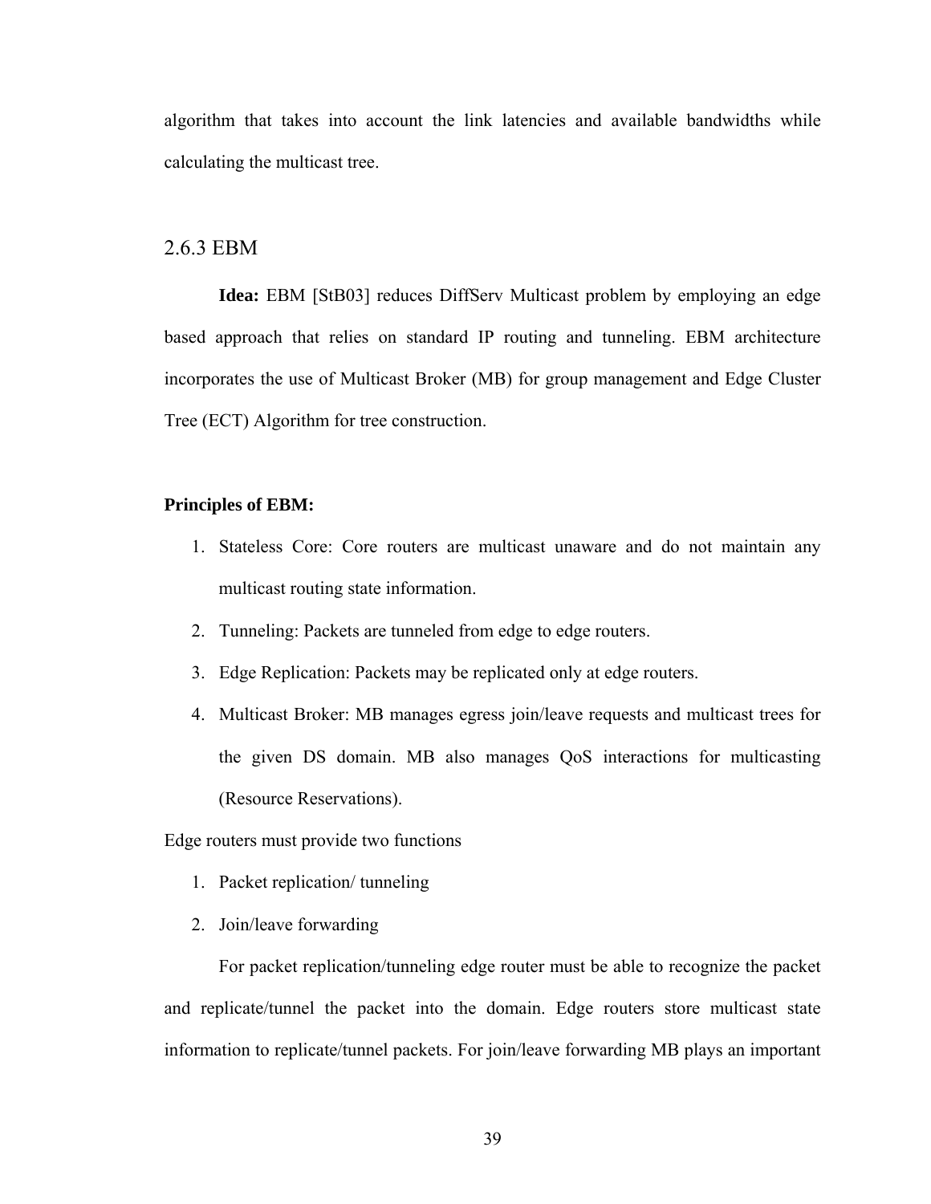algorithm that takes into account the link latencies and available bandwidths while calculating the multicast tree.

### 2.6.3 EBM

**Idea:** EBM [StB03] reduces DiffServ Multicast problem by employing an edge based approach that relies on standard IP routing and tunneling. EBM architecture incorporates the use of Multicast Broker (MB) for group management and Edge Cluster Tree (ECT) Algorithm for tree construction.

**Principles of EBM:**

1. Stateless Core: Core routers are multicast unaware and do not maintain any multicast routing state information.
2. Tunneling: Packets are tunneled from edge to edge routers.
3. Edge Replication: Packets may be replicated only at edge routers.
4. Multicast Broker: MB manages egress join/leave requests and multicast trees for the given DS domain. MB also manages QoS interactions for multicasting (Resource Reservations).

Edge routers must provide two functions

1. Packet replication/ tunneling
2. Join/leave forwarding

For packet replication/tunneling edge router must be able to recognize the packet and replicate/tunnel the packet into the domain. Edge routers store multicast state information to replicate/tunnel packets. For join/leave forwarding MB plays an important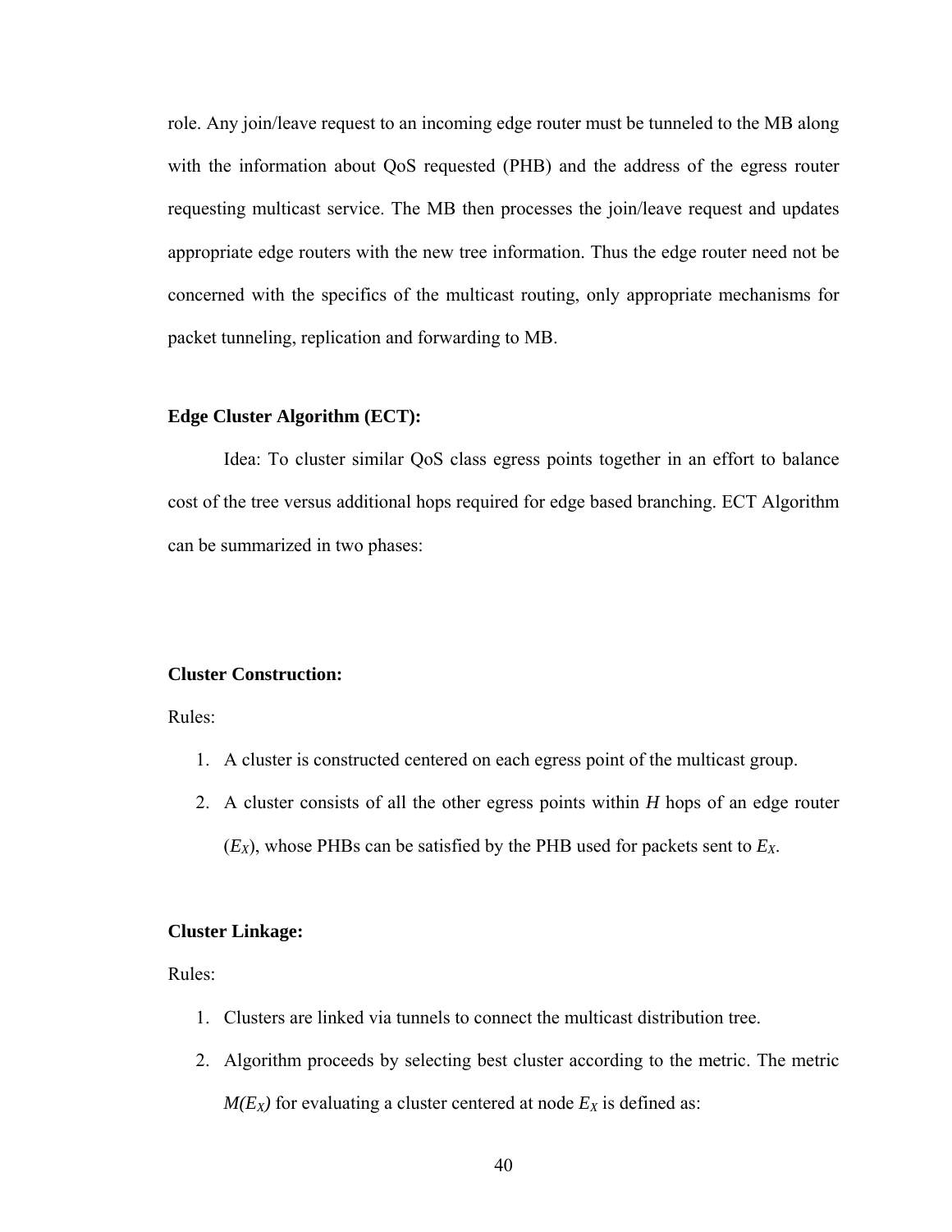role. Any join/leave request to an incoming edge router must be tunneled to the MB along with the information about QoS requested (PHB) and the address of the egress router requesting multicast service. The MB then processes the join/leave request and updates appropriate edge routers with the new tree information. Thus the edge router need not be concerned with the specifics of the multicast routing, only appropriate mechanisms for packet tunneling, replication and forwarding to MB.

**Edge Cluster Algorithm (ECT):**

Idea: To cluster similar QoS class egress points together in an effort to balance cost of the tree versus additional hops required for edge based branching. ECT Algorithm can be summarized in two phases:

**Cluster Construction:**

Rules:

1. A cluster is constructed centered on each egress point of the multicast group.
2. A cluster consists of all the other egress points within $H$ hops of an edge router ($E_X$), whose PHBs can be satisfied by the PHB used for packets sent to $E_X$.

**Cluster Linkage:**

Rules:

1. Clusters are linked via tunnels to connect the multicast distribution tree.
2. Algorithm proceeds by selecting best cluster according to the metric. The metric $M(E_X)$ for evaluating a cluster centered at node $E_X$ is defined as: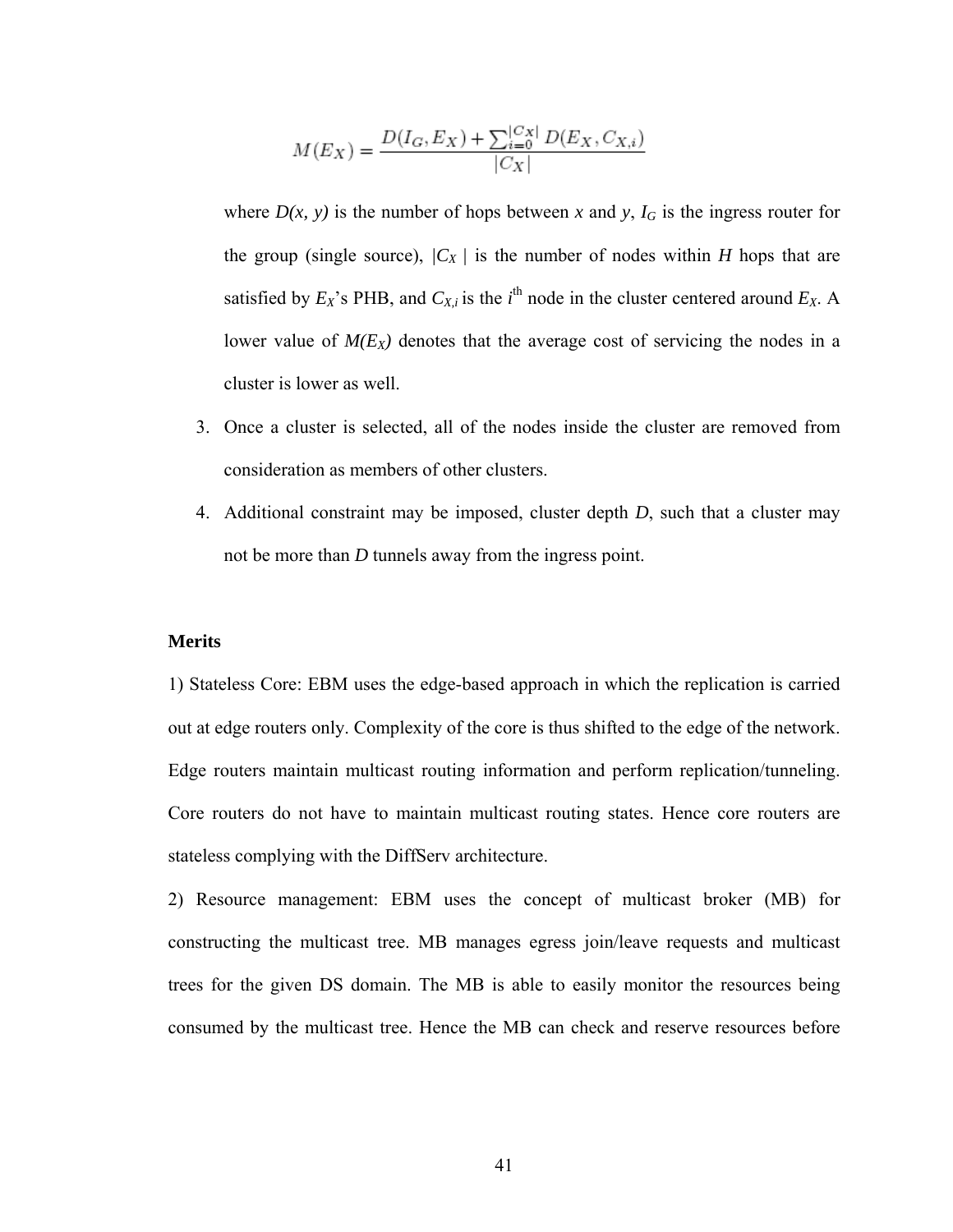$$M(E_X) = \frac{D(I_G, E_X) + \sum_{i=0}^{|C_X|} D(E_X, C_{X,i})}{|C_X|}$$

where *D(x, y)* is the number of hops between *x* and *y*, $I_G$ is the ingress router for the group (single source), $|C_X|$ is the number of nodes within *H* hops that are satisfied by $E_X$'s PHB, and $C_{X,i}$ is the $i^{th}$ node in the cluster centered around $E_X$. A lower value of $M(E_X)$ denotes that the average cost of servicing the nodes in a cluster is lower as well.

3. Once a cluster is selected, all of the nodes inside the cluster are removed from consideration as members of other clusters.
4. Additional constraint may be imposed, cluster depth *D*, such that a cluster may not be more than *D* tunnels away from the ingress point.

**Merits**

1) Stateless Core: EBM uses the edge-based approach in which the replication is carried out at edge routers only. Complexity of the core is thus shifted to the edge of the network. Edge routers maintain multicast routing information and perform replication/tunneling. Core routers do not have to maintain multicast routing states. Hence core routers are stateless complying with the DiffServ architecture.

2) Resource management: EBM uses the concept of multicast broker (MB) for constructing the multicast tree. MB manages egress join/leave requests and multicast trees for the given DS domain. The MB is able to easily monitor the resources being consumed by the multicast tree. Hence the MB can check and reserve resources before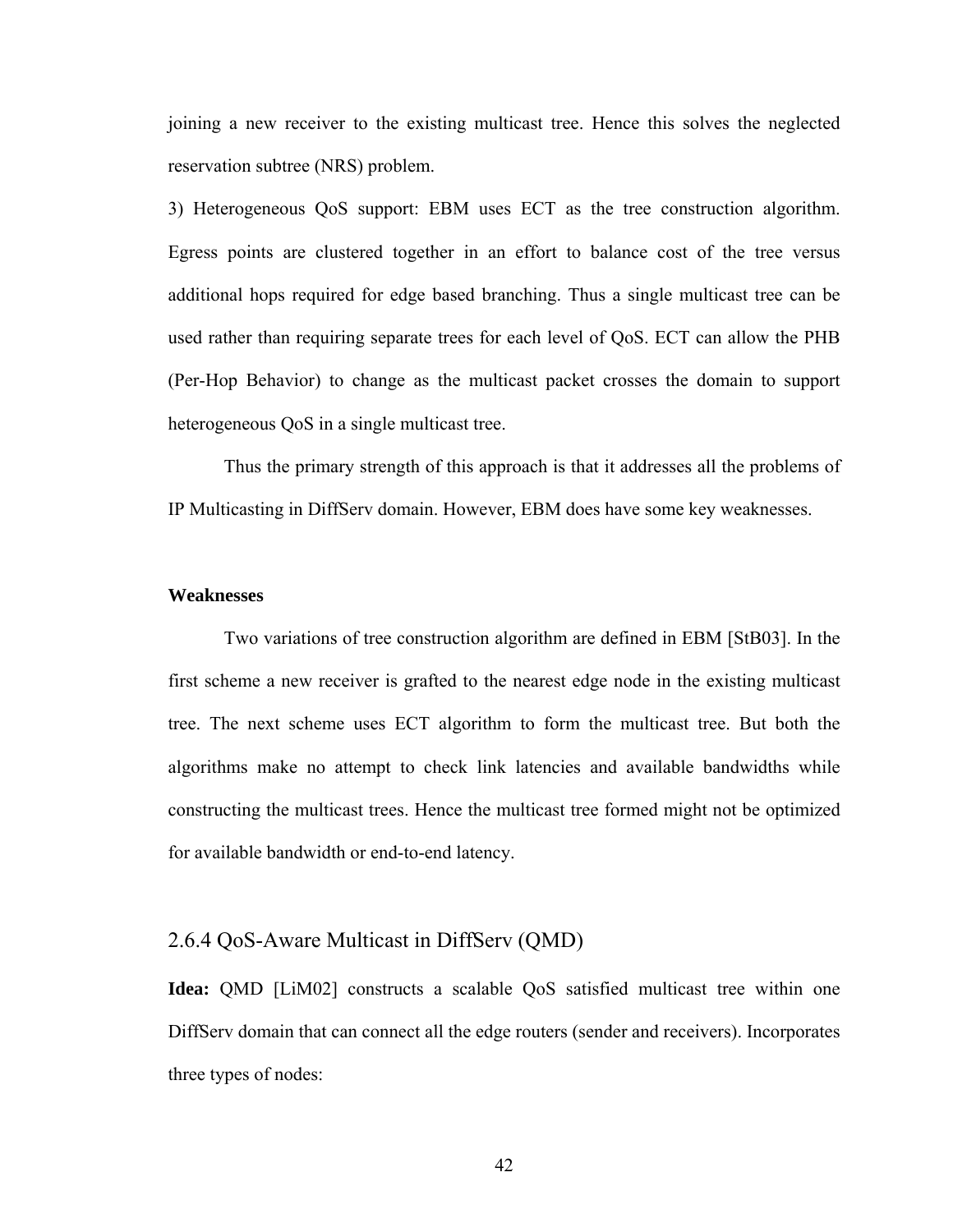joining a new receiver to the existing multicast tree. Hence this solves the neglected reservation subtree (NRS) problem.

3) Heterogeneous QoS support: EBM uses ECT as the tree construction algorithm. Egress points are clustered together in an effort to balance cost of the tree versus additional hops required for edge based branching. Thus a single multicast tree can be used rather than requiring separate trees for each level of QoS. ECT can allow the PHB (Per-Hop Behavior) to change as the multicast packet crosses the domain to support heterogeneous QoS in a single multicast tree.

Thus the primary strength of this approach is that it addresses all the problems of IP Multicasting in DiffServ domain. However, EBM does have some key weaknesses.

**Weaknesses**

Two variations of tree construction algorithm are defined in EBM [StB03]. In the first scheme a new receiver is grafted to the nearest edge node in the existing multicast tree. The next scheme uses ECT algorithm to form the multicast tree. But both the algorithms make no attempt to check link latencies and available bandwidths while constructing the multicast trees. Hence the multicast tree formed might not be optimized for available bandwidth or end-to-end latency.

### 2.6.4 QoS-Aware Multicast in DiffServ (QMD)

**Idea:** QMD [LiM02] constructs a scalable QoS satisfied multicast tree within one DiffServ domain that can connect all the edge routers (sender and receivers). Incorporates three types of nodes: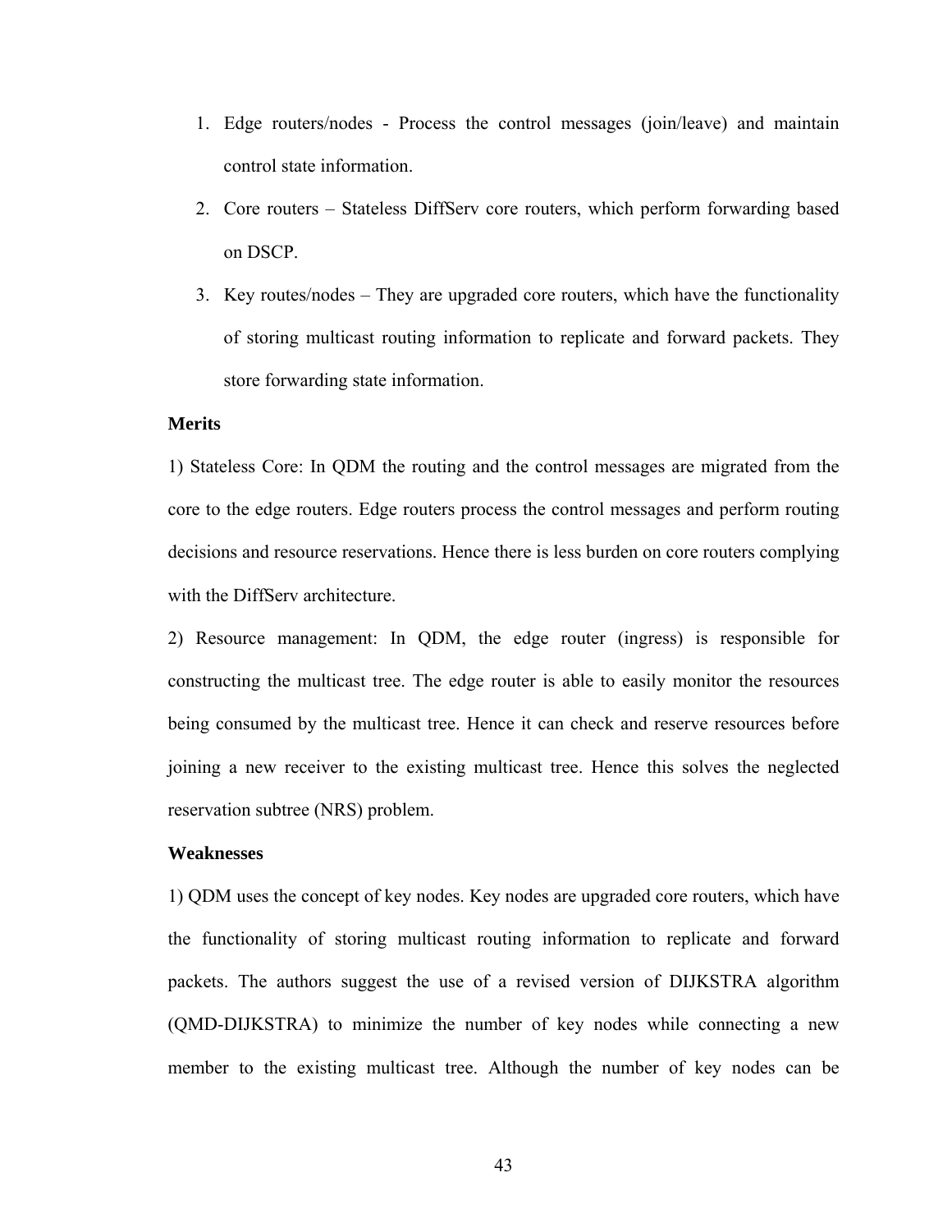1. Edge routers/nodes - Process the control messages (join/leave) and maintain control state information.
2. Core routers – Stateless DiffServ core routers, which perform forwarding based on DSCP.
3. Key routes/nodes – They are upgraded core routers, which have the functionality of storing multicast routing information to replicate and forward packets. They store forwarding state information.

**Merits**

1) Stateless Core: In QDM the routing and the control messages are migrated from the core to the edge routers. Edge routers process the control messages and perform routing decisions and resource reservations. Hence there is less burden on core routers complying with the DiffServ architecture.

2) Resource management: In QDM, the edge router (ingress) is responsible for constructing the multicast tree. The edge router is able to easily monitor the resources being consumed by the multicast tree. Hence it can check and reserve resources before joining a new receiver to the existing multicast tree. Hence this solves the neglected reservation subtree (NRS) problem.

**Weaknesses**

1) QDM uses the concept of key nodes. Key nodes are upgraded core routers, which have the functionality of storing multicast routing information to replicate and forward packets. The authors suggest the use of a revised version of DIJKSTRA algorithm (QMD-DIJKSTRA) to minimize the number of key nodes while connecting a new member to the existing multicast tree. Although the number of key nodes can be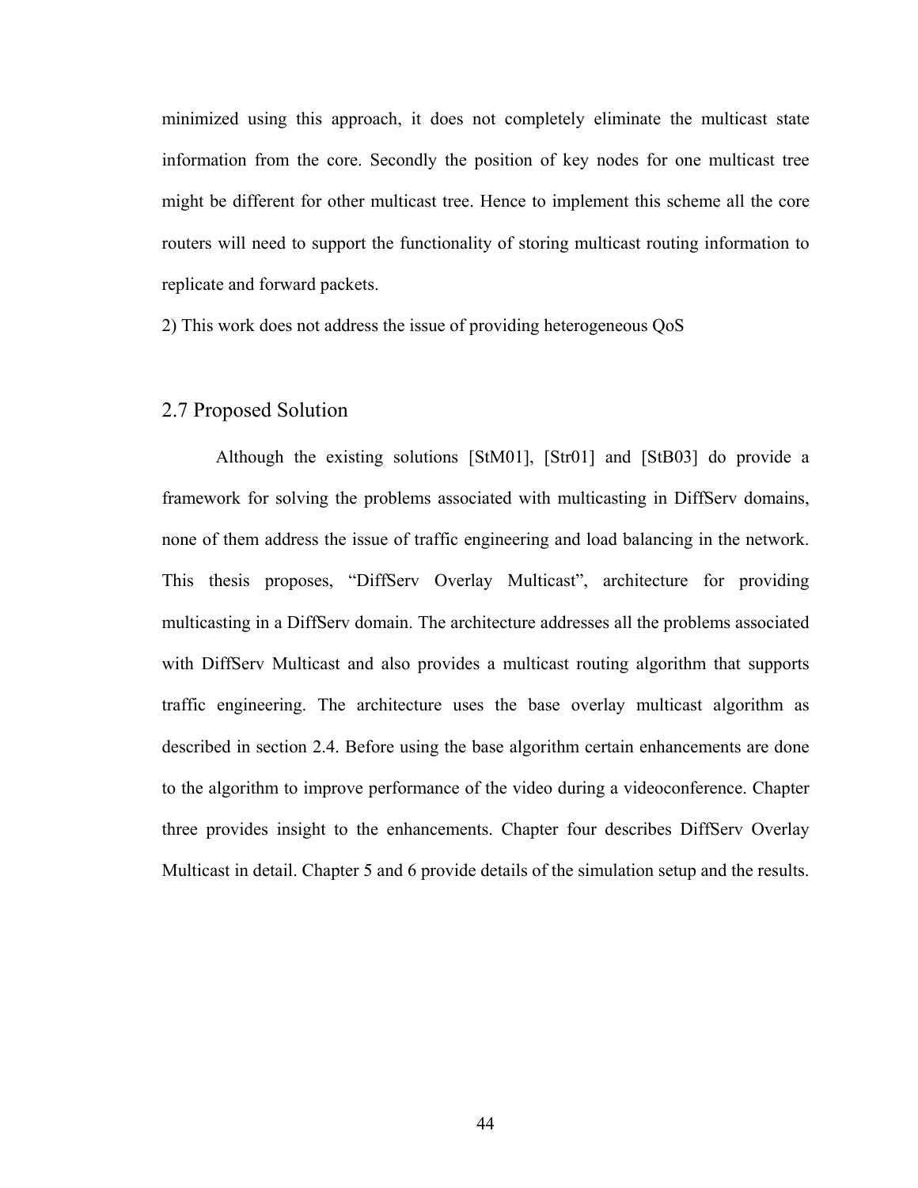minimized using this approach, it does not completely eliminate the multicast state information from the core. Secondly the position of key nodes for one multicast tree might be different for other multicast tree. Hence to implement this scheme all the core routers will need to support the functionality of storing multicast routing information to replicate and forward packets.

2) This work does not address the issue of providing heterogeneous QoS

## 2.7 Proposed Solution

Although the existing solutions [StM01], [Str01] and [StB03] do provide a framework for solving the problems associated with multicasting in DiffServ domains, none of them address the issue of traffic engineering and load balancing in the network. This thesis proposes, "DiffServ Overlay Multicast", architecture for providing multicasting in a DiffServ domain. The architecture addresses all the problems associated with DiffServ Multicast and also provides a multicast routing algorithm that supports traffic engineering. The architecture uses the base overlay multicast algorithm as described in section 2.4. Before using the base algorithm certain enhancements are done to the algorithm to improve performance of the video during a videoconference. Chapter three provides insight to the enhancements. Chapter four describes DiffServ Overlay Multicast in detail. Chapter 5 and 6 provide details of the simulation setup and the results.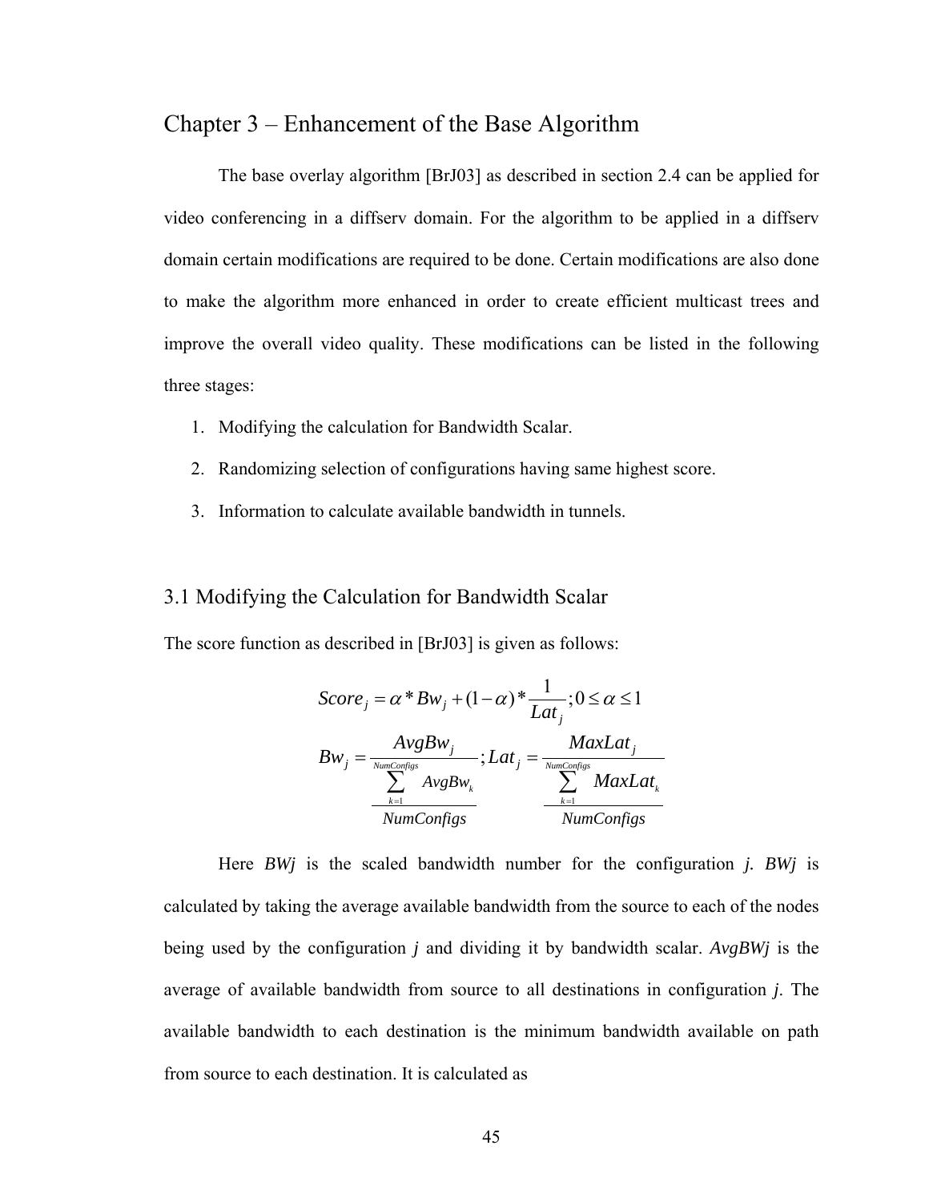# Chapter 3 – Enhancement of the Base Algorithm

The base overlay algorithm [BrJ03] as described in section 2.4 can be applied for video conferencing in a diffserv domain. For the algorithm to be applied in a diffserv domain certain modifications are required to be done. Certain modifications are also done to make the algorithm more enhanced in order to create efficient multicast trees and improve the overall video quality. These modifications can be listed in the following three stages:

1. Modifying the calculation for Bandwidth Scalar.
2. Randomizing selection of configurations having same highest score.
3. Information to calculate available bandwidth in tunnels.

## 3.1 Modifying the Calculation for Bandwidth Scalar

The score function as described in [BrJ03] is given as follows:

$$Score_j = \alpha * Bw_j + (1-\alpha) * \frac{1}{Lat_j}; 0 \le \alpha \le 1$$

$$Bw_j = \frac{AvgBw_j}{\frac{\sum_{k=1}^{NumConfigs} AvgBw_k}{NumConfigs}}; Lat_j = \frac{MaxLat_j}{\frac{\sum_{k=1}^{NumConfigs} MaxLat_k}{NumConfigs}}$$

Here *BWj* is the scaled bandwidth number for the configuration *j. BWj* is calculated by taking the average available bandwidth from the source to each of the nodes being used by the configuration *j* and dividing it by bandwidth scalar. *AvgBWj* is the average of available bandwidth from source to all destinations in configuration *j*. The available bandwidth to each destination is the minimum bandwidth available on path from source to each destination. It is calculated as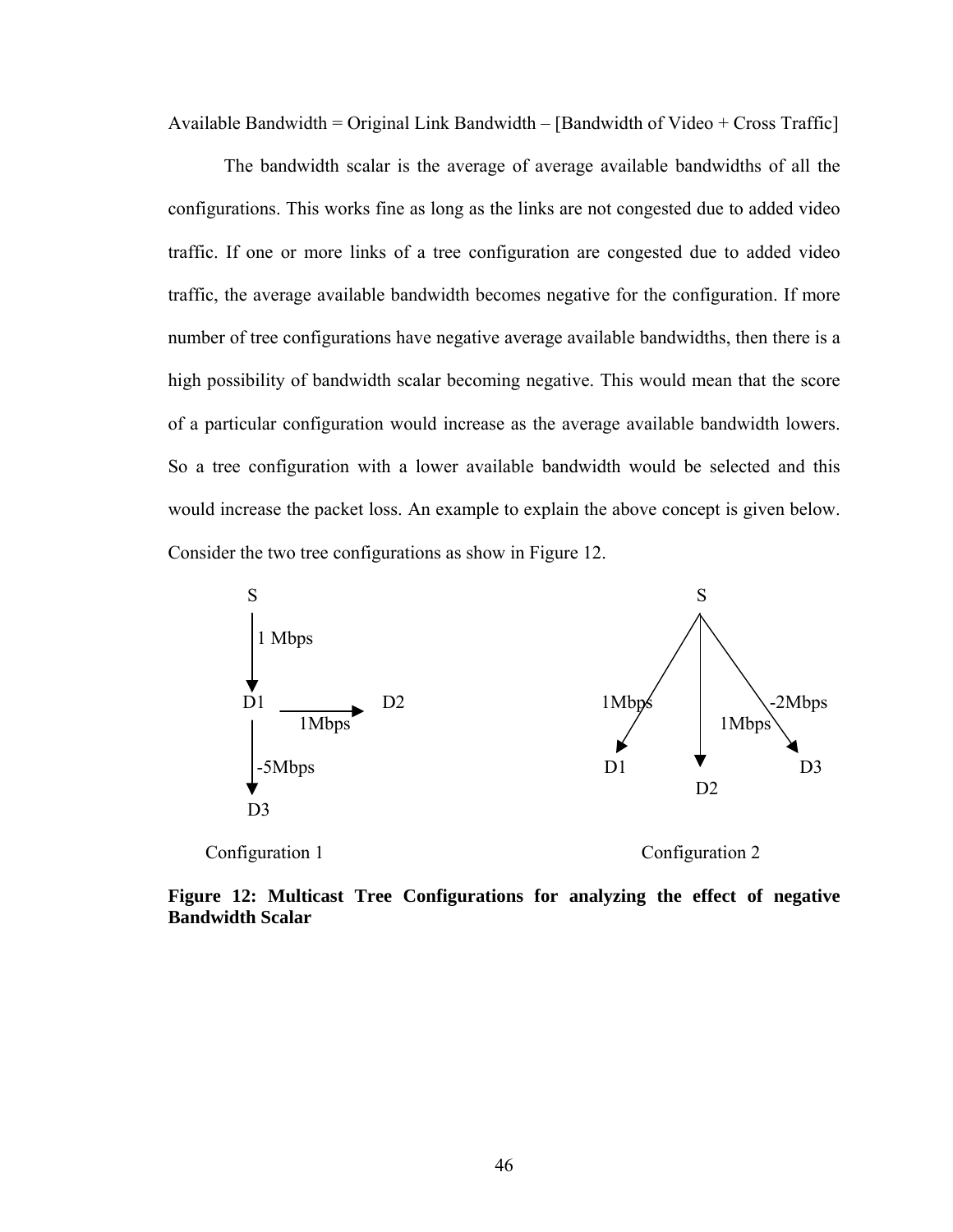Available Bandwidth = Original Link Bandwidth – [Bandwidth of Video + Cross Traffic]

The bandwidth scalar is the average of average available bandwidths of all the configurations. This works fine as long as the links are not congested due to added video traffic. If one or more links of a tree configuration are congested due to added video traffic, the average available bandwidth becomes negative for the configuration. If more number of tree configurations have negative average available bandwidths, then there is a high possibility of bandwidth scalar becoming negative. This would mean that the score of a particular configuration would increase as the average available bandwidth lowers. So a tree configuration with a lower available bandwidth would be selected and this would increase the packet loss. An example to explain the above concept is given below. Consider the two tree configurations as show in Figure 12.

S → D1 (1 Mbps), D1 → D2 (1Mbps), D1 → D3 (-5Mbps)

Configuration 1

S → D1 (1Mbps), S → D2 (1Mbps), S → D3 (-2Mbps)

Configuration 2

**Figure 12: Multicast Tree Configurations for analyzing the effect of negative Bandwidth Scalar**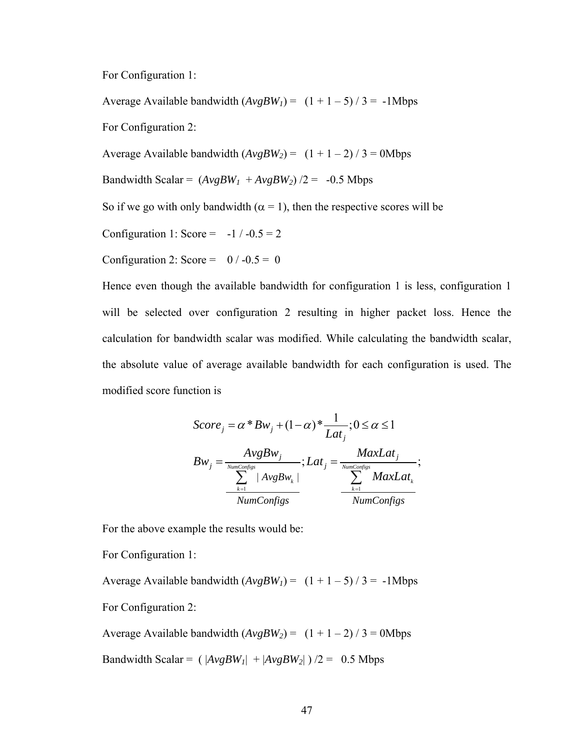For Configuration 1:

Average Available bandwidth ($AvgBW_1$) = (1 + 1 – 5) / 3 = -1Mbps

For Configuration 2:

Average Available bandwidth ($AvgBW_2$) = (1 + 1 – 2) / 3 = 0Mbps

Bandwidth Scalar = ($AvgBW_1$ + $AvgBW_2$) /2 = -0.5 Mbps

So if we go with only bandwidth ($\alpha = 1$), then the respective scores will be

Configuration 1: Score = -1 / -0.5 = 2

Configuration 2: Score = 0 / -0.5 = 0

Hence even though the available bandwidth for configuration 1 is less, configuration 1 will be selected over configuration 2 resulting in higher packet loss. Hence the calculation for bandwidth scalar was modified. While calculating the bandwidth scalar, the absolute value of average available bandwidth for each configuration is used. The modified score function is

$$Score_j = \alpha * Bw_j + (1-\alpha) * \frac{1}{Lat_j}; 0 \leq \alpha \leq 1$$

$$Bw_j = \frac{AvgBw_j}{\frac{\sum_{k=1}^{NumConfigs} |AvgBw_k|}{NumConfigs}}; Lat_j = \frac{MaxLat_j}{\frac{\sum_{k=1}^{NumConfigs} MaxLat_k}{NumConfigs}};$$

For the above example the results would be:

For Configuration 1:

Average Available bandwidth ($AvgBW_1$) = (1 + 1 – 5) / 3 = -1Mbps

For Configuration 2:

Average Available bandwidth ($AvgBW_2$) = (1 + 1 – 2) / 3 = 0Mbps

Bandwidth Scalar = ( $|AvgBW_1|$ + $|AvgBW_2|$ ) /2 = 0.5 Mbps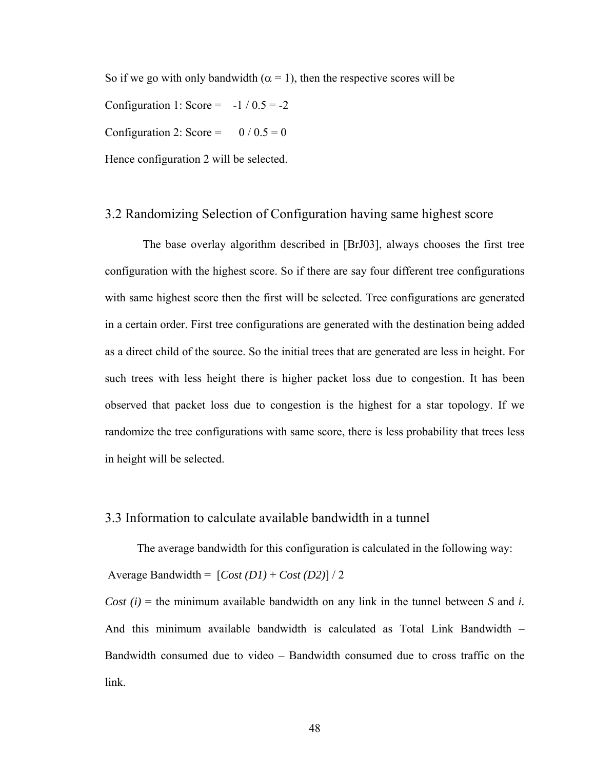So if we go with only bandwidth ($\alpha = 1$), then the respective scores will be

Configuration 1: Score = $-1 / 0.5 = -2$

Configuration 2: Score = $0 / 0.5 = 0$

Hence configuration 2 will be selected.

## 3.2 Randomizing Selection of Configuration having same highest score

The base overlay algorithm described in [BrJ03], always chooses the first tree configuration with the highest score. So if there are say four different tree configurations with same highest score then the first will be selected. Tree configurations are generated in a certain order. First tree configurations are generated with the destination being added as a direct child of the source. So the initial trees that are generated are less in height. For such trees with less height there is higher packet loss due to congestion. It has been observed that packet loss due to congestion is the highest for a star topology. If we randomize the tree configurations with same score, there is less probability that trees less in height will be selected.

## 3.3 Information to calculate available bandwidth in a tunnel

The average bandwidth for this configuration is calculated in the following way:

Average Bandwidth = $[Cost\ (D1) + Cost\ (D2)] / 2$

*Cost (i)* = the minimum available bandwidth on any link in the tunnel between *S* and *i.* And this minimum available bandwidth is calculated as Total Link Bandwidth – Bandwidth consumed due to video – Bandwidth consumed due to cross traffic on the link.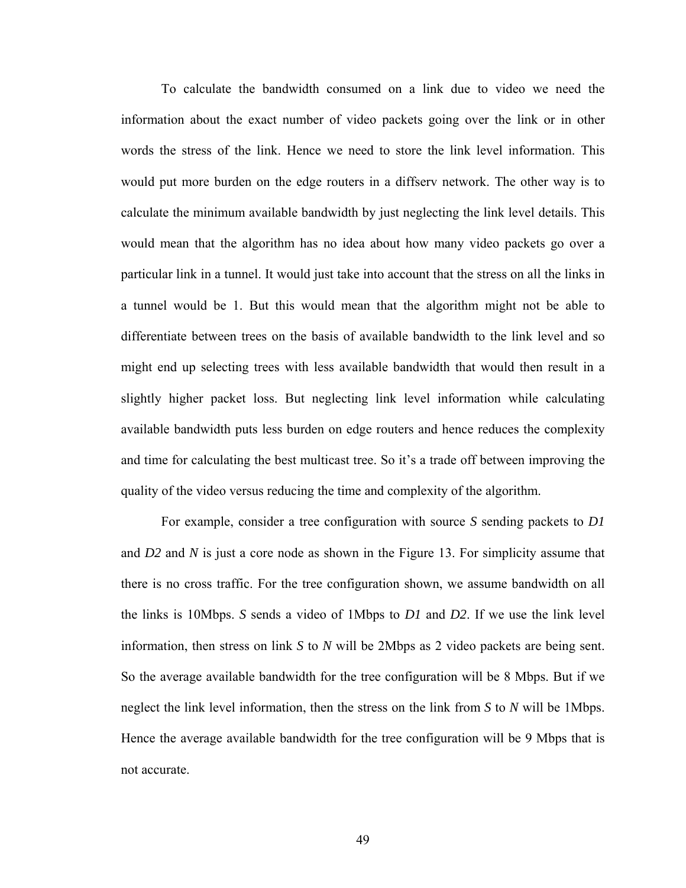To calculate the bandwidth consumed on a link due to video we need the information about the exact number of video packets going over the link or in other words the stress of the link. Hence we need to store the link level information. This would put more burden on the edge routers in a diffserv network. The other way is to calculate the minimum available bandwidth by just neglecting the link level details. This would mean that the algorithm has no idea about how many video packets go over a particular link in a tunnel. It would just take into account that the stress on all the links in a tunnel would be 1. But this would mean that the algorithm might not be able to differentiate between trees on the basis of available bandwidth to the link level and so might end up selecting trees with less available bandwidth that would then result in a slightly higher packet loss. But neglecting link level information while calculating available bandwidth puts less burden on edge routers and hence reduces the complexity and time for calculating the best multicast tree. So it's a trade off between improving the quality of the video versus reducing the time and complexity of the algorithm.

For example, consider a tree configuration with source *S* sending packets to *D1* and *D2* and *N* is just a core node as shown in the Figure 13. For simplicity assume that there is no cross traffic. For the tree configuration shown, we assume bandwidth on all the links is 10Mbps. *S* sends a video of 1Mbps to *D1* and *D2*. If we use the link level information, then stress on link *S* to *N* will be 2Mbps as 2 video packets are being sent. So the average available bandwidth for the tree configuration will be 8 Mbps. But if we neglect the link level information, then the stress on the link from *S* to *N* will be 1Mbps. Hence the average available bandwidth for the tree configuration will be 9 Mbps that is not accurate.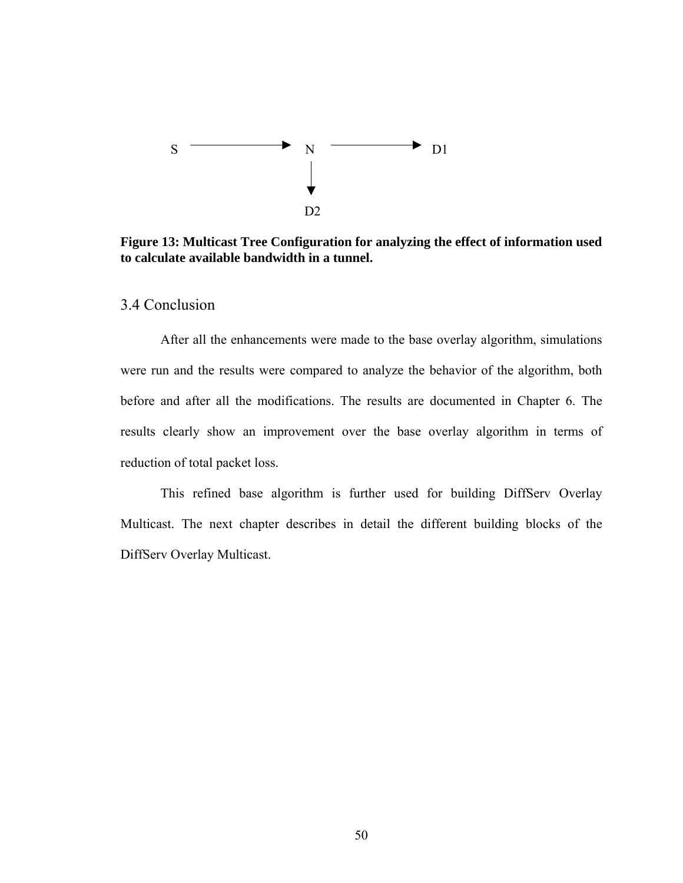S → N → D1

N ↓ D2

**Figure 13: Multicast Tree Configuration for analyzing the effect of information used to calculate available bandwidth in a tunnel.**

## 3.4 Conclusion

After all the enhancements were made to the base overlay algorithm, simulations were run and the results were compared to analyze the behavior of the algorithm, both before and after all the modifications. The results are documented in Chapter 6. The results clearly show an improvement over the base overlay algorithm in terms of reduction of total packet loss.

This refined base algorithm is further used for building DiffServ Overlay Multicast. The next chapter describes in detail the different building blocks of the DiffServ Overlay Multicast.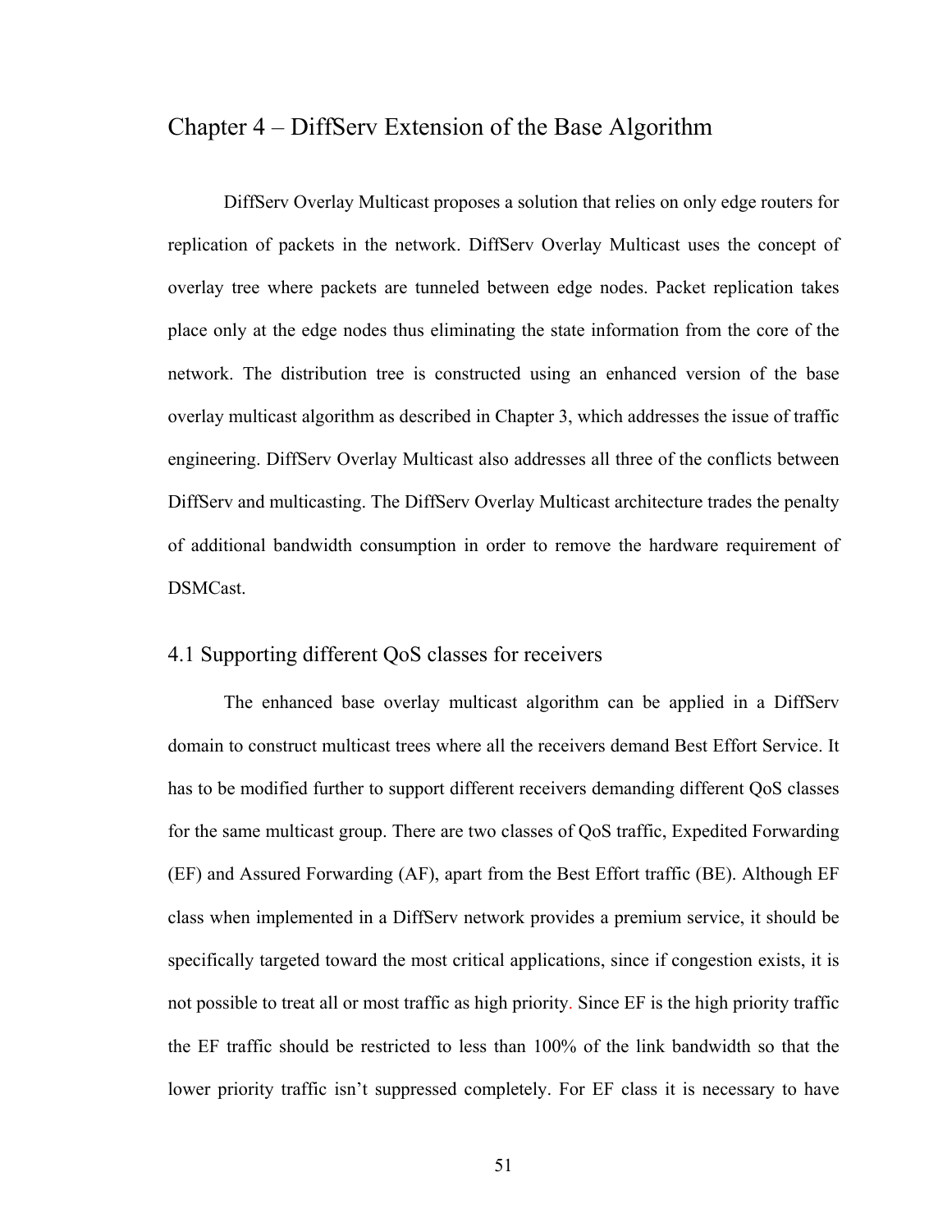# Chapter 4 – DiffServ Extension of the Base Algorithm

DiffServ Overlay Multicast proposes a solution that relies on only edge routers for replication of packets in the network. DiffServ Overlay Multicast uses the concept of overlay tree where packets are tunneled between edge nodes. Packet replication takes place only at the edge nodes thus eliminating the state information from the core of the network. The distribution tree is constructed using an enhanced version of the base overlay multicast algorithm as described in Chapter 3, which addresses the issue of traffic engineering. DiffServ Overlay Multicast also addresses all three of the conflicts between DiffServ and multicasting. The DiffServ Overlay Multicast architecture trades the penalty of additional bandwidth consumption in order to remove the hardware requirement of DSMCast.

## 4.1 Supporting different QoS classes for receivers

The enhanced base overlay multicast algorithm can be applied in a DiffServ domain to construct multicast trees where all the receivers demand Best Effort Service. It has to be modified further to support different receivers demanding different QoS classes for the same multicast group. There are two classes of QoS traffic, Expedited Forwarding (EF) and Assured Forwarding (AF), apart from the Best Effort traffic (BE). Although EF class when implemented in a DiffServ network provides a premium service, it should be specifically targeted toward the most critical applications, since if congestion exists, it is not possible to treat all or most traffic as high priority. Since EF is the high priority traffic the EF traffic should be restricted to less than 100% of the link bandwidth so that the lower priority traffic isn't suppressed completely. For EF class it is necessary to have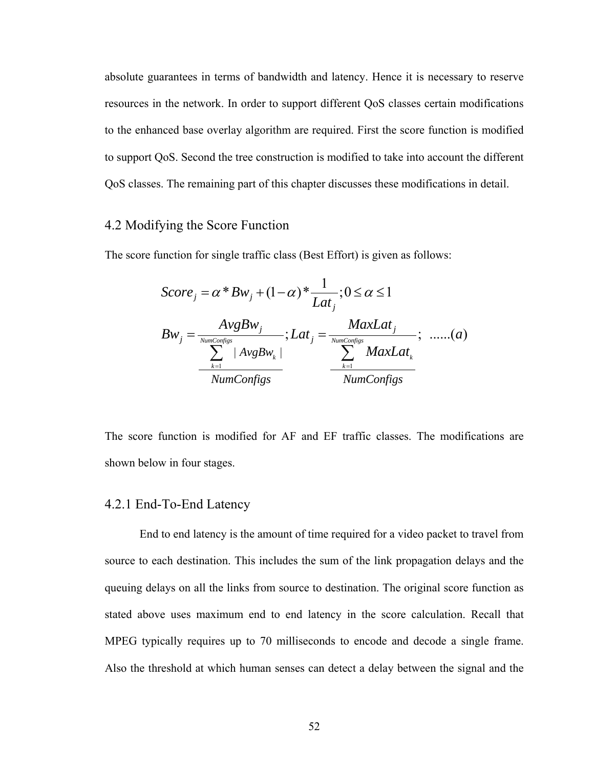absolute guarantees in terms of bandwidth and latency. Hence it is necessary to reserve resources in the network. In order to support different QoS classes certain modifications to the enhanced base overlay algorithm are required. First the score function is modified to support QoS. Second the tree construction is modified to take into account the different QoS classes. The remaining part of this chapter discusses these modifications in detail.

## 4.2 Modifying the Score Function

The score function for single traffic class (Best Effort) is given as follows:

$$Score_j = \alpha * Bw_j + (1-\alpha) * \frac{1}{Lat_j}; 0 \le \alpha \le 1$$

$$Bw_j = \frac{AvgBw_j}{\frac{\sum_{k=1}^{NumConfigs} | AvgBw_k |}{NumConfigs}}; Lat_j = \frac{MaxLat_j}{\frac{\sum_{k=1}^{NumConfigs} MaxLat_k}{NumConfigs}}; \quad ......(a)$$

The score function is modified for AF and EF traffic classes. The modifications are shown below in four stages.

### 4.2.1 End-To-End Latency

End to end latency is the amount of time required for a video packet to travel from source to each destination. This includes the sum of the link propagation delays and the queuing delays on all the links from source to destination. The original score function as stated above uses maximum end to end latency in the score calculation. Recall that MPEG typically requires up to 70 milliseconds to encode and decode a single frame. Also the threshold at which human senses can detect a delay between the signal and the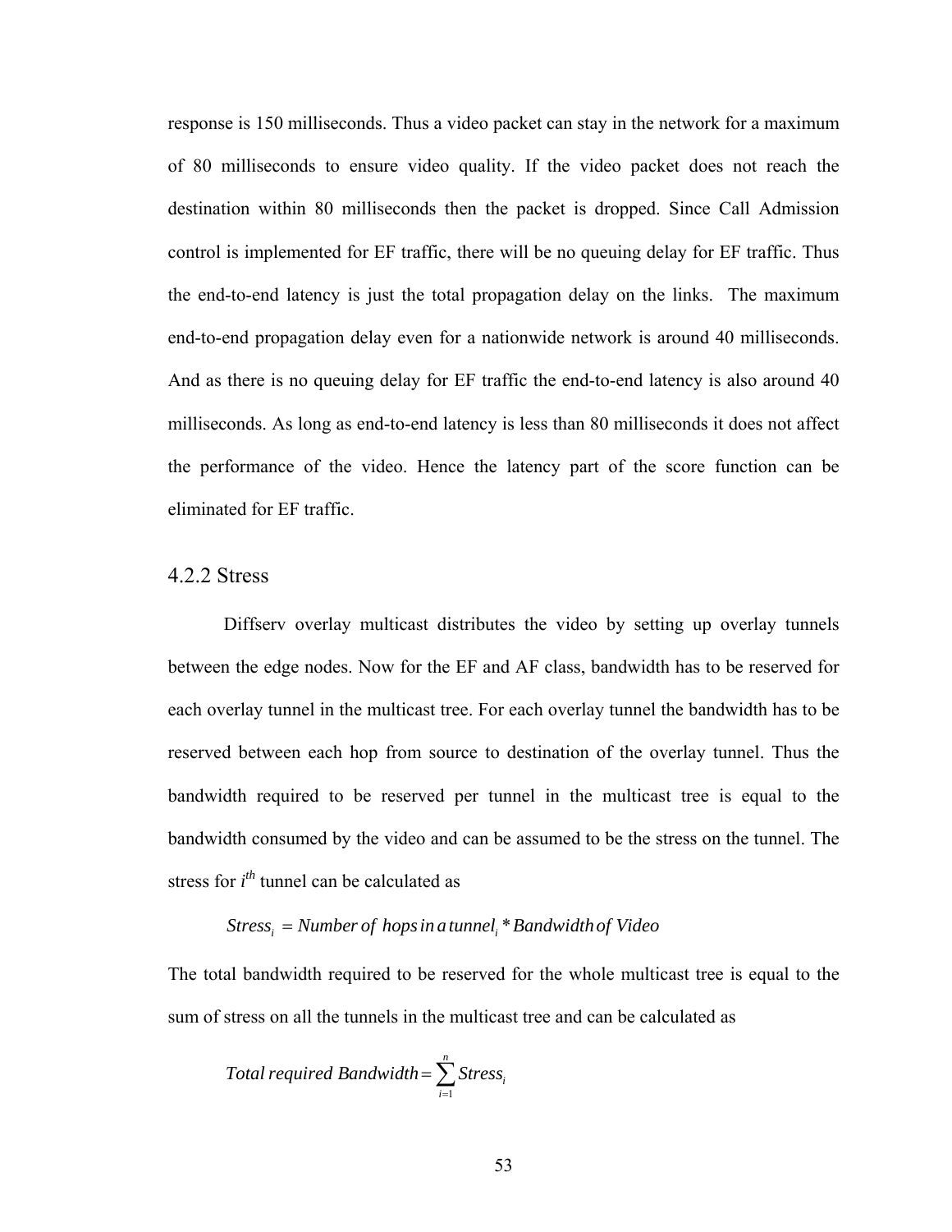response is 150 milliseconds. Thus a video packet can stay in the network for a maximum of 80 milliseconds to ensure video quality. If the video packet does not reach the destination within 80 milliseconds then the packet is dropped. Since Call Admission control is implemented for EF traffic, there will be no queuing delay for EF traffic. Thus the end-to-end latency is just the total propagation delay on the links. The maximum end-to-end propagation delay even for a nationwide network is around 40 milliseconds. And as there is no queuing delay for EF traffic the end-to-end latency is also around 40 milliseconds. As long as end-to-end latency is less than 80 milliseconds it does not affect the performance of the video. Hence the latency part of the score function can be eliminated for EF traffic.

### 4.2.2 Stress

Diffserv overlay multicast distributes the video by setting up overlay tunnels between the edge nodes. Now for the EF and AF class, bandwidth has to be reserved for each overlay tunnel in the multicast tree. For each overlay tunnel the bandwidth has to be reserved between each hop from source to destination of the overlay tunnel. Thus the bandwidth required to be reserved per tunnel in the multicast tree is equal to the bandwidth consumed by the video and can be assumed to be the stress on the tunnel. The stress for $i^{th}$ tunnel can be calculated as

$$Stress_i = Number\ of\ hops\ in\ a\ tunnel_i * Bandwidth\ of\ Video$$

The total bandwidth required to be reserved for the whole multicast tree is equal to the sum of stress on all the tunnels in the multicast tree and can be calculated as

$$Total\ required\ Bandwidth = \sum_{i=1}^{n} Stress_i$$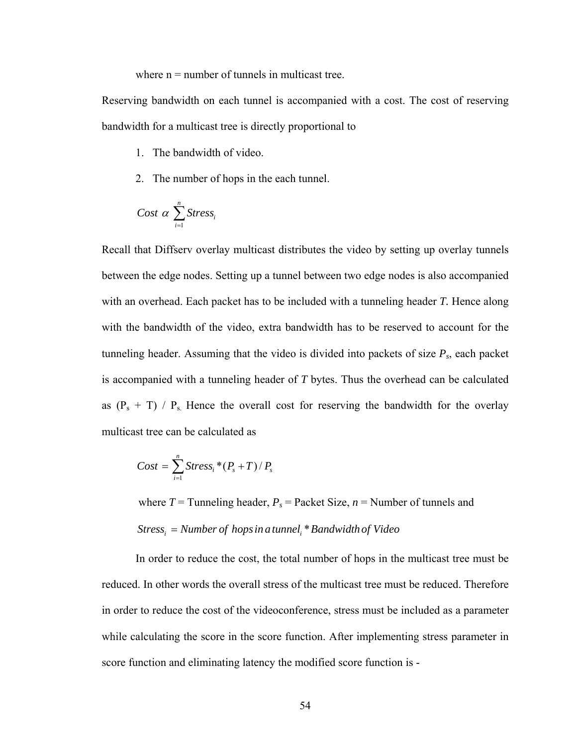where n = number of tunnels in multicast tree.

Reserving bandwidth on each tunnel is accompanied with a cost. The cost of reserving bandwidth for a multicast tree is directly proportional to

1. The bandwidth of video.
2. The number of hops in the each tunnel.

$$Cost \ \alpha \ \sum_{i=1}^{n} Stress_i$$

Recall that Diffserv overlay multicast distributes the video by setting up overlay tunnels between the edge nodes. Setting up a tunnel between two edge nodes is also accompanied with an overhead. Each packet has to be included with a tunneling header *T*. Hence along with the bandwidth of the video, extra bandwidth has to be reserved to account for the tunneling header. Assuming that the video is divided into packets of size $P_s$, each packet is accompanied with a tunneling header of *T* bytes. Thus the overhead can be calculated as $(P_s + T) / P_s$. Hence the overall cost for reserving the bandwidth for the overlay multicast tree can be calculated as

$$Cost = \sum_{i=1}^{n} Stress_i * (P_s + T) / P_s$$

where $T$ = Tunneling header, $P_s$ = Packet Size, $n$ = Number of tunnels and

$$Stress_i = Number\ of\ hops\ in\ a\ tunnel_i * Bandwidth\ of\ Video$$

In order to reduce the cost, the total number of hops in the multicast tree must be reduced. In other words the overall stress of the multicast tree must be reduced. Therefore in order to reduce the cost of the videoconference, stress must be included as a parameter while calculating the score in the score function. After implementing stress parameter in score function and eliminating latency the modified score function is -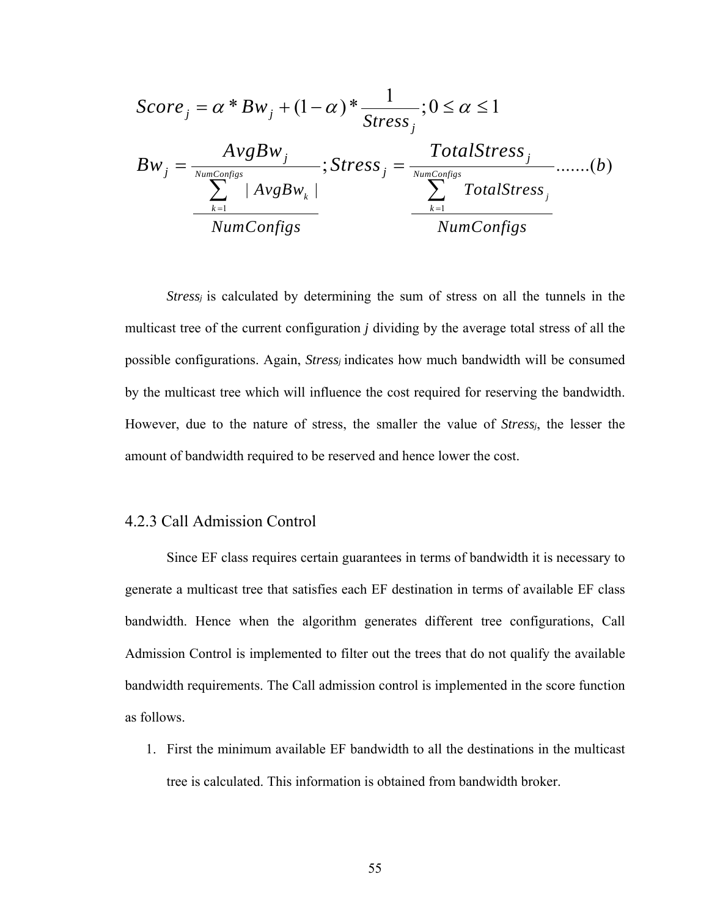$$Score_j = \alpha * Bw_j + (1-\alpha) * \frac{1}{Stress_j}; 0 \le \alpha \le 1$$

$$Bw_j = \frac{AvgBw_j}{\frac{\sum_{k=1}^{NumConfigs} |AvgBw_k|}{NumConfigs}}; Stress_j = \frac{TotalStress_j}{\frac{\sum_{k=1}^{NumConfigs} TotalStress_j}{NumConfigs}} .......(b)$$

***$Stress_j$*** is calculated by determining the sum of stress on all the tunnels in the multicast tree of the current configuration ***j*** dividing by the average total stress of all the possible configurations. Again, ***$Stress_j$*** indicates how much bandwidth will be consumed by the multicast tree which will influence the cost required for reserving the bandwidth. However, due to the nature of stress, the smaller the value of ***$Stress_j$***, the lesser the amount of bandwidth required to be reserved and hence lower the cost.

### 4.2.3 Call Admission Control

Since EF class requires certain guarantees in terms of bandwidth it is necessary to generate a multicast tree that satisfies each EF destination in terms of available EF class bandwidth. Hence when the algorithm generates different tree configurations, Call Admission Control is implemented to filter out the trees that do not qualify the available bandwidth requirements. The Call admission control is implemented in the score function as follows.

1. First the minimum available EF bandwidth to all the destinations in the multicast tree is calculated. This information is obtained from bandwidth broker.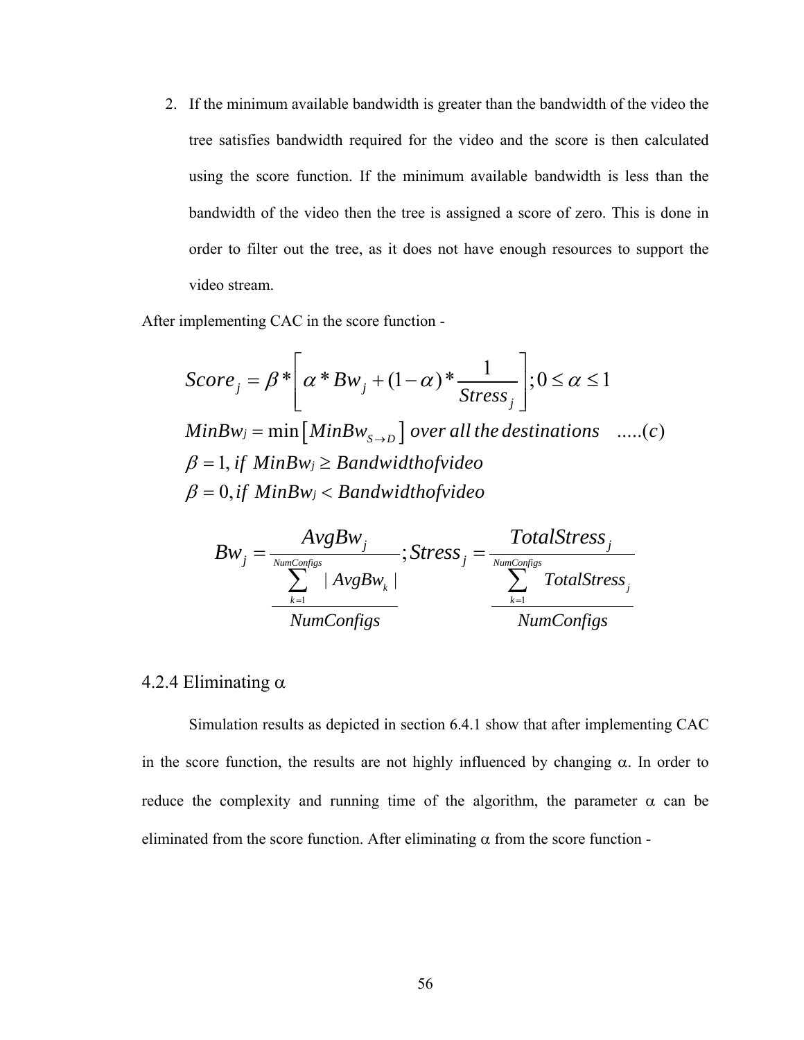2. If the minimum available bandwidth is greater than the bandwidth of the video the tree satisfies bandwidth required for the video and the score is then calculated using the score function. If the minimum available bandwidth is less than the bandwidth of the video then the tree is assigned a score of zero. This is done in order to filter out the tree, as it does not have enough resources to support the video stream.

After implementing CAC in the score function -

$$Score_j = \beta * \left[ \alpha * Bw_j + (1-\alpha) * \frac{1}{Stress_j} \right]; 0 \le \alpha \le 1$$

$$MinBw_j = \min\left[ MinBw_{S \to D} \right] \ over\ all\ the\ destinations \quad .....(c)$$

$$\beta = 1, if\ \ MinBw_j \ge Bandwidthofvideo$$

$$\beta = 0, if\ \ MinBw_j < Bandwidthofvideo$$

$$Bw_j = \frac{AvgBw_j}{\dfrac{\sum_{k=1}^{NumConfigs} |\ AvgBw_k\ |}{NumConfigs}}; Stress_j = \frac{TotalStress_j}{\dfrac{\sum_{k=1}^{NumConfigs} TotalStress_j}{NumConfigs}}$$

### 4.2.4 Eliminating α

Simulation results as depicted in section 6.4.1 show that after implementing CAC in the score function, the results are not highly influenced by changing α. In order to reduce the complexity and running time of the algorithm, the parameter α can be eliminated from the score function. After eliminating α from the score function -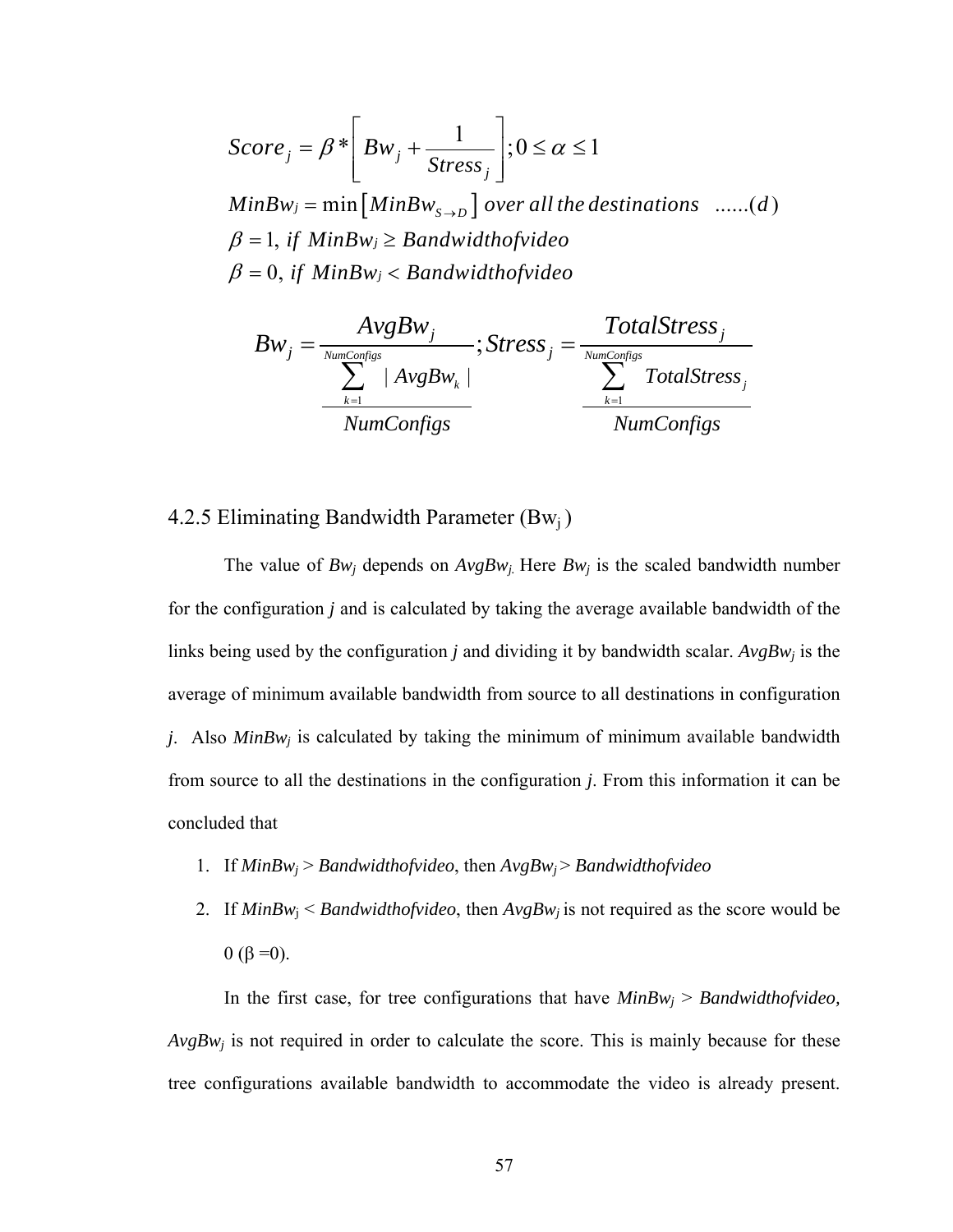$$Score_j = \beta * \left[ Bw_j + \frac{1}{Stress_j} \right]; 0 \le \alpha \le 1$$

$$MinBw_j = \min \left[ MinBw_{S \rightarrow D} \right] \text{ over all the destinations} \quad ......(d)$$

$$\beta = 1, \text{ if } MinBw_j \ge Bandwidthofvideo$$

$$\beta = 0, \text{ if } MinBw_j < Bandwidthofvideo$$

$$Bw_j = \frac{AvgBw_j}{\frac{\sum_{k=1}^{NumConfigs} | AvgBw_k |}{NumConfigs}}; Stress_j = \frac{TotalStress_j}{\frac{\sum_{k=1}^{NumConfigs} TotalStress_j}{NumConfigs}}$$

### 4.2.5 Eliminating Bandwidth Parameter ($Bw_j$)

The value of $Bw_j$ depends on $AvgBw_j$. Here $Bw_j$ is the scaled bandwidth number for the configuration ***j*** and is calculated by taking the average available bandwidth of the links being used by the configuration ***j*** and dividing it by bandwidth scalar. $AvgBw_j$ is the average of minimum available bandwidth from source to all destinations in configuration *j*. Also $MinBw_j$ is calculated by taking the minimum of minimum available bandwidth from source to all the destinations in the configuration ***j***. From this information it can be concluded that

1. If $MinBw_j > Bandwidthofvideo$, then $AvgBw_j > Bandwidthofvideo$
2. If $MinBw_j < Bandwidthofvideo$, then $AvgBw_j$ is not required as the score would be 0 ($\beta$ =0).

In the first case, for tree configurations that have $MinBw_j > Bandwidthofvideo$, $AvgBw_j$ is not required in order to calculate the score. This is mainly because for these tree configurations available bandwidth to accommodate the video is already present.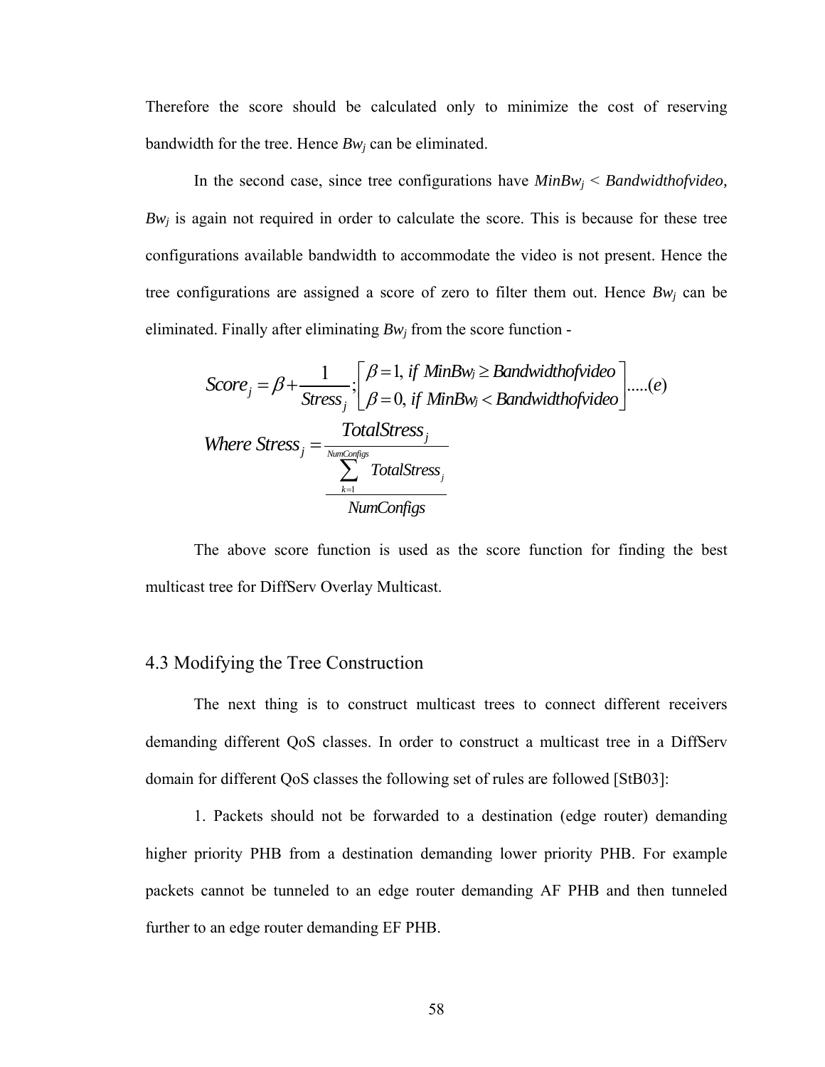Therefore the score should be calculated only to minimize the cost of reserving bandwidth for the tree. Hence $Bw_j$ can be eliminated.

In the second case, since tree configurations have $MinBw_j < Bandwidthofvideo$, $Bw_j$ is again not required in order to calculate the score. This is because for these tree configurations available bandwidth to accommodate the video is not present. Hence the tree configurations are assigned a score of zero to filter them out. Hence $Bw_j$ can be eliminated. Finally after eliminating $Bw_j$ from the score function -

$$Score_j = \beta + \frac{1}{Stress_j}; \begin{bmatrix} \beta = 1, \; if \; MinBw_j \geq Bandwidthofvideo \\ \beta = 0, \; if \; MinBw_j < Bandwidthofvideo \end{bmatrix} .....(e)$$

$$Where \; Stress_j = \frac{TotalStress_j}{\dfrac{\sum_{k=1}^{NumConfigs} TotalStress_j}{NumConfigs}}$$

The above score function is used as the score function for finding the best multicast tree for DiffServ Overlay Multicast.

## 4.3 Modifying the Tree Construction

The next thing is to construct multicast trees to connect different receivers demanding different QoS classes. In order to construct a multicast tree in a DiffServ domain for different QoS classes the following set of rules are followed [StB03]:

1. Packets should not be forwarded to a destination (edge router) demanding higher priority PHB from a destination demanding lower priority PHB. For example packets cannot be tunneled to an edge router demanding AF PHB and then tunneled further to an edge router demanding EF PHB.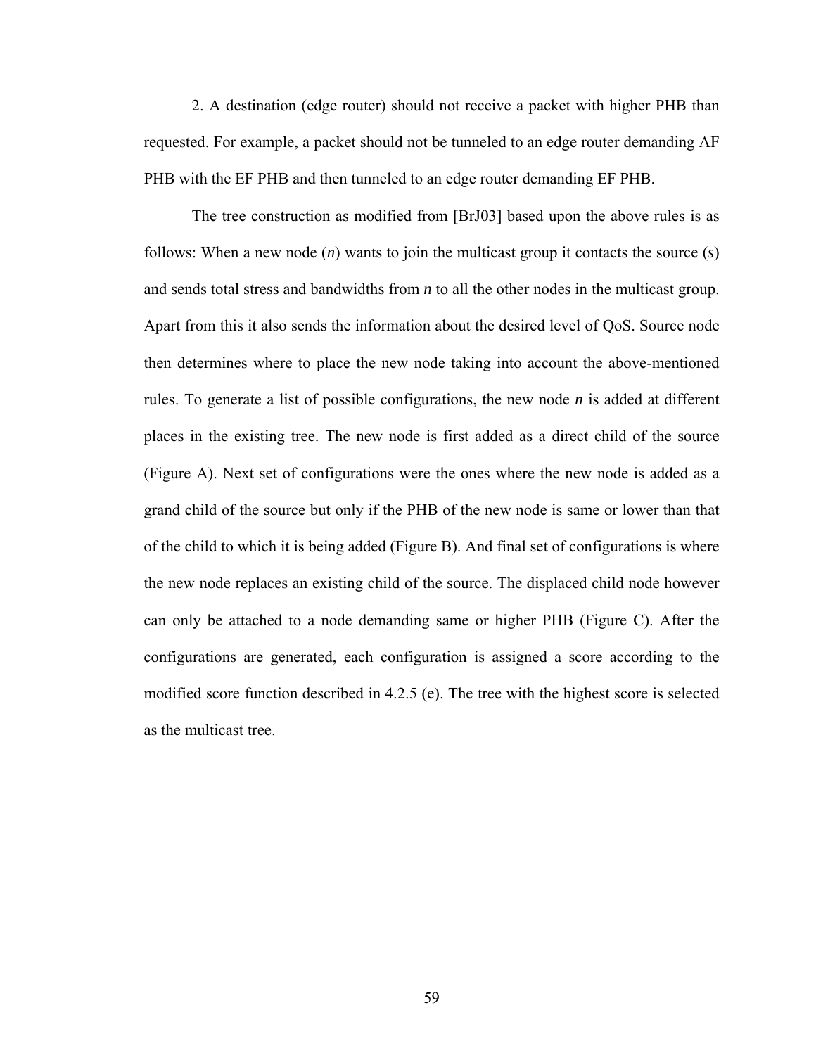2. A destination (edge router) should not receive a packet with higher PHB than requested. For example, a packet should not be tunneled to an edge router demanding AF PHB with the EF PHB and then tunneled to an edge router demanding EF PHB.

The tree construction as modified from [BrJ03] based upon the above rules is as follows: When a new node (*n*) wants to join the multicast group it contacts the source (*s*) and sends total stress and bandwidths from *n* to all the other nodes in the multicast group. Apart from this it also sends the information about the desired level of QoS. Source node then determines where to place the new node taking into account the above-mentioned rules. To generate a list of possible configurations, the new node *n* is added at different places in the existing tree. The new node is first added as a direct child of the source (Figure A). Next set of configurations were the ones where the new node is added as a grand child of the source but only if the PHB of the new node is same or lower than that of the child to which it is being added (Figure B). And final set of configurations is where the new node replaces an existing child of the source. The displaced child node however can only be attached to a node demanding same or higher PHB (Figure C). After the configurations are generated, each configuration is assigned a score according to the modified score function described in 4.2.5 (e). The tree with the highest score is selected as the multicast tree.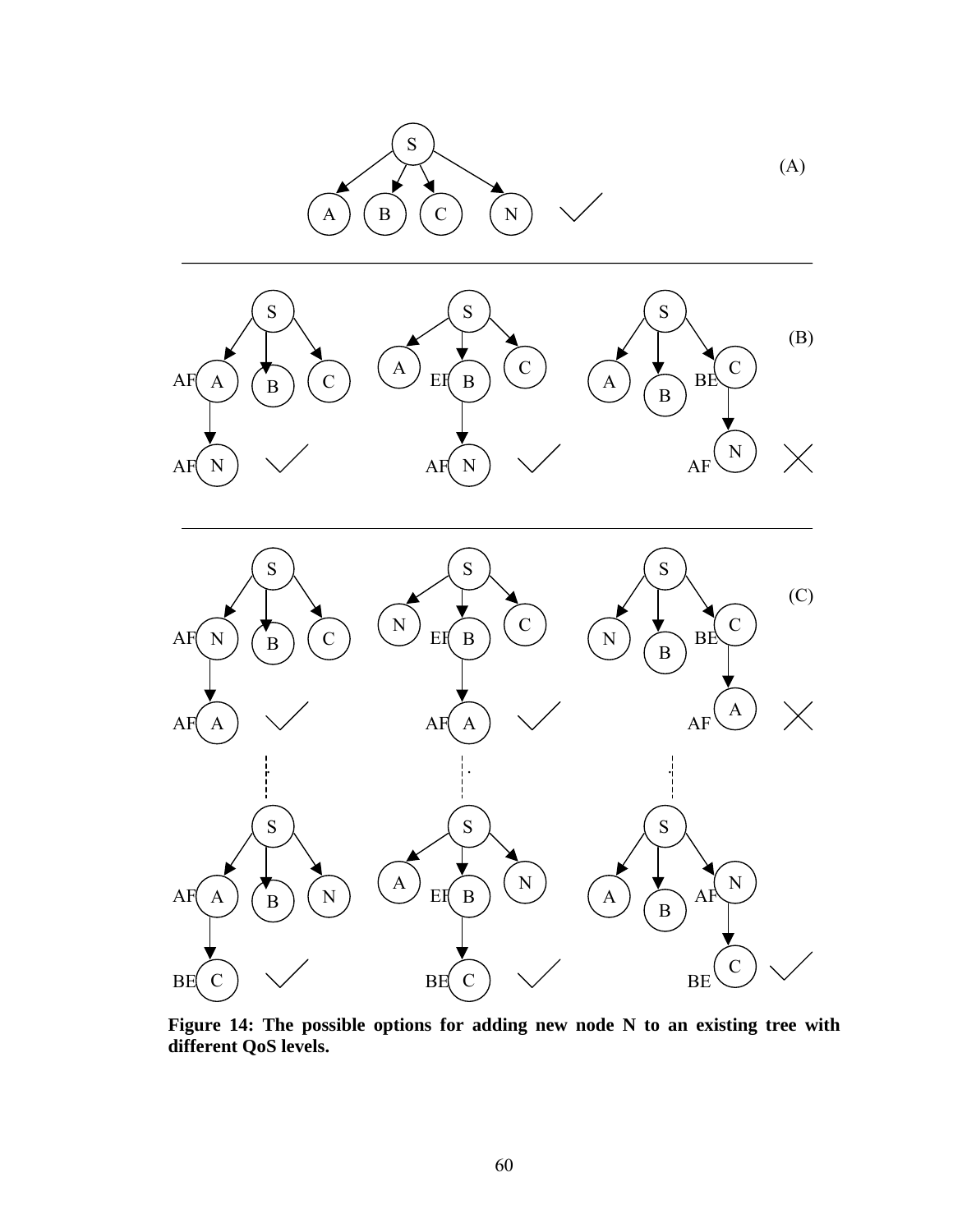**Figure 14: The possible options for adding new node N to an existing tree with different QoS levels.**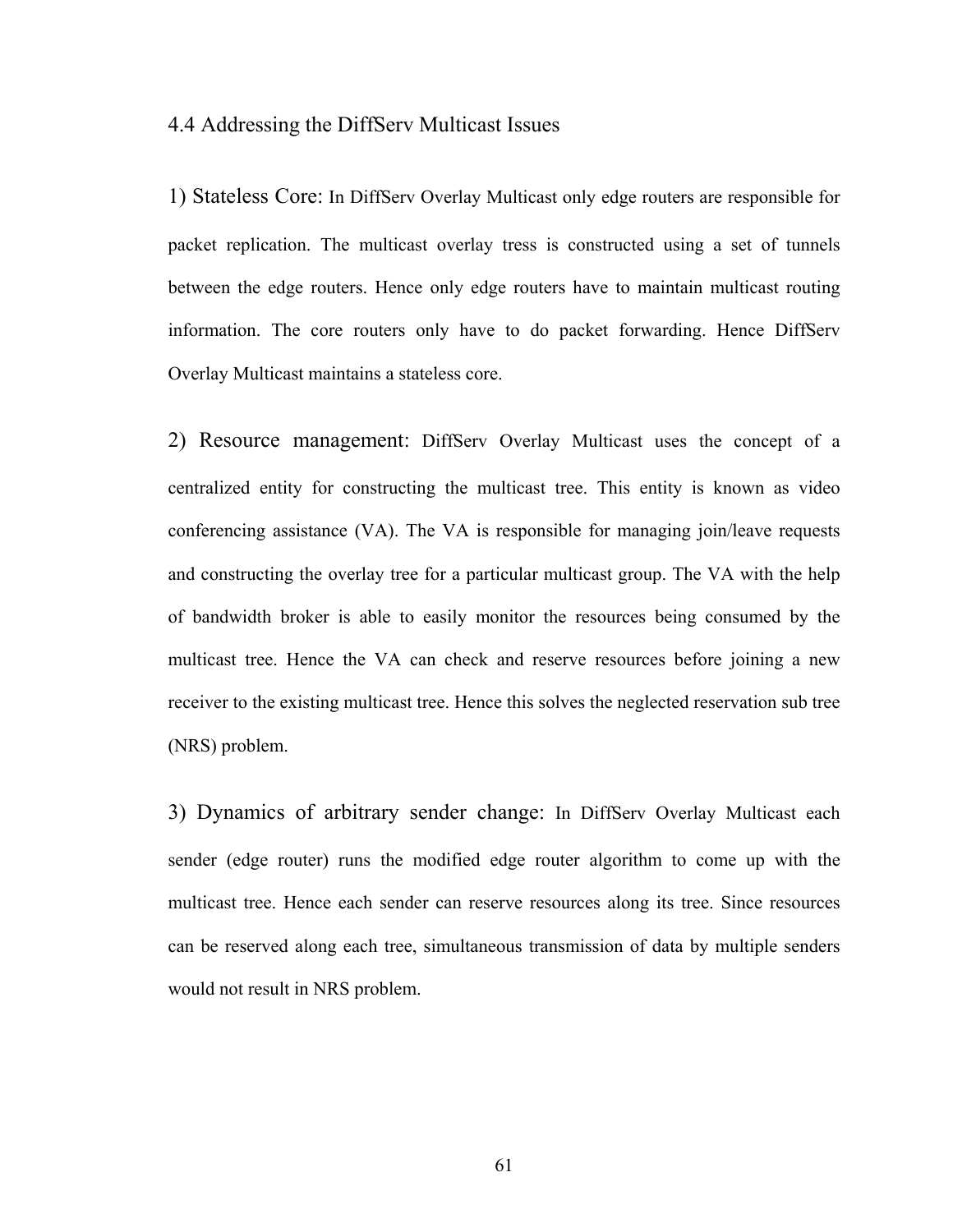## 4.4 Addressing the DiffServ Multicast Issues

1) Stateless Core: In DiffServ Overlay Multicast only edge routers are responsible for packet replication. The multicast overlay tress is constructed using a set of tunnels between the edge routers. Hence only edge routers have to maintain multicast routing information. The core routers only have to do packet forwarding. Hence DiffServ Overlay Multicast maintains a stateless core.

2) Resource management: DiffServ Overlay Multicast uses the concept of a centralized entity for constructing the multicast tree. This entity is known as video conferencing assistance (VA). The VA is responsible for managing join/leave requests and constructing the overlay tree for a particular multicast group. The VA with the help of bandwidth broker is able to easily monitor the resources being consumed by the multicast tree. Hence the VA can check and reserve resources before joining a new receiver to the existing multicast tree. Hence this solves the neglected reservation sub tree (NRS) problem.

3) Dynamics of arbitrary sender change: In DiffServ Overlay Multicast each sender (edge router) runs the modified edge router algorithm to come up with the multicast tree. Hence each sender can reserve resources along its tree. Since resources can be reserved along each tree, simultaneous transmission of data by multiple senders would not result in NRS problem.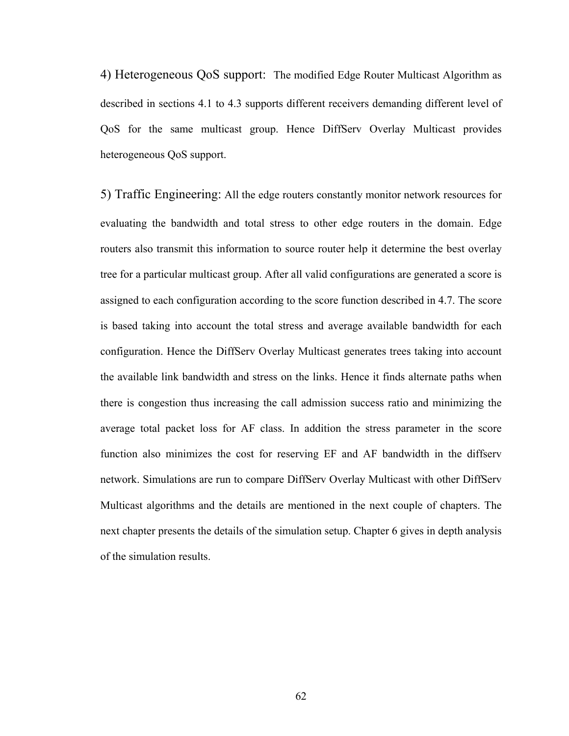4) Heterogeneous QoS support: The modified Edge Router Multicast Algorithm as described in sections 4.1 to 4.3 supports different receivers demanding different level of QoS for the same multicast group. Hence DiffServ Overlay Multicast provides heterogeneous QoS support.

5) Traffic Engineering: All the edge routers constantly monitor network resources for evaluating the bandwidth and total stress to other edge routers in the domain. Edge routers also transmit this information to source router help it determine the best overlay tree for a particular multicast group. After all valid configurations are generated a score is assigned to each configuration according to the score function described in 4.7. The score is based taking into account the total stress and average available bandwidth for each configuration. Hence the DiffServ Overlay Multicast generates trees taking into account the available link bandwidth and stress on the links. Hence it finds alternate paths when there is congestion thus increasing the call admission success ratio and minimizing the average total packet loss for AF class. In addition the stress parameter in the score function also minimizes the cost for reserving EF and AF bandwidth in the diffserv network. Simulations are run to compare DiffServ Overlay Multicast with other DiffServ Multicast algorithms and the details are mentioned in the next couple of chapters. The next chapter presents the details of the simulation setup. Chapter 6 gives in depth analysis of the simulation results.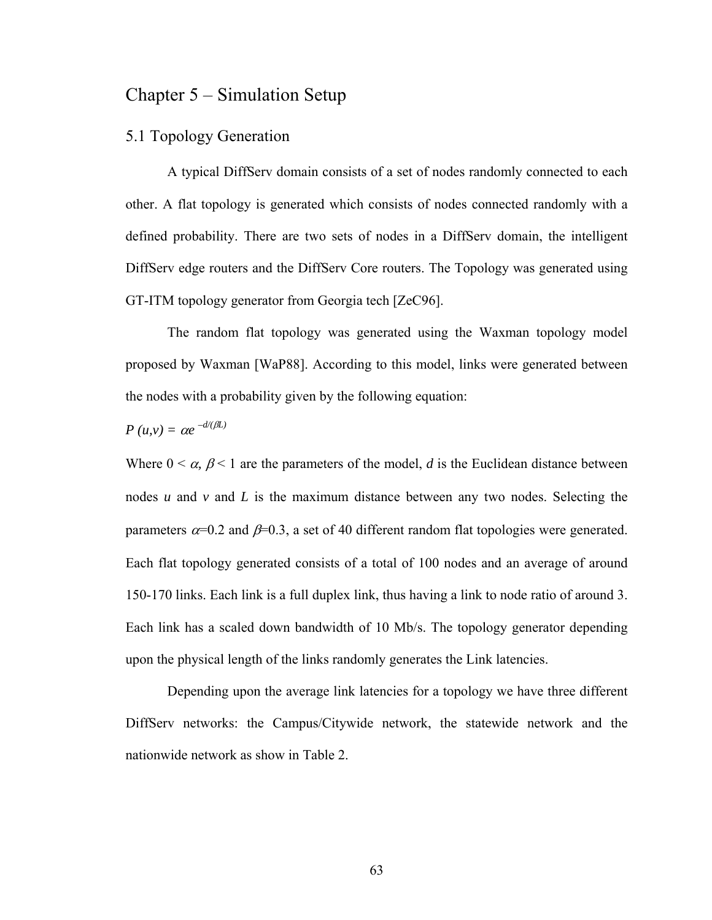# Chapter 5 – Simulation Setup

## 5.1 Topology Generation

A typical DiffServ domain consists of a set of nodes randomly connected to each other. A flat topology is generated which consists of nodes connected randomly with a defined probability. There are two sets of nodes in a DiffServ domain, the intelligent DiffServ edge routers and the DiffServ Core routers. The Topology was generated using GT-ITM topology generator from Georgia tech [ZeC96].

The random flat topology was generated using the Waxman topology model proposed by Waxman [WaP88]. According to this model, links were generated between the nodes with a probability given by the following equation:

$P(u,v) = \alpha e^{-d/(\beta L)}$

Where $0 < \alpha, \beta < 1$ are the parameters of the model, $d$ is the Euclidean distance between nodes $u$ and $v$ and $L$ is the maximum distance between any two nodes. Selecting the parameters $\alpha$=0.2 and $\beta$=0.3, a set of 40 different random flat topologies were generated. Each flat topology generated consists of a total of 100 nodes and an average of around 150-170 links. Each link is a full duplex link, thus having a link to node ratio of around 3. Each link has a scaled down bandwidth of 10 Mb/s. The topology generator depending upon the physical length of the links randomly generates the Link latencies.

Depending upon the average link latencies for a topology we have three different DiffServ networks: the Campus/Citywide network, the statewide network and the nationwide network as show in Table 2.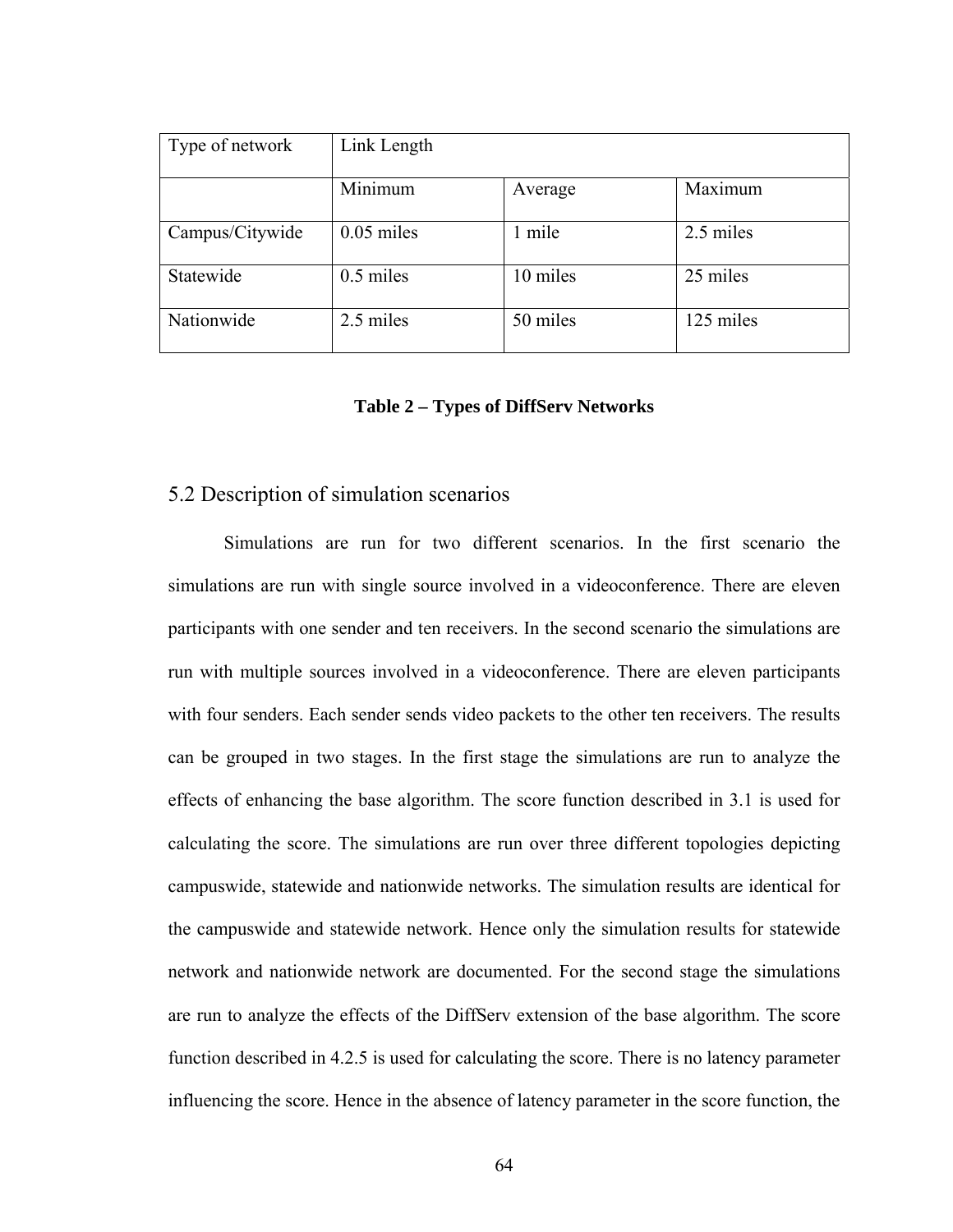| Type of network | Link Length | | |
|---|---|---|---|
| | Minimum | Average | Maximum |
| Campus/Citywide | 0.05 miles | 1 mile | 2.5 miles |
| Statewide | 0.5 miles | 10 miles | 25 miles |
| Nationwide | 2.5 miles | 50 miles | 125 miles |

**Table 2 – Types of DiffServ Networks**

## 5.2 Description of simulation scenarios

Simulations are run for two different scenarios. In the first scenario the simulations are run with single source involved in a videoconference. There are eleven participants with one sender and ten receivers. In the second scenario the simulations are run with multiple sources involved in a videoconference. There are eleven participants with four senders. Each sender sends video packets to the other ten receivers. The results can be grouped in two stages. In the first stage the simulations are run to analyze the effects of enhancing the base algorithm. The score function described in 3.1 is used for calculating the score. The simulations are run over three different topologies depicting campuswide, statewide and nationwide networks. The simulation results are identical for the campuswide and statewide network. Hence only the simulation results for statewide network and nationwide network are documented. For the second stage the simulations are run to analyze the effects of the DiffServ extension of the base algorithm. The score function described in 4.2.5 is used for calculating the score. There is no latency parameter influencing the score. Hence in the absence of latency parameter in the score function, the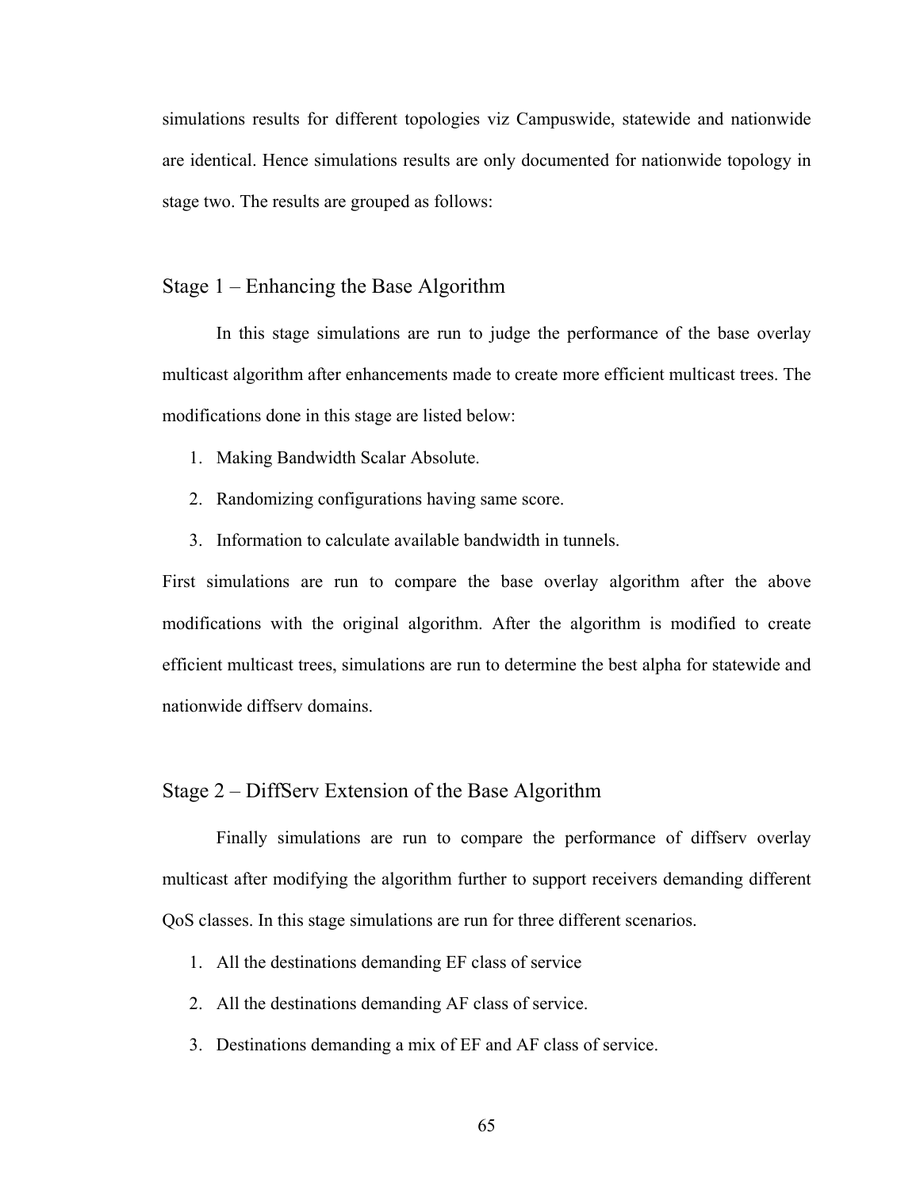simulations results for different topologies viz Campuswide, statewide and nationwide are identical. Hence simulations results are only documented for nationwide topology in stage two. The results are grouped as follows:

## Stage 1 – Enhancing the Base Algorithm

In this stage simulations are run to judge the performance of the base overlay multicast algorithm after enhancements made to create more efficient multicast trees. The modifications done in this stage are listed below:

1. Making Bandwidth Scalar Absolute.
2. Randomizing configurations having same score.
3. Information to calculate available bandwidth in tunnels.

First simulations are run to compare the base overlay algorithm after the above modifications with the original algorithm. After the algorithm is modified to create efficient multicast trees, simulations are run to determine the best alpha for statewide and nationwide diffserv domains.

## Stage 2 – DiffServ Extension of the Base Algorithm

Finally simulations are run to compare the performance of diffserv overlay multicast after modifying the algorithm further to support receivers demanding different QoS classes. In this stage simulations are run for three different scenarios.

1. All the destinations demanding EF class of service
2. All the destinations demanding AF class of service.
3. Destinations demanding a mix of EF and AF class of service.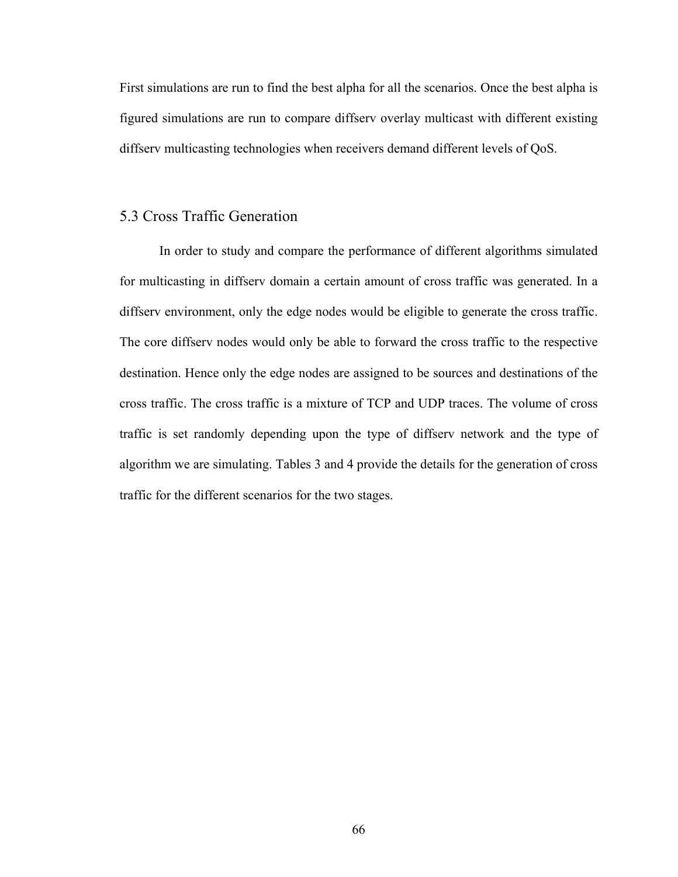First simulations are run to find the best alpha for all the scenarios. Once the best alpha is figured simulations are run to compare diffserv overlay multicast with different existing diffserv multicasting technologies when receivers demand different levels of QoS.

## 5.3 Cross Traffic Generation

In order to study and compare the performance of different algorithms simulated for multicasting in diffserv domain a certain amount of cross traffic was generated. In a diffserv environment, only the edge nodes would be eligible to generate the cross traffic. The core diffserv nodes would only be able to forward the cross traffic to the respective destination. Hence only the edge nodes are assigned to be sources and destinations of the cross traffic. The cross traffic is a mixture of TCP and UDP traces. The volume of cross traffic is set randomly depending upon the type of diffserv network and the type of algorithm we are simulating. Tables 3 and 4 provide the details for the generation of cross traffic for the different scenarios for the two stages.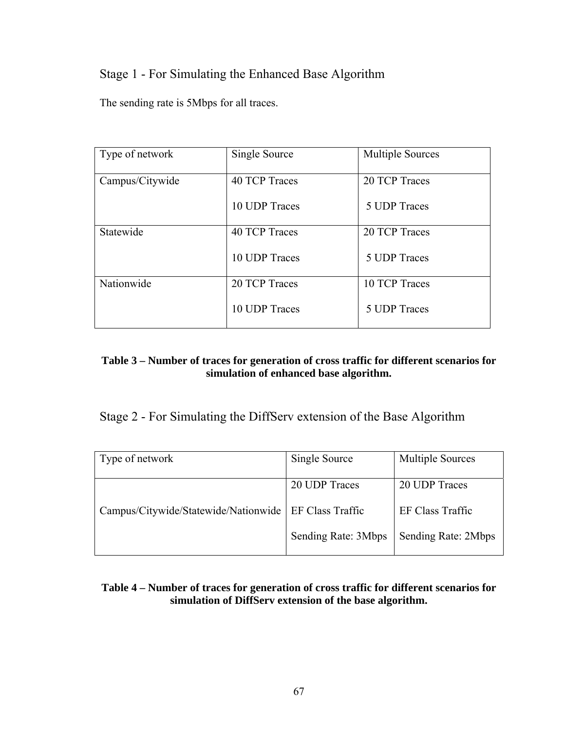## Stage 1 - For Simulating the Enhanced Base Algorithm

The sending rate is 5Mbps for all traces.

| Type of network | Single Source | Multiple Sources |
| --- | --- | --- |
| Campus/Citywide | 40 TCP Traces<br>10 UDP Traces | 20 TCP Traces<br>5 UDP Traces |
| Statewide | 40 TCP Traces<br>10 UDP Traces | 20 TCP Traces<br>5 UDP Traces |
| Nationwide | 20 TCP Traces<br>10 UDP Traces | 10 TCP Traces<br>5 UDP Traces |

**Table 3 – Number of traces for generation of cross traffic for different scenarios for simulation of enhanced base algorithm.**

## Stage 2 - For Simulating the DiffServ extension of the Base Algorithm

| Type of network | Single Source | Multiple Sources |
| --- | --- | --- |
| Campus/Citywide/Statewide/Nationwide | 20 UDP Traces<br>EF Class Traffic<br>Sending Rate: 3Mbps | 20 UDP Traces<br>EF Class Traffic<br>Sending Rate: 2Mbps |

**Table 4 – Number of traces for generation of cross traffic for different scenarios for simulation of DiffServ extension of the base algorithm.**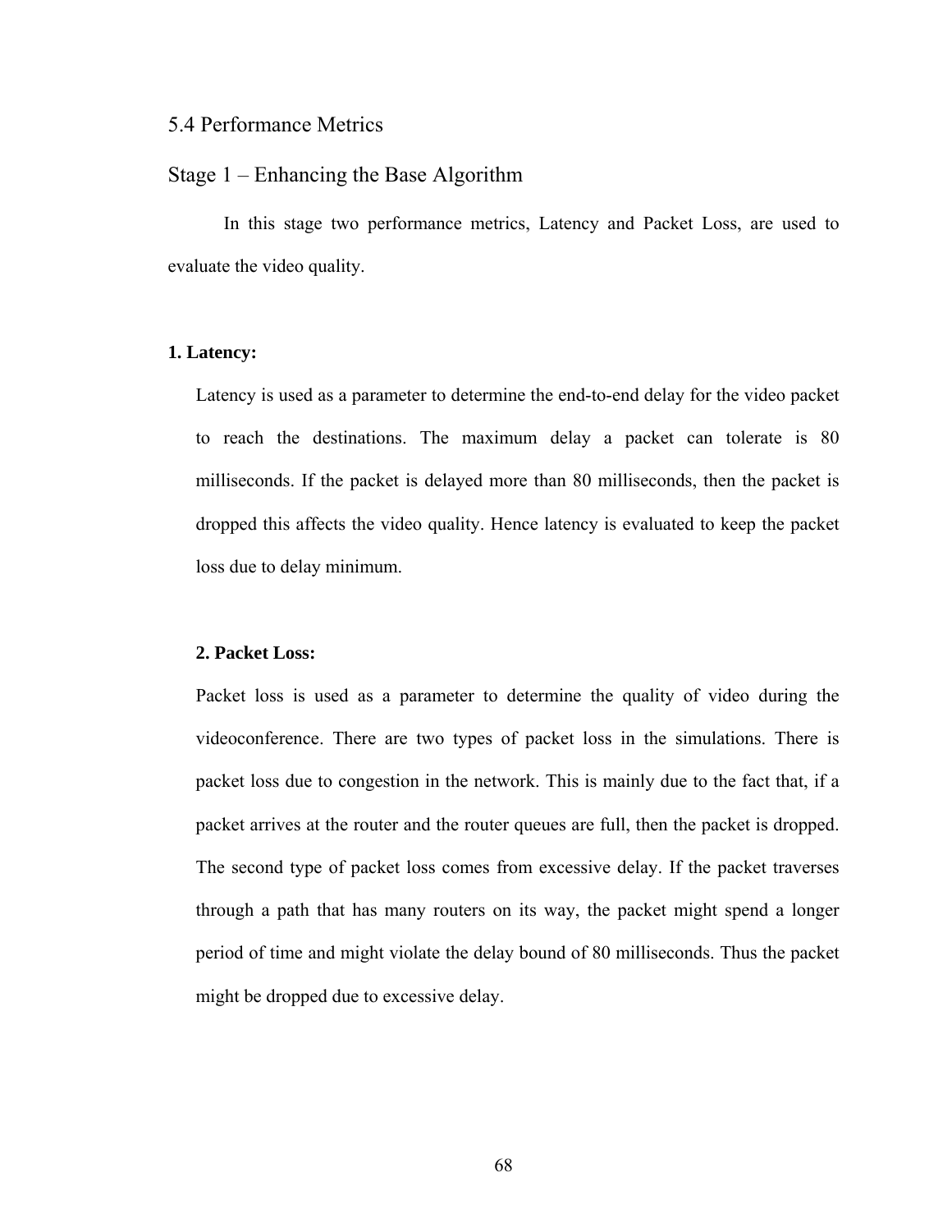## 5.4 Performance Metrics

## Stage 1 – Enhancing the Base Algorithm

In this stage two performance metrics, Latency and Packet Loss, are used to evaluate the video quality.

**1. Latency:**

Latency is used as a parameter to determine the end-to-end delay for the video packet to reach the destinations. The maximum delay a packet can tolerate is 80 milliseconds. If the packet is delayed more than 80 milliseconds, then the packet is dropped this affects the video quality. Hence latency is evaluated to keep the packet loss due to delay minimum.

**2. Packet Loss:**

Packet loss is used as a parameter to determine the quality of video during the videoconference. There are two types of packet loss in the simulations. There is packet loss due to congestion in the network. This is mainly due to the fact that, if a packet arrives at the router and the router queues are full, then the packet is dropped. The second type of packet loss comes from excessive delay. If the packet traverses through a path that has many routers on its way, the packet might spend a longer period of time and might violate the delay bound of 80 milliseconds. Thus the packet might be dropped due to excessive delay.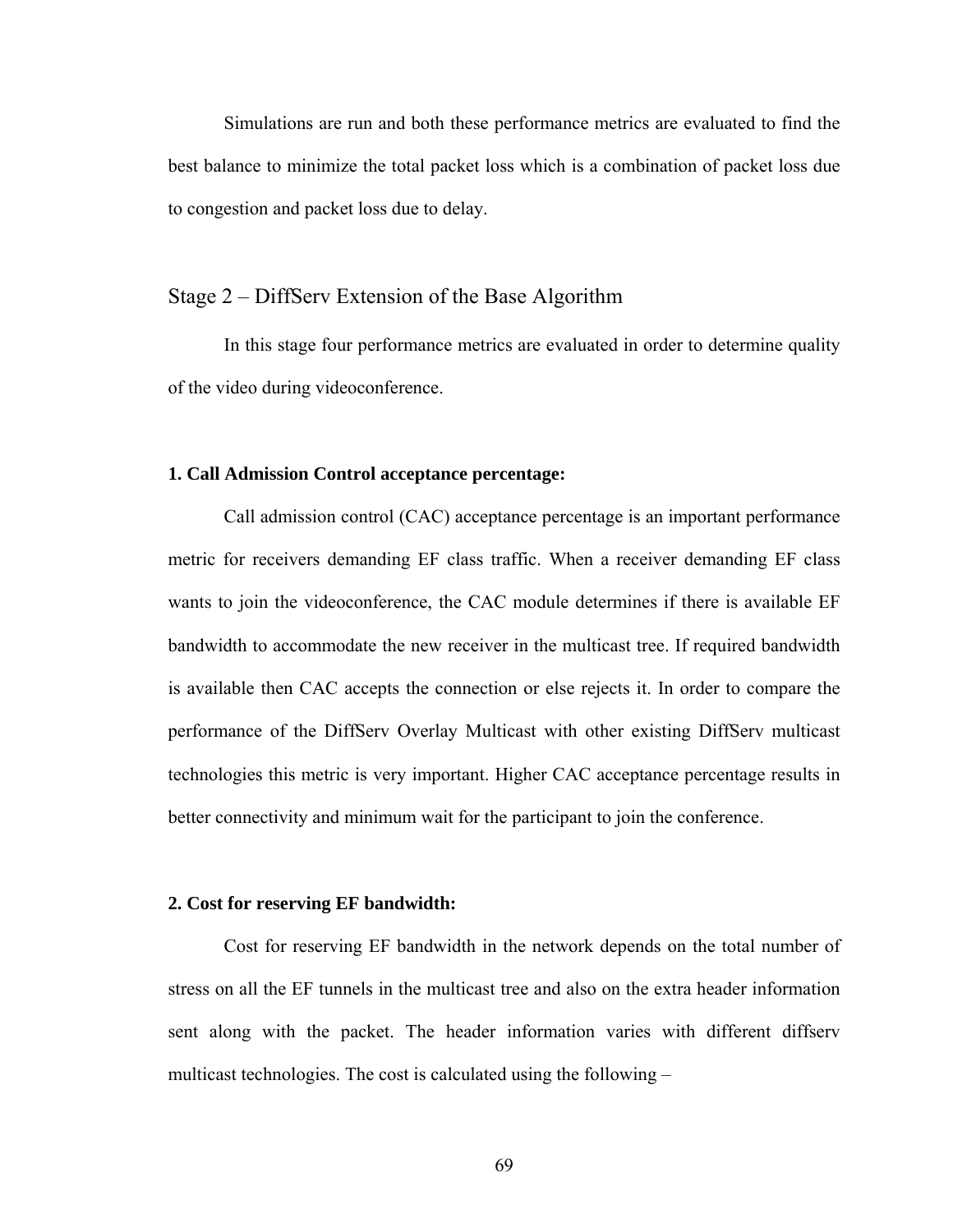Simulations are run and both these performance metrics are evaluated to find the best balance to minimize the total packet loss which is a combination of packet loss due to congestion and packet loss due to delay.

## Stage 2 – DiffServ Extension of the Base Algorithm

In this stage four performance metrics are evaluated in order to determine quality of the video during videoconference.

**1. Call Admission Control acceptance percentage:**

Call admission control (CAC) acceptance percentage is an important performance metric for receivers demanding EF class traffic. When a receiver demanding EF class wants to join the videoconference, the CAC module determines if there is available EF bandwidth to accommodate the new receiver in the multicast tree. If required bandwidth is available then CAC accepts the connection or else rejects it. In order to compare the performance of the DiffServ Overlay Multicast with other existing DiffServ multicast technologies this metric is very important. Higher CAC acceptance percentage results in better connectivity and minimum wait for the participant to join the conference.

**2. Cost for reserving EF bandwidth:**

Cost for reserving EF bandwidth in the network depends on the total number of stress on all the EF tunnels in the multicast tree and also on the extra header information sent along with the packet. The header information varies with different diffserv multicast technologies. The cost is calculated using the following –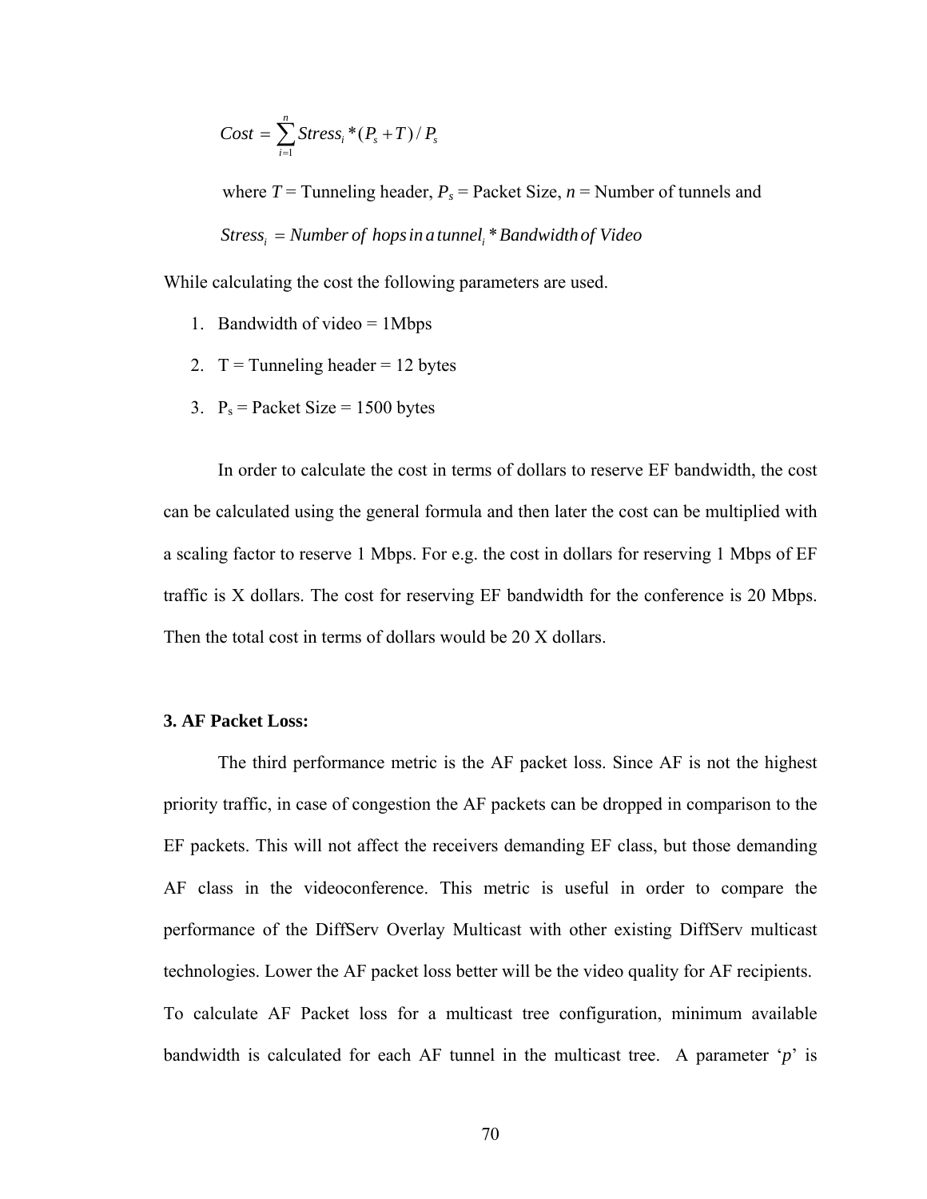$$Cost = \sum_{i=1}^{n} Stress_i * (P_s + T) / P_s$$

where $T$ = Tunneling header, $P_s$ = Packet Size, $n$ = Number of tunnels and

$$Stress_i = Number\ of\ hops\ in\ a\ tunnel_i * Bandwidth\ of\ Video$$

While calculating the cost the following parameters are used.

1. Bandwidth of video = 1Mbps
2. T = Tunneling header = 12 bytes
3. $P_s$ = Packet Size = 1500 bytes

In order to calculate the cost in terms of dollars to reserve EF bandwidth, the cost can be calculated using the general formula and then later the cost can be multiplied with a scaling factor to reserve 1 Mbps. For e.g. the cost in dollars for reserving 1 Mbps of EF traffic is X dollars. The cost for reserving EF bandwidth for the conference is 20 Mbps. Then the total cost in terms of dollars would be 20 X dollars.

**3. AF Packet Loss:**

The third performance metric is the AF packet loss. Since AF is not the highest priority traffic, in case of congestion the AF packets can be dropped in comparison to the EF packets. This will not affect the receivers demanding EF class, but those demanding AF class in the videoconference. This metric is useful in order to compare the performance of the DiffServ Overlay Multicast with other existing DiffServ multicast technologies. Lower the AF packet loss better will be the video quality for AF recipients. To calculate AF Packet loss for a multicast tree configuration, minimum available bandwidth is calculated for each AF tunnel in the multicast tree. A parameter '*p*' is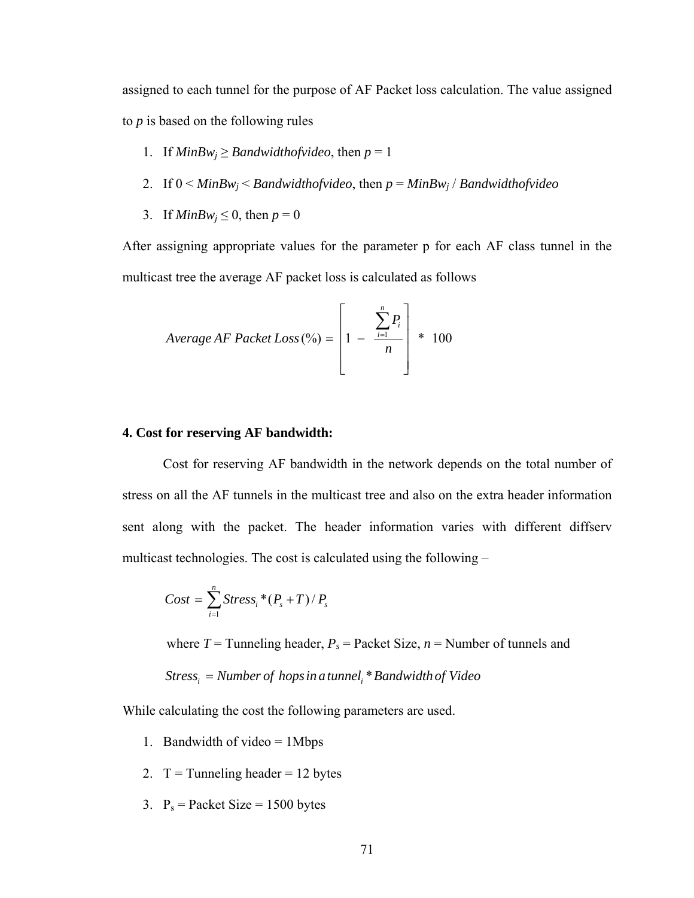assigned to each tunnel for the purpose of AF Packet loss calculation. The value assigned to *p* is based on the following rules

1. If $MinBw_j \geq Bandwidthofvideo$, then $p = 1$
2. If $0 < MinBw_j < Bandwidthofvideo$, then $p = MinBw_j / Bandwidthofvideo$
3. If $MinBw_j \leq 0$, then $p = 0$

After assigning appropriate values for the parameter p for each AF class tunnel in the multicast tree the average AF packet loss is calculated as follows

$$Average\ AF\ Packet\ Loss\,(\%) = \left[ 1 - \frac{\sum_{i=1}^{n} P_i}{n} \right] * 100$$

**4. Cost for reserving AF bandwidth:**

Cost for reserving AF bandwidth in the network depends on the total number of stress on all the AF tunnels in the multicast tree and also on the extra header information sent along with the packet. The header information varies with different diffserv multicast technologies. The cost is calculated using the following –

$$Cost = \sum_{i=1}^{n} Stress_i * (P_s + T) / P_s$$

where $T$ = Tunneling header, $P_s$ = Packet Size, $n$ = Number of tunnels and

$$Stress_i = Number\ of\ hops\ in\ a\ tunnel_i * Bandwidth\ of\ Video$$

While calculating the cost the following parameters are used.

1. Bandwidth of video = 1Mbps
2. T = Tunneling header = 12 bytes
3. $P_s$ = Packet Size = 1500 bytes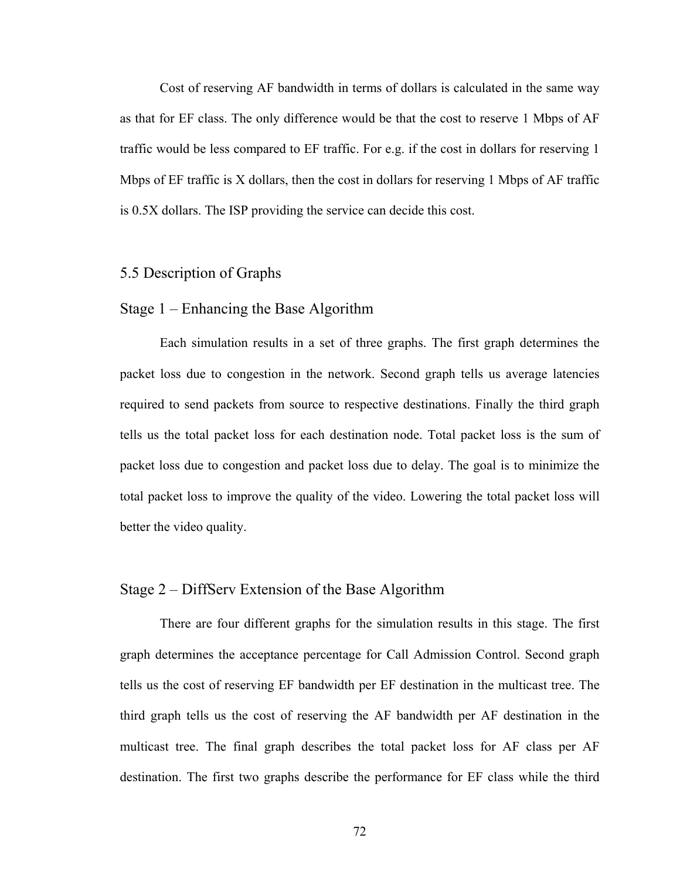Cost of reserving AF bandwidth in terms of dollars is calculated in the same way as that for EF class. The only difference would be that the cost to reserve 1 Mbps of AF traffic would be less compared to EF traffic. For e.g. if the cost in dollars for reserving 1 Mbps of EF traffic is X dollars, then the cost in dollars for reserving 1 Mbps of AF traffic is 0.5X dollars. The ISP providing the service can decide this cost.

## 5.5 Description of Graphs

### Stage 1 – Enhancing the Base Algorithm

Each simulation results in a set of three graphs. The first graph determines the packet loss due to congestion in the network. Second graph tells us average latencies required to send packets from source to respective destinations. Finally the third graph tells us the total packet loss for each destination node. Total packet loss is the sum of packet loss due to congestion and packet loss due to delay. The goal is to minimize the total packet loss to improve the quality of the video. Lowering the total packet loss will better the video quality.

### Stage 2 – DiffServ Extension of the Base Algorithm

There are four different graphs for the simulation results in this stage. The first graph determines the acceptance percentage for Call Admission Control. Second graph tells us the cost of reserving EF bandwidth per EF destination in the multicast tree. The third graph tells us the cost of reserving the AF bandwidth per AF destination in the multicast tree. The final graph describes the total packet loss for AF class per AF destination. The first two graphs describe the performance for EF class while the third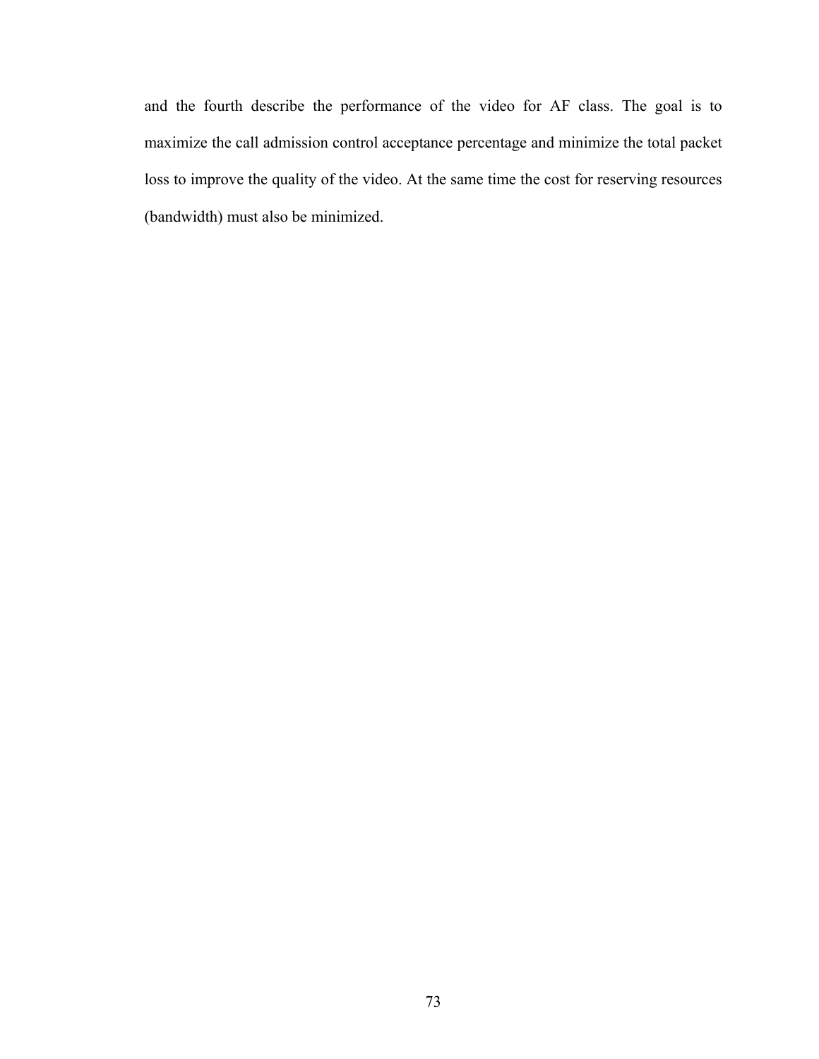and the fourth describe the performance of the video for AF class. The goal is to maximize the call admission control acceptance percentage and minimize the total packet loss to improve the quality of the video. At the same time the cost for reserving resources (bandwidth) must also be minimized.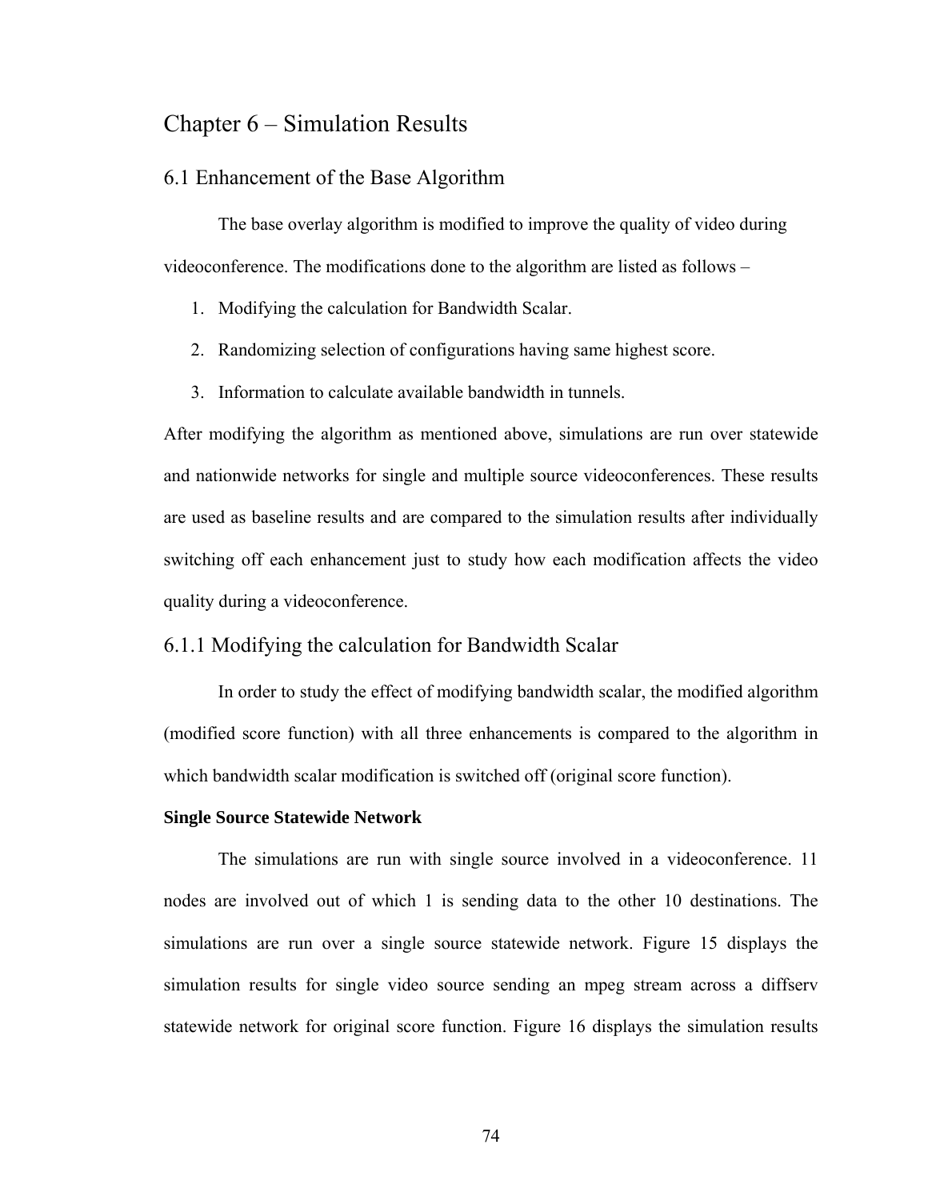# Chapter 6 – Simulation Results

## 6.1 Enhancement of the Base Algorithm

The base overlay algorithm is modified to improve the quality of video during videoconference. The modifications done to the algorithm are listed as follows –

1. Modifying the calculation for Bandwidth Scalar.
2. Randomizing selection of configurations having same highest score.
3. Information to calculate available bandwidth in tunnels.

After modifying the algorithm as mentioned above, simulations are run over statewide and nationwide networks for single and multiple source videoconferences. These results are used as baseline results and are compared to the simulation results after individually switching off each enhancement just to study how each modification affects the video quality during a videoconference.

### 6.1.1 Modifying the calculation for Bandwidth Scalar

In order to study the effect of modifying bandwidth scalar, the modified algorithm (modified score function) with all three enhancements is compared to the algorithm in which bandwidth scalar modification is switched off (original score function).

**Single Source Statewide Network**

The simulations are run with single source involved in a videoconference. 11 nodes are involved out of which 1 is sending data to the other 10 destinations. The simulations are run over a single source statewide network. Figure 15 displays the simulation results for single video source sending an mpeg stream across a diffserv statewide network for original score function. Figure 16 displays the simulation results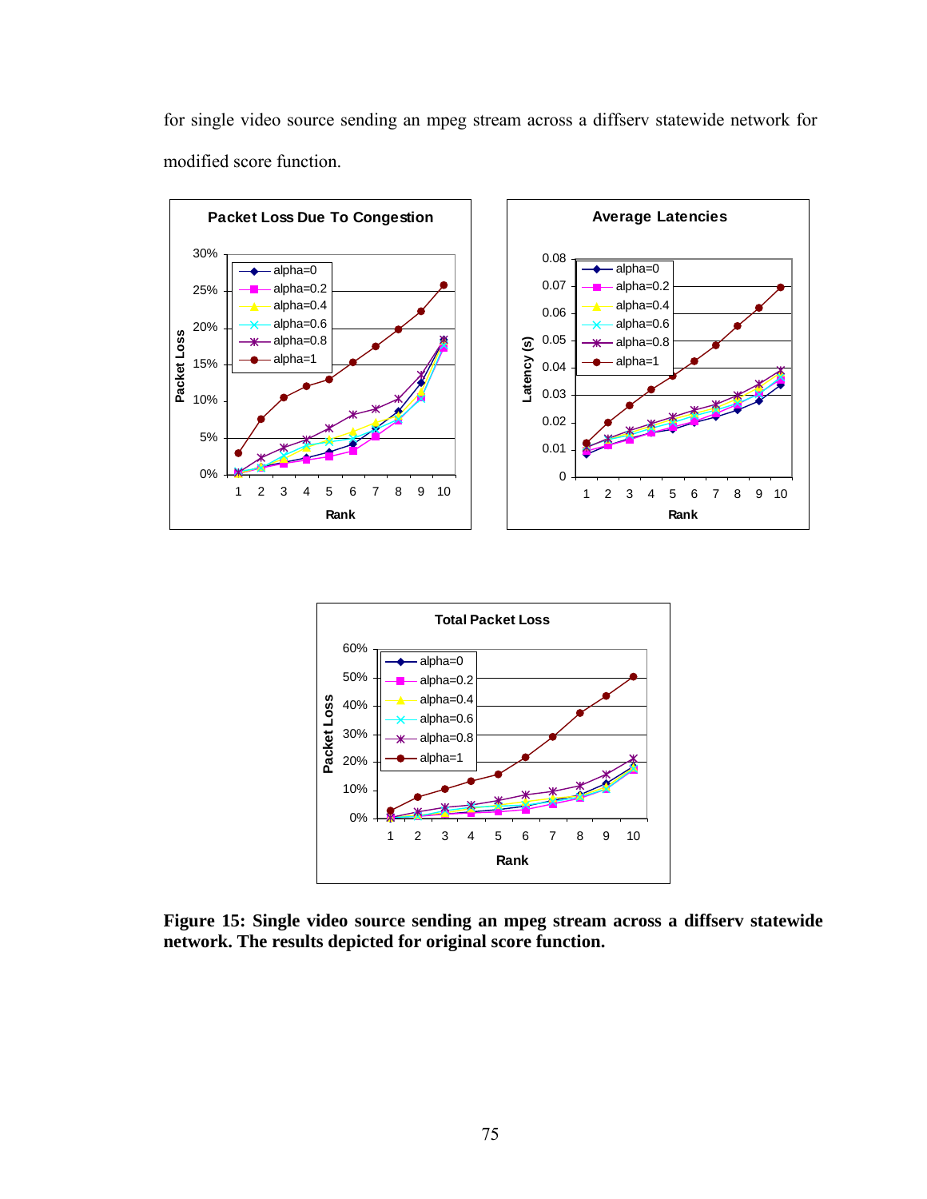for single video source sending an mpeg stream across a diffserv statewide network for modified score function.

**Figure 15: Single video source sending an mpeg stream across a diffserv statewide network. The results depicted for original score function.**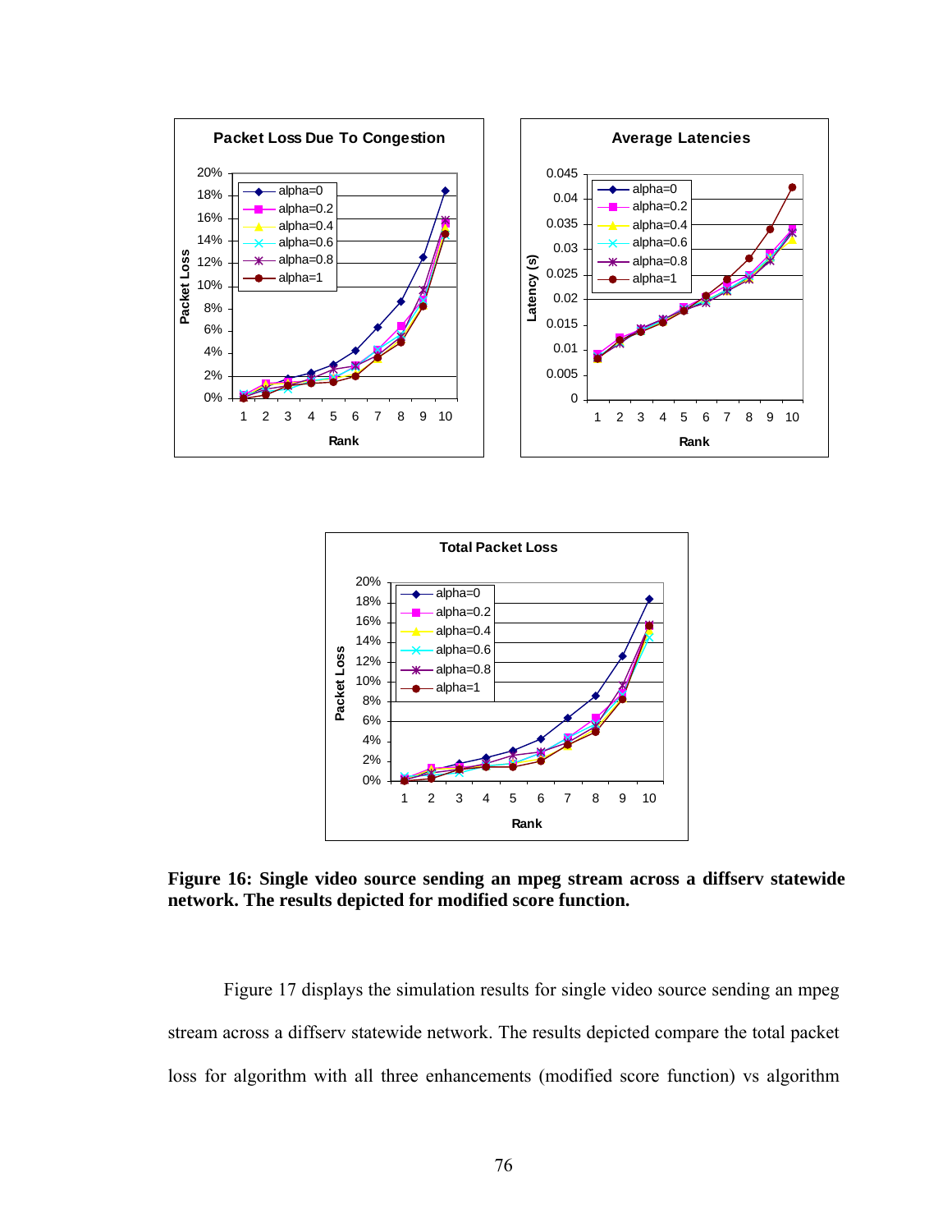**Figure 16: Single video source sending an mpeg stream across a diffserv statewide network. The results depicted for modified score function.**

Figure 17 displays the simulation results for single video source sending an mpeg stream across a diffserv statewide network. The results depicted compare the total packet loss for algorithm with all three enhancements (modified score function) vs algorithm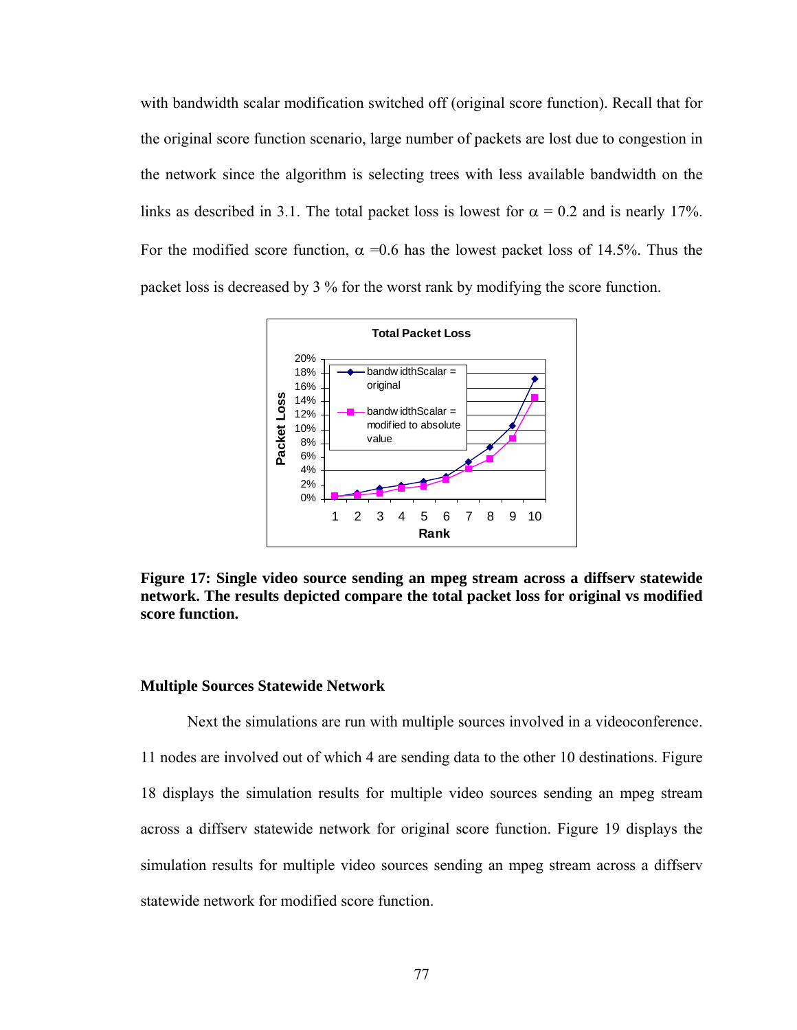with bandwidth scalar modification switched off (original score function). Recall that for the original score function scenario, large number of packets are lost due to congestion in the network since the algorithm is selecting trees with less available bandwidth on the links as described in 3.1. The total packet loss is lowest for $\alpha$ = 0.2 and is nearly 17%. For the modified score function, $\alpha$ =0.6 has the lowest packet loss of 14.5%. Thus the packet loss is decreased by 3 % for the worst rank by modifying the score function.

**Figure 17: Single video source sending an mpeg stream across a diffserv statewide network. The results depicted compare the total packet loss for original vs modified score function.**

**Multiple Sources Statewide Network**

Next the simulations are run with multiple sources involved in a videoconference. 11 nodes are involved out of which 4 are sending data to the other 10 destinations. Figure 18 displays the simulation results for multiple video sources sending an mpeg stream across a diffserv statewide network for original score function. Figure 19 displays the simulation results for multiple video sources sending an mpeg stream across a diffserv statewide network for modified score function.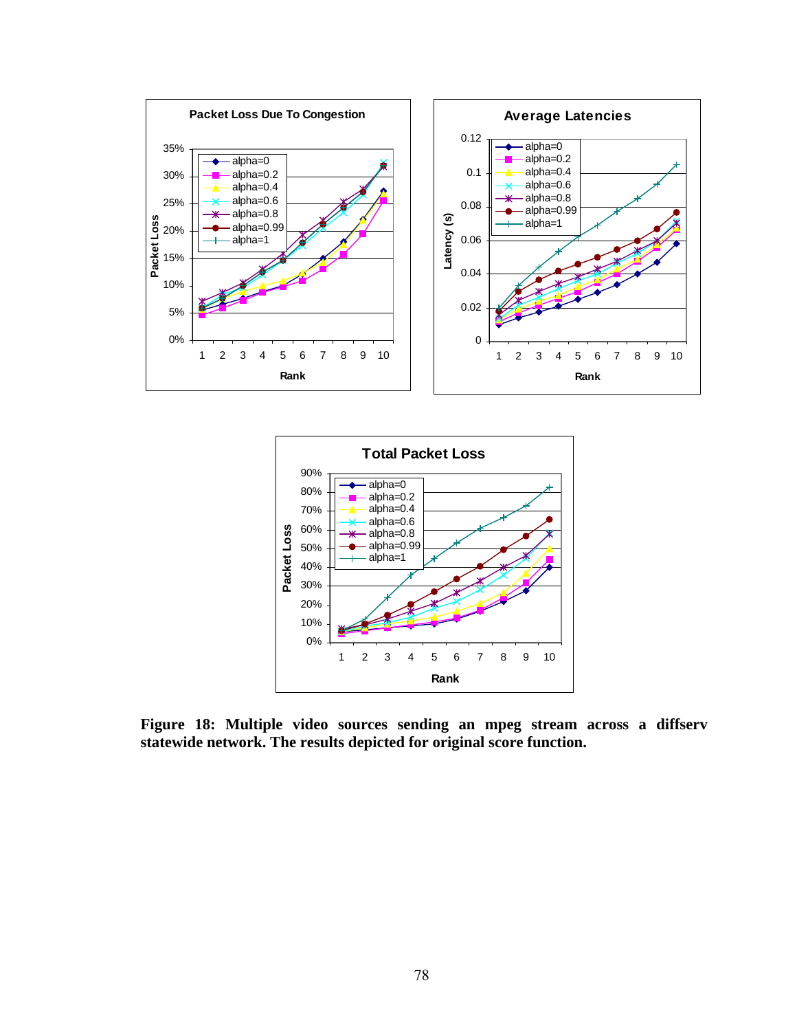**Figure 18: Multiple video sources sending an mpeg stream across a diffserv statewide network. The results depicted for original score function.**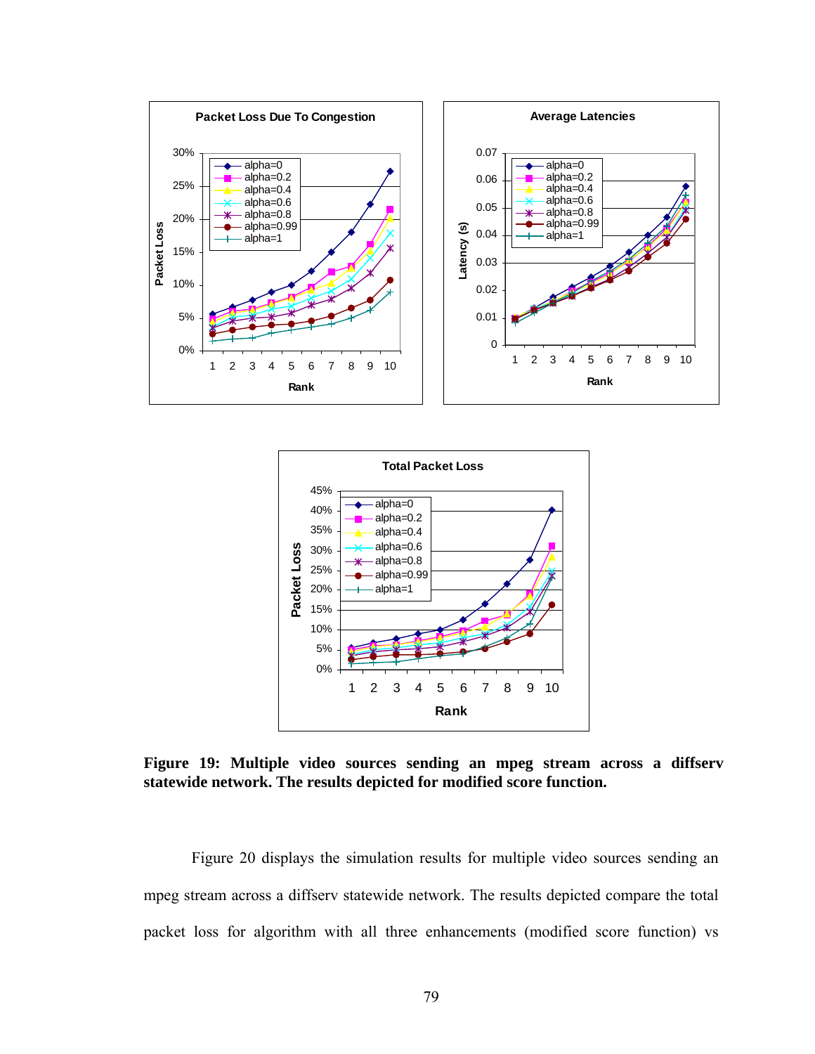**Figure 19: Multiple video sources sending an mpeg stream across a diffserv statewide network. The results depicted for modified score function.**

Figure 20 displays the simulation results for multiple video sources sending an mpeg stream across a diffserv statewide network. The results depicted compare the total packet loss for algorithm with all three enhancements (modified score function) vs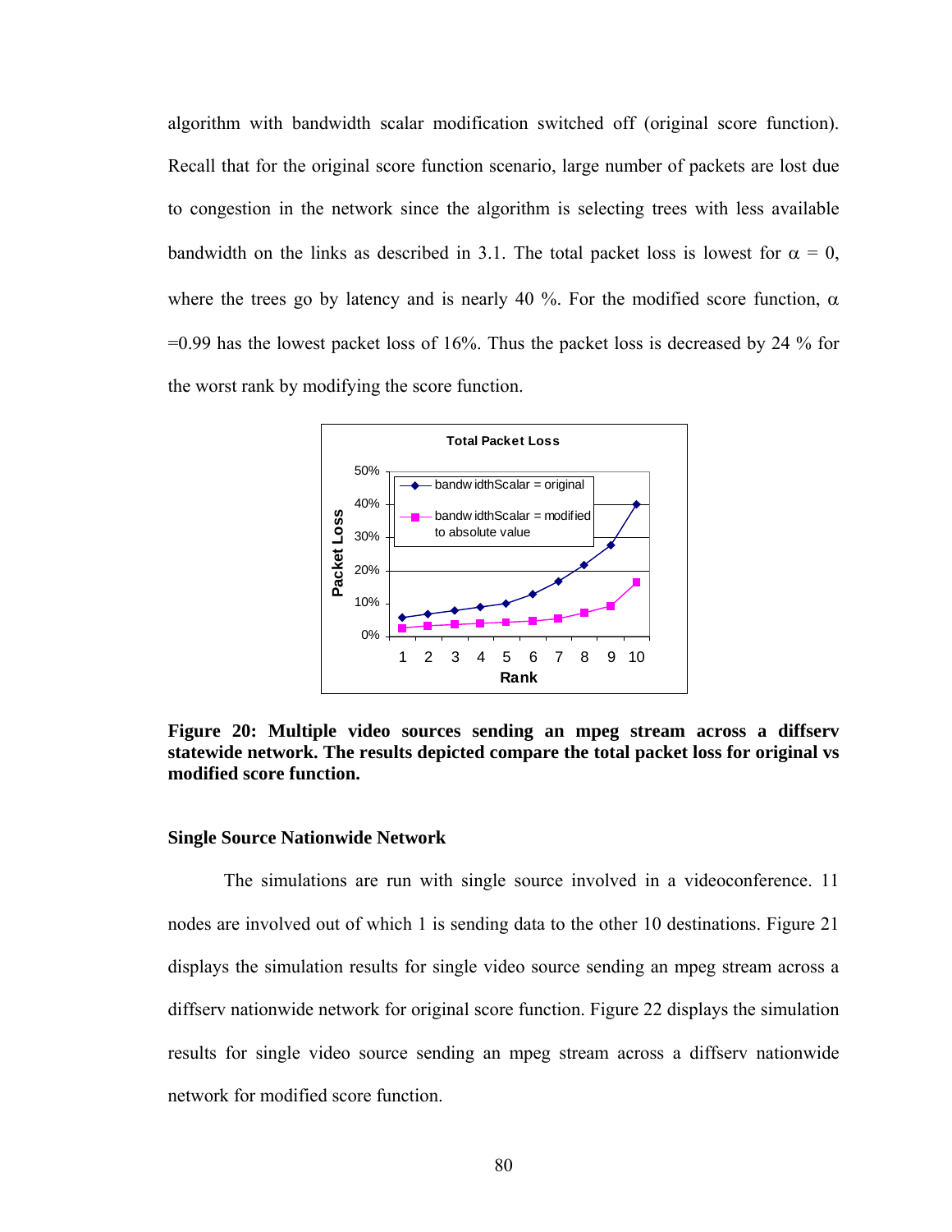algorithm with bandwidth scalar modification switched off (original score function). Recall that for the original score function scenario, large number of packets are lost due to congestion in the network since the algorithm is selecting trees with less available bandwidth on the links as described in 3.1. The total packet loss is lowest for $\alpha = 0$, where the trees go by latency and is nearly 40 %. For the modified score function, $\alpha = 0.99$ has the lowest packet loss of 16%. Thus the packet loss is decreased by 24 % for the worst rank by modifying the score function.

**Figure 20: Multiple video sources sending an mpeg stream across a diffserv statewide network. The results depicted compare the total packet loss for original vs modified score function.**

### Single Source Nationwide Network

The simulations are run with single source involved in a videoconference. 11 nodes are involved out of which 1 is sending data to the other 10 destinations. Figure 21 displays the simulation results for single video source sending an mpeg stream across a diffserv nationwide network for original score function. Figure 22 displays the simulation results for single video source sending an mpeg stream across a diffserv nationwide network for modified score function.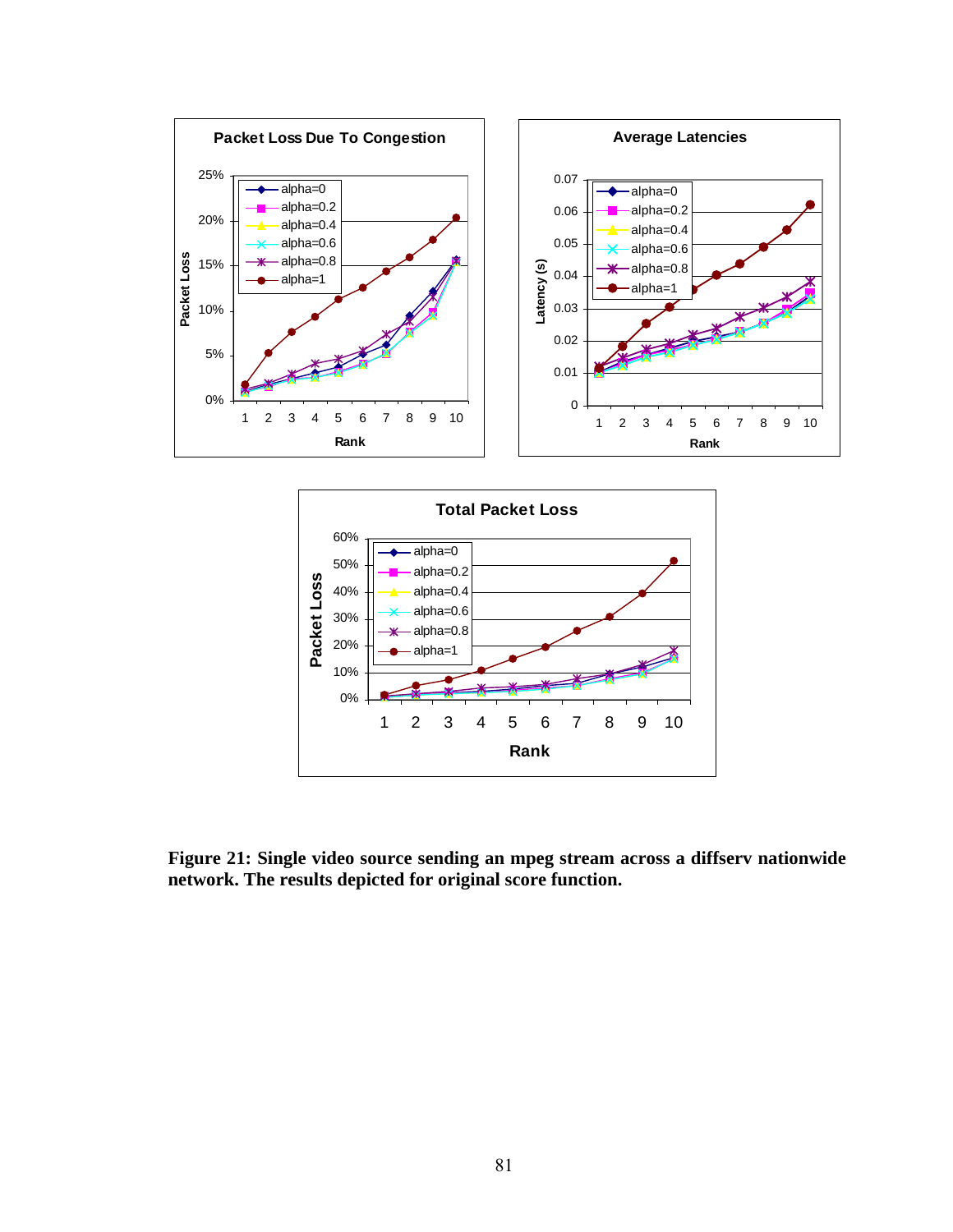**Figure 21: Single video source sending an mpeg stream across a diffserv nationwide network. The results depicted for original score function.**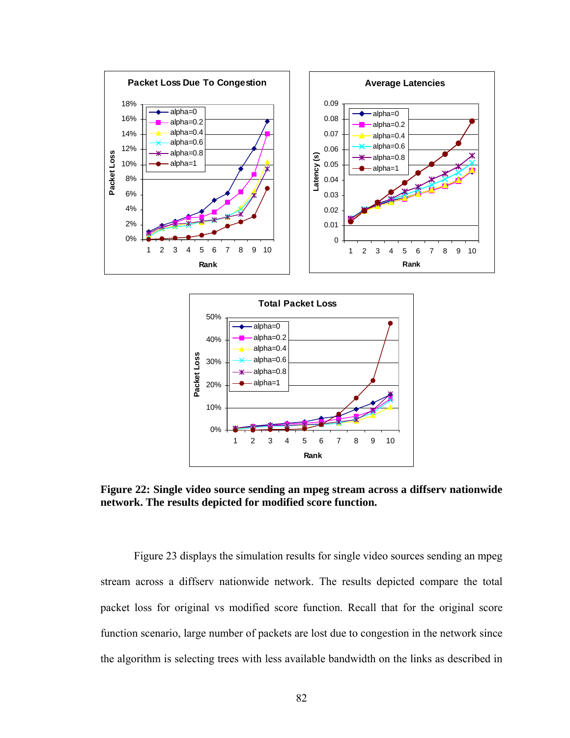**Figure 22: Single video source sending an mpeg stream across a diffserv nationwide network. The results depicted for modified score function.**

Figure 23 displays the simulation results for single video sources sending an mpeg stream across a diffserv nationwide network. The results depicted compare the total packet loss for original vs modified score function. Recall that for the original score function scenario, large number of packets are lost due to congestion in the network since the algorithm is selecting trees with less available bandwidth on the links as described in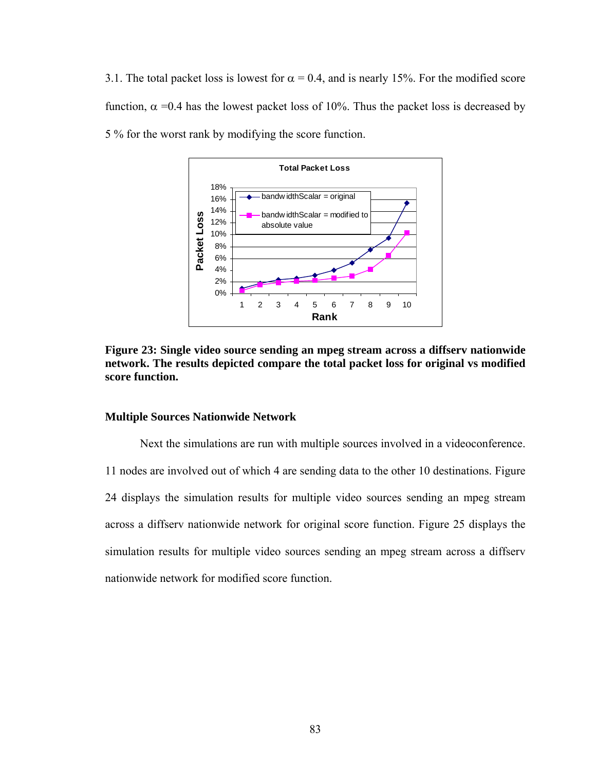3.1. The total packet loss is lowest for $\alpha = 0.4$, and is nearly 15%. For the modified score function, $\alpha = 0.4$ has the lowest packet loss of 10%. Thus the packet loss is decreased by 5 % for the worst rank by modifying the score function.

**Figure 23: Single video source sending an mpeg stream across a diffserv nationwide network. The results depicted compare the total packet loss for original vs modified score function.**

### Multiple Sources Nationwide Network

Next the simulations are run with multiple sources involved in a videoconference. 11 nodes are involved out of which 4 are sending data to the other 10 destinations. Figure 24 displays the simulation results for multiple video sources sending an mpeg stream across a diffserv nationwide network for original score function. Figure 25 displays the simulation results for multiple video sources sending an mpeg stream across a diffserv nationwide network for modified score function.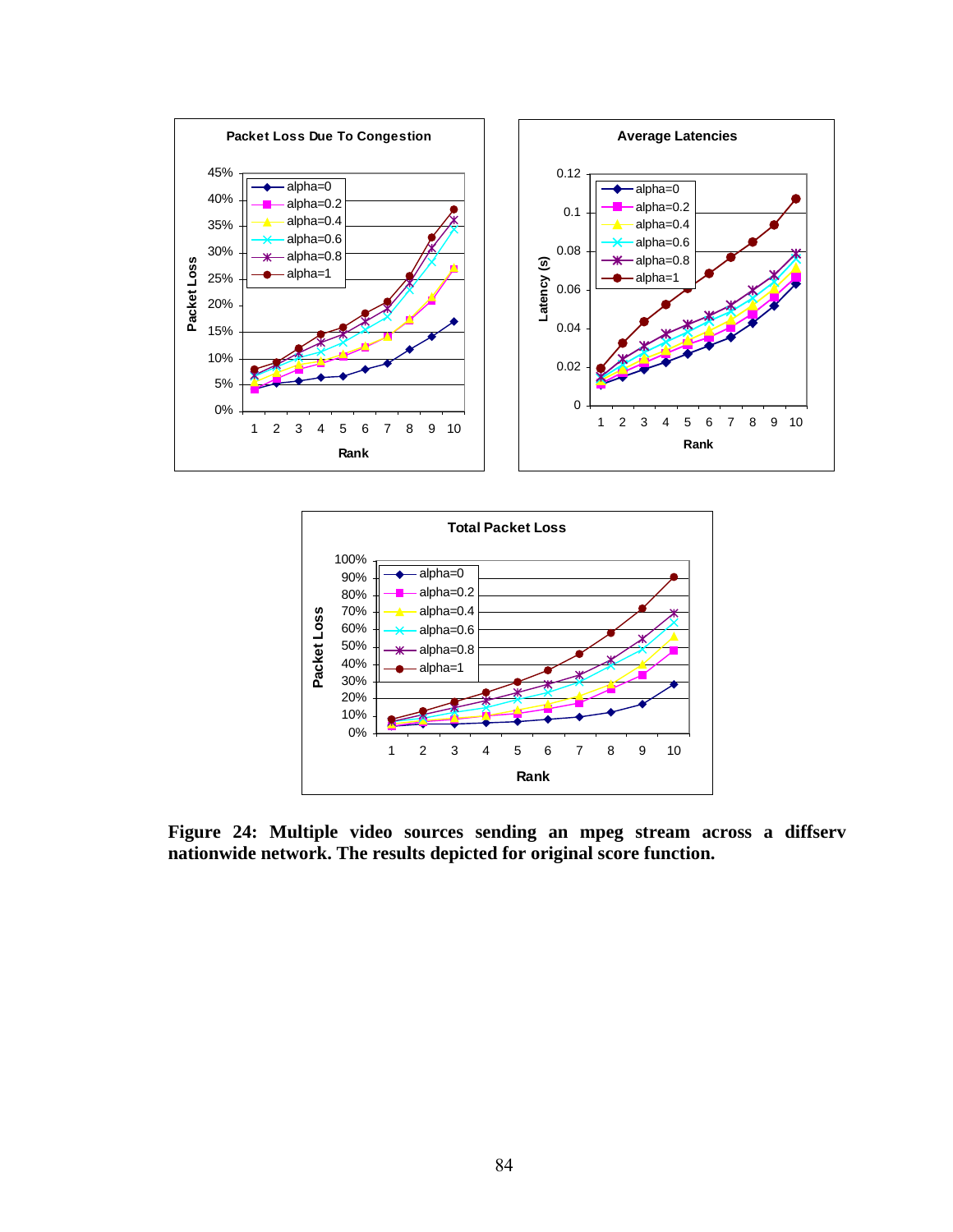**Figure 24: Multiple video sources sending an mpeg stream across a diffserv nationwide network. The results depicted for original score function.**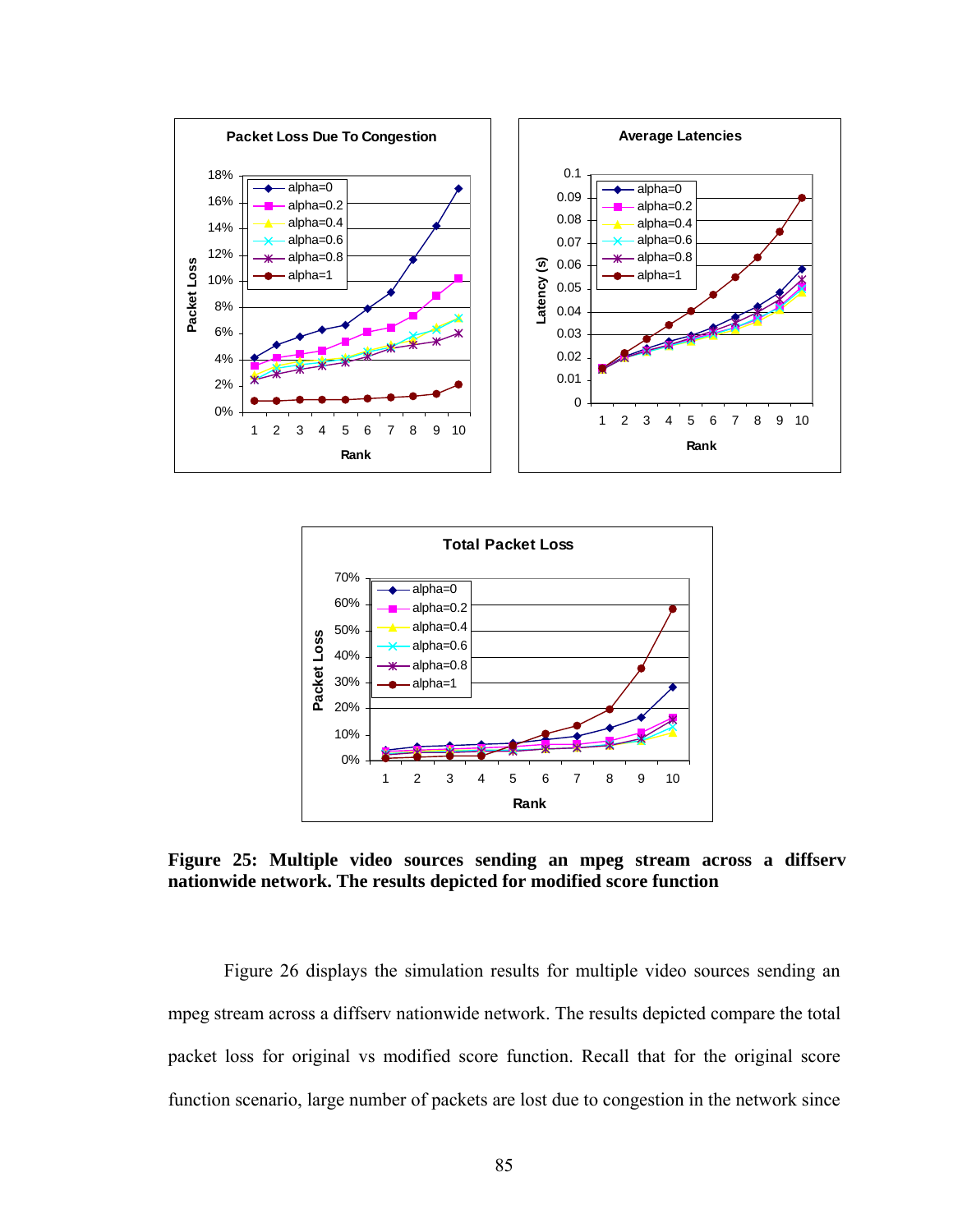**Figure 25: Multiple video sources sending an mpeg stream across a diffserv nationwide network. The results depicted for modified score function**

Figure 26 displays the simulation results for multiple video sources sending an mpeg stream across a diffserv nationwide network. The results depicted compare the total packet loss for original vs modified score function. Recall that for the original score function scenario, large number of packets are lost due to congestion in the network since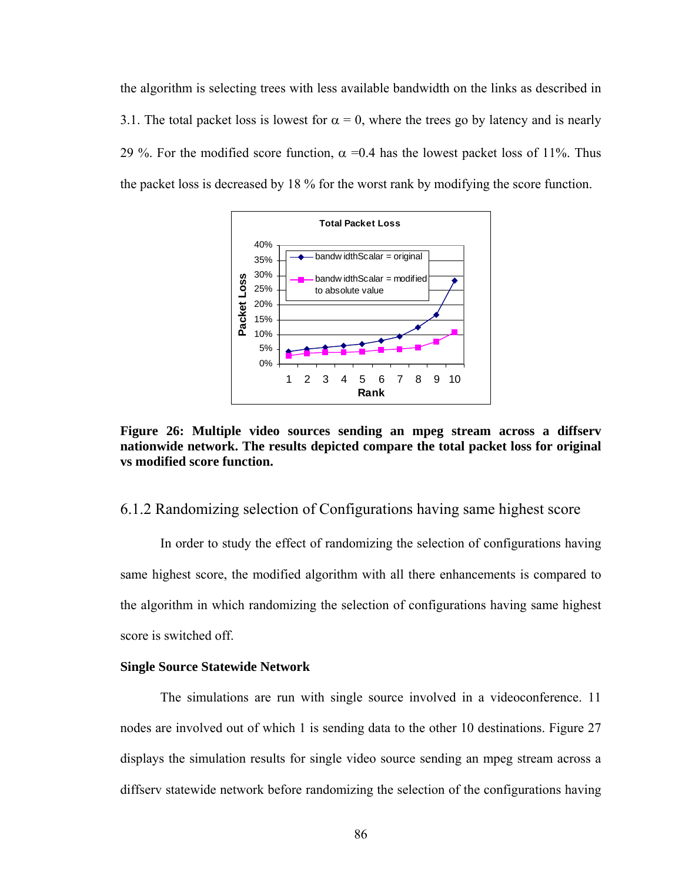the algorithm is selecting trees with less available bandwidth on the links as described in 3.1. The total packet loss is lowest for $\alpha = 0$, where the trees go by latency and is nearly 29 %. For the modified score function, $\alpha = 0.4$ has the lowest packet loss of 11%. Thus the packet loss is decreased by 18 % for the worst rank by modifying the score function.

**Figure 26: Multiple video sources sending an mpeg stream across a diffserv nationwide network. The results depicted compare the total packet loss for original vs modified score function.**

## 6.1.2 Randomizing selection of Configurations having same highest score

In order to study the effect of randomizing the selection of configurations having same highest score, the modified algorithm with all there enhancements is compared to the algorithm in which randomizing the selection of configurations having same highest score is switched off.

**Single Source Statewide Network**

The simulations are run with single source involved in a videoconference. 11 nodes are involved out of which 1 is sending data to the other 10 destinations. Figure 27 displays the simulation results for single video source sending an mpeg stream across a diffserv statewide network before randomizing the selection of the configurations having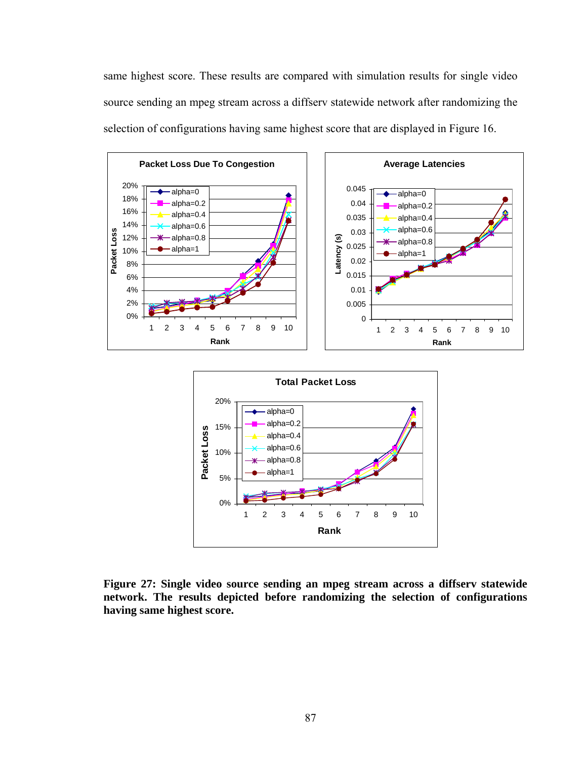same highest score. These results are compared with simulation results for single video source sending an mpeg stream across a diffserv statewide network after randomizing the selection of configurations having same highest score that are displayed in Figure 16.

**Figure 27: Single video source sending an mpeg stream across a diffserv statewide network. The results depicted before randomizing the selection of configurations having same highest score.**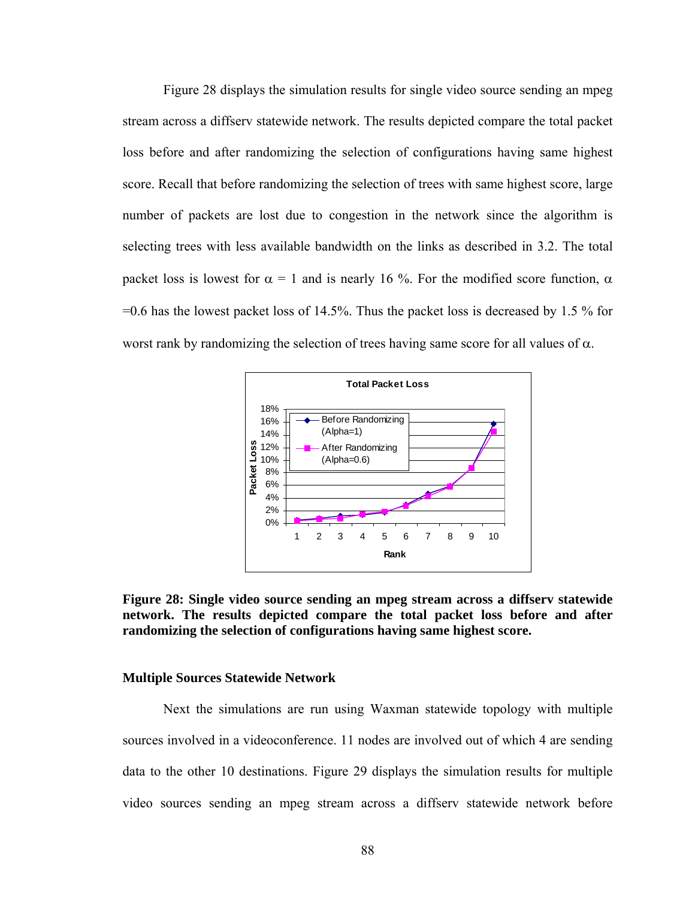Figure 28 displays the simulation results for single video source sending an mpeg stream across a diffserv statewide network. The results depicted compare the total packet loss before and after randomizing the selection of configurations having same highest score. Recall that before randomizing the selection of trees with same highest score, large number of packets are lost due to congestion in the network since the algorithm is selecting trees with less available bandwidth on the links as described in 3.2. The total packet loss is lowest for $\alpha = 1$ and is nearly 16 %. For the modified score function, $\alpha = 0.6$ has the lowest packet loss of 14.5%. Thus the packet loss is decreased by 1.5 % for worst rank by randomizing the selection of trees having same score for all values of $\alpha$.

**Figure 28: Single video source sending an mpeg stream across a diffserv statewide network. The results depicted compare the total packet loss before and after randomizing the selection of configurations having same highest score.**

### Multiple Sources Statewide Network

Next the simulations are run using Waxman statewide topology with multiple sources involved in a videoconference. 11 nodes are involved out of which 4 are sending data to the other 10 destinations. Figure 29 displays the simulation results for multiple video sources sending an mpeg stream across a diffserv statewide network before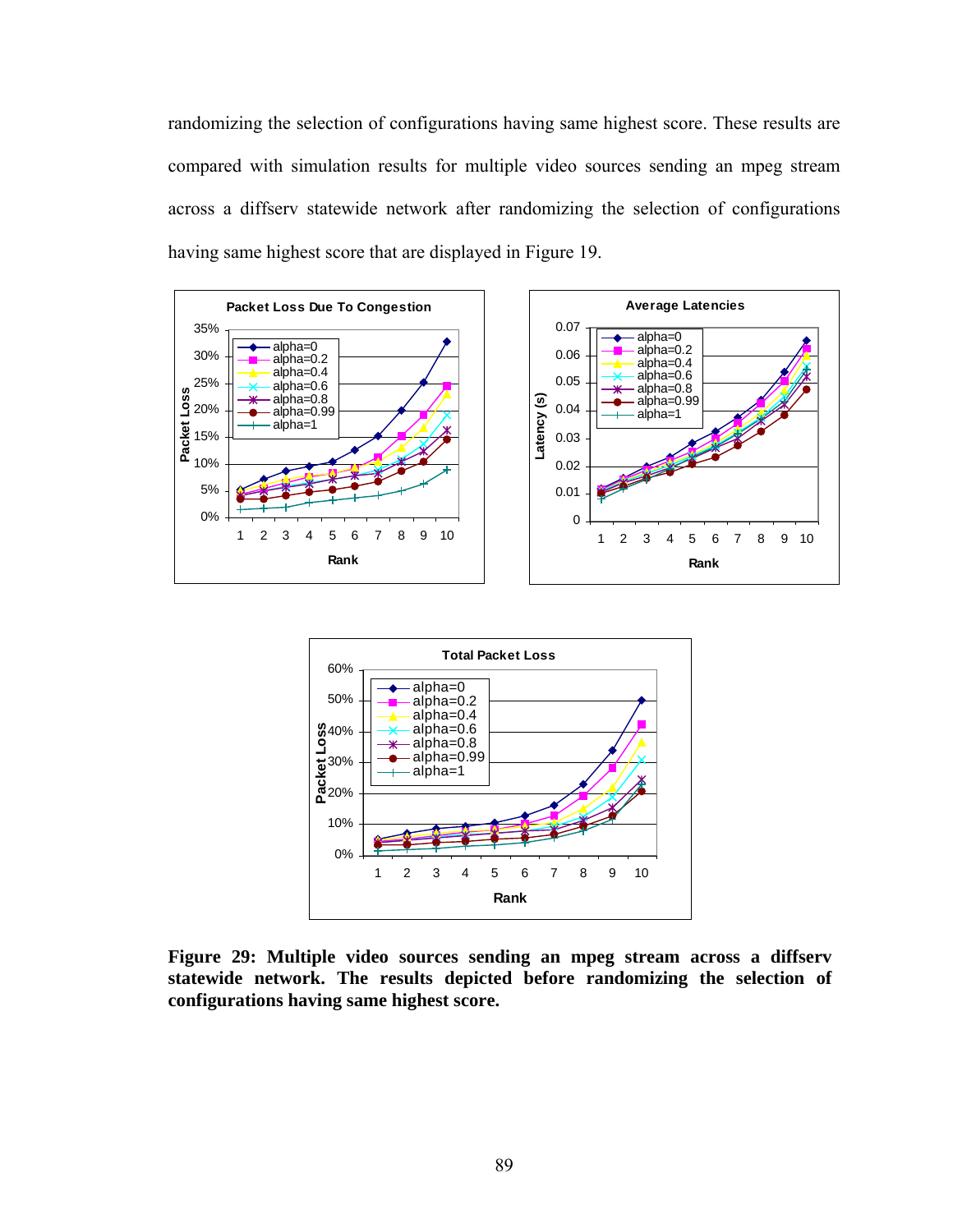randomizing the selection of configurations having same highest score. These results are compared with simulation results for multiple video sources sending an mpeg stream across a diffserv statewide network after randomizing the selection of configurations having same highest score that are displayed in Figure 19.

**Figure 29: Multiple video sources sending an mpeg stream across a diffserv statewide network. The results depicted before randomizing the selection of configurations having same highest score.**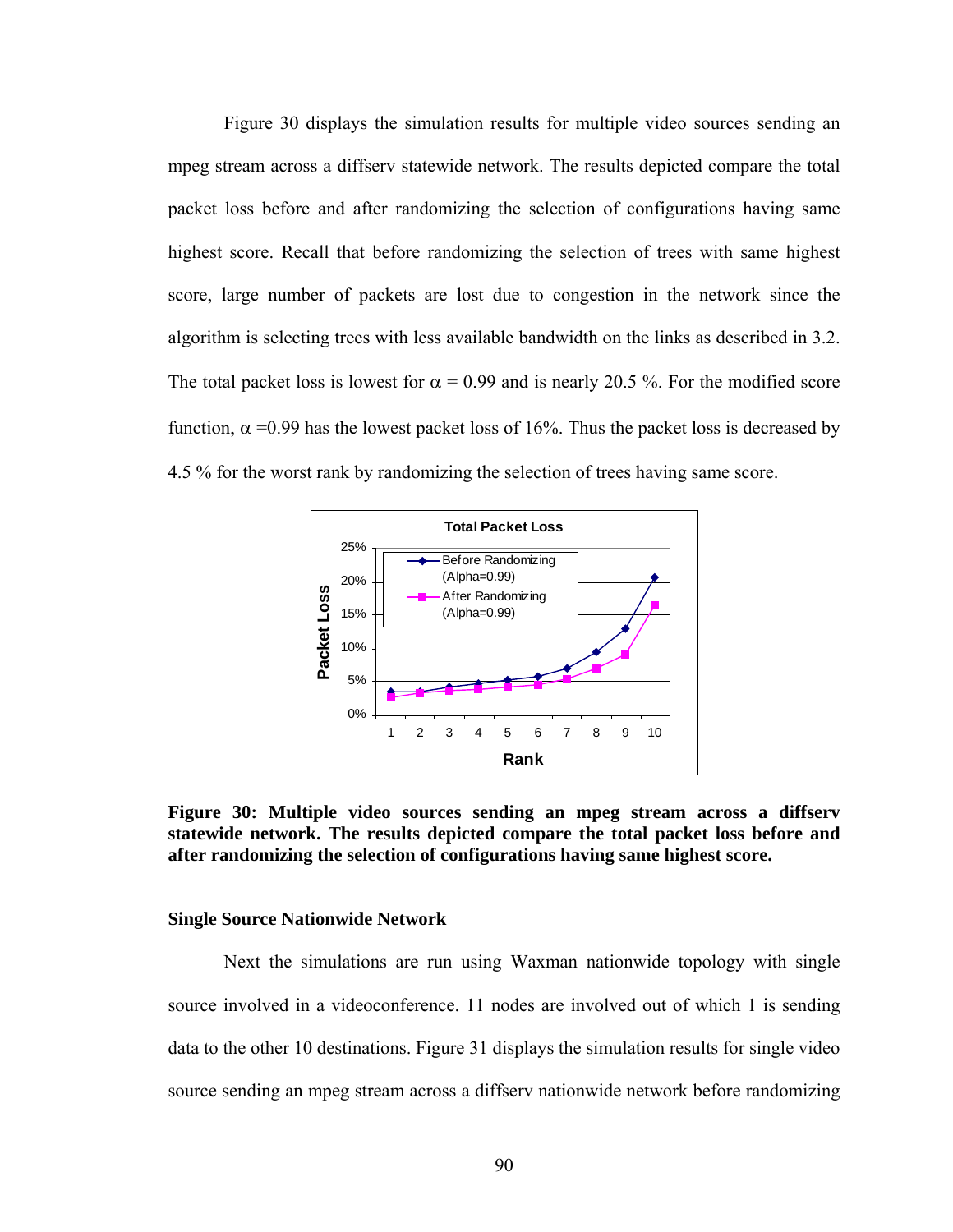Figure 30 displays the simulation results for multiple video sources sending an mpeg stream across a diffserv statewide network. The results depicted compare the total packet loss before and after randomizing the selection of configurations having same highest score. Recall that before randomizing the selection of trees with same highest score, large number of packets are lost due to congestion in the network since the algorithm is selecting trees with less available bandwidth on the links as described in 3.2. The total packet loss is lowest for $\alpha$ = 0.99 and is nearly 20.5 %. For the modified score function, $\alpha$ =0.99 has the lowest packet loss of 16%. Thus the packet loss is decreased by 4.5 % for the worst rank by randomizing the selection of trees having same score.

**Figure 30: Multiple video sources sending an mpeg stream across a diffserv statewide network. The results depicted compare the total packet loss before and after randomizing the selection of configurations having same highest score.**

### Single Source Nationwide Network

Next the simulations are run using Waxman nationwide topology with single source involved in a videoconference. 11 nodes are involved out of which 1 is sending data to the other 10 destinations. Figure 31 displays the simulation results for single video source sending an mpeg stream across a diffserv nationwide network before randomizing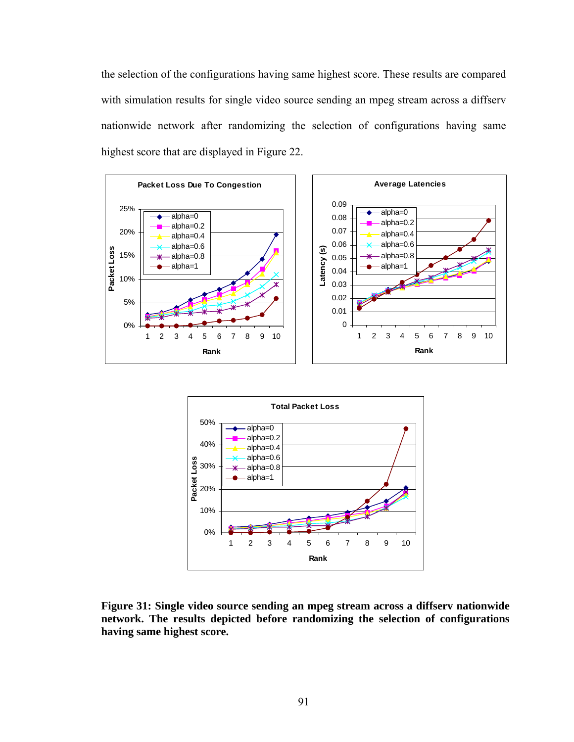the selection of the configurations having same highest score. These results are compared with simulation results for single video source sending an mpeg stream across a diffserv nationwide network after randomizing the selection of configurations having same highest score that are displayed in Figure 22.

**Figure 31: Single video source sending an mpeg stream across a diffserv nationwide network. The results depicted before randomizing the selection of configurations having same highest score.**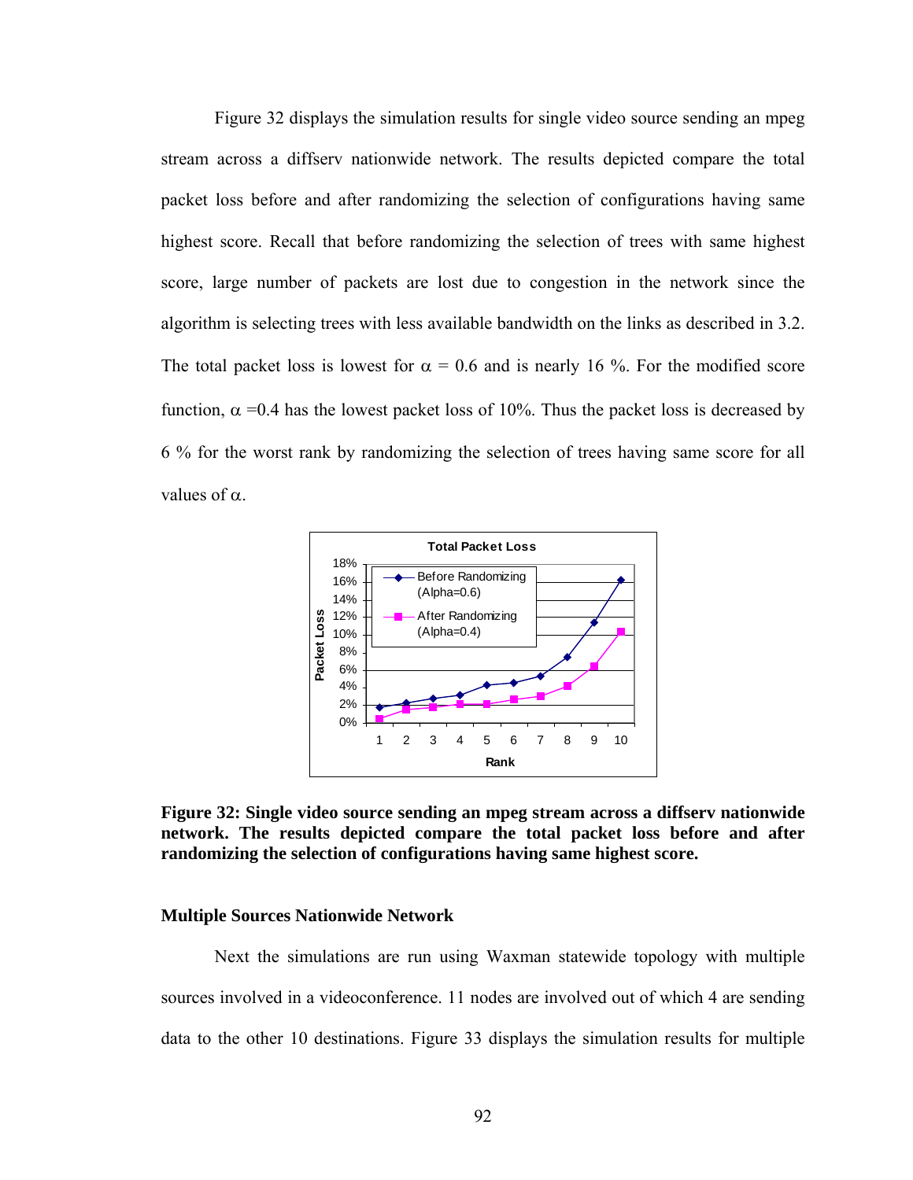Figure 32 displays the simulation results for single video source sending an mpeg stream across a diffserv nationwide network. The results depicted compare the total packet loss before and after randomizing the selection of configurations having same highest score. Recall that before randomizing the selection of trees with same highest score, large number of packets are lost due to congestion in the network since the algorithm is selecting trees with less available bandwidth on the links as described in 3.2. The total packet loss is lowest for $\alpha$ = 0.6 and is nearly 16 %. For the modified score function, $\alpha$ =0.4 has the lowest packet loss of 10%. Thus the packet loss is decreased by 6 % for the worst rank by randomizing the selection of trees having same score for all values of $\alpha$.

**Figure 32: Single video source sending an mpeg stream across a diffserv nationwide network. The results depicted compare the total packet loss before and after randomizing the selection of configurations having same highest score.**

### Multiple Sources Nationwide Network

Next the simulations are run using Waxman statewide topology with multiple sources involved in a videoconference. 11 nodes are involved out of which 4 are sending data to the other 10 destinations. Figure 33 displays the simulation results for multiple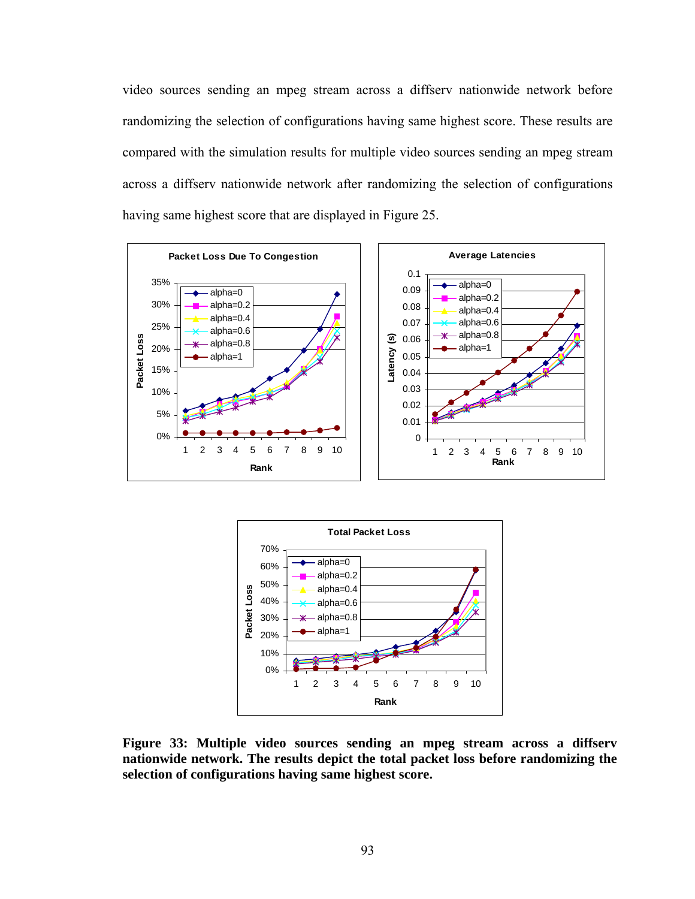video sources sending an mpeg stream across a diffserv nationwide network before randomizing the selection of configurations having same highest score. These results are compared with the simulation results for multiple video sources sending an mpeg stream across a diffserv nationwide network after randomizing the selection of configurations having same highest score that are displayed in Figure 25.

**Figure 33: Multiple video sources sending an mpeg stream across a diffserv nationwide network. The results depict the total packet loss before randomizing the selection of configurations having same highest score.**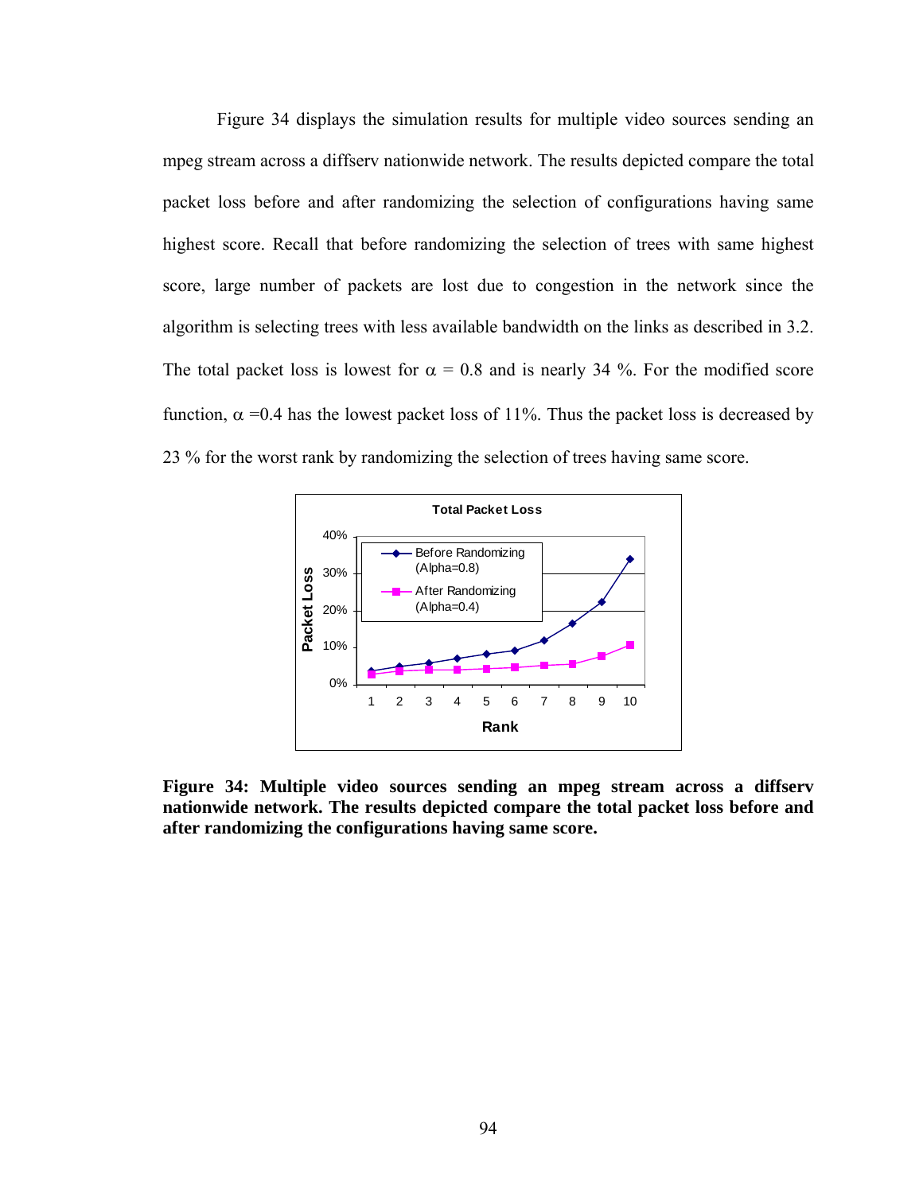Figure 34 displays the simulation results for multiple video sources sending an mpeg stream across a diffserv nationwide network. The results depicted compare the total packet loss before and after randomizing the selection of configurations having same highest score. Recall that before randomizing the selection of trees with same highest score, large number of packets are lost due to congestion in the network since the algorithm is selecting trees with less available bandwidth on the links as described in 3.2. The total packet loss is lowest for $\alpha$ = 0.8 and is nearly 34 %. For the modified score function, $\alpha$ =0.4 has the lowest packet loss of 11%. Thus the packet loss is decreased by 23 % for the worst rank by randomizing the selection of trees having same score.

**Figure 34: Multiple video sources sending an mpeg stream across a diffserv nationwide network. The results depicted compare the total packet loss before and after randomizing the configurations having same score.**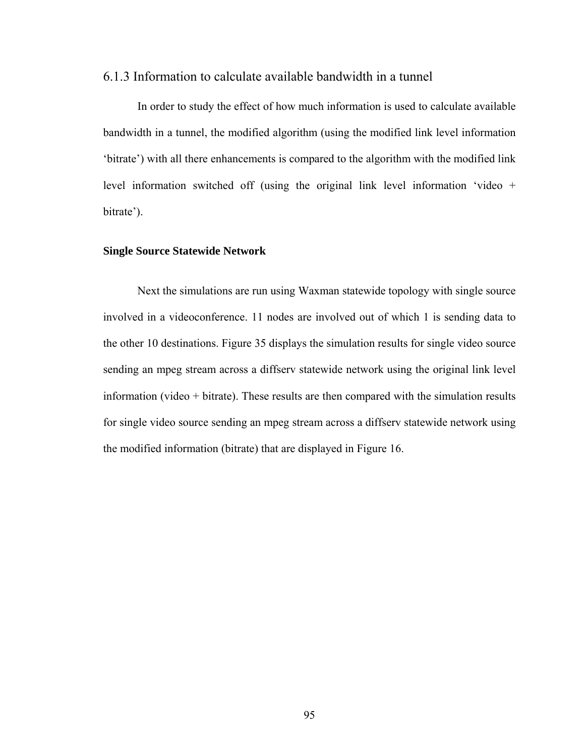### 6.1.3 Information to calculate available bandwidth in a tunnel

In order to study the effect of how much information is used to calculate available bandwidth in a tunnel, the modified algorithm (using the modified link level information 'bitrate') with all there enhancements is compared to the algorithm with the modified link level information switched off (using the original link level information 'video + bitrate').

**Single Source Statewide Network**

Next the simulations are run using Waxman statewide topology with single source involved in a videoconference. 11 nodes are involved out of which 1 is sending data to the other 10 destinations. Figure 35 displays the simulation results for single video source sending an mpeg stream across a diffserv statewide network using the original link level information (video + bitrate). These results are then compared with the simulation results for single video source sending an mpeg stream across a diffserv statewide network using the modified information (bitrate) that are displayed in Figure 16.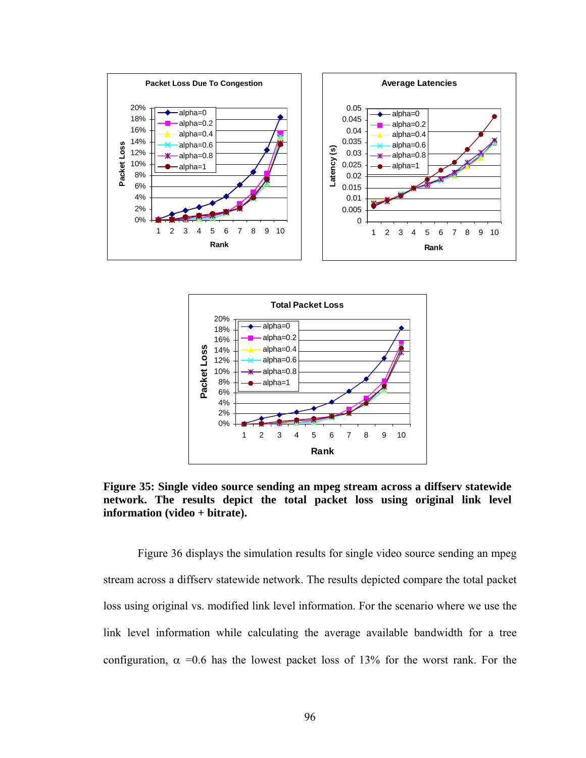**Figure 35: Single video source sending an mpeg stream across a diffserv statewide network. The results depict the total packet loss using original link level information (video + bitrate).**

Figure 36 displays the simulation results for single video source sending an mpeg stream across a diffserv statewide network. The results depicted compare the total packet loss using original vs. modified link level information. For the scenario where we use the link level information while calculating the average available bandwidth for a tree configuration, $\alpha$ =0.6 has the lowest packet loss of 13% for the worst rank. For the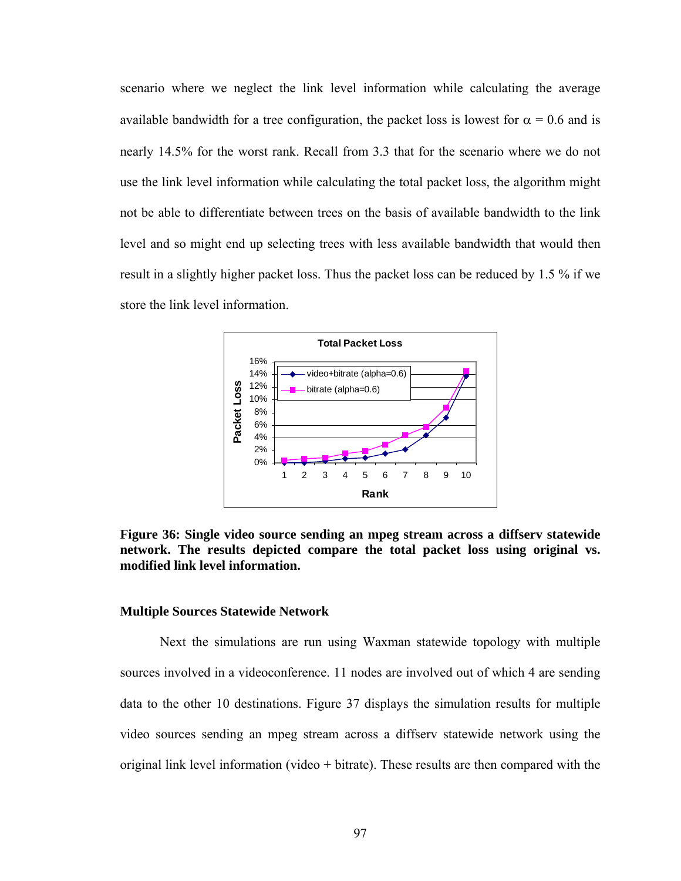scenario where we neglect the link level information while calculating the average available bandwidth for a tree configuration, the packet loss is lowest for $\alpha = 0.6$ and is nearly 14.5% for the worst rank. Recall from 3.3 that for the scenario where we do not use the link level information while calculating the total packet loss, the algorithm might not be able to differentiate between trees on the basis of available bandwidth to the link level and so might end up selecting trees with less available bandwidth that would then result in a slightly higher packet loss. Thus the packet loss can be reduced by 1.5 % if we store the link level information.

**Figure 36: Single video source sending an mpeg stream across a diffserv statewide network. The results depicted compare the total packet loss using original vs. modified link level information.**

**Multiple Sources Statewide Network**

Next the simulations are run using Waxman statewide topology with multiple sources involved in a videoconference. 11 nodes are involved out of which 4 are sending data to the other 10 destinations. Figure 37 displays the simulation results for multiple video sources sending an mpeg stream across a diffserv statewide network using the original link level information (video + bitrate). These results are then compared with the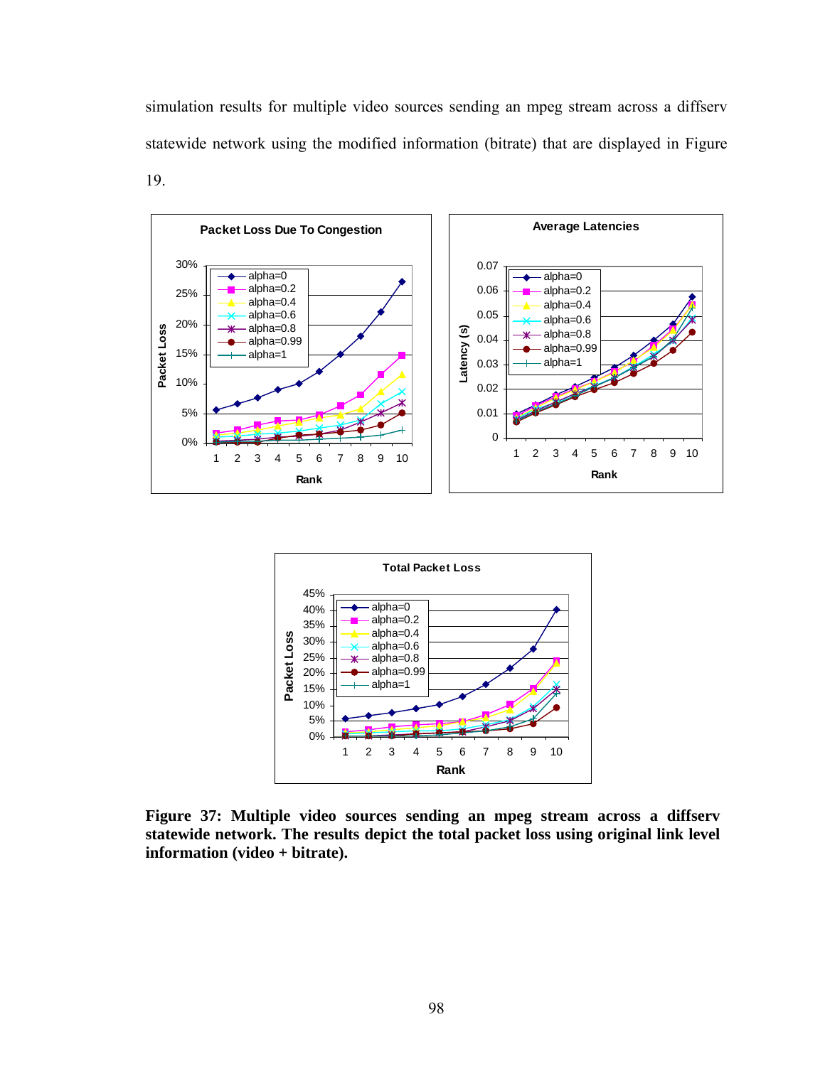simulation results for multiple video sources sending an mpeg stream across a diffserv statewide network using the modified information (bitrate) that are displayed in Figure 19.

**Figure 37: Multiple video sources sending an mpeg stream across a diffserv statewide network. The results depict the total packet loss using original link level information (video + bitrate).**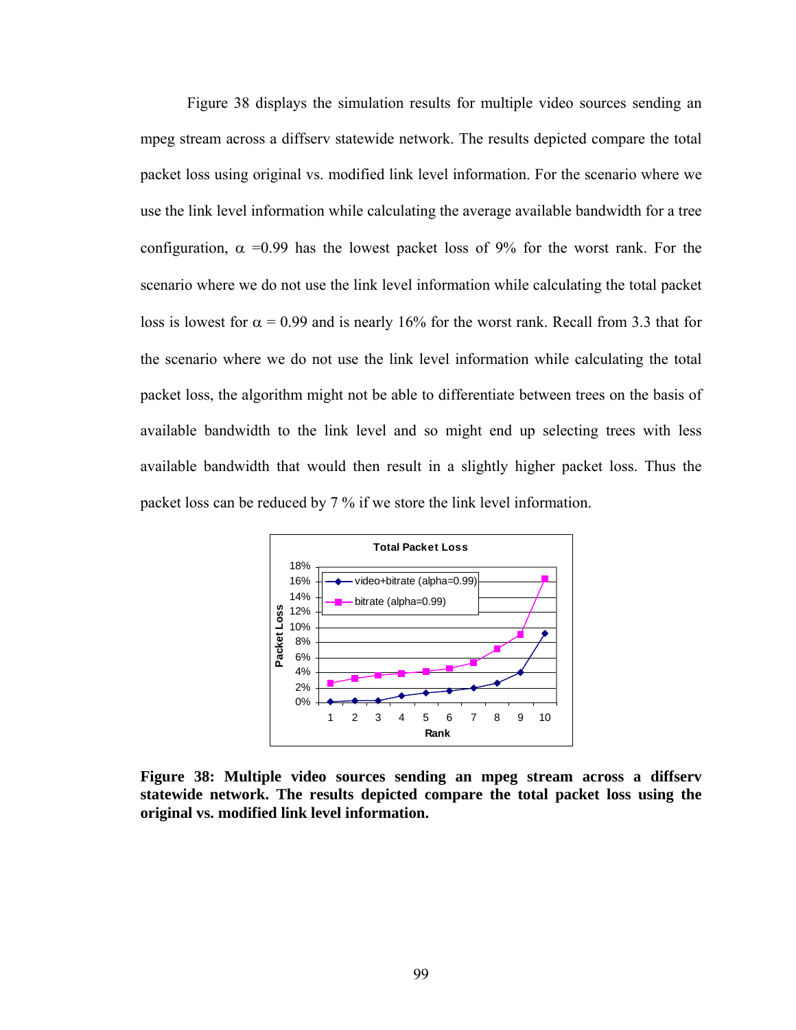Figure 38 displays the simulation results for multiple video sources sending an mpeg stream across a diffserv statewide network. The results depicted compare the total packet loss using original vs. modified link level information. For the scenario where we use the link level information while calculating the average available bandwidth for a tree configuration, $\alpha$ =0.99 has the lowest packet loss of 9% for the worst rank. For the scenario where we do not use the link level information while calculating the total packet loss is lowest for $\alpha$ = 0.99 and is nearly 16% for the worst rank. Recall from 3.3 that for the scenario where we do not use the link level information while calculating the total packet loss, the algorithm might not be able to differentiate between trees on the basis of available bandwidth to the link level and so might end up selecting trees with less available bandwidth that would then result in a slightly higher packet loss. Thus the packet loss can be reduced by 7 % if we store the link level information.

**Figure 38: Multiple video sources sending an mpeg stream across a diffserv statewide network. The results depicted compare the total packet loss using the original vs. modified link level information.**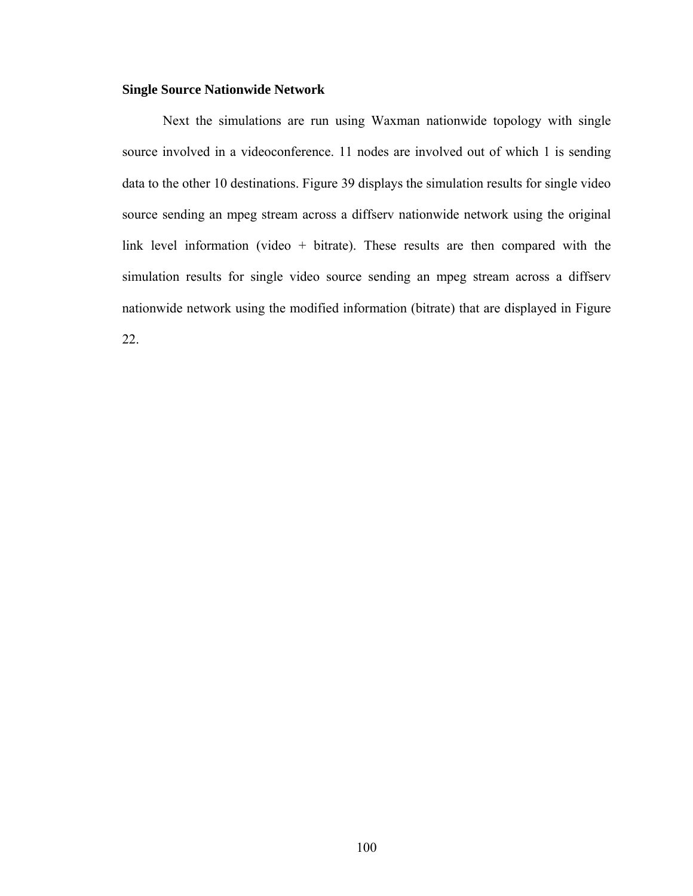### Single Source Nationwide Network

Next the simulations are run using Waxman nationwide topology with single source involved in a videoconference. 11 nodes are involved out of which 1 is sending data to the other 10 destinations. Figure 39 displays the simulation results for single video source sending an mpeg stream across a diffserv nationwide network using the original link level information (video + bitrate). These results are then compared with the simulation results for single video source sending an mpeg stream across a diffserv nationwide network using the modified information (bitrate) that are displayed in Figure 22.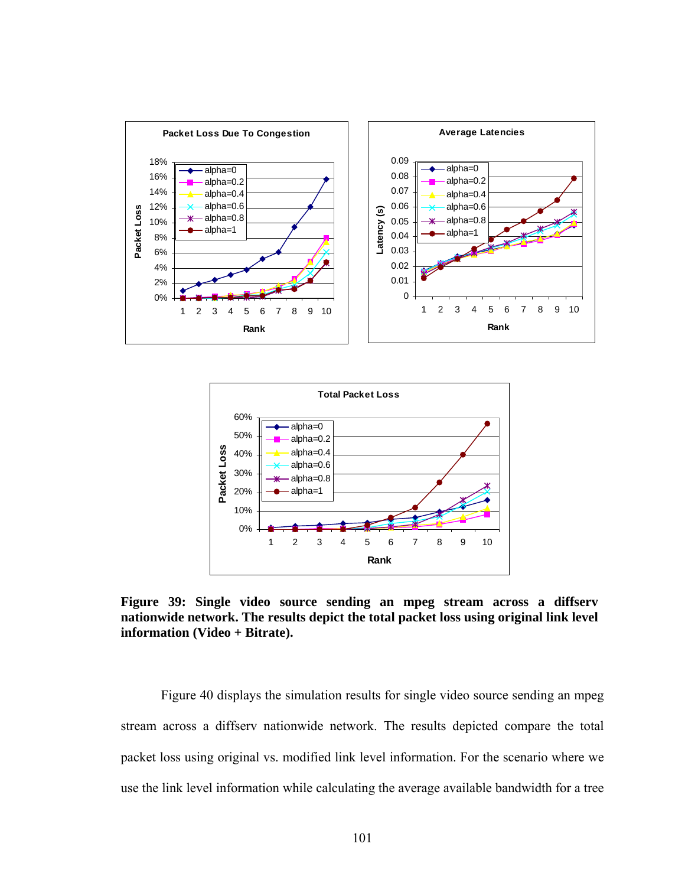**Figure 39: Single video source sending an mpeg stream across a diffserv nationwide network. The results depict the total packet loss using original link level information (Video + Bitrate).**

Figure 40 displays the simulation results for single video source sending an mpeg stream across a diffserv nationwide network. The results depicted compare the total packet loss using original vs. modified link level information. For the scenario where we use the link level information while calculating the average available bandwidth for a tree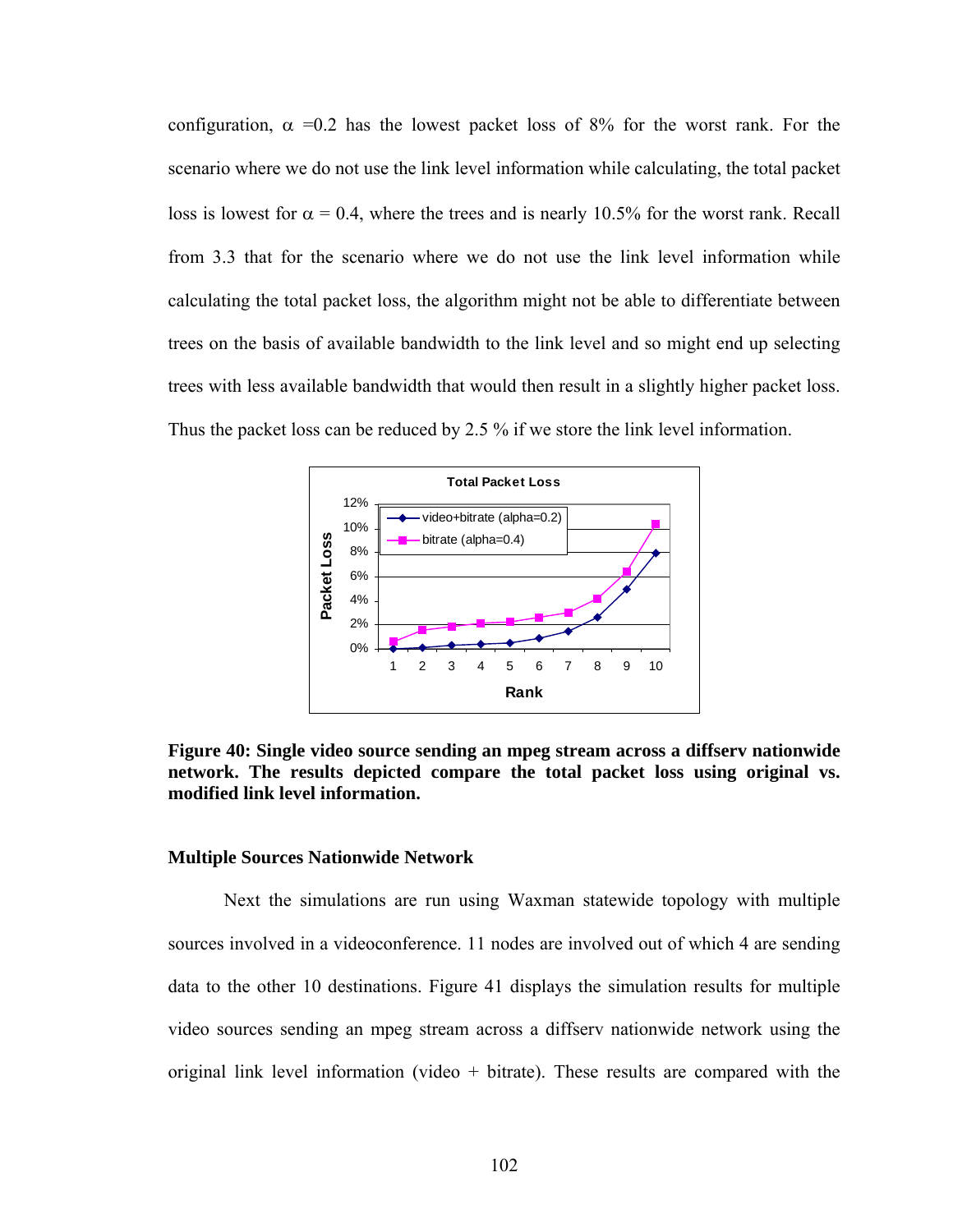configuration, $\alpha$ =0.2 has the lowest packet loss of 8% for the worst rank. For the scenario where we do not use the link level information while calculating, the total packet loss is lowest for $\alpha$ = 0.4, where the trees and is nearly 10.5% for the worst rank. Recall from 3.3 that for the scenario where we do not use the link level information while calculating the total packet loss, the algorithm might not be able to differentiate between trees on the basis of available bandwidth to the link level and so might end up selecting trees with less available bandwidth that would then result in a slightly higher packet loss. Thus the packet loss can be reduced by 2.5 % if we store the link level information.

**Figure 40: Single video source sending an mpeg stream across a diffserv nationwide network. The results depicted compare the total packet loss using original vs. modified link level information.**

**Multiple Sources Nationwide Network**

Next the simulations are run using Waxman statewide topology with multiple sources involved in a videoconference. 11 nodes are involved out of which 4 are sending data to the other 10 destinations. Figure 41 displays the simulation results for multiple video sources sending an mpeg stream across a diffserv nationwide network using the original link level information (video + bitrate). These results are compared with the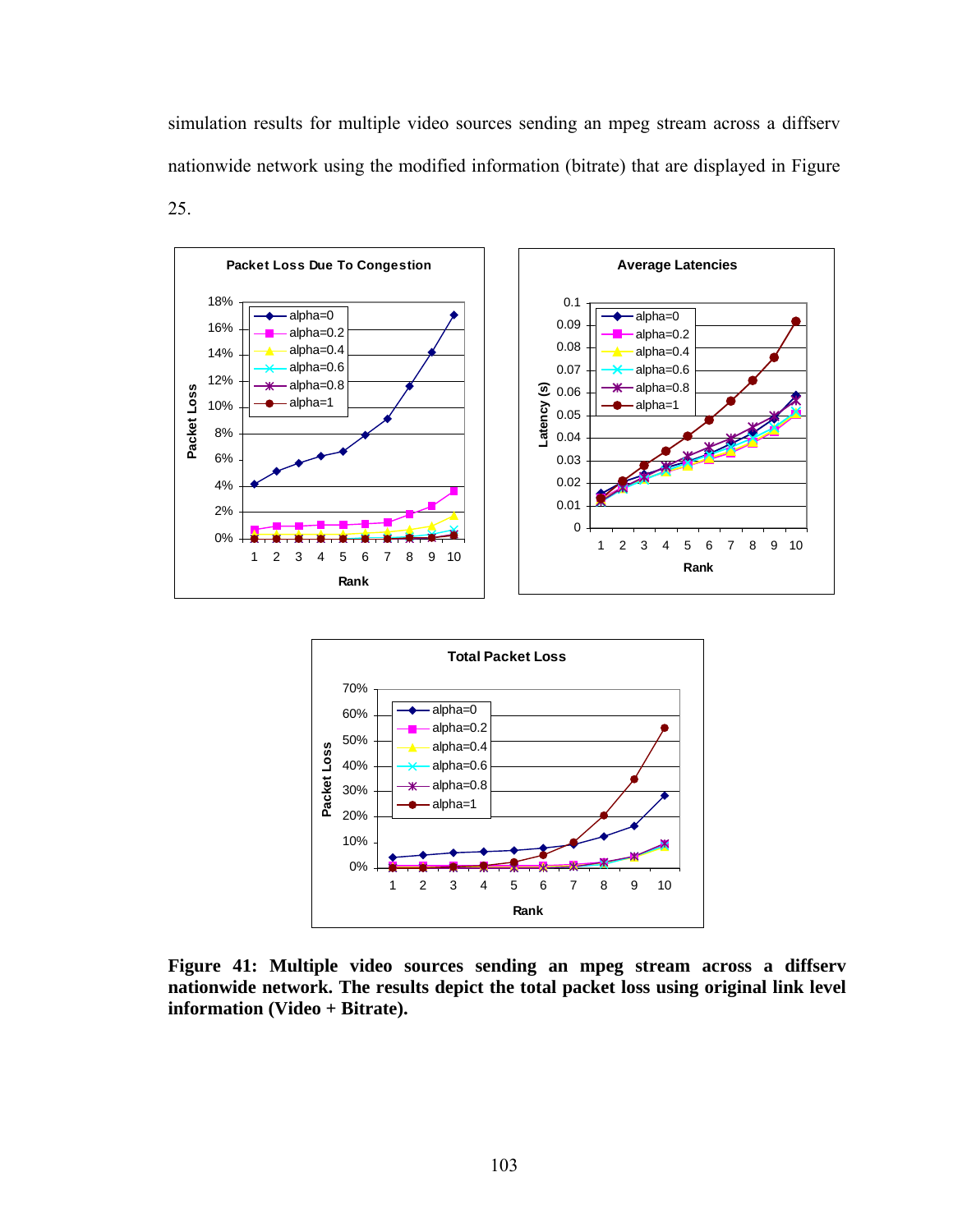simulation results for multiple video sources sending an mpeg stream across a diffserv nationwide network using the modified information (bitrate) that are displayed in Figure 25.

**Figure 41: Multiple video sources sending an mpeg stream across a diffserv nationwide network. The results depict the total packet loss using original link level information (Video + Bitrate).**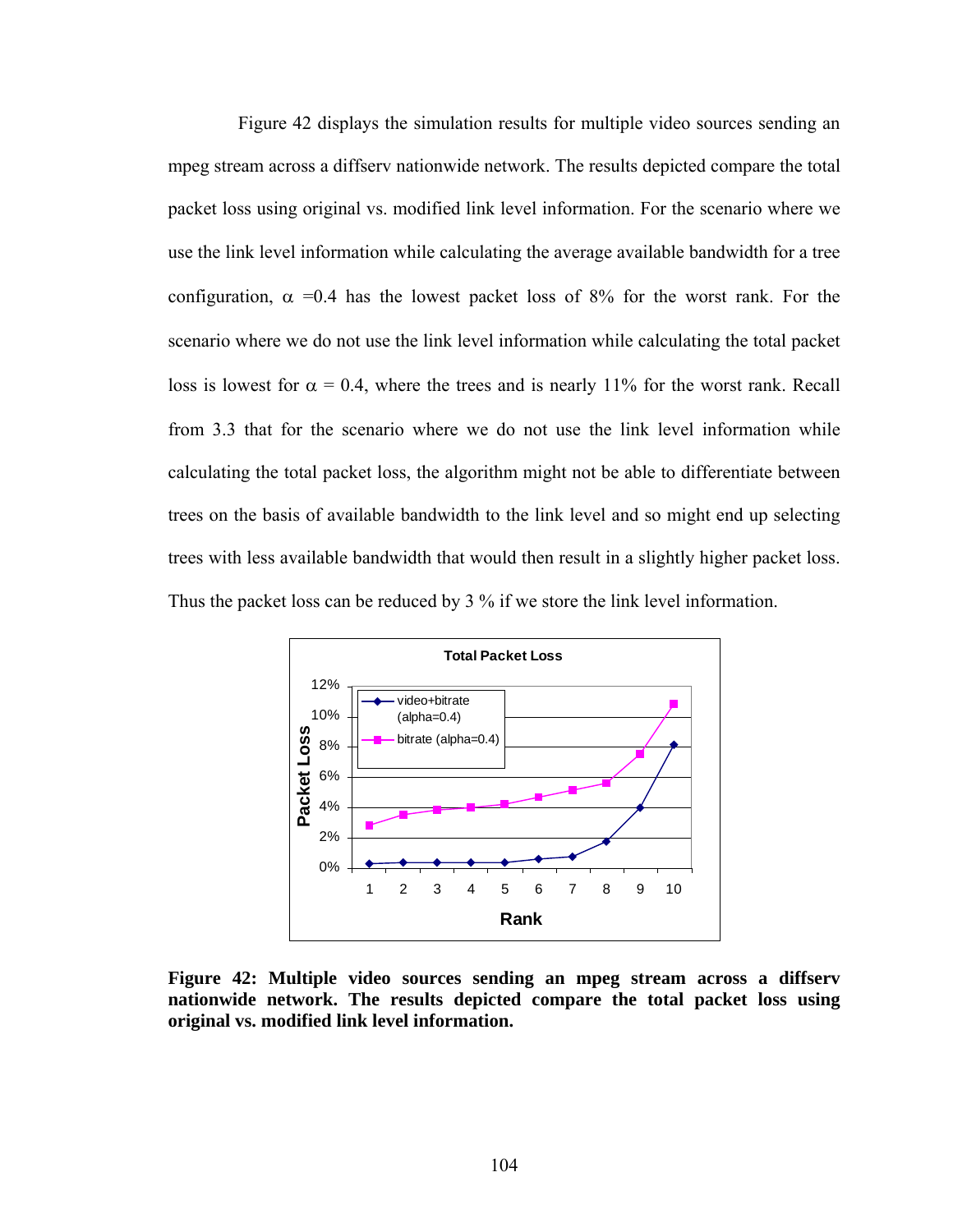Figure 42 displays the simulation results for multiple video sources sending an mpeg stream across a diffserv nationwide network. The results depicted compare the total packet loss using original vs. modified link level information. For the scenario where we use the link level information while calculating the average available bandwidth for a tree configuration, $\alpha$ =0.4 has the lowest packet loss of 8% for the worst rank. For the scenario where we do not use the link level information while calculating the total packet loss is lowest for $\alpha$ = 0.4, where the trees and is nearly 11% for the worst rank. Recall from 3.3 that for the scenario where we do not use the link level information while calculating the total packet loss, the algorithm might not be able to differentiate between trees on the basis of available bandwidth to the link level and so might end up selecting trees with less available bandwidth that would then result in a slightly higher packet loss. Thus the packet loss can be reduced by 3 % if we store the link level information.

**Figure 42: Multiple video sources sending an mpeg stream across a diffserv nationwide network. The results depicted compare the total packet loss using original vs. modified link level information.**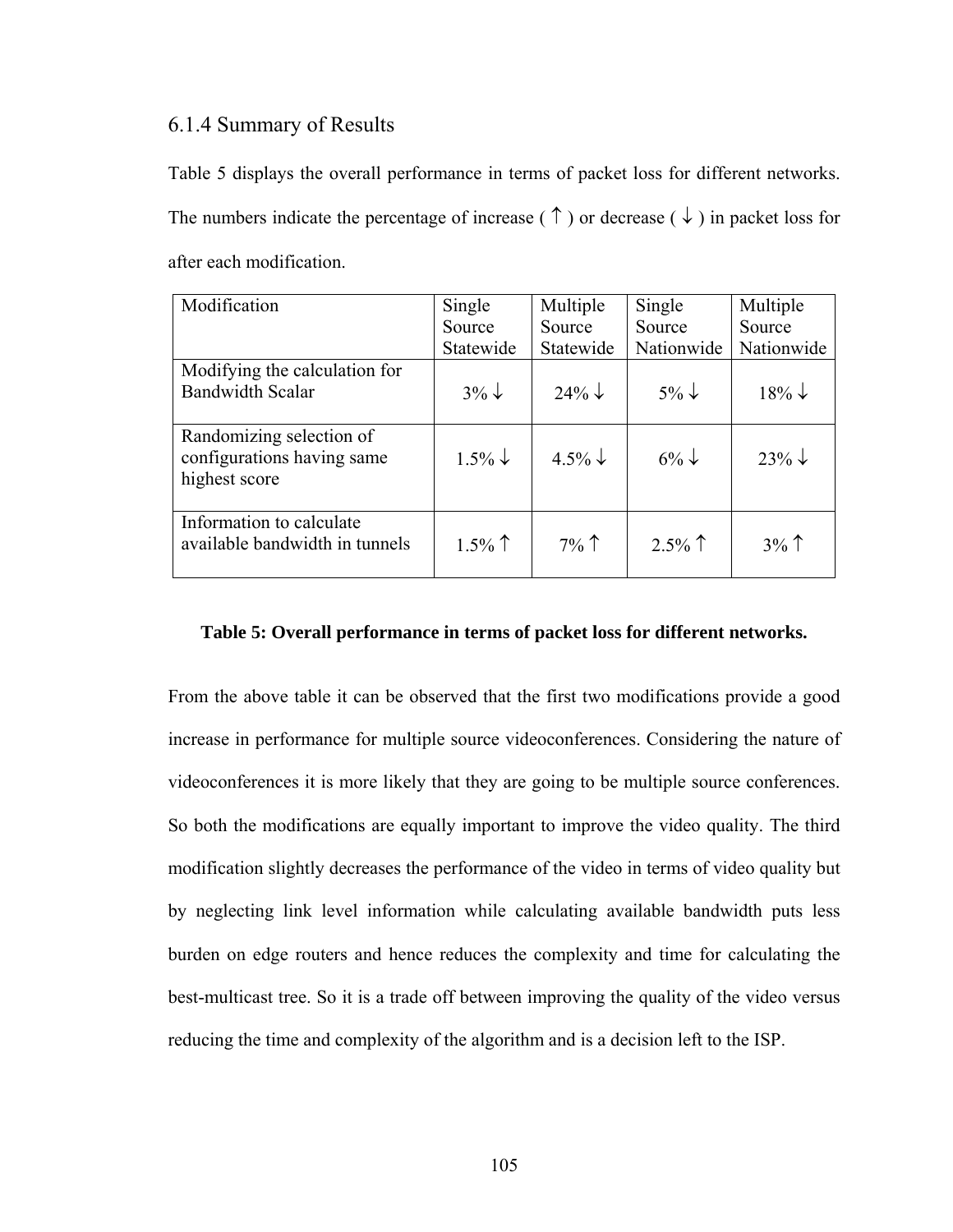### 6.1.4 Summary of Results

Table 5 displays the overall performance in terms of packet loss for different networks. The numbers indicate the percentage of increase ( ↑ ) or decrease ( ↓ ) in packet loss for after each modification.

| Modification | Single Source Statewide | Multiple Source Statewide | Single Source Nationwide | Multiple Source Nationwide |
|---|---|---|---|---|
| Modifying the calculation for Bandwidth Scalar | 3% ↓ | 24% ↓ | 5% ↓ | 18% ↓ |
| Randomizing selection of configurations having same highest score | 1.5% ↓ | 4.5% ↓ | 6% ↓ | 23% ↓ |
| Information to calculate available bandwidth in tunnels | 1.5% ↑ | 7% ↑ | 2.5% ↑ | 3% ↑ |

**Table 5: Overall performance in terms of packet loss for different networks.**

From the above table it can be observed that the first two modifications provide a good increase in performance for multiple source videoconferences. Considering the nature of videoconferences it is more likely that they are going to be multiple source conferences. So both the modifications are equally important to improve the video quality. The third modification slightly decreases the performance of the video in terms of video quality but by neglecting link level information while calculating available bandwidth puts less burden on edge routers and hence reduces the complexity and time for calculating the best-multicast tree. So it is a trade off between improving the quality of the video versus reducing the time and complexity of the algorithm and is a decision left to the ISP.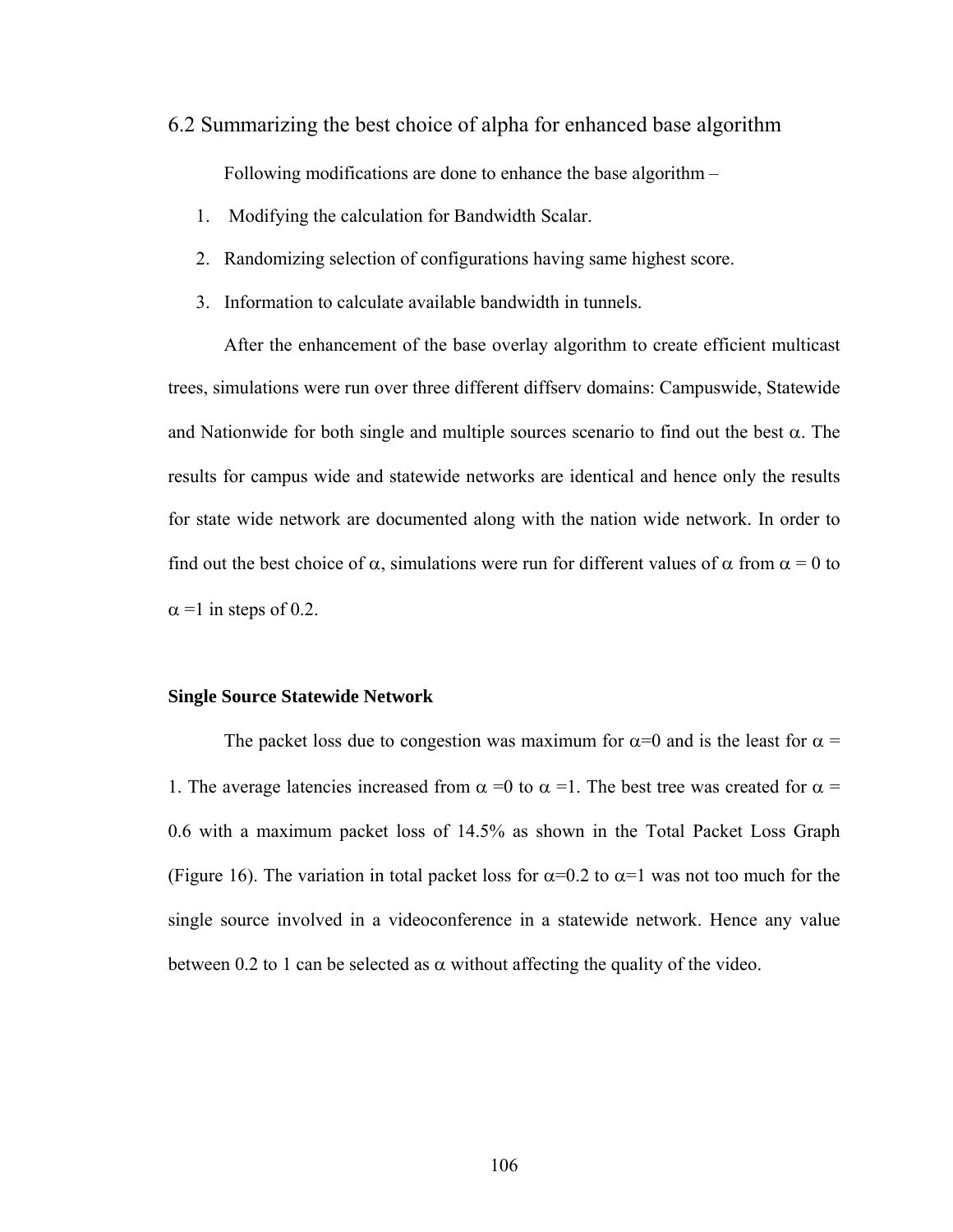## 6.2 Summarizing the best choice of alpha for enhanced base algorithm

Following modifications are done to enhance the base algorithm –

1. Modifying the calculation for Bandwidth Scalar.
2. Randomizing selection of configurations having same highest score.
3. Information to calculate available bandwidth in tunnels.

After the enhancement of the base overlay algorithm to create efficient multicast trees, simulations were run over three different diffserv domains: Campuswide, Statewide and Nationwide for both single and multiple sources scenario to find out the best $\alpha$. The results for campus wide and statewide networks are identical and hence only the results for state wide network are documented along with the nation wide network. In order to find out the best choice of $\alpha$, simulations were run for different values of $\alpha$ from $\alpha = 0$ to $\alpha = 1$ in steps of 0.2.

**Single Source Statewide Network**

The packet loss due to congestion was maximum for $\alpha=0$ and is the least for $\alpha = 1$. The average latencies increased from $\alpha = 0$ to $\alpha = 1$. The best tree was created for $\alpha = 0.6$ with a maximum packet loss of 14.5% as shown in the Total Packet Loss Graph (Figure 16). The variation in total packet loss for $\alpha=0.2$ to $\alpha=1$ was not too much for the single source involved in a videoconference in a statewide network. Hence any value between 0.2 to 1 can be selected as $\alpha$ without affecting the quality of the video.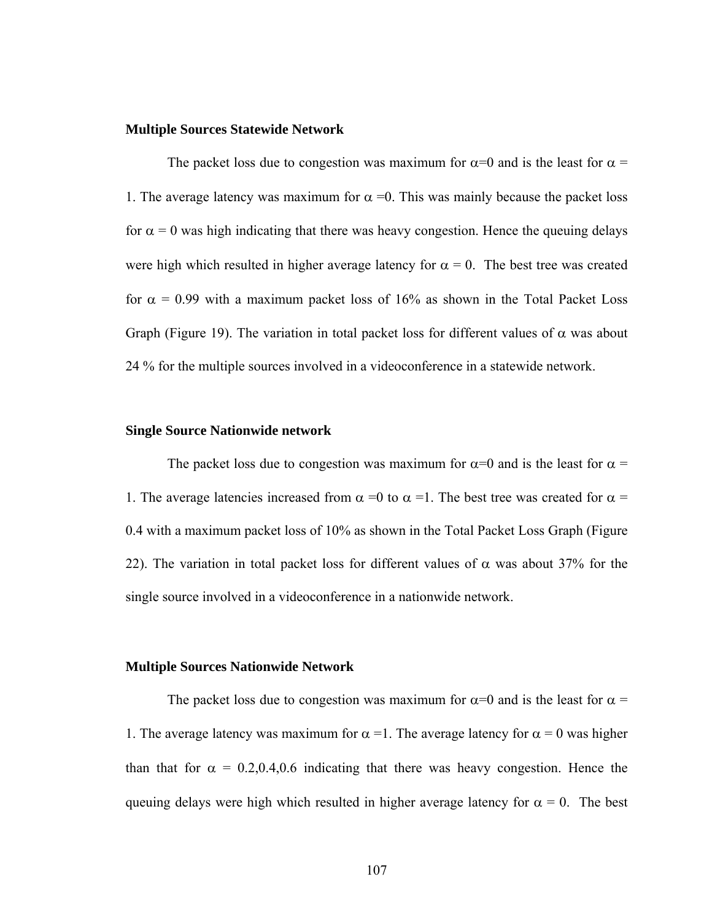**Multiple Sources Statewide Network**

The packet loss due to congestion was maximum for $\alpha$=0 and is the least for $\alpha$ = 1. The average latency was maximum for $\alpha$ =0. This was mainly because the packet loss for $\alpha$ = 0 was high indicating that there was heavy congestion. Hence the queuing delays were high which resulted in higher average latency for $\alpha$ = 0. The best tree was created for $\alpha$ = 0.99 with a maximum packet loss of 16% as shown in the Total Packet Loss Graph (Figure 19). The variation in total packet loss for different values of $\alpha$ was about 24 % for the multiple sources involved in a videoconference in a statewide network.

**Single Source Nationwide network**

The packet loss due to congestion was maximum for $\alpha$=0 and is the least for $\alpha$ = 1. The average latencies increased from $\alpha$ =0 to $\alpha$ =1. The best tree was created for $\alpha$ = 0.4 with a maximum packet loss of 10% as shown in the Total Packet Loss Graph (Figure 22). The variation in total packet loss for different values of $\alpha$ was about 37% for the single source involved in a videoconference in a nationwide network.

**Multiple Sources Nationwide Network**

The packet loss due to congestion was maximum for $\alpha$=0 and is the least for $\alpha$ = 1. The average latency was maximum for $\alpha$ =1. The average latency for $\alpha$ = 0 was higher than that for $\alpha$ = 0.2,0.4,0.6 indicating that there was heavy congestion. Hence the queuing delays were high which resulted in higher average latency for $\alpha$ = 0. The best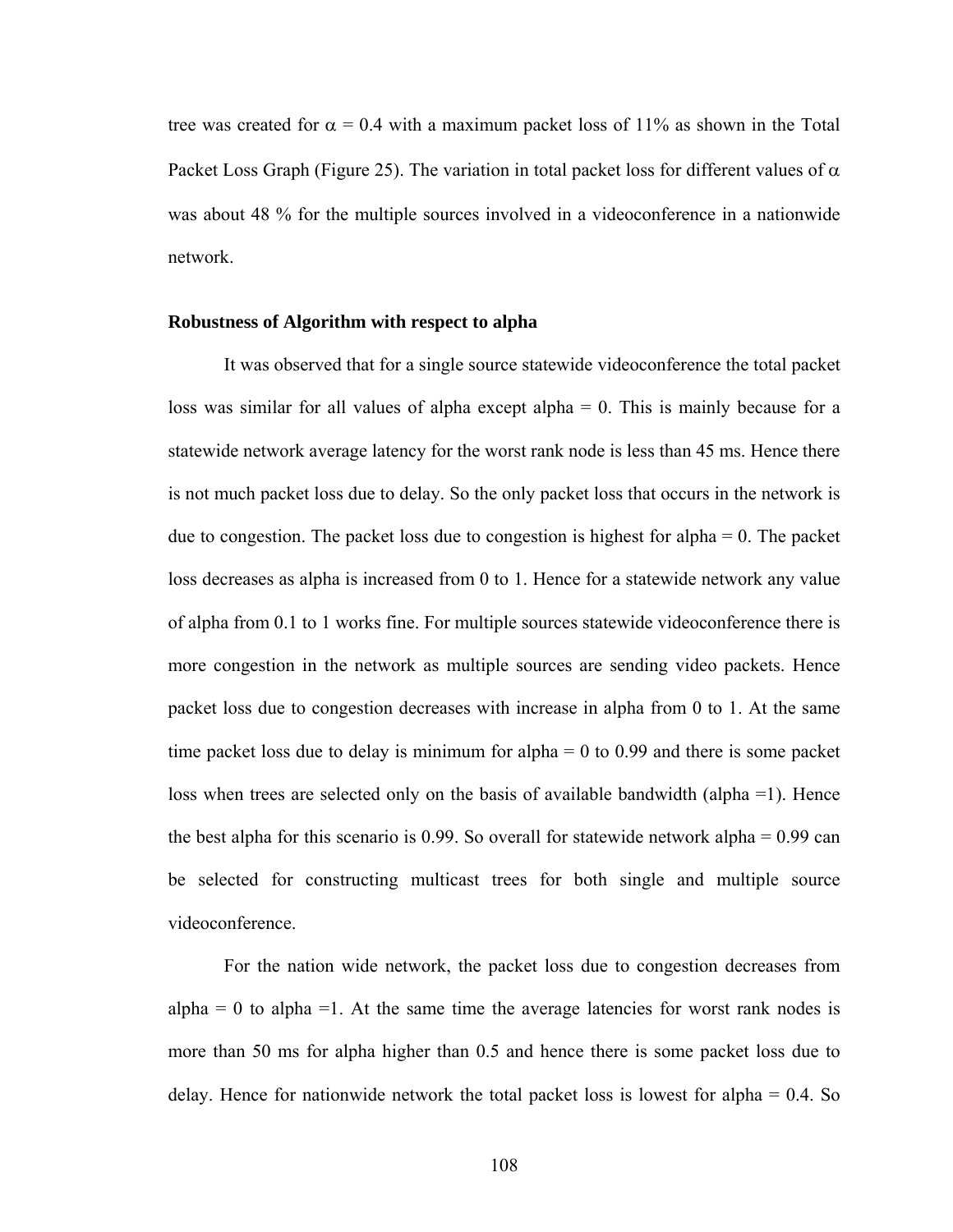tree was created for $\alpha = 0.4$ with a maximum packet loss of 11% as shown in the Total Packet Loss Graph (Figure 25). The variation in total packet loss for different values of $\alpha$ was about 48 % for the multiple sources involved in a videoconference in a nationwide network.

**Robustness of Algorithm with respect to alpha**

It was observed that for a single source statewide videoconference the total packet loss was similar for all values of alpha except alpha = 0. This is mainly because for a statewide network average latency for the worst rank node is less than 45 ms. Hence there is not much packet loss due to delay. So the only packet loss that occurs in the network is due to congestion. The packet loss due to congestion is highest for alpha = 0. The packet loss decreases as alpha is increased from 0 to 1. Hence for a statewide network any value of alpha from 0.1 to 1 works fine. For multiple sources statewide videoconference there is more congestion in the network as multiple sources are sending video packets. Hence packet loss due to congestion decreases with increase in alpha from 0 to 1. At the same time packet loss due to delay is minimum for alpha = 0 to 0.99 and there is some packet loss when trees are selected only on the basis of available bandwidth (alpha =1). Hence the best alpha for this scenario is 0.99. So overall for statewide network alpha = 0.99 can be selected for constructing multicast trees for both single and multiple source videoconference.

For the nation wide network, the packet loss due to congestion decreases from alpha = 0 to alpha =1. At the same time the average latencies for worst rank nodes is more than 50 ms for alpha higher than 0.5 and hence there is some packet loss due to delay. Hence for nationwide network the total packet loss is lowest for alpha = 0.4. So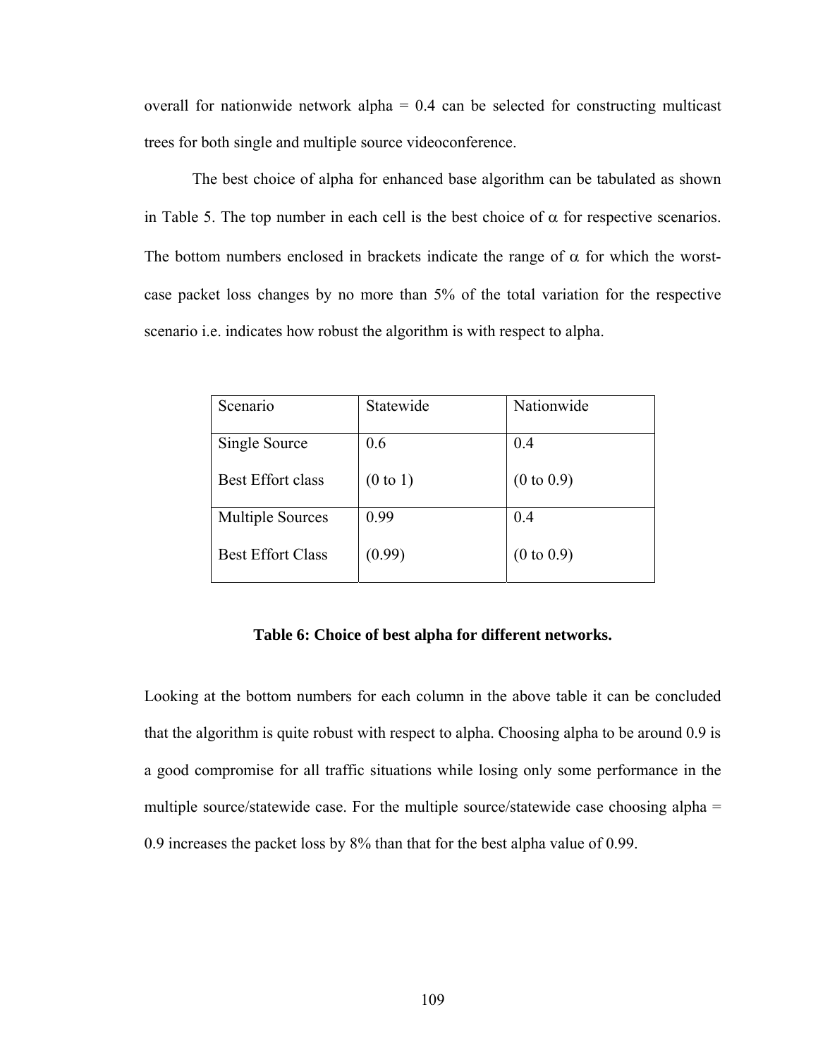overall for nationwide network alpha = 0.4 can be selected for constructing multicast trees for both single and multiple source videoconference.

The best choice of alpha for enhanced base algorithm can be tabulated as shown in Table 5. The top number in each cell is the best choice of $\alpha$ for respective scenarios. The bottom numbers enclosed in brackets indicate the range of $\alpha$ for which the worst-case packet loss changes by no more than 5% of the total variation for the respective scenario i.e. indicates how robust the algorithm is with respect to alpha.

| Scenario | Statewide | Nationwide |
| --- | --- | --- |
| Single Source<br>Best Effort class | 0.6<br>(0 to 1) | 0.4<br>(0 to 0.9) |
| Multiple Sources<br>Best Effort Class | 0.99<br>(0.99) | 0.4<br>(0 to 0.9) |

**Table 6: Choice of best alpha for different networks.**

Looking at the bottom numbers for each column in the above table it can be concluded that the algorithm is quite robust with respect to alpha. Choosing alpha to be around 0.9 is a good compromise for all traffic situations while losing only some performance in the multiple source/statewide case. For the multiple source/statewide case choosing alpha = 0.9 increases the packet loss by 8% than that for the best alpha value of 0.99.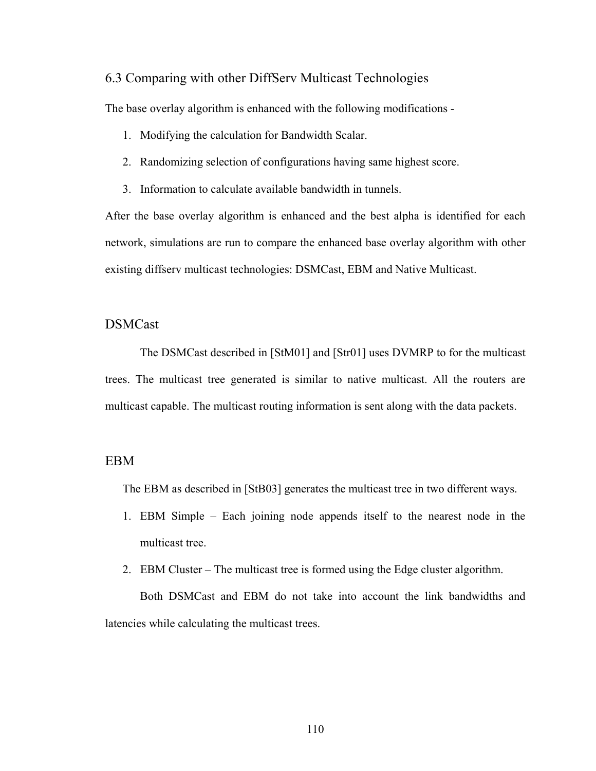## 6.3 Comparing with other DiffServ Multicast Technologies

The base overlay algorithm is enhanced with the following modifications -

1. Modifying the calculation for Bandwidth Scalar.
2. Randomizing selection of configurations having same highest score.
3. Information to calculate available bandwidth in tunnels.

After the base overlay algorithm is enhanced and the best alpha is identified for each network, simulations are run to compare the enhanced base overlay algorithm with other existing diffserv multicast technologies: DSMCast, EBM and Native Multicast.

### DSMCast

The DSMCast described in [StM01] and [Str01] uses DVMRP to for the multicast trees. The multicast tree generated is similar to native multicast. All the routers are multicast capable. The multicast routing information is sent along with the data packets.

### EBM

The EBM as described in [StB03] generates the multicast tree in two different ways.

1. EBM Simple – Each joining node appends itself to the nearest node in the multicast tree.
2. EBM Cluster – The multicast tree is formed using the Edge cluster algorithm.

Both DSMCast and EBM do not take into account the link bandwidths and latencies while calculating the multicast trees.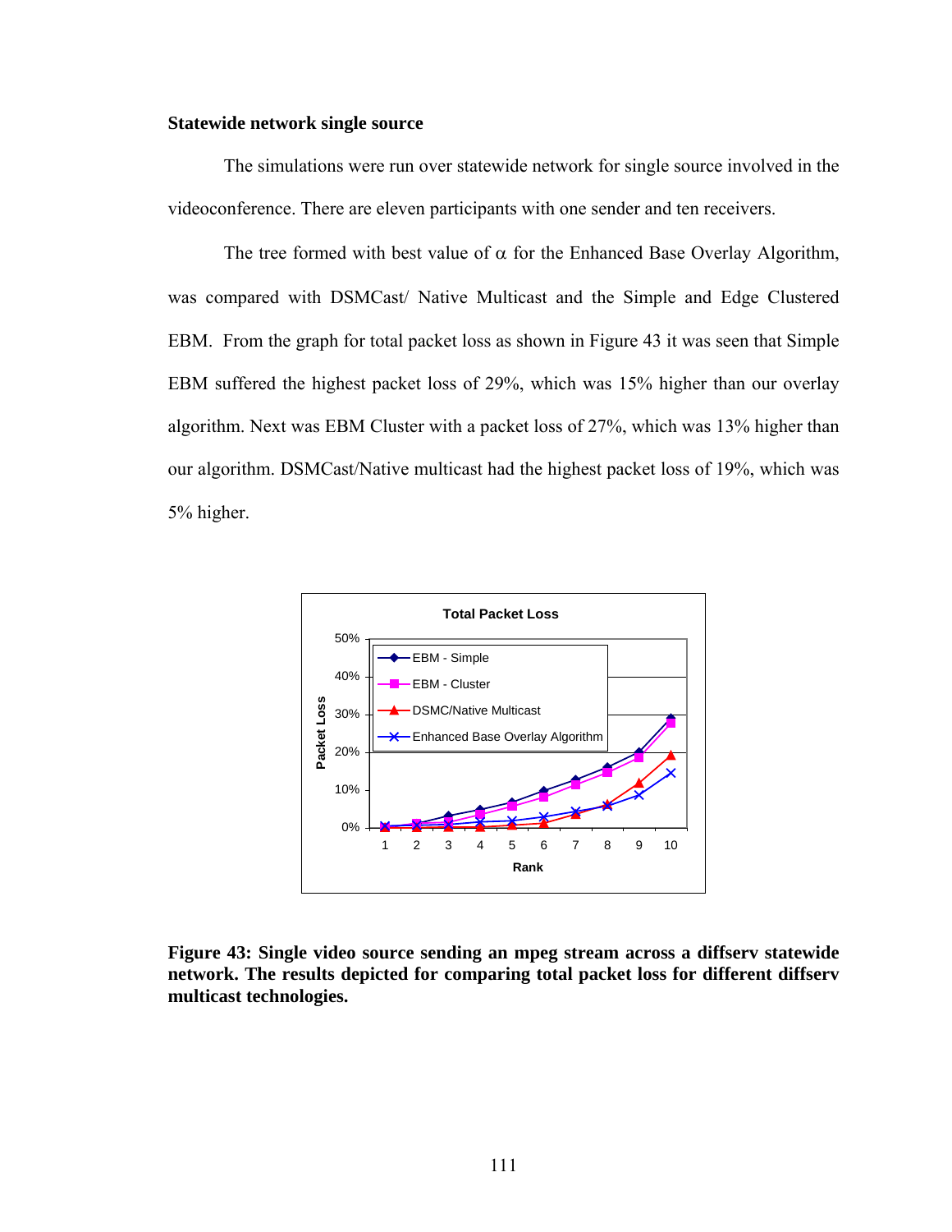**Statewide network single source**

The simulations were run over statewide network for single source involved in the videoconference. There are eleven participants with one sender and ten receivers.

The tree formed with best value of α for the Enhanced Base Overlay Algorithm, was compared with DSMCast/ Native Multicast and the Simple and Edge Clustered EBM. From the graph for total packet loss as shown in Figure 43 it was seen that Simple EBM suffered the highest packet loss of 29%, which was 15% higher than our overlay algorithm. Next was EBM Cluster with a packet loss of 27%, which was 13% higher than our algorithm. DSMCast/Native multicast had the highest packet loss of 19%, which was 5% higher.

**Figure 43: Single video source sending an mpeg stream across a diffserv statewide network. The results depicted for comparing total packet loss for different diffserv multicast technologies.**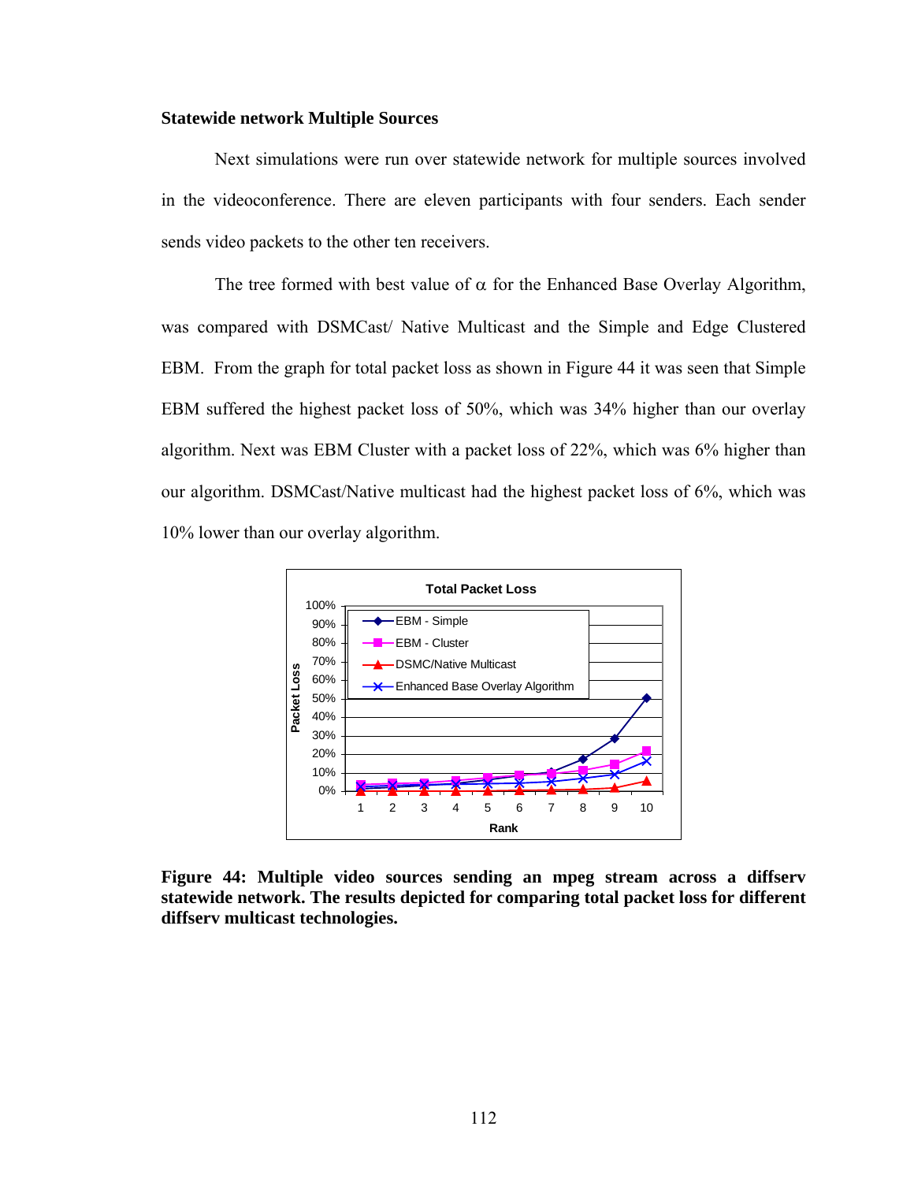**Statewide network Multiple Sources**

Next simulations were run over statewide network for multiple sources involved in the videoconference. There are eleven participants with four senders. Each sender sends video packets to the other ten receivers.

The tree formed with best value of α for the Enhanced Base Overlay Algorithm, was compared with DSMCast/ Native Multicast and the Simple and Edge Clustered EBM. From the graph for total packet loss as shown in Figure 44 it was seen that Simple EBM suffered the highest packet loss of 50%, which was 34% higher than our overlay algorithm. Next was EBM Cluster with a packet loss of 22%, which was 6% higher than our algorithm. DSMCast/Native multicast had the highest packet loss of 6%, which was 10% lower than our overlay algorithm.

**Figure 44: Multiple video sources sending an mpeg stream across a diffserv statewide network. The results depicted for comparing total packet loss for different diffserv multicast technologies.**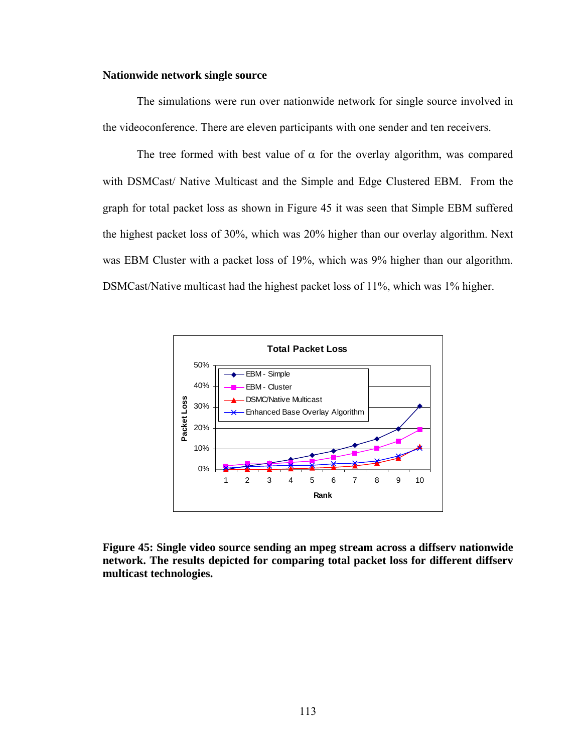**Nationwide network single source**

The simulations were run over nationwide network for single source involved in the videoconference. There are eleven participants with one sender and ten receivers.

The tree formed with best value of α for the overlay algorithm, was compared with DSMCast/ Native Multicast and the Simple and Edge Clustered EBM. From the graph for total packet loss as shown in Figure 45 it was seen that Simple EBM suffered the highest packet loss of 30%, which was 20% higher than our overlay algorithm. Next was EBM Cluster with a packet loss of 19%, which was 9% higher than our algorithm. DSMCast/Native multicast had the highest packet loss of 11%, which was 1% higher.

**Figure 45: Single video source sending an mpeg stream across a diffserv nationwide network. The results depicted for comparing total packet loss for different diffserv multicast technologies.**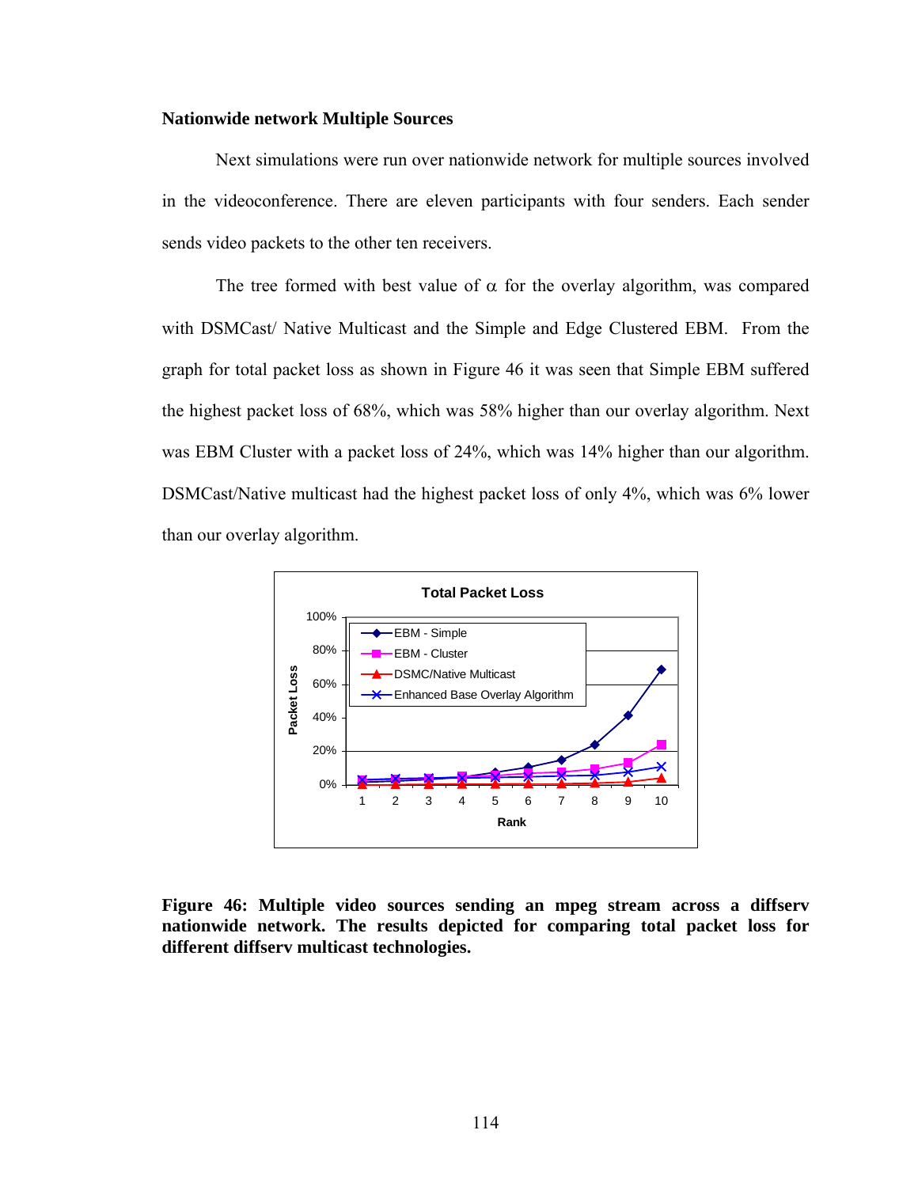**Nationwide network Multiple Sources**

Next simulations were run over nationwide network for multiple sources involved in the videoconference. There are eleven participants with four senders. Each sender sends video packets to the other ten receivers.

The tree formed with best value of $\alpha$ for the overlay algorithm, was compared with DSMCast/ Native Multicast and the Simple and Edge Clustered EBM. From the graph for total packet loss as shown in Figure 46 it was seen that Simple EBM suffered the highest packet loss of 68%, which was 58% higher than our overlay algorithm. Next was EBM Cluster with a packet loss of 24%, which was 14% higher than our algorithm. DSMCast/Native multicast had the highest packet loss of only 4%, which was 6% lower than our overlay algorithm.

**Figure 46: Multiple video sources sending an mpeg stream across a diffserv nationwide network. The results depicted for comparing total packet loss for different diffserv multicast technologies.**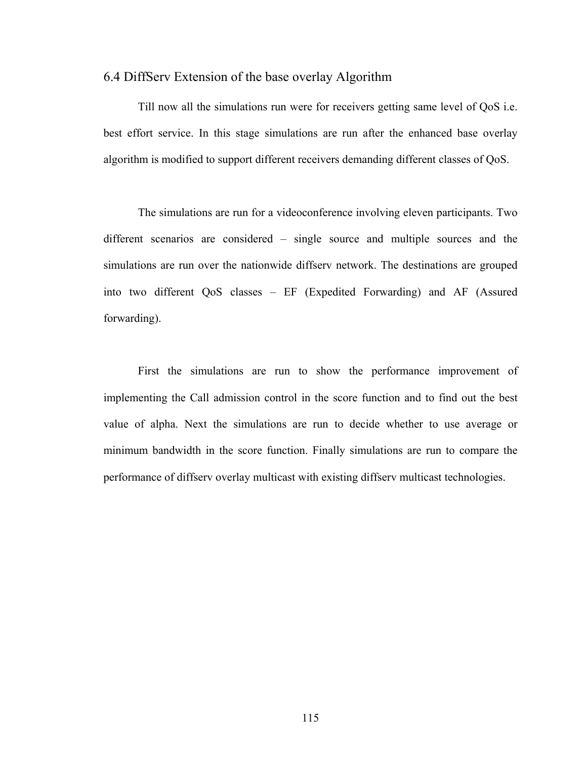## 6.4 DiffServ Extension of the base overlay Algorithm

Till now all the simulations run were for receivers getting same level of QoS i.e. best effort service. In this stage simulations are run after the enhanced base overlay algorithm is modified to support different receivers demanding different classes of QoS.

The simulations are run for a videoconference involving eleven participants. Two different scenarios are considered – single source and multiple sources and the simulations are run over the nationwide diffserv network. The destinations are grouped into two different QoS classes – EF (Expedited Forwarding) and AF (Assured forwarding).

First the simulations are run to show the performance improvement of implementing the Call admission control in the score function and to find out the best value of alpha. Next the simulations are run to decide whether to use average or minimum bandwidth in the score function. Finally simulations are run to compare the performance of diffserv overlay multicast with existing diffserv multicast technologies.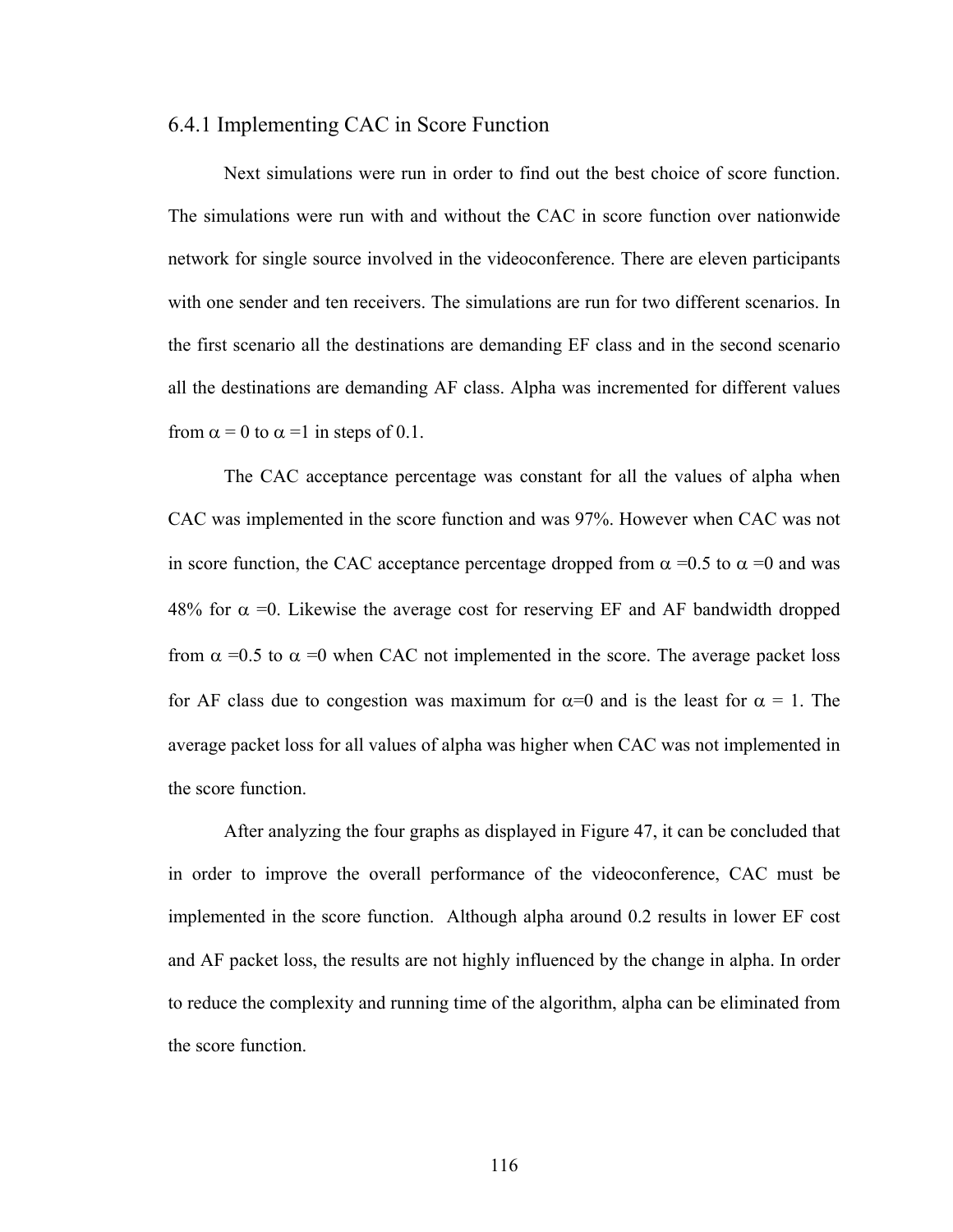### 6.4.1 Implementing CAC in Score Function

Next simulations were run in order to find out the best choice of score function. The simulations were run with and without the CAC in score function over nationwide network for single source involved in the videoconference. There are eleven participants with one sender and ten receivers. The simulations are run for two different scenarios. In the first scenario all the destinations are demanding EF class and in the second scenario all the destinations are demanding AF class. Alpha was incremented for different values from $\alpha = 0$ to $\alpha = 1$ in steps of 0.1.

The CAC acceptance percentage was constant for all the values of alpha when CAC was implemented in the score function and was 97%. However when CAC was not in score function, the CAC acceptance percentage dropped from $\alpha = 0.5$ to $\alpha = 0$ and was 48% for $\alpha = 0$. Likewise the average cost for reserving EF and AF bandwidth dropped from $\alpha = 0.5$ to $\alpha = 0$ when CAC not implemented in the score. The average packet loss for AF class due to congestion was maximum for $\alpha = 0$ and is the least for $\alpha = 1$. The average packet loss for all values of alpha was higher when CAC was not implemented in the score function.

After analyzing the four graphs as displayed in Figure 47, it can be concluded that in order to improve the overall performance of the videoconference, CAC must be implemented in the score function. Although alpha around 0.2 results in lower EF cost and AF packet loss, the results are not highly influenced by the change in alpha. In order to reduce the complexity and running time of the algorithm, alpha can be eliminated from the score function.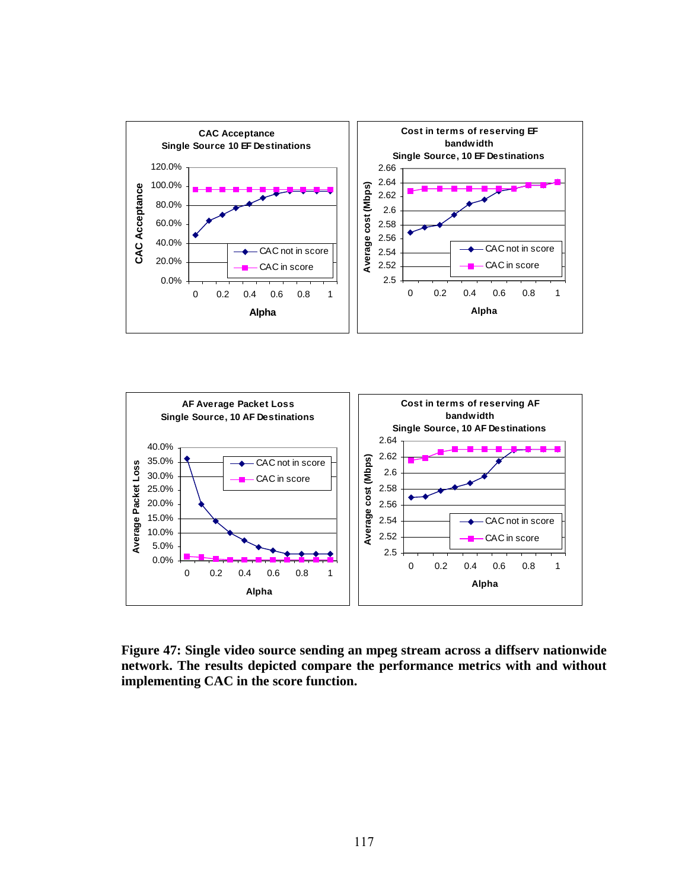**Figure 47: Single video source sending an mpeg stream across a diffserv nationwide network. The results depicted compare the performance metrics with and without implementing CAC in the score function.**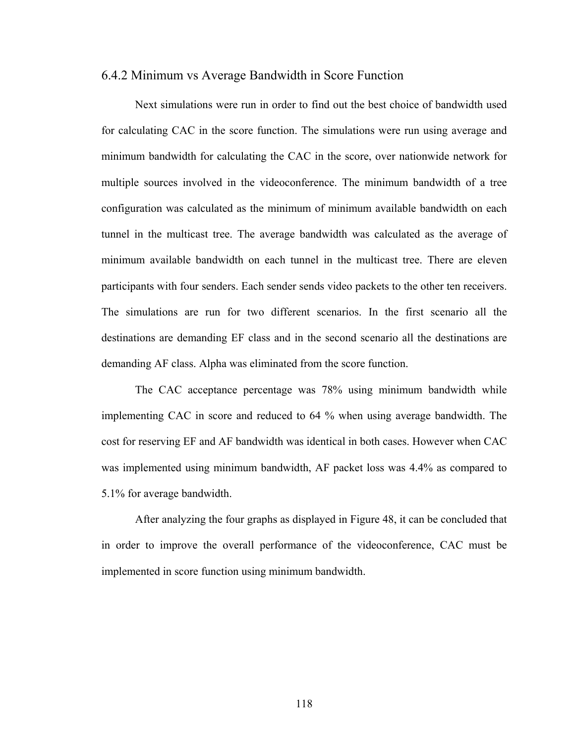### 6.4.2 Minimum vs Average Bandwidth in Score Function

Next simulations were run in order to find out the best choice of bandwidth used for calculating CAC in the score function. The simulations were run using average and minimum bandwidth for calculating the CAC in the score, over nationwide network for multiple sources involved in the videoconference. The minimum bandwidth of a tree configuration was calculated as the minimum of minimum available bandwidth on each tunnel in the multicast tree. The average bandwidth was calculated as the average of minimum available bandwidth on each tunnel in the multicast tree. There are eleven participants with four senders. Each sender sends video packets to the other ten receivers. The simulations are run for two different scenarios. In the first scenario all the destinations are demanding EF class and in the second scenario all the destinations are demanding AF class. Alpha was eliminated from the score function.

The CAC acceptance percentage was 78% using minimum bandwidth while implementing CAC in score and reduced to 64 % when using average bandwidth. The cost for reserving EF and AF bandwidth was identical in both cases. However when CAC was implemented using minimum bandwidth, AF packet loss was 4.4% as compared to 5.1% for average bandwidth.

After analyzing the four graphs as displayed in Figure 48, it can be concluded that in order to improve the overall performance of the videoconference, CAC must be implemented in score function using minimum bandwidth.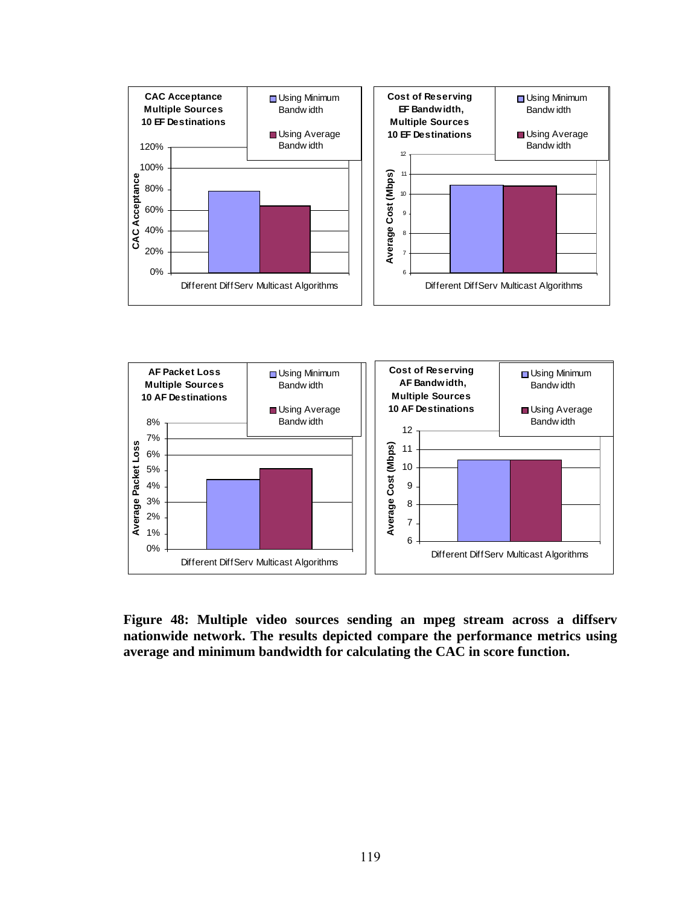**Figure 48: Multiple video sources sending an mpeg stream across a diffserv nationwide network. The results depicted compare the performance metrics using average and minimum bandwidth for calculating the CAC in score function.**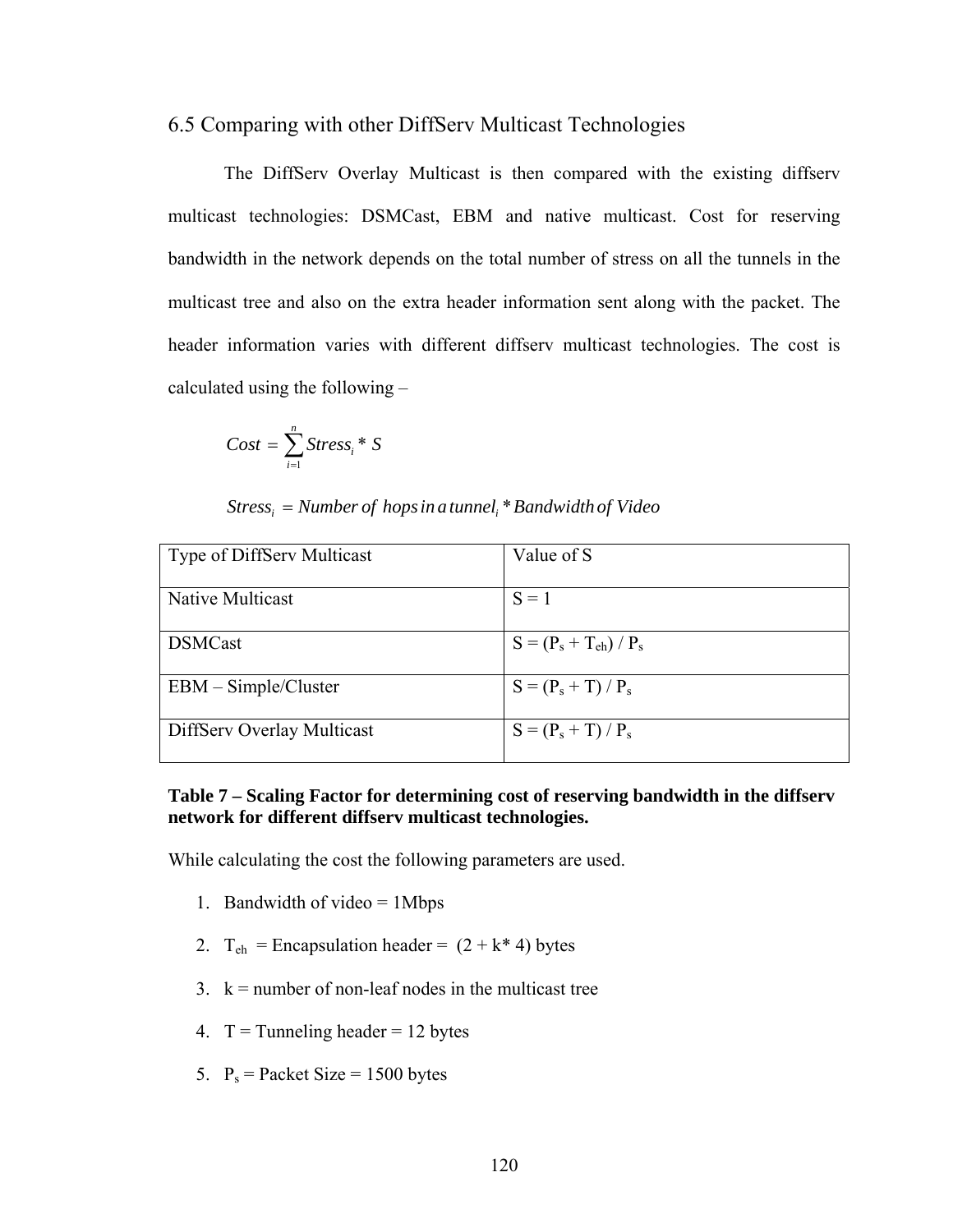## 6.5 Comparing with other DiffServ Multicast Technologies

The DiffServ Overlay Multicast is then compared with the existing diffserv multicast technologies: DSMCast, EBM and native multicast. Cost for reserving bandwidth in the network depends on the total number of stress on all the tunnels in the multicast tree and also on the extra header information sent along with the packet. The header information varies with different diffserv multicast technologies. The cost is calculated using the following –

$$Cost = \sum_{i=1}^{n} Stress_i * S$$

$$Stress_i = Number\ of\ hops\ in\ a\ tunnel_i * Bandwidth\ of\ Video$$

| Type of DiffServ Multicast | Value of S |
|---|---|
| Native Multicast | $S = 1$ |
| DSMCast | $S = (P_s + T_{eh}) / P_s$ |
| EBM – Simple/Cluster | $S = (P_s + T) / P_s$ |
| DiffServ Overlay Multicast | $S = (P_s + T) / P_s$ |

**Table 7 – Scaling Factor for determining cost of reserving bandwidth in the diffserv network for different diffserv multicast technologies.**

While calculating the cost the following parameters are used.

1. Bandwidth of video = 1Mbps
2. $T_{eh}$ = Encapsulation header = $(2 + k * 4)$ bytes
3. k = number of non-leaf nodes in the multicast tree
4. T = Tunneling header = 12 bytes
5. $P_s$ = Packet Size = 1500 bytes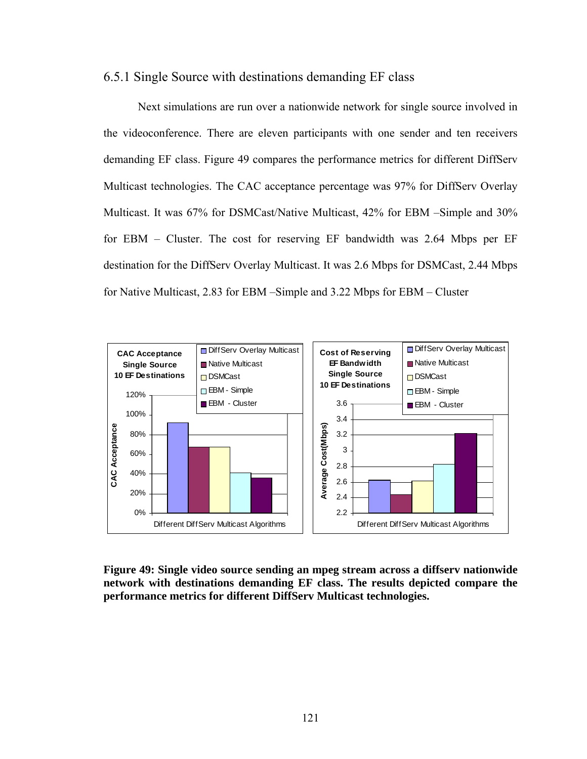## 6.5.1 Single Source with destinations demanding EF class

Next simulations are run over a nationwide network for single source involved in the videoconference. There are eleven participants with one sender and ten receivers demanding EF class. Figure 49 compares the performance metrics for different DiffServ Multicast technologies. The CAC acceptance percentage was 97% for DiffServ Overlay Multicast. It was 67% for DSMCast/Native Multicast, 42% for EBM –Simple and 30% for EBM – Cluster. The cost for reserving EF bandwidth was 2.64 Mbps per EF destination for the DiffServ Overlay Multicast. It was 2.6 Mbps for DSMCast, 2.44 Mbps for Native Multicast, 2.83 for EBM –Simple and 3.22 Mbps for EBM – Cluster

**Figure 49: Single video source sending an mpeg stream across a diffserv nationwide network with destinations demanding EF class. The results depicted compare the performance metrics for different DiffServ Multicast technologies.**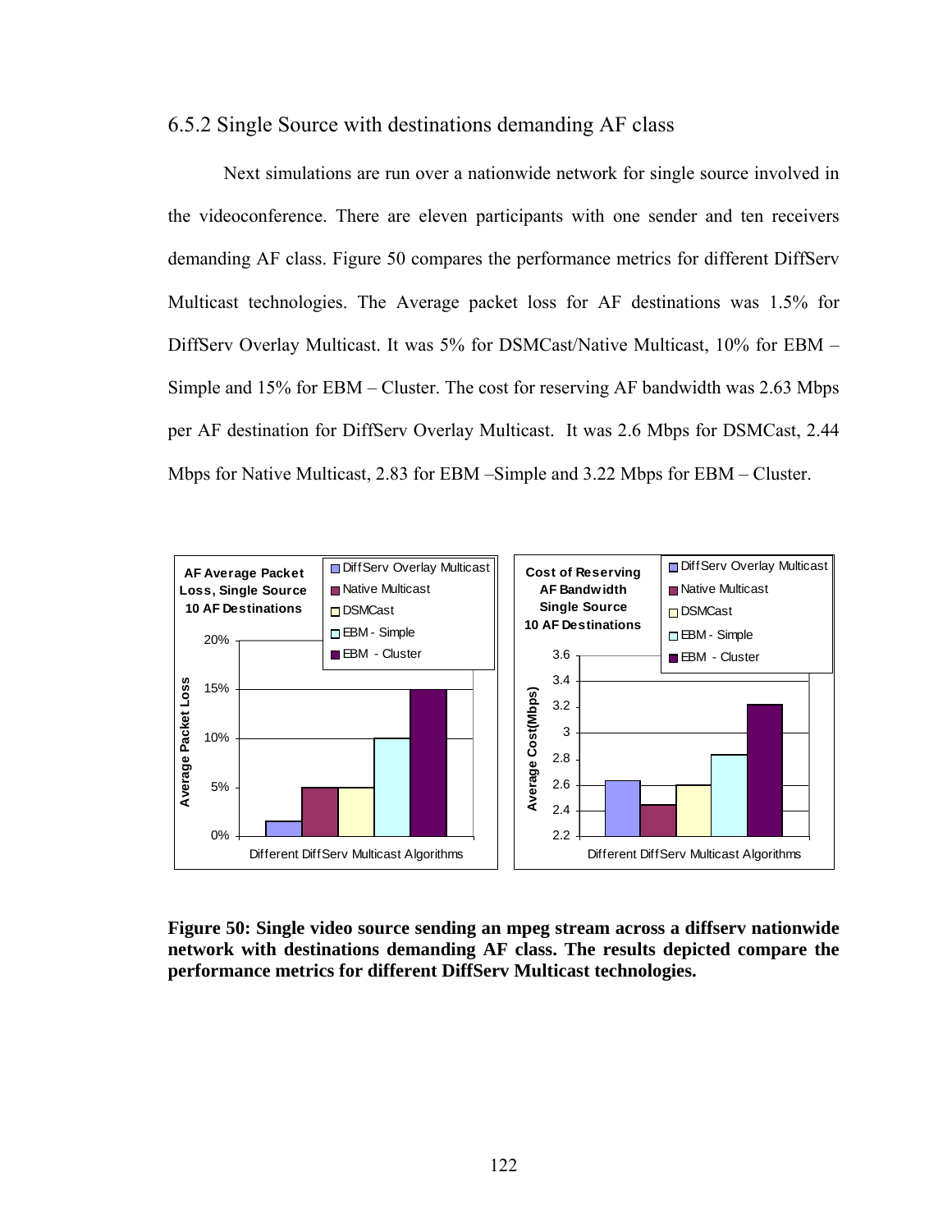### 6.5.2 Single Source with destinations demanding AF class

Next simulations are run over a nationwide network for single source involved in the videoconference. There are eleven participants with one sender and ten receivers demanding AF class. Figure 50 compares the performance metrics for different DiffServ Multicast technologies. The Average packet loss for AF destinations was 1.5% for DiffServ Overlay Multicast. It was 5% for DSMCast/Native Multicast, 10% for EBM – Simple and 15% for EBM – Cluster. The cost for reserving AF bandwidth was 2.63 Mbps per AF destination for DiffServ Overlay Multicast. It was 2.6 Mbps for DSMCast, 2.44 Mbps for Native Multicast, 2.83 for EBM –Simple and 3.22 Mbps for EBM – Cluster.

**Figure 50: Single video source sending an mpeg stream across a diffserv nationwide network with destinations demanding AF class. The results depicted compare the performance metrics for different DiffServ Multicast technologies.**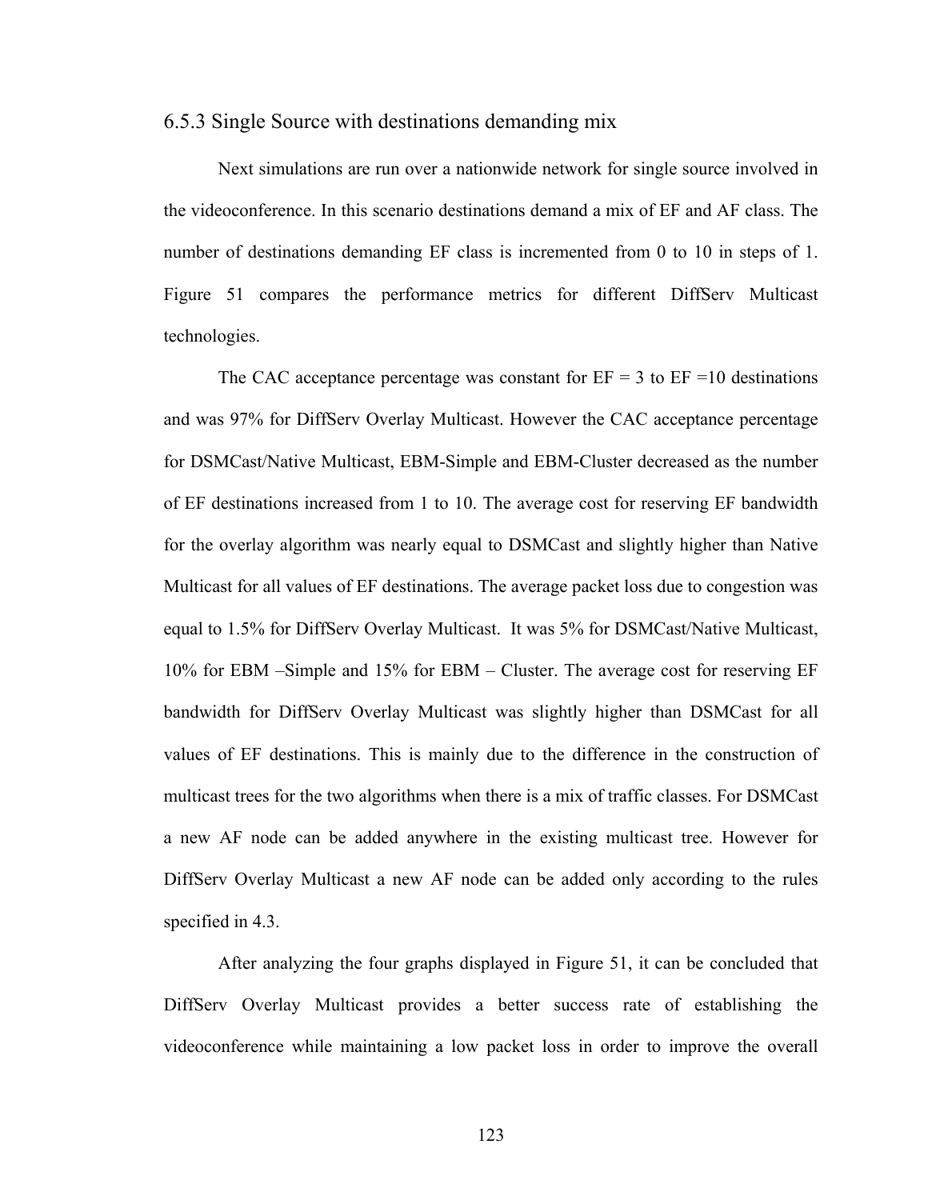### 6.5.3 Single Source with destinations demanding mix

Next simulations are run over a nationwide network for single source involved in the videoconference. In this scenario destinations demand a mix of EF and AF class. The number of destinations demanding EF class is incremented from 0 to 10 in steps of 1. Figure 51 compares the performance metrics for different DiffServ Multicast technologies.

The CAC acceptance percentage was constant for EF = 3 to EF =10 destinations and was 97% for DiffServ Overlay Multicast. However the CAC acceptance percentage for DSMCast/Native Multicast, EBM-Simple and EBM-Cluster decreased as the number of EF destinations increased from 1 to 10. The average cost for reserving EF bandwidth for the overlay algorithm was nearly equal to DSMCast and slightly higher than Native Multicast for all values of EF destinations. The average packet loss due to congestion was equal to 1.5% for DiffServ Overlay Multicast. It was 5% for DSMCast/Native Multicast, 10% for EBM –Simple and 15% for EBM – Cluster. The average cost for reserving EF bandwidth for DiffServ Overlay Multicast was slightly higher than DSMCast for all values of EF destinations. This is mainly due to the difference in the construction of multicast trees for the two algorithms when there is a mix of traffic classes. For DSMCast a new AF node can be added anywhere in the existing multicast tree. However for DiffServ Overlay Multicast a new AF node can be added only according to the rules specified in 4.3.

After analyzing the four graphs displayed in Figure 51, it can be concluded that DiffServ Overlay Multicast provides a better success rate of establishing the videoconference while maintaining a low packet loss in order to improve the overall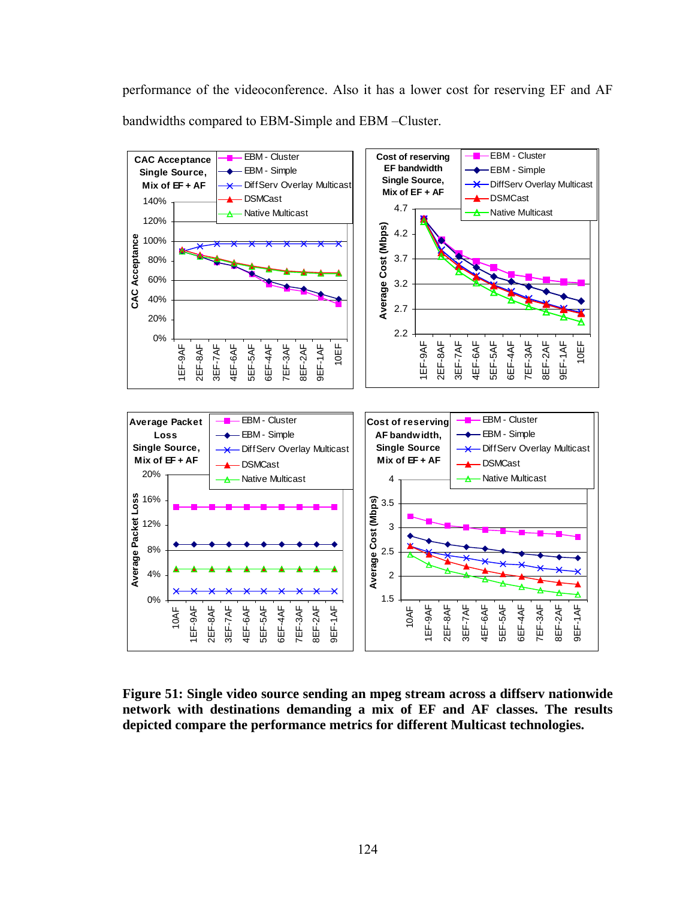performance of the videoconference. Also it has a lower cost for reserving EF and AF bandwidths compared to EBM-Simple and EBM –Cluster.

**Figure 51: Single video source sending an mpeg stream across a diffserv nationwide network with destinations demanding a mix of EF and AF classes. The results depicted compare the performance metrics for different Multicast technologies.**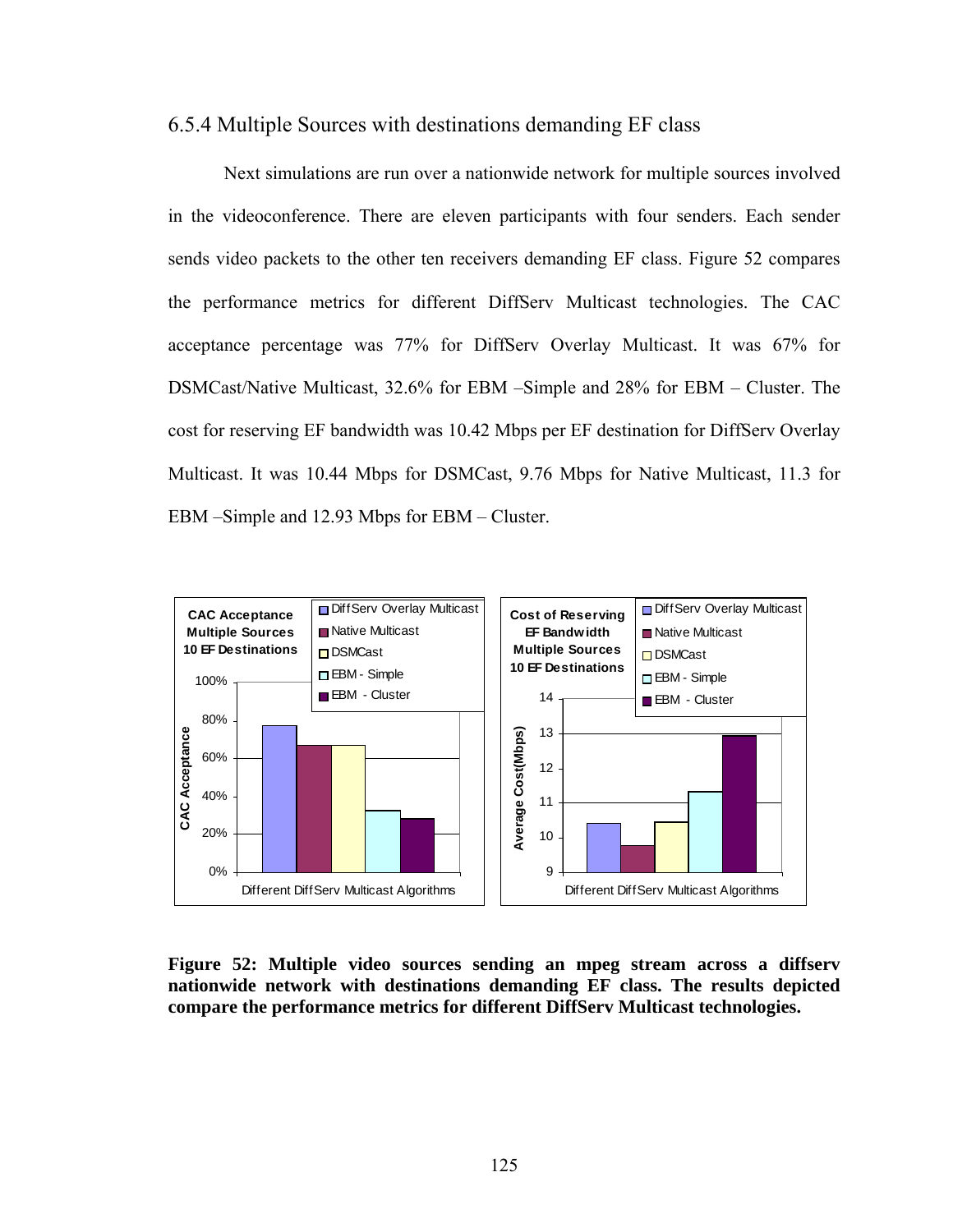### 6.5.4 Multiple Sources with destinations demanding EF class

Next simulations are run over a nationwide network for multiple sources involved in the videoconference. There are eleven participants with four senders. Each sender sends video packets to the other ten receivers demanding EF class. Figure 52 compares the performance metrics for different DiffServ Multicast technologies. The CAC acceptance percentage was 77% for DiffServ Overlay Multicast. It was 67% for DSMCast/Native Multicast, 32.6% for EBM –Simple and 28% for EBM – Cluster. The cost for reserving EF bandwidth was 10.42 Mbps per EF destination for DiffServ Overlay Multicast. It was 10.44 Mbps for DSMCast, 9.76 Mbps for Native Multicast, 11.3 for EBM –Simple and 12.93 Mbps for EBM – Cluster.

**Figure 52: Multiple video sources sending an mpeg stream across a diffserv nationwide network with destinations demanding EF class. The results depicted compare the performance metrics for different DiffServ Multicast technologies.**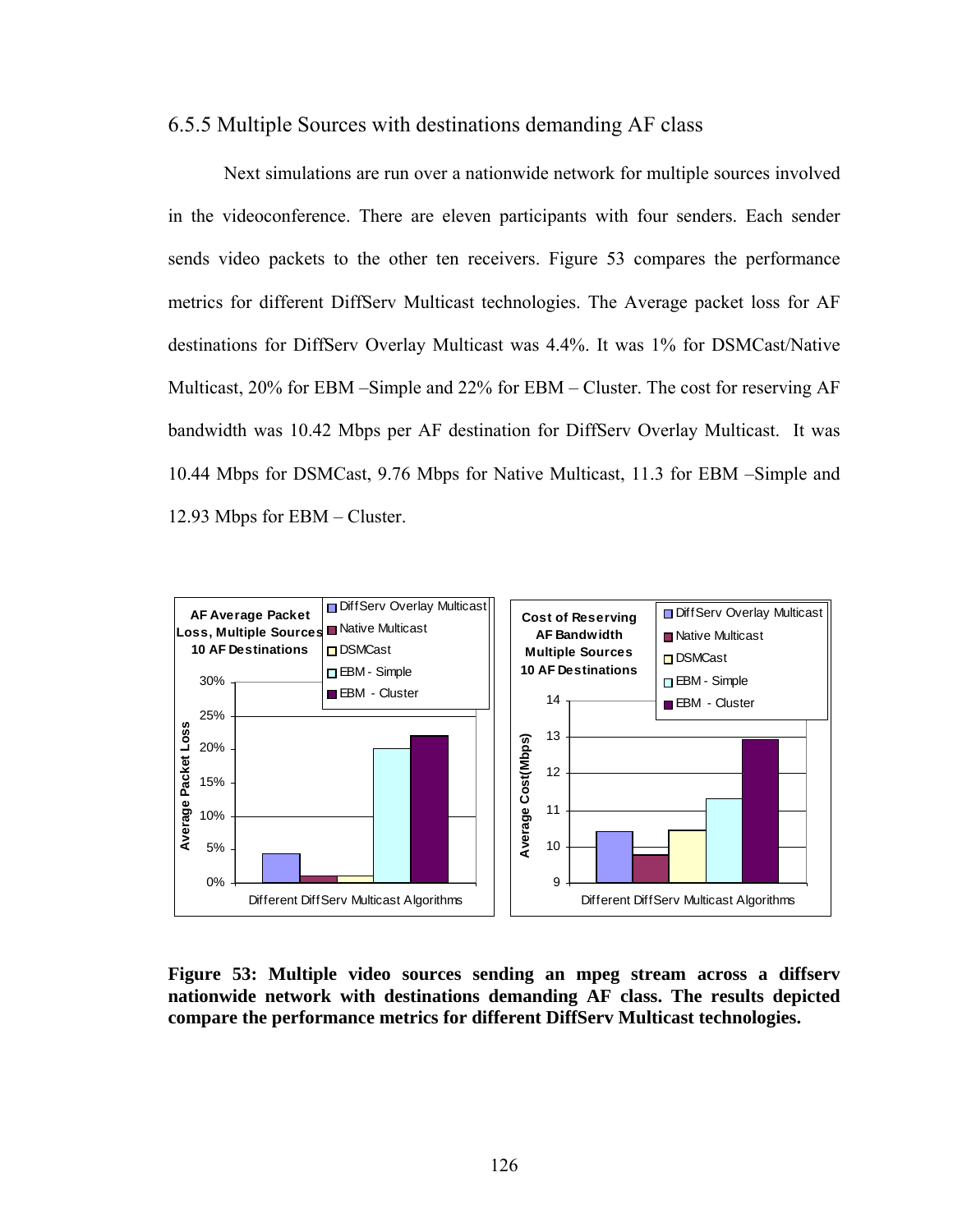### 6.5.5 Multiple Sources with destinations demanding AF class

Next simulations are run over a nationwide network for multiple sources involved in the videoconference. There are eleven participants with four senders. Each sender sends video packets to the other ten receivers. Figure 53 compares the performance metrics for different DiffServ Multicast technologies. The Average packet loss for AF destinations for DiffServ Overlay Multicast was 4.4%. It was 1% for DSMCast/Native Multicast, 20% for EBM –Simple and 22% for EBM – Cluster. The cost for reserving AF bandwidth was 10.42 Mbps per AF destination for DiffServ Overlay Multicast. It was 10.44 Mbps for DSMCast, 9.76 Mbps for Native Multicast, 11.3 for EBM –Simple and 12.93 Mbps for EBM – Cluster.

**Figure 53: Multiple video sources sending an mpeg stream across a diffserv nationwide network with destinations demanding AF class. The results depicted compare the performance metrics for different DiffServ Multicast technologies.**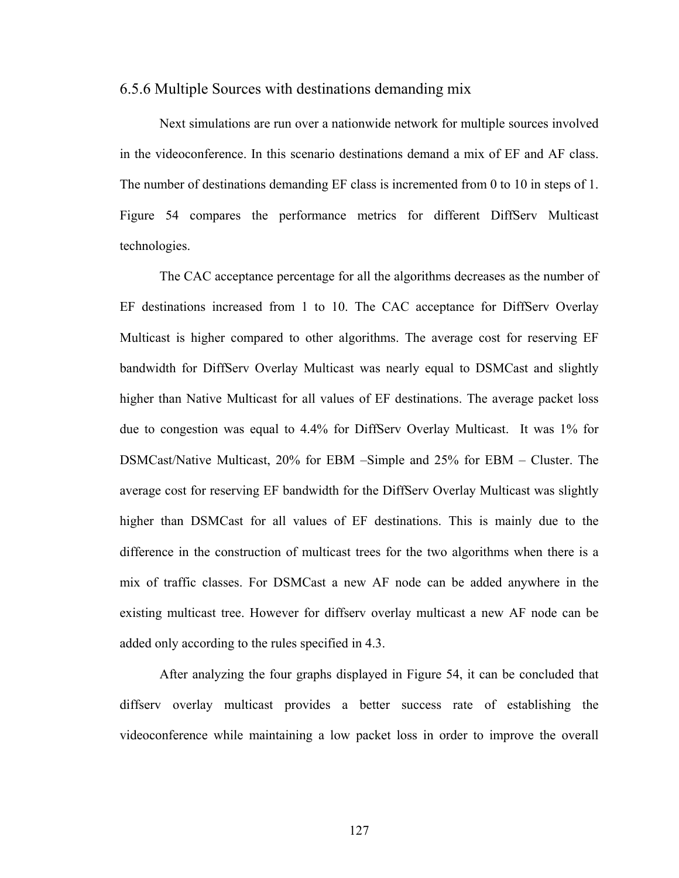### 6.5.6 Multiple Sources with destinations demanding mix

Next simulations are run over a nationwide network for multiple sources involved in the videoconference. In this scenario destinations demand a mix of EF and AF class. The number of destinations demanding EF class is incremented from 0 to 10 in steps of 1. Figure 54 compares the performance metrics for different DiffServ Multicast technologies.

The CAC acceptance percentage for all the algorithms decreases as the number of EF destinations increased from 1 to 10. The CAC acceptance for DiffServ Overlay Multicast is higher compared to other algorithms. The average cost for reserving EF bandwidth for DiffServ Overlay Multicast was nearly equal to DSMCast and slightly higher than Native Multicast for all values of EF destinations. The average packet loss due to congestion was equal to 4.4% for DiffServ Overlay Multicast. It was 1% for DSMCast/Native Multicast, 20% for EBM –Simple and 25% for EBM – Cluster. The average cost for reserving EF bandwidth for the DiffServ Overlay Multicast was slightly higher than DSMCast for all values of EF destinations. This is mainly due to the difference in the construction of multicast trees for the two algorithms when there is a mix of traffic classes. For DSMCast a new AF node can be added anywhere in the existing multicast tree. However for diffserv overlay multicast a new AF node can be added only according to the rules specified in 4.3.

After analyzing the four graphs displayed in Figure 54, it can be concluded that diffserv overlay multicast provides a better success rate of establishing the videoconference while maintaining a low packet loss in order to improve the overall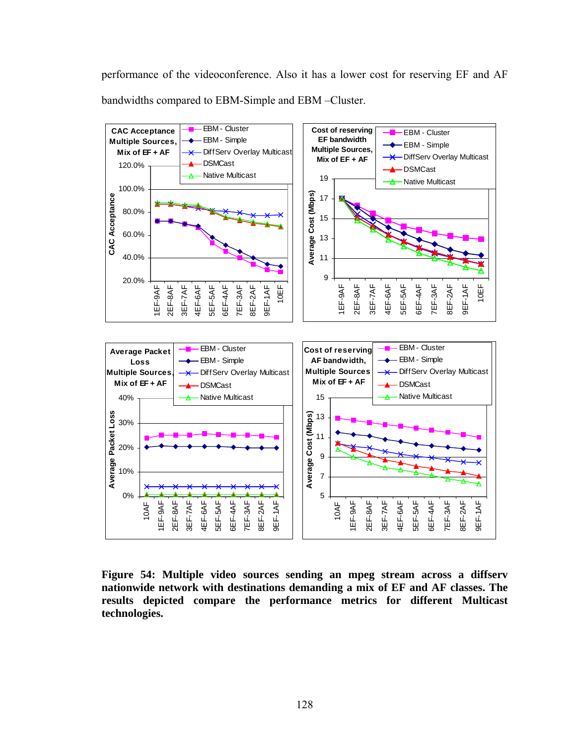performance of the videoconference. Also it has a lower cost for reserving EF and AF bandwidths compared to EBM-Simple and EBM –Cluster.

**Figure 54: Multiple video sources sending an mpeg stream across a diffserv nationwide network with destinations demanding a mix of EF and AF classes. The results depicted compare the performance metrics for different Multicast technologies.**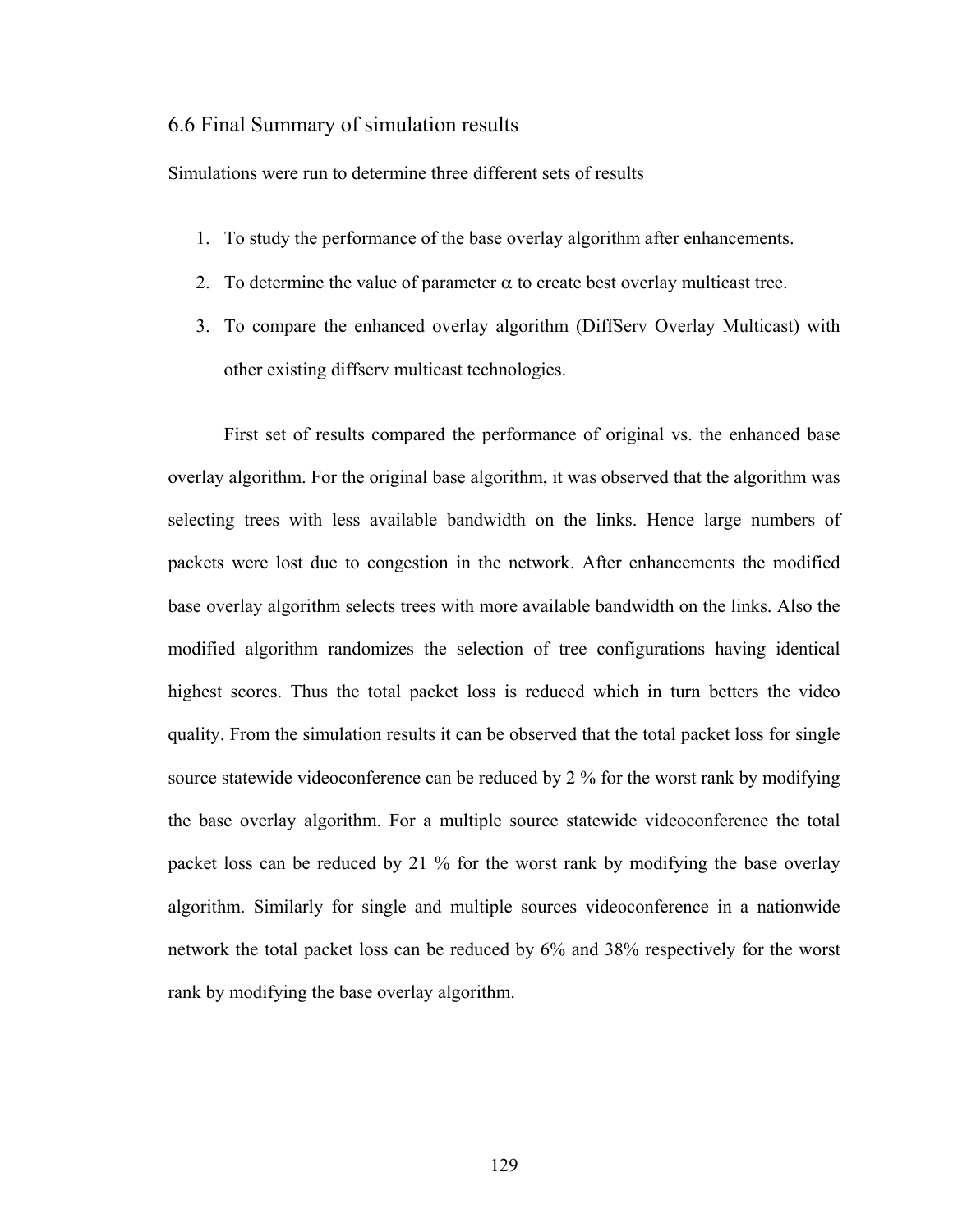## 6.6 Final Summary of simulation results

Simulations were run to determine three different sets of results

1. To study the performance of the base overlay algorithm after enhancements.
2. To determine the value of parameter $\alpha$ to create best overlay multicast tree.
3. To compare the enhanced overlay algorithm (DiffServ Overlay Multicast) with other existing diffserv multicast technologies.

First set of results compared the performance of original vs. the enhanced base overlay algorithm. For the original base algorithm, it was observed that the algorithm was selecting trees with less available bandwidth on the links. Hence large numbers of packets were lost due to congestion in the network. After enhancements the modified base overlay algorithm selects trees with more available bandwidth on the links. Also the modified algorithm randomizes the selection of tree configurations having identical highest scores. Thus the total packet loss is reduced which in turn betters the video quality. From the simulation results it can be observed that the total packet loss for single source statewide videoconference can be reduced by 2 % for the worst rank by modifying the base overlay algorithm. For a multiple source statewide videoconference the total packet loss can be reduced by 21 % for the worst rank by modifying the base overlay algorithm. Similarly for single and multiple sources videoconference in a nationwide network the total packet loss can be reduced by 6% and 38% respectively for the worst rank by modifying the base overlay algorithm.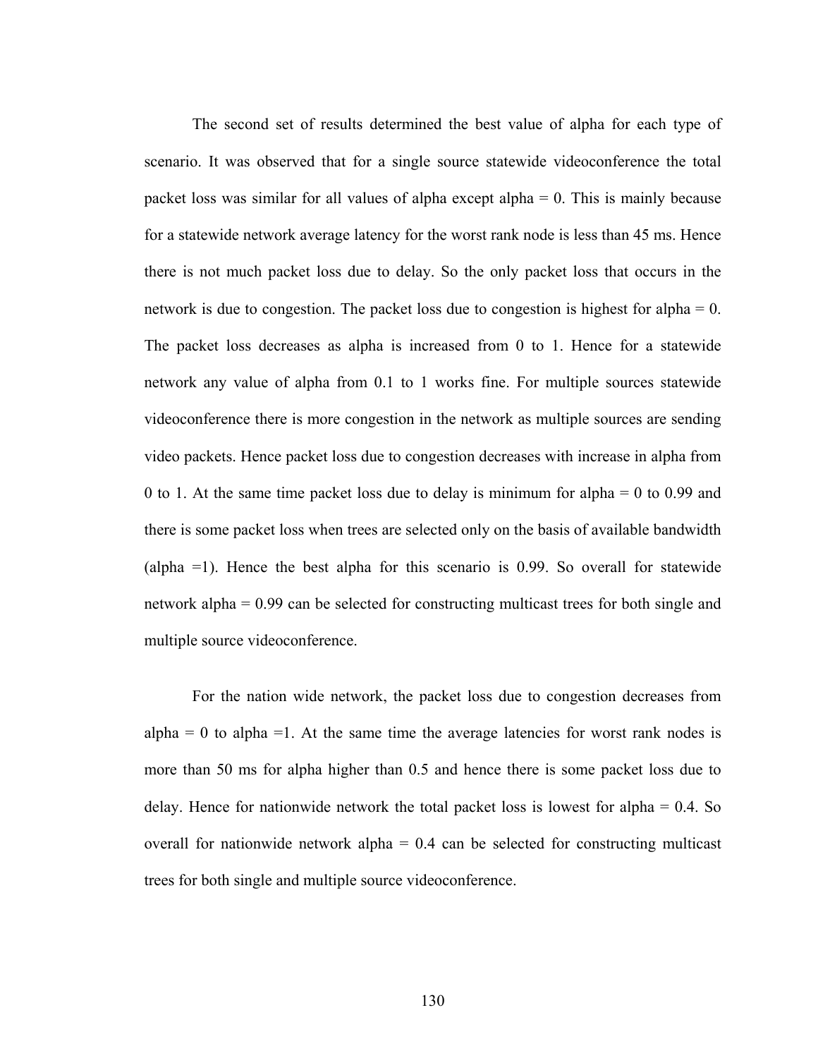The second set of results determined the best value of alpha for each type of scenario. It was observed that for a single source statewide videoconference the total packet loss was similar for all values of alpha except alpha = 0. This is mainly because for a statewide network average latency for the worst rank node is less than 45 ms. Hence there is not much packet loss due to delay. So the only packet loss that occurs in the network is due to congestion. The packet loss due to congestion is highest for alpha = 0. The packet loss decreases as alpha is increased from 0 to 1. Hence for a statewide network any value of alpha from 0.1 to 1 works fine. For multiple sources statewide videoconference there is more congestion in the network as multiple sources are sending video packets. Hence packet loss due to congestion decreases with increase in alpha from 0 to 1. At the same time packet loss due to delay is minimum for alpha = 0 to 0.99 and there is some packet loss when trees are selected only on the basis of available bandwidth (alpha =1). Hence the best alpha for this scenario is 0.99. So overall for statewide network alpha = 0.99 can be selected for constructing multicast trees for both single and multiple source videoconference.

For the nation wide network, the packet loss due to congestion decreases from alpha = 0 to alpha =1. At the same time the average latencies for worst rank nodes is more than 50 ms for alpha higher than 0.5 and hence there is some packet loss due to delay. Hence for nationwide network the total packet loss is lowest for alpha = 0.4. So overall for nationwide network alpha = 0.4 can be selected for constructing multicast trees for both single and multiple source videoconference.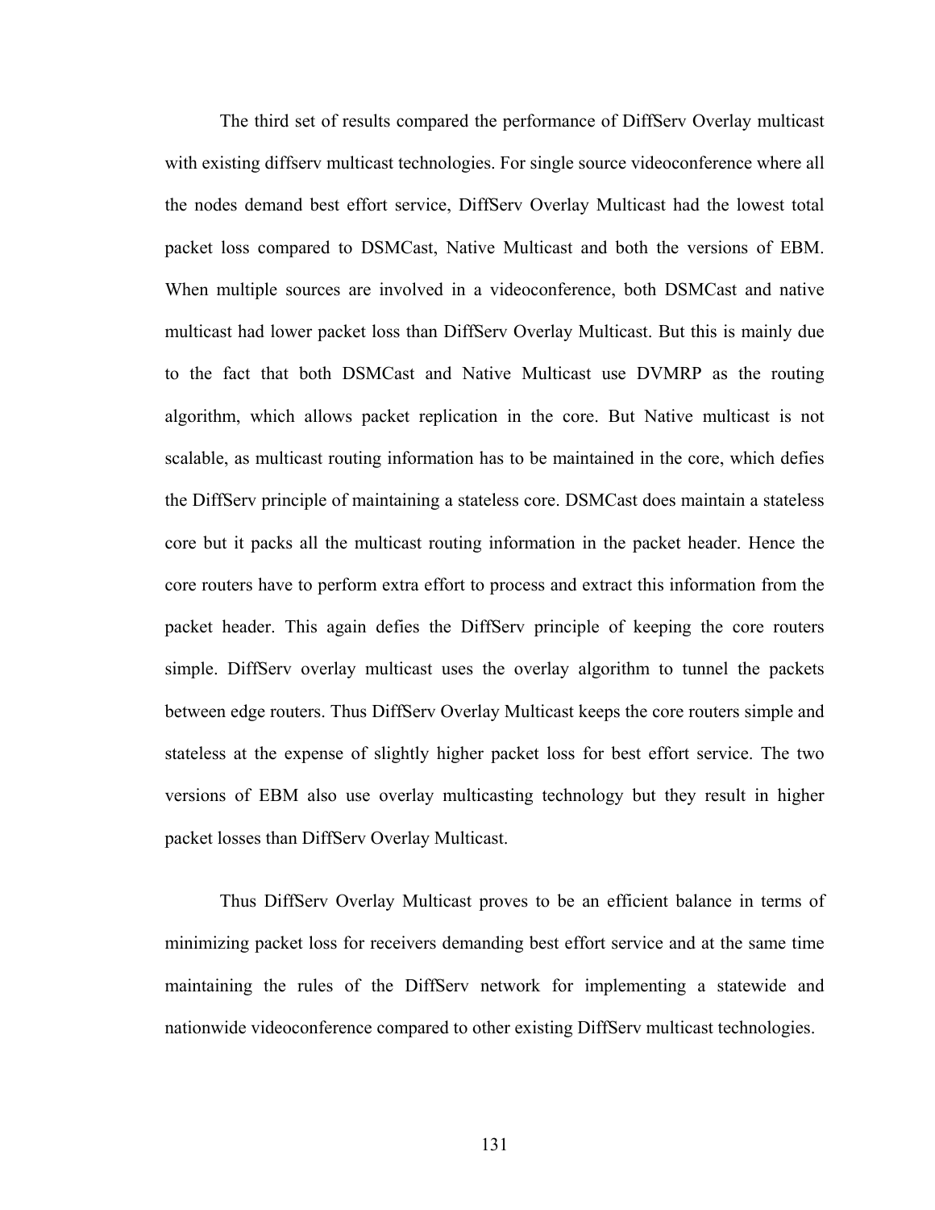The third set of results compared the performance of DiffServ Overlay multicast with existing diffserv multicast technologies. For single source videoconference where all the nodes demand best effort service, DiffServ Overlay Multicast had the lowest total packet loss compared to DSMCast, Native Multicast and both the versions of EBM. When multiple sources are involved in a videoconference, both DSMCast and native multicast had lower packet loss than DiffServ Overlay Multicast. But this is mainly due to the fact that both DSMCast and Native Multicast use DVMRP as the routing algorithm, which allows packet replication in the core. But Native multicast is not scalable, as multicast routing information has to be maintained in the core, which defies the DiffServ principle of maintaining a stateless core. DSMCast does maintain a stateless core but it packs all the multicast routing information in the packet header. Hence the core routers have to perform extra effort to process and extract this information from the packet header. This again defies the DiffServ principle of keeping the core routers simple. DiffServ overlay multicast uses the overlay algorithm to tunnel the packets between edge routers. Thus DiffServ Overlay Multicast keeps the core routers simple and stateless at the expense of slightly higher packet loss for best effort service. The two versions of EBM also use overlay multicasting technology but they result in higher packet losses than DiffServ Overlay Multicast.

Thus DiffServ Overlay Multicast proves to be an efficient balance in terms of minimizing packet loss for receivers demanding best effort service and at the same time maintaining the rules of the DiffServ network for implementing a statewide and nationwide videoconference compared to other existing DiffServ multicast technologies.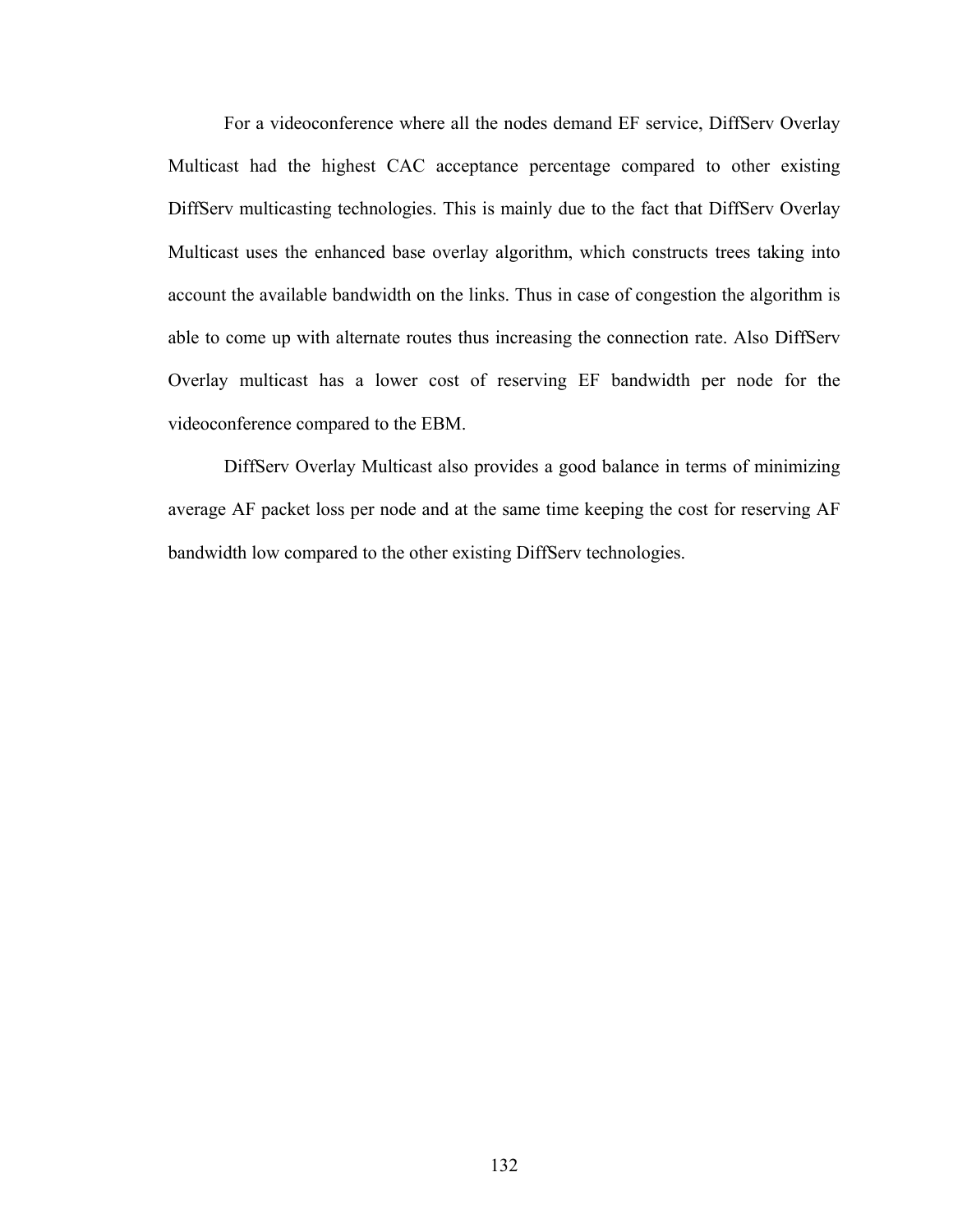For a videoconference where all the nodes demand EF service, DiffServ Overlay Multicast had the highest CAC acceptance percentage compared to other existing DiffServ multicasting technologies. This is mainly due to the fact that DiffServ Overlay Multicast uses the enhanced base overlay algorithm, which constructs trees taking into account the available bandwidth on the links. Thus in case of congestion the algorithm is able to come up with alternate routes thus increasing the connection rate. Also DiffServ Overlay multicast has a lower cost of reserving EF bandwidth per node for the videoconference compared to the EBM.

DiffServ Overlay Multicast also provides a good balance in terms of minimizing average AF packet loss per node and at the same time keeping the cost for reserving AF bandwidth low compared to the other existing DiffServ technologies.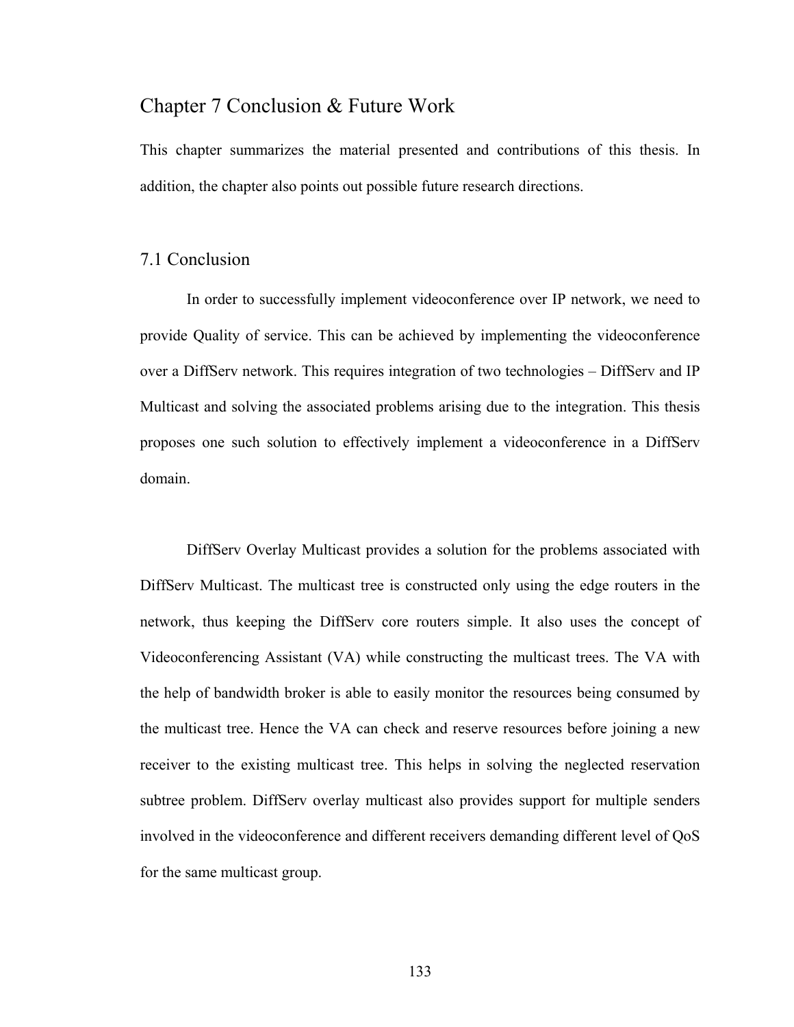# Chapter 7 Conclusion & Future Work

This chapter summarizes the material presented and contributions of this thesis. In addition, the chapter also points out possible future research directions.

## 7.1 Conclusion

In order to successfully implement videoconference over IP network, we need to provide Quality of service. This can be achieved by implementing the videoconference over a DiffServ network. This requires integration of two technologies – DiffServ and IP Multicast and solving the associated problems arising due to the integration. This thesis proposes one such solution to effectively implement a videoconference in a DiffServ domain.

DiffServ Overlay Multicast provides a solution for the problems associated with DiffServ Multicast. The multicast tree is constructed only using the edge routers in the network, thus keeping the DiffServ core routers simple. It also uses the concept of Videoconferencing Assistant (VA) while constructing the multicast trees. The VA with the help of bandwidth broker is able to easily monitor the resources being consumed by the multicast tree. Hence the VA can check and reserve resources before joining a new receiver to the existing multicast tree. This helps in solving the neglected reservation subtree problem. DiffServ overlay multicast also provides support for multiple senders involved in the videoconference and different receivers demanding different level of QoS for the same multicast group.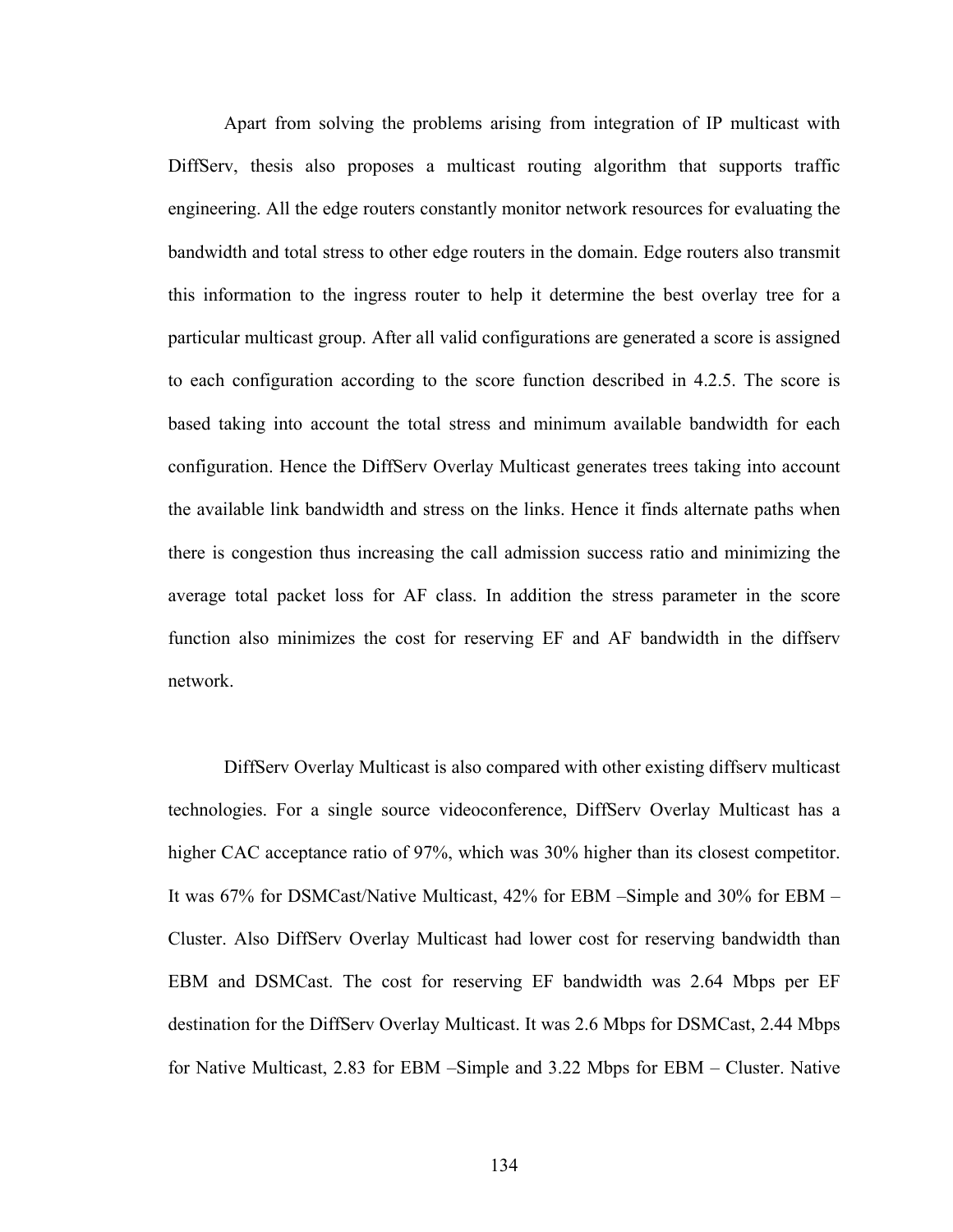Apart from solving the problems arising from integration of IP multicast with DiffServ, thesis also proposes a multicast routing algorithm that supports traffic engineering. All the edge routers constantly monitor network resources for evaluating the bandwidth and total stress to other edge routers in the domain. Edge routers also transmit this information to the ingress router to help it determine the best overlay tree for a particular multicast group. After all valid configurations are generated a score is assigned to each configuration according to the score function described in 4.2.5. The score is based taking into account the total stress and minimum available bandwidth for each configuration. Hence the DiffServ Overlay Multicast generates trees taking into account the available link bandwidth and stress on the links. Hence it finds alternate paths when there is congestion thus increasing the call admission success ratio and minimizing the average total packet loss for AF class. In addition the stress parameter in the score function also minimizes the cost for reserving EF and AF bandwidth in the diffserv network.

DiffServ Overlay Multicast is also compared with other existing diffserv multicast technologies. For a single source videoconference, DiffServ Overlay Multicast has a higher CAC acceptance ratio of 97%, which was 30% higher than its closest competitor. It was 67% for DSMCast/Native Multicast, 42% for EBM –Simple and 30% for EBM – Cluster. Also DiffServ Overlay Multicast had lower cost for reserving bandwidth than EBM and DSMCast. The cost for reserving EF bandwidth was 2.64 Mbps per EF destination for the DiffServ Overlay Multicast. It was 2.6 Mbps for DSMCast, 2.44 Mbps for Native Multicast, 2.83 for EBM –Simple and 3.22 Mbps for EBM – Cluster. Native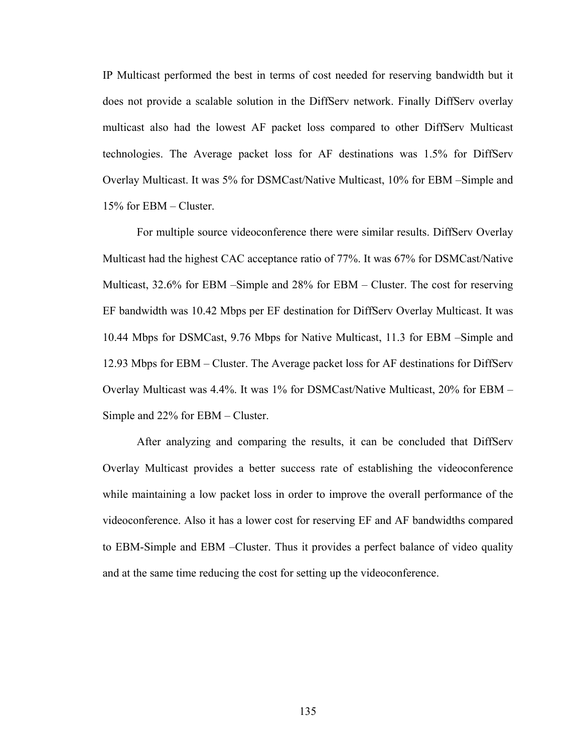IP Multicast performed the best in terms of cost needed for reserving bandwidth but it does not provide a scalable solution in the DiffServ network. Finally DiffServ overlay multicast also had the lowest AF packet loss compared to other DiffServ Multicast technologies. The Average packet loss for AF destinations was 1.5% for DiffServ Overlay Multicast. It was 5% for DSMCast/Native Multicast, 10% for EBM –Simple and 15% for EBM – Cluster.

For multiple source videoconference there were similar results. DiffServ Overlay Multicast had the highest CAC acceptance ratio of 77%. It was 67% for DSMCast/Native Multicast, 32.6% for EBM –Simple and 28% for EBM – Cluster. The cost for reserving EF bandwidth was 10.42 Mbps per EF destination for DiffServ Overlay Multicast. It was 10.44 Mbps for DSMCast, 9.76 Mbps for Native Multicast, 11.3 for EBM –Simple and 12.93 Mbps for EBM – Cluster. The Average packet loss for AF destinations for DiffServ Overlay Multicast was 4.4%. It was 1% for DSMCast/Native Multicast, 20% for EBM – Simple and 22% for EBM – Cluster.

After analyzing and comparing the results, it can be concluded that DiffServ Overlay Multicast provides a better success rate of establishing the videoconference while maintaining a low packet loss in order to improve the overall performance of the videoconference. Also it has a lower cost for reserving EF and AF bandwidths compared to EBM-Simple and EBM –Cluster. Thus it provides a perfect balance of video quality and at the same time reducing the cost for setting up the videoconference.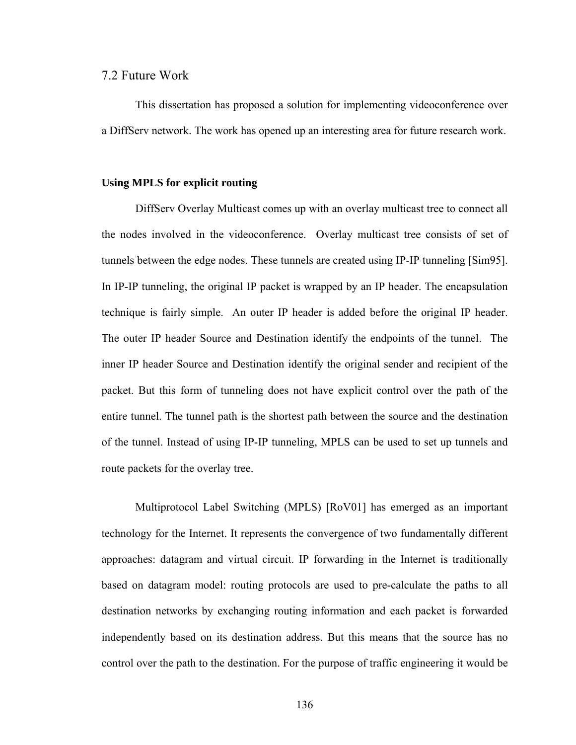## 7.2 Future Work

This dissertation has proposed a solution for implementing videoconference over a DiffServ network. The work has opened up an interesting area for future research work.

**Using MPLS for explicit routing**

DiffServ Overlay Multicast comes up with an overlay multicast tree to connect all the nodes involved in the videoconference. Overlay multicast tree consists of set of tunnels between the edge nodes. These tunnels are created using IP-IP tunneling [Sim95]. In IP-IP tunneling, the original IP packet is wrapped by an IP header. The encapsulation technique is fairly simple. An outer IP header is added before the original IP header. The outer IP header Source and Destination identify the endpoints of the tunnel. The inner IP header Source and Destination identify the original sender and recipient of the packet. But this form of tunneling does not have explicit control over the path of the entire tunnel. The tunnel path is the shortest path between the source and the destination of the tunnel. Instead of using IP-IP tunneling, MPLS can be used to set up tunnels and route packets for the overlay tree.

Multiprotocol Label Switching (MPLS) [RoV01] has emerged as an important technology for the Internet. It represents the convergence of two fundamentally different approaches: datagram and virtual circuit. IP forwarding in the Internet is traditionally based on datagram model: routing protocols are used to pre-calculate the paths to all destination networks by exchanging routing information and each packet is forwarded independently based on its destination address. But this means that the source has no control over the path to the destination. For the purpose of traffic engineering it would be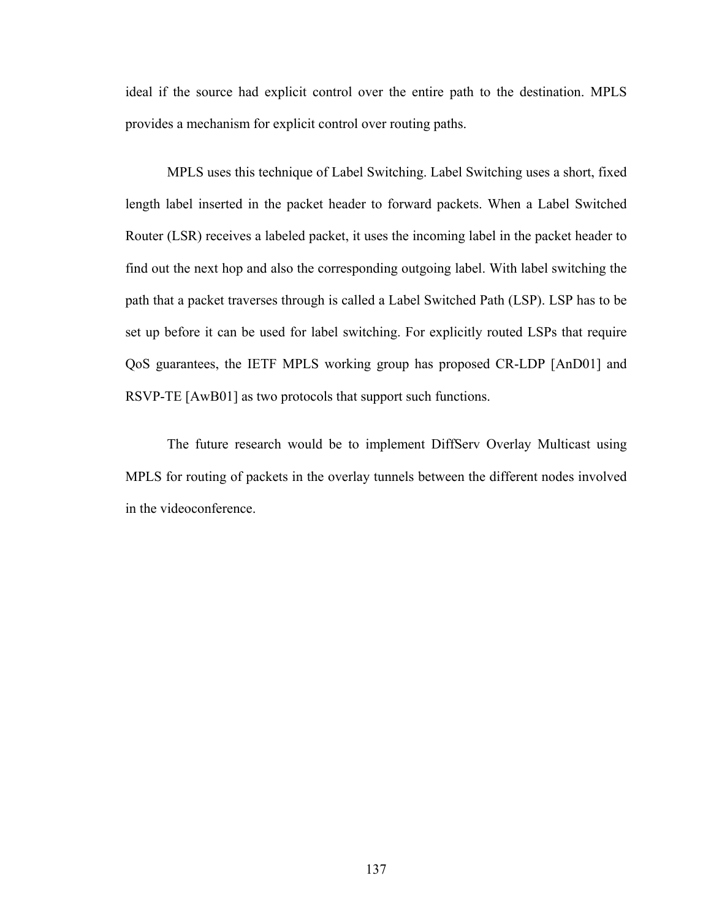ideal if the source had explicit control over the entire path to the destination. MPLS provides a mechanism for explicit control over routing paths.

MPLS uses this technique of Label Switching. Label Switching uses a short, fixed length label inserted in the packet header to forward packets. When a Label Switched Router (LSR) receives a labeled packet, it uses the incoming label in the packet header to find out the next hop and also the corresponding outgoing label. With label switching the path that a packet traverses through is called a Label Switched Path (LSP). LSP has to be set up before it can be used for label switching. For explicitly routed LSPs that require QoS guarantees, the IETF MPLS working group has proposed CR-LDP [AnD01] and RSVP-TE [AwB01] as two protocols that support such functions.

The future research would be to implement DiffServ Overlay Multicast using MPLS for routing of packets in the overlay tunnels between the different nodes involved in the videoconference.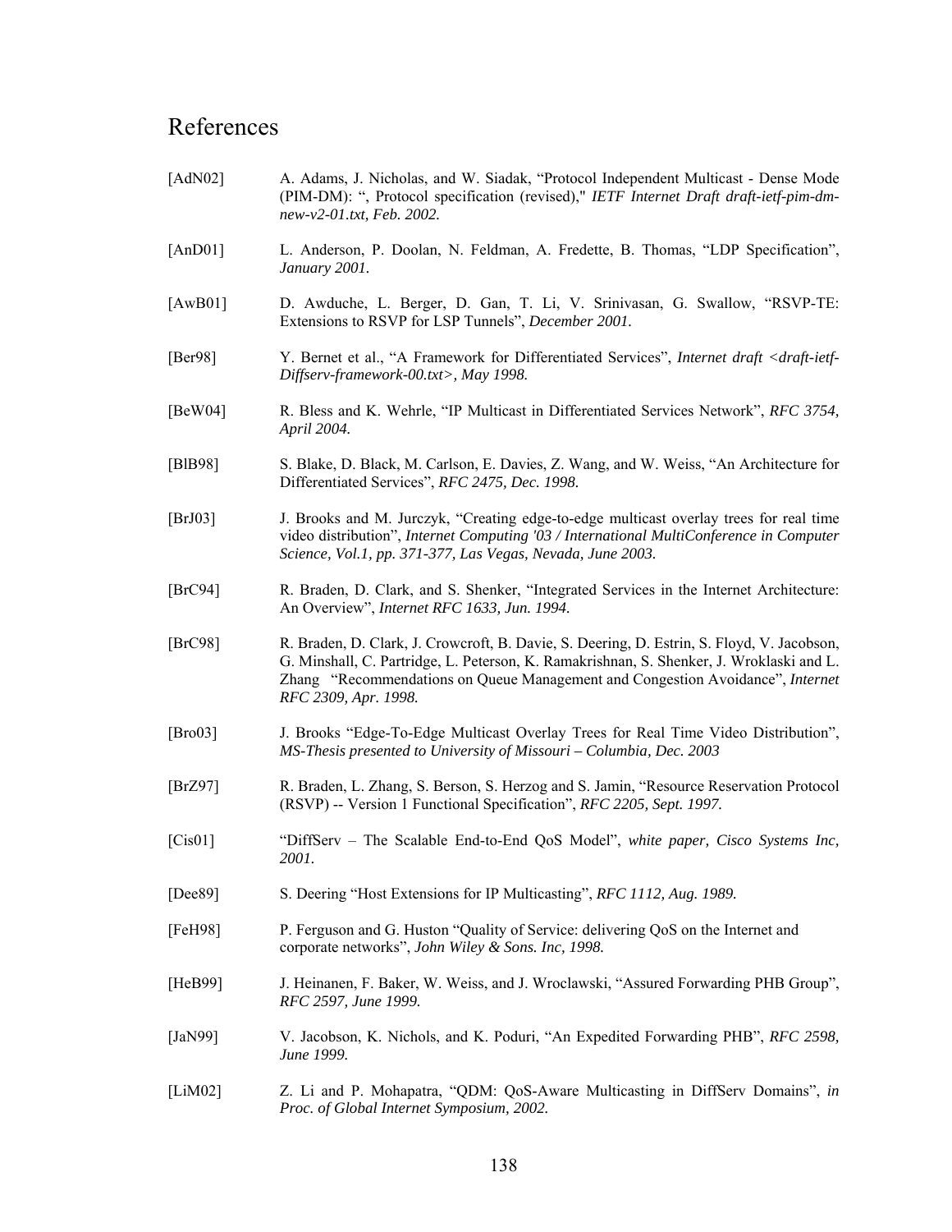# References

[AdN02] A. Adams, J. Nicholas, and W. Siadak, "Protocol Independent Multicast - Dense Mode (PIM-DM): ", Protocol specification (revised)," *IETF Internet Draft draft-ietf-pim-dm-new-v2-01.txt, Feb. 2002.*

[AnD01] L. Anderson, P. Doolan, N. Feldman, A. Fredette, B. Thomas, "LDP Specification", *January 2001.*

[AwB01] D. Awduche, L. Berger, D. Gan, T. Li, V. Srinivasan, G. Swallow, "RSVP-TE: Extensions to RSVP for LSP Tunnels", *December 2001.*

[Ber98] Y. Bernet et al., "A Framework for Differentiated Services", *Internet draft <draft-ietf-Diffserv-framework-00.txt>, May 1998.*

[BeW04] R. Bless and K. Wehrle, "IP Multicast in Differentiated Services Network", *RFC 3754, April 2004.*

[BlB98] S. Blake, D. Black, M. Carlson, E. Davies, Z. Wang, and W. Weiss, "An Architecture for Differentiated Services", *RFC 2475, Dec. 1998.*

[BrJ03] J. Brooks and M. Jurczyk, "Creating edge-to-edge multicast overlay trees for real time video distribution", *Internet Computing '03 / International MultiConference in Computer Science, Vol.1, pp. 371-377, Las Vegas, Nevada, June 2003.*

[BrC94] R. Braden, D. Clark, and S. Shenker, "Integrated Services in the Internet Architecture: An Overview", *Internet RFC 1633, Jun. 1994.*

[BrC98] R. Braden, D. Clark, J. Crowcroft, B. Davie, S. Deering, D. Estrin, S. Floyd, V. Jacobson, G. Minshall, C. Partridge, L. Peterson, K. Ramakrishnan, S. Shenker, J. Wroklaski and L. Zhang "Recommendations on Queue Management and Congestion Avoidance", *Internet RFC 2309, Apr. 1998.*

[Bro03] J. Brooks "Edge-To-Edge Multicast Overlay Trees for Real Time Video Distribution", *MS-Thesis presented to University of Missouri – Columbia, Dec. 2003*

[BrZ97] R. Braden, L. Zhang, S. Berson, S. Herzog and S. Jamin, "Resource Reservation Protocol (RSVP) -- Version 1 Functional Specification", *RFC 2205, Sept. 1997.*

[Cis01] "DiffServ – The Scalable End-to-End QoS Model", *white paper, Cisco Systems Inc, 2001.*

[Dee89] S. Deering "Host Extensions for IP Multicasting", *RFC 1112, Aug. 1989.*

[FeH98] P. Ferguson and G. Huston "Quality of Service: delivering QoS on the Internet and corporate networks", *John Wiley & Sons. Inc, 1998.*

[HeB99] J. Heinanen, F. Baker, W. Weiss, and J. Wroclawski, "Assured Forwarding PHB Group", *RFC 2597, June 1999.*

[JaN99] V. Jacobson, K. Nichols, and K. Poduri, "An Expedited Forwarding PHB", *RFC 2598, June 1999.*

[LiM02] Z. Li and P. Mohapatra, "QDM: QoS-Aware Multicasting in DiffServ Domains", *in Proc. of Global Internet Symposium, 2002.*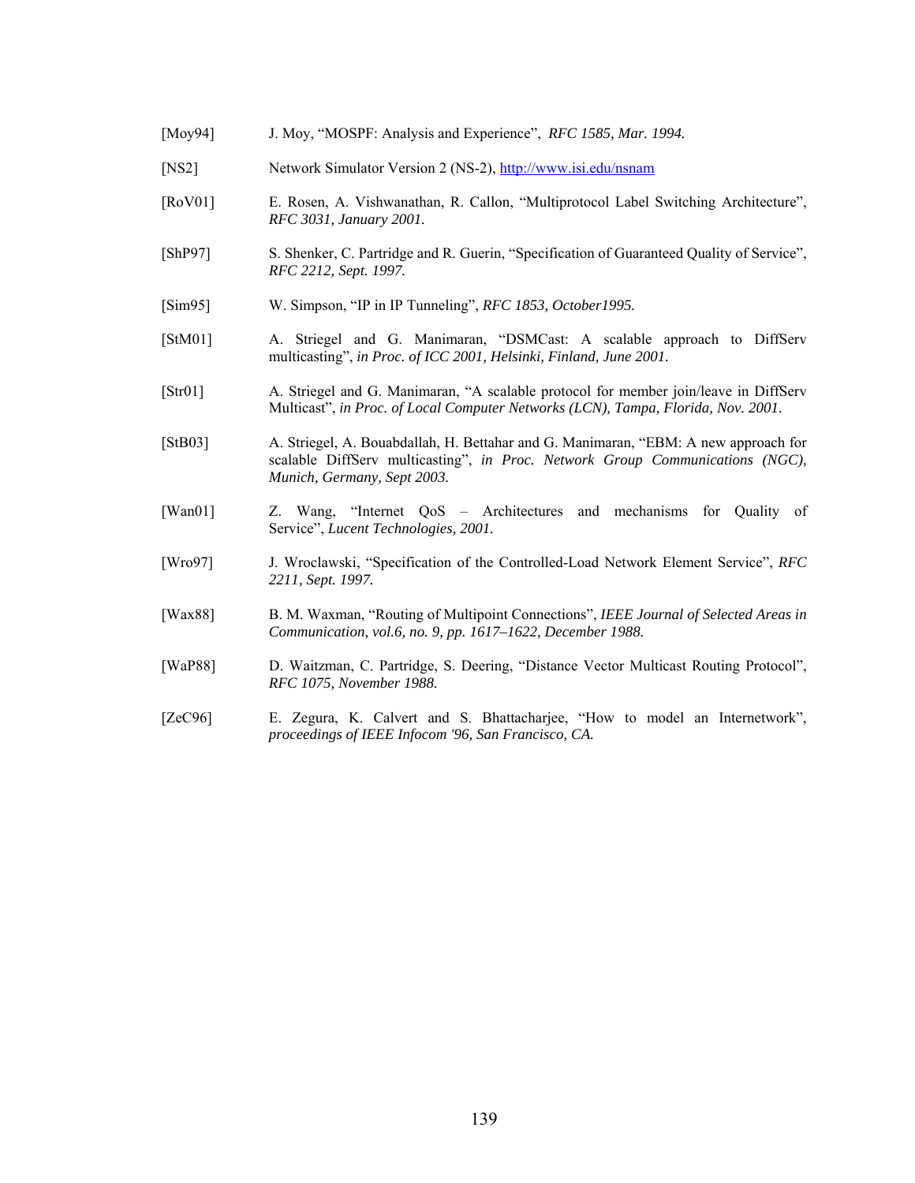[Moy94] J. Moy, "MOSPF: Analysis and Experience", *RFC 1585, Mar. 1994.*

[NS2] Network Simulator Version 2 (NS-2), http://www.isi.edu/nsnam

[RoV01] E. Rosen, A. Vishwanathan, R. Callon, "Multiprotocol Label Switching Architecture", *RFC 3031, January 2001.*

[ShP97] S. Shenker, C. Partridge and R. Guerin, "Specification of Guaranteed Quality of Service", *RFC 2212, Sept. 1997.*

[Sim95] W. Simpson, "IP in IP Tunneling", *RFC 1853, October1995.*

[StM01] A. Striegel and G. Manimaran, "DSMCast: A scalable approach to DiffServ multicasting", *in Proc. of ICC 2001, Helsinki, Finland, June 2001.*

[Str01] A. Striegel and G. Manimaran, "A scalable protocol for member join/leave in DiffServ Multicast", *in Proc. of Local Computer Networks (LCN), Tampa, Florida, Nov. 2001*.

[StB03] A. Striegel, A. Bouabdallah, H. Bettahar and G. Manimaran, "EBM: A new approach for scalable DiffServ multicasting", *in Proc. Network Group Communications (NGC), Munich, Germany, Sept 2003.*

[Wan01] Z. Wang, "Internet QoS – Architectures and mechanisms for Quality of Service", *Lucent Technologies, 2001.*

[Wro97] J. Wroclawski, "Specification of the Controlled-Load Network Element Service", *RFC 2211, Sept. 1997.*

[Wax88] B. M. Waxman, "Routing of Multipoint Connections", *IEEE Journal of Selected Areas in Communication, vol.6, no. 9, pp. 1617–1622, December 1988.*

[WaP88] D. Waitzman, C. Partridge, S. Deering, "Distance Vector Multicast Routing Protocol", *RFC 1075, November 1988.*

[ZeC96] E. Zegura, K. Calvert and S. Bhattacharjee, "How to model an Internetwork", *proceedings of IEEE Infocom '96, San Francisco, CA.*